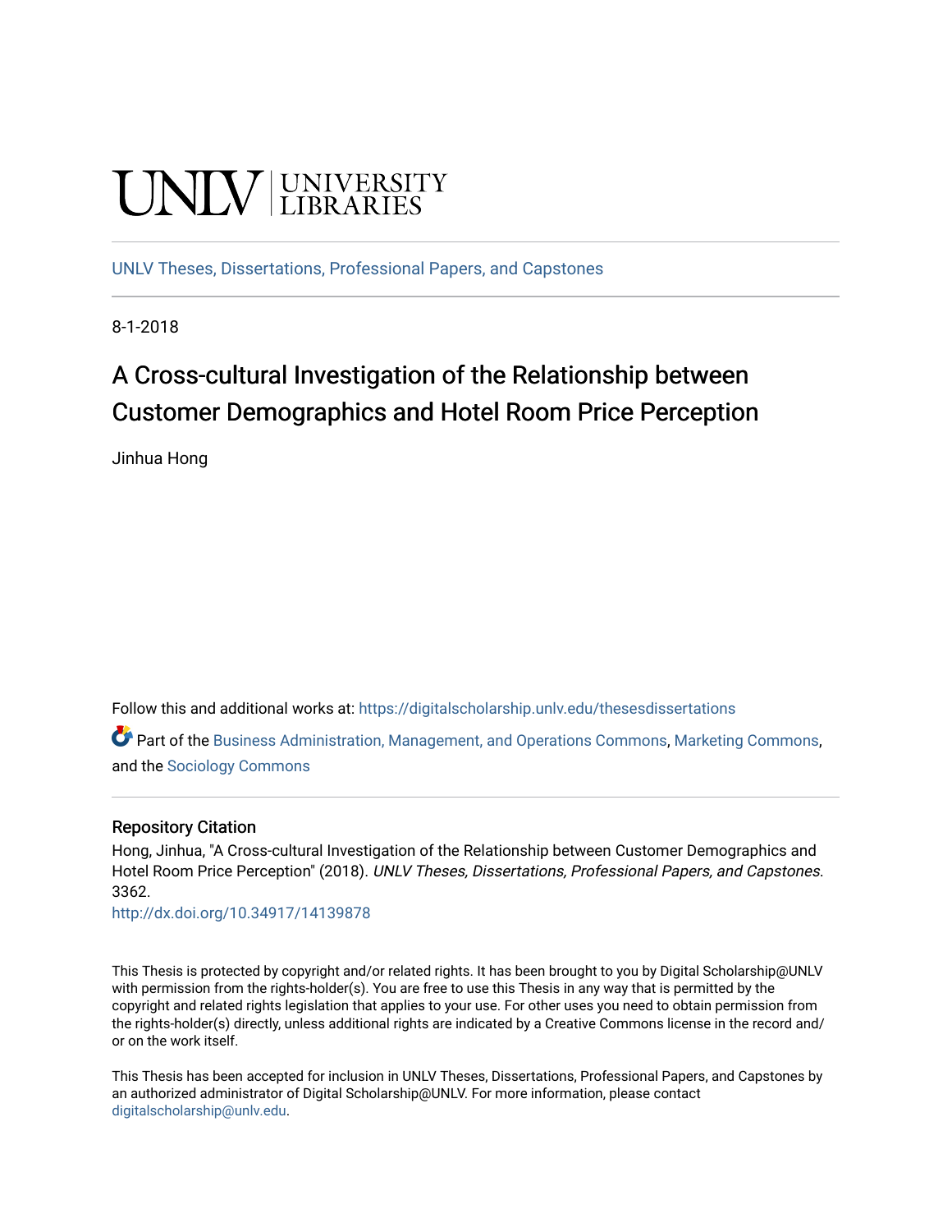UNLV | UNIVERSITY LIBRARIES

UNLV Theses, Dissertations, Professional Papers, and Capstones

8-1-2018

# A Cross-cultural Investigation of the Relationship between Customer Demographics and Hotel Room Price Perception

Jinhua Hong

Follow this and additional works at: https://digitalscholarship.unlv.edu/thesesdissertations

Part of the Business Administration, Management, and Operations Commons, Marketing Commons, and the Sociology Commons

## Repository Citation

Hong, Jinhua, "A Cross-cultural Investigation of the Relationship between Customer Demographics and Hotel Room Price Perception" (2018). *UNLV Theses, Dissertations, Professional Papers, and Capstones*. 3362.

http://dx.doi.org/10.34917/14139878

This Thesis is protected by copyright and/or related rights. It has been brought to you by Digital Scholarship@UNLV with permission from the rights-holder(s). You are free to use this Thesis in any way that is permitted by the copyright and related rights legislation that applies to your use. For other uses you need to obtain permission from the rights-holder(s) directly, unless additional rights are indicated by a Creative Commons license in the record and/or on the work itself.

This Thesis has been accepted for inclusion in UNLV Theses, Dissertations, Professional Papers, and Capstones by an authorized administrator of Digital Scholarship@UNLV. For more information, please contact digitalscholarship@unlv.edu.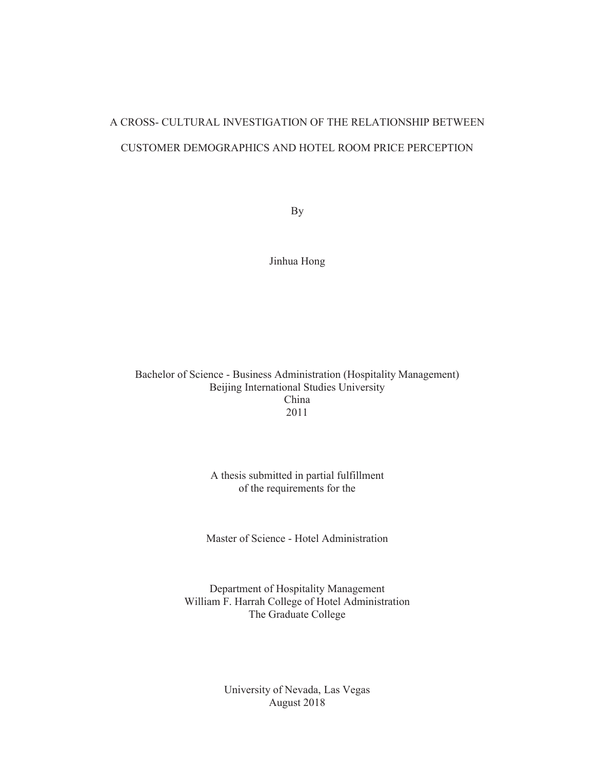# A CROSS- CULTURAL INVESTIGATION OF THE RELATIONSHIP BETWEEN CUSTOMER DEMOGRAPHICS AND HOTEL ROOM PRICE PERCEPTION

By

Jinhua Hong

Bachelor of Science - Business Administration (Hospitality Management)
Beijing International Studies University
China
2011

A thesis submitted in partial fulfillment
of the requirements for the

Master of Science - Hotel Administration

Department of Hospitality Management
William F. Harrah College of Hotel Administration
The Graduate College

University of Nevada, Las Vegas
August 2018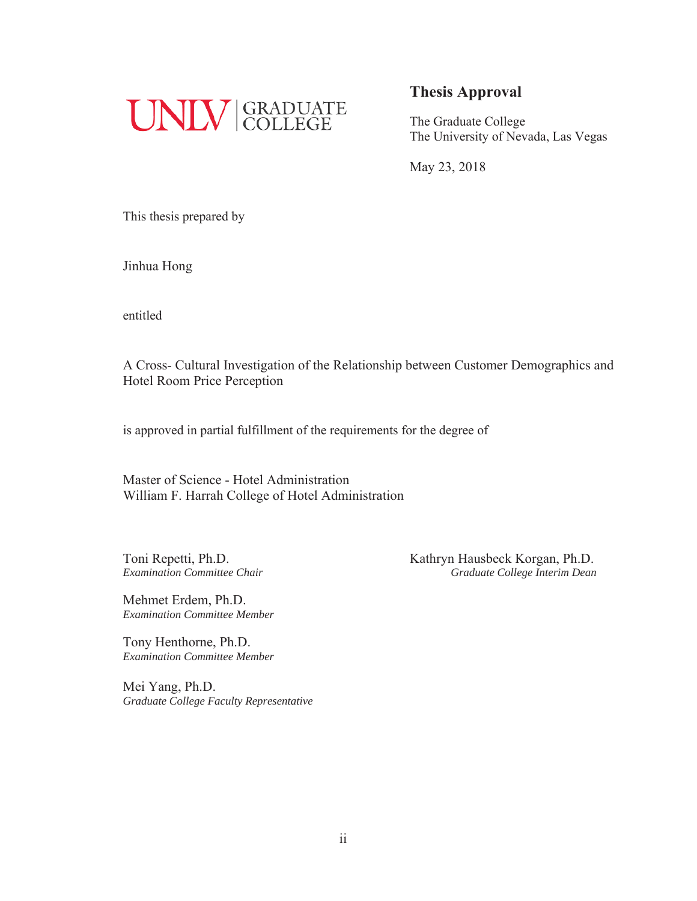UNLV | GRADUATE COLLEGE

## Thesis Approval

The Graduate College
The University of Nevada, Las Vegas

May 23, 2018

This thesis prepared by

Jinhua Hong

entitled

A Cross- Cultural Investigation of the Relationship between Customer Demographics and Hotel Room Price Perception

is approved in partial fulfillment of the requirements for the degree of

Master of Science - Hotel Administration
William F. Harrah College of Hotel Administration

Toni Repetti, Ph.D.
*Examination Committee Chair*

Mehmet Erdem, Ph.D.
*Examination Committee Member*

Tony Henthorne, Ph.D.
*Examination Committee Member*

Mei Yang, Ph.D.
*Graduate College Faculty Representative*

Kathryn Hausbeck Korgan, Ph.D.
*Graduate College Interim Dean*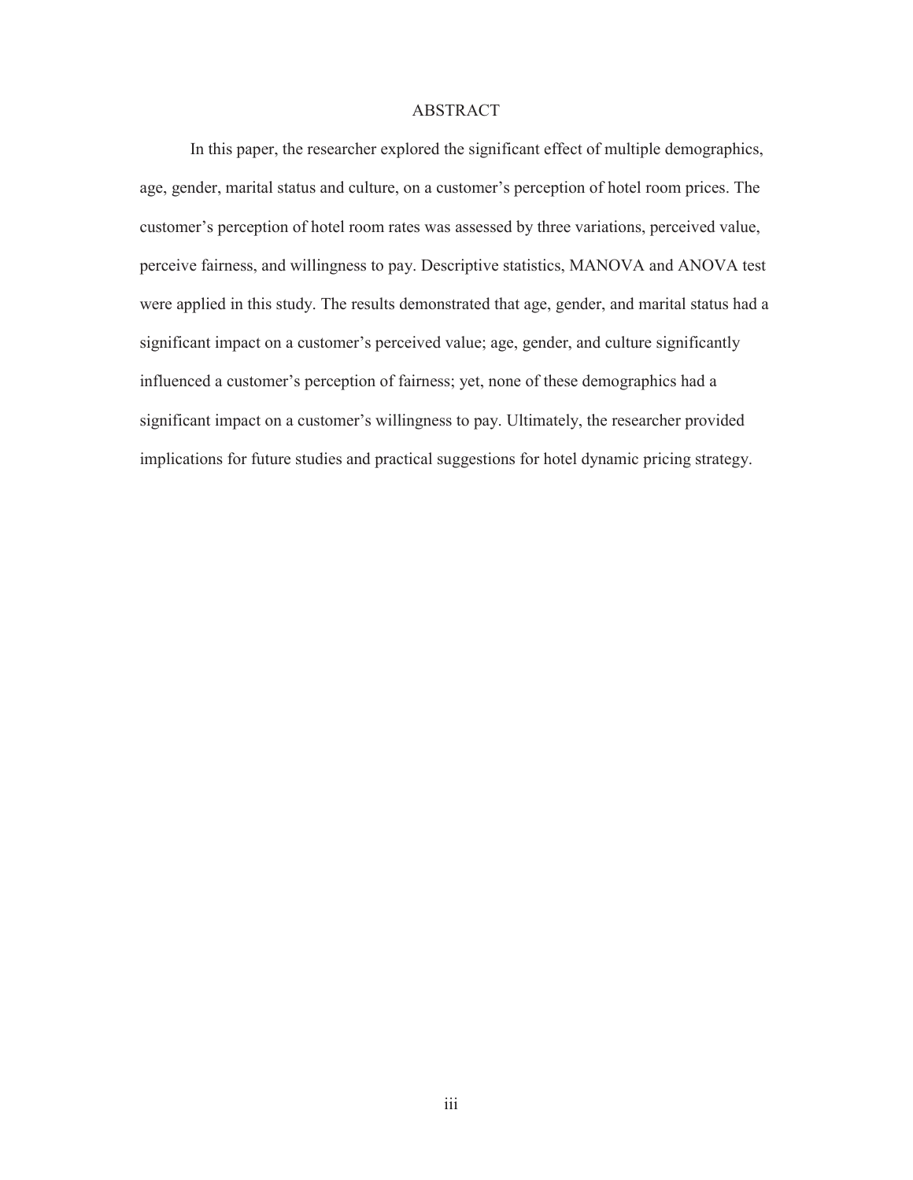# ABSTRACT

In this paper, the researcher explored the significant effect of multiple demographics, age, gender, marital status and culture, on a customer's perception of hotel room prices. The customer's perception of hotel room rates was assessed by three variations, perceived value, perceive fairness, and willingness to pay. Descriptive statistics, MANOVA and ANOVA test were applied in this study. The results demonstrated that age, gender, and marital status had a significant impact on a customer's perceived value; age, gender, and culture significantly influenced a customer's perception of fairness; yet, none of these demographics had a significant impact on a customer's willingness to pay. Ultimately, the researcher provided implications for future studies and practical suggestions for hotel dynamic pricing strategy.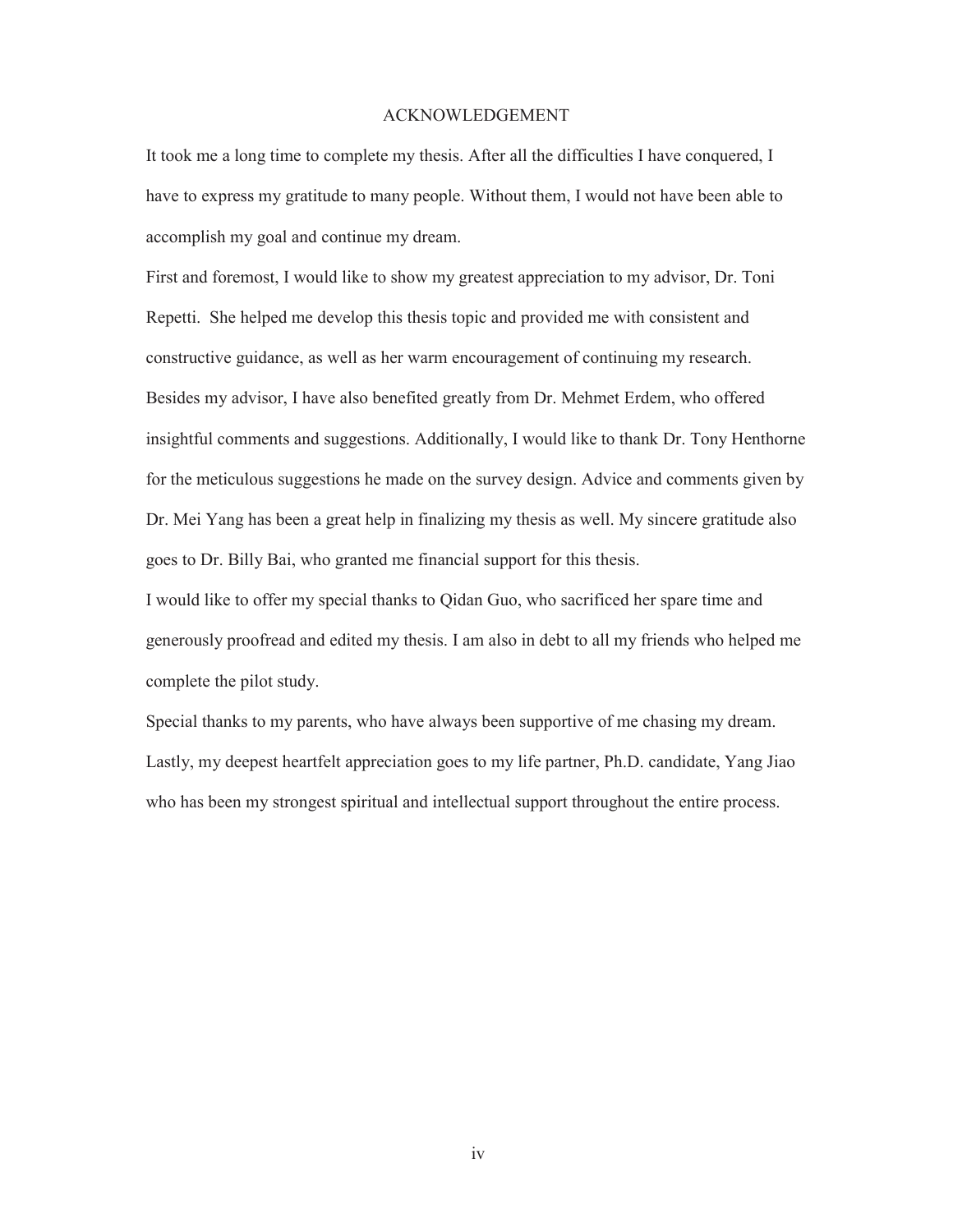# ACKNOWLEDGEMENT

It took me a long time to complete my thesis. After all the difficulties I have conquered, I have to express my gratitude to many people. Without them, I would not have been able to accomplish my goal and continue my dream.

First and foremost, I would like to show my greatest appreciation to my advisor, Dr. Toni Repetti. She helped me develop this thesis topic and provided me with consistent and constructive guidance, as well as her warm encouragement of continuing my research. Besides my advisor, I have also benefited greatly from Dr. Mehmet Erdem, who offered insightful comments and suggestions. Additionally, I would like to thank Dr. Tony Henthorne for the meticulous suggestions he made on the survey design. Advice and comments given by Dr. Mei Yang has been a great help in finalizing my thesis as well. My sincere gratitude also goes to Dr. Billy Bai, who granted me financial support for this thesis.

I would like to offer my special thanks to Qidan Guo, who sacrificed her spare time and generously proofread and edited my thesis. I am also in debt to all my friends who helped me complete the pilot study.

Special thanks to my parents, who have always been supportive of me chasing my dream. Lastly, my deepest heartfelt appreciation goes to my life partner, Ph.D. candidate, Yang Jiao who has been my strongest spiritual and intellectual support throughout the entire process.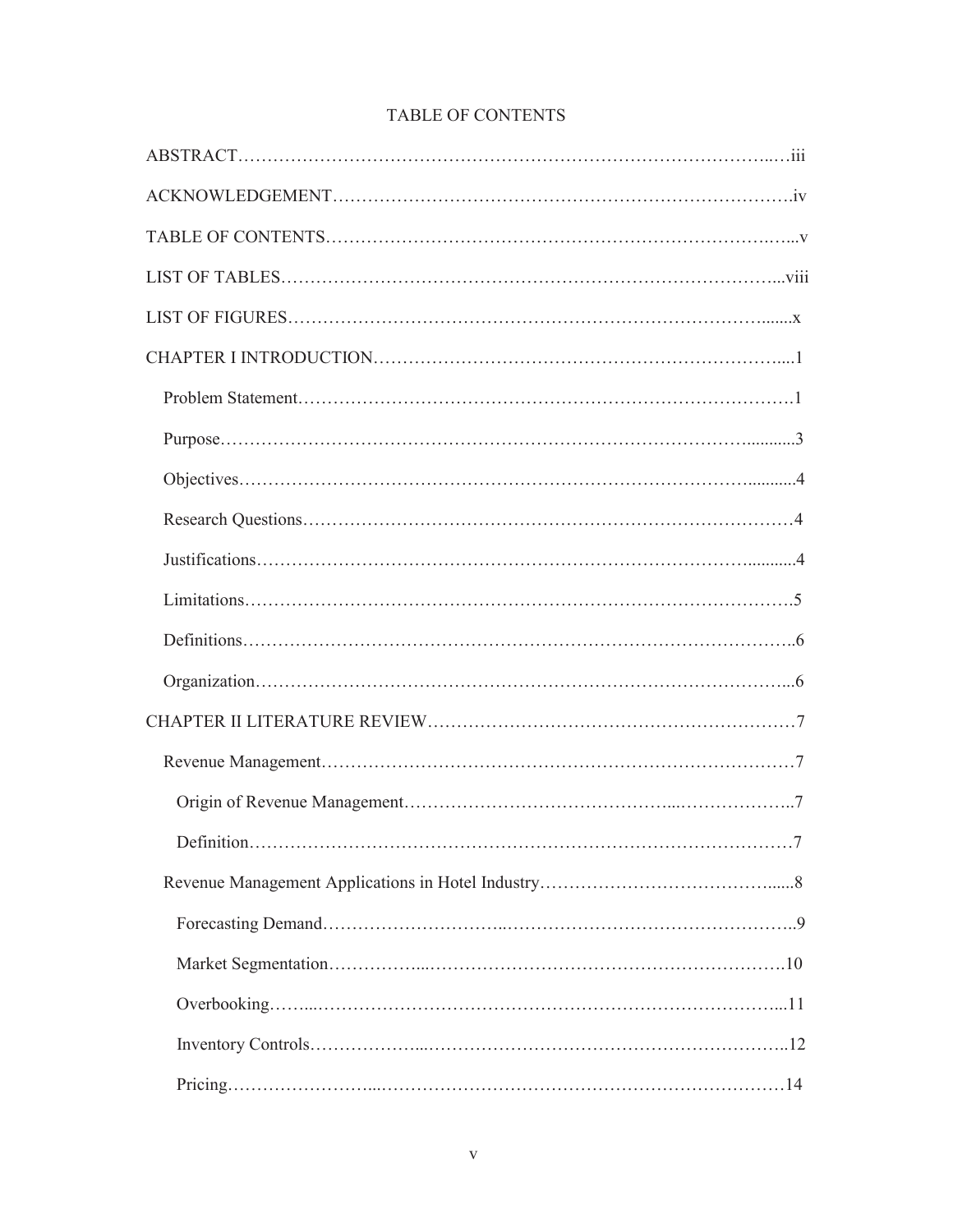# TABLE OF CONTENTS

ABSTRACT……………………………………………………………………………..…iii

ACKNOWLEDGEMENT…………………………………………………………………….iv

TABLE OF CONTENTS………………………………………………………………….…..v

LIST OF TABLES…………………………………………………………………………...viii

LIST OF FIGURES……………………………………………………………………….......x

CHAPTER I INTRODUCTION…………………………………………………………….....1

  Problem Statement…………………………………………………………………………1

  Purpose……………………………………………………………………………...........3

  Objectives…………………………………………………………………………...........4

  Research Questions………………………………………………………………………4

  Justifications…………………………………………………………………………...........4

  Limitations……………………………………………………………………………….5

  Definitions……………………………………………………………………………………..6

  Organization………………………………………………………………………………...6

CHAPTER II LITERATURE REVIEW……………………………………………………7

  Revenue Management……………………………………………………………………7

    Origin of Revenue Management……………………………………...………………..7

    Definition…………………………………………………………………………………7

  Revenue Management Applications in Hotel Industry…………………………………......8

    Forecasting Demand…………………………..…………………………………………..9

    Market Segmentation……………...…………………………………………………….10

    Overbooking……...……………………………………………………………………...11

    Inventory Controls………………...……………………………………………………..12

    Pricing…………………...………………………………………………………………14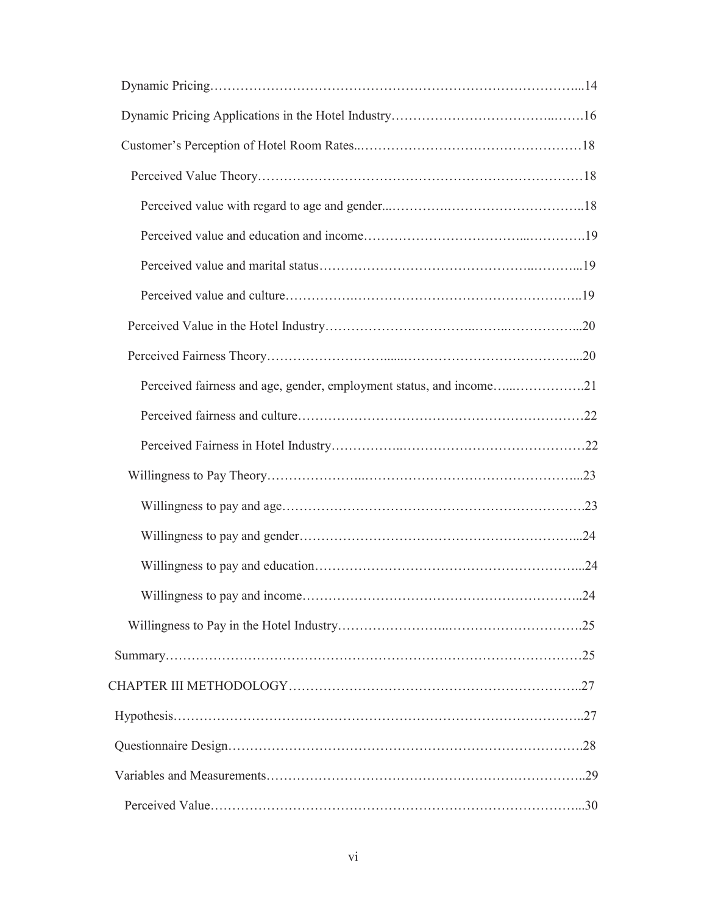Dynamic Pricing ... 14

Dynamic Pricing Applications in the Hotel Industry ... 16

Customer's Perception of Hotel Room Rates ... 18

Perceived Value Theory ... 18

Perceived value with regard to age and gender ... 18

Perceived value and education and income ... 19

Perceived value and marital status ... 19

Perceived value and culture ... 19

Perceived Value in the Hotel Industry ... 20

Perceived Fairness Theory ... 20

Perceived fairness and age, gender, employment status, and income ... 21

Perceived fairness and culture ... 22

Perceived Fairness in Hotel Industry ... 22

Willingness to Pay Theory ... 23

Willingness to pay and age ... 23

Willingness to pay and gender ... 24

Willingness to pay and education ... 24

Willingness to pay and income ... 24

Willingness to Pay in the Hotel Industry ... 25

Summary ... 25

CHAPTER III METHODOLOGY ... 27

Hypothesis ... 27

Questionnaire Design ... 28

Variables and Measurements ... 29

Perceived Value ... 30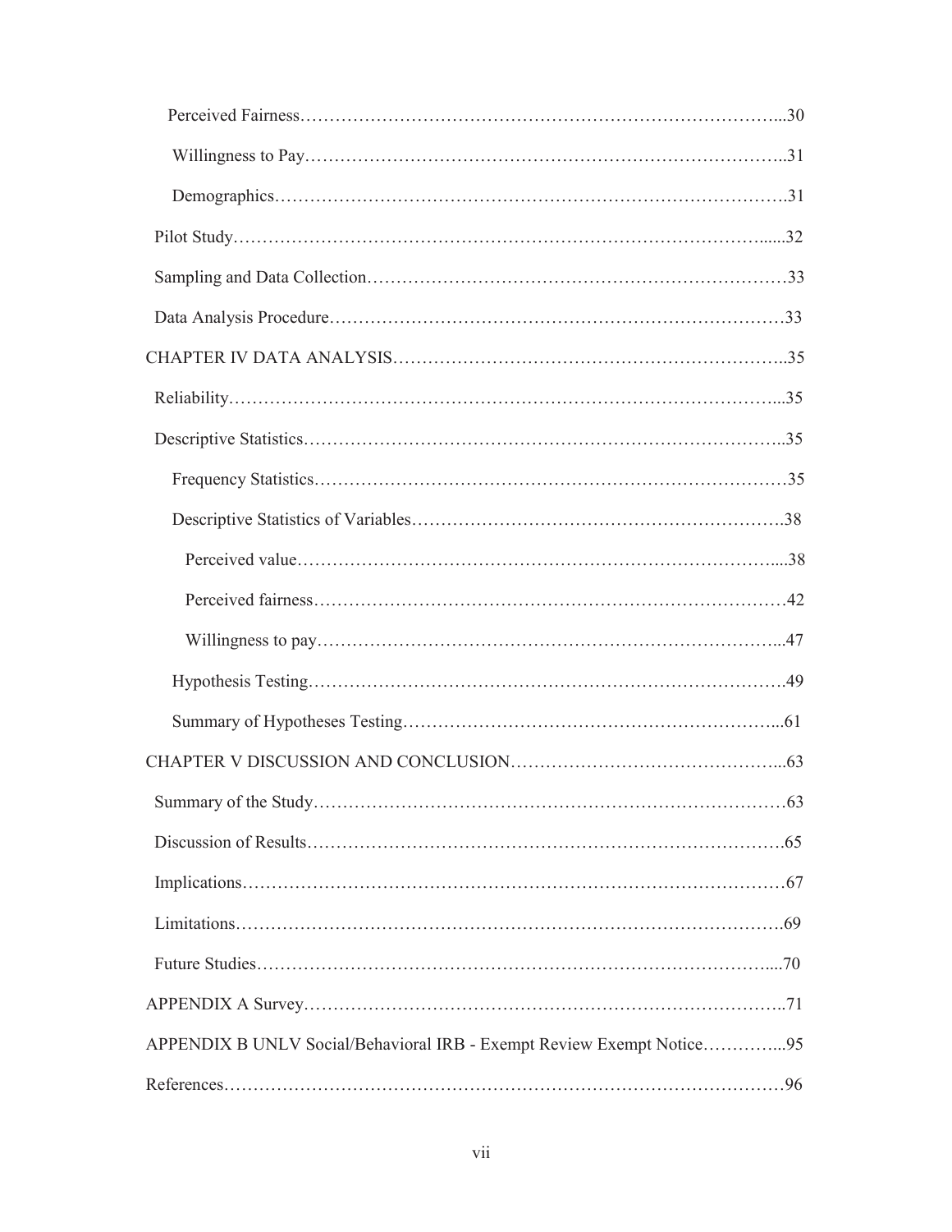Perceived Fairness……………………………………………………………………...30

Willingness to Pay………………………………………………………………….31

Demographics……………………………………………………………………….31

Pilot Study…………………………………………………………………………......32

Sampling and Data Collection…………………………………………………………33

Data Analysis Procedure………………………………………………………………33

CHAPTER IV DATA ANALYSIS……………………………………………………..35

Reliability……………………………………………………………………………...35

Descriptive Statistics…………………………………………………………………..35

Frequency Statistics…………………………………………………………………35

Descriptive Statistics of Variables………………………………………………….38

Perceived value……………………………………………………………………...38

Perceived fairness…………………………………………………………………42

Willingness to pay…………………………………………………………………...47

Hypothesis Testing………………………………………………………………….49

Summary of Hypotheses Testing……………………………………………………...61

CHAPTER V DISCUSSION AND CONCLUSION……………………………………...63

Summary of the Study…………………………………………………………………63

Discussion of Results…………………………………………………………………….65

Implications……………………………………………………………………………67

Limitations……………………………………………………………………………….69

Future Studies…………………………………………………………………………...70

APPENDIX A Survey……………………………………………………………………..71

APPENDIX B UNLV Social/Behavioral IRB - Exempt Review Exempt Notice…………...95

References………………………………………………………………………………96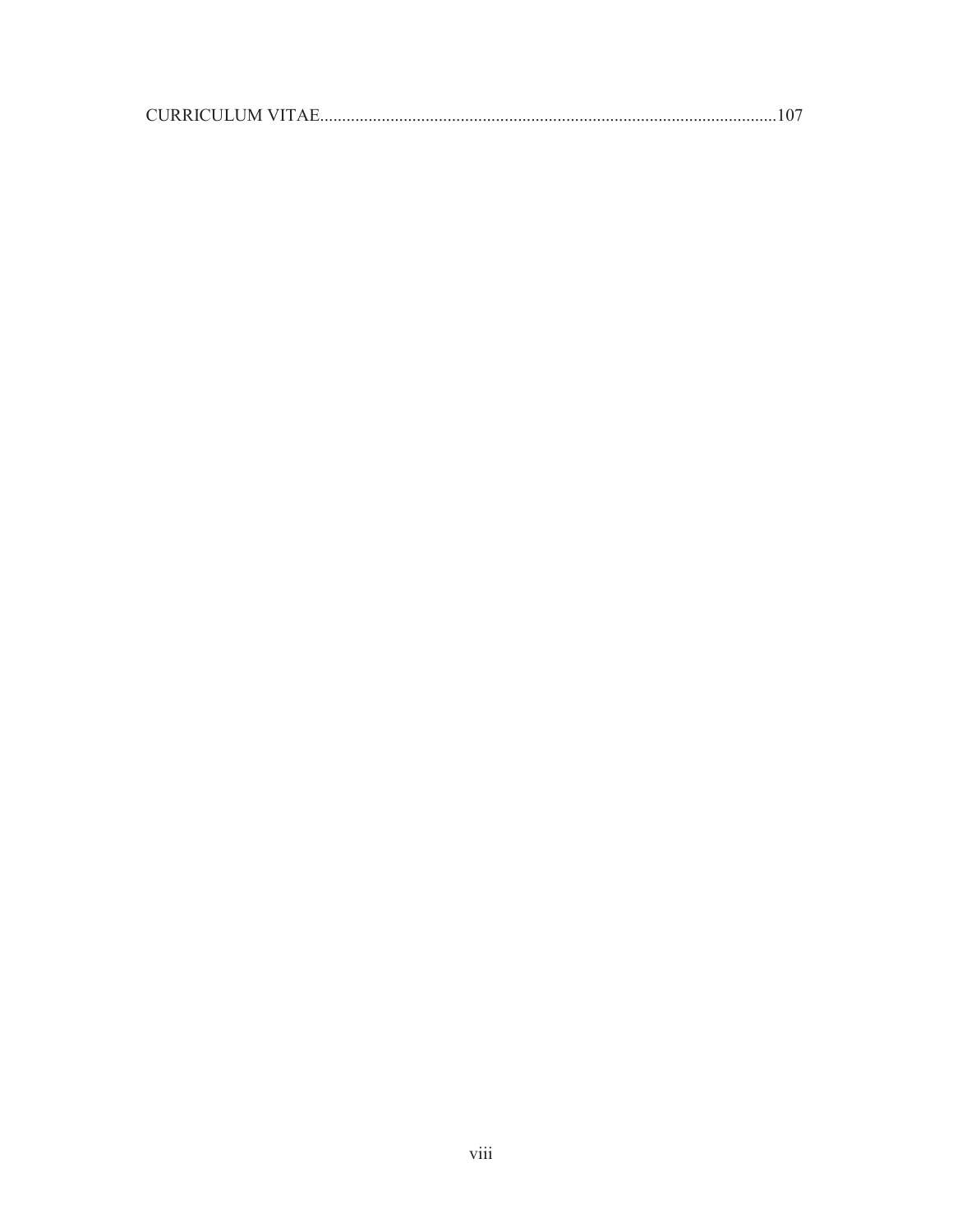CURRICULUM VITAE.......................................................................................................107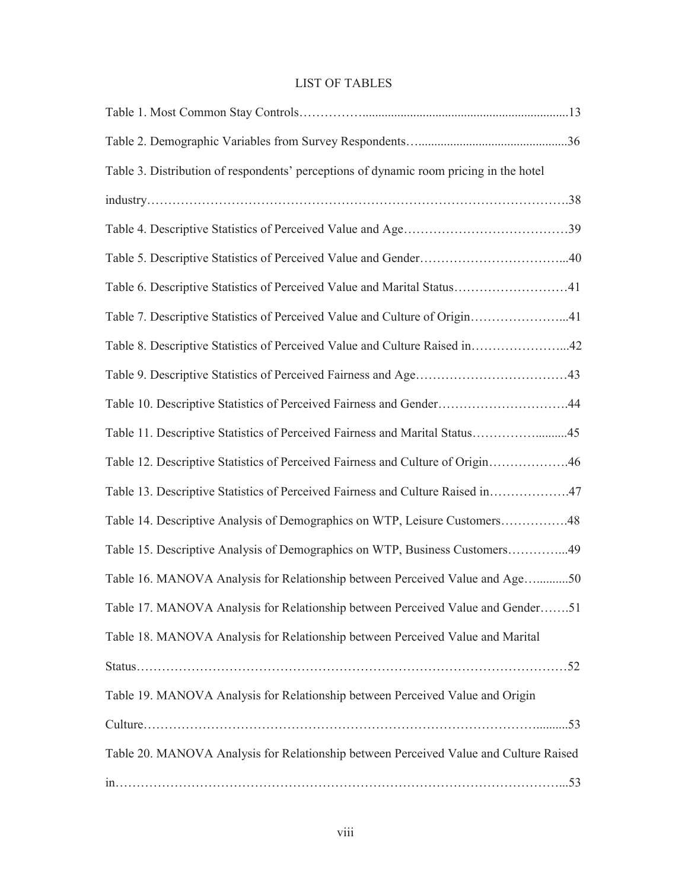# LIST OF TABLES

Table 1. Most Common Stay Controls……………..............................................................13

Table 2. Demographic Variables from Survey Respondents…...............................................36

Table 3. Distribution of respondents' perceptions of dynamic room pricing in the hotel industry……………………………………………………………………………………….38

Table 4. Descriptive Statistics of Perceived Value and Age…………………………………39

Table 5. Descriptive Statistics of Perceived Value and Gender……………………………...40

Table 6. Descriptive Statistics of Perceived Value and Marital Status………………………41

Table 7. Descriptive Statistics of Perceived Value and Culture of Origin…………………...41

Table 8. Descriptive Statistics of Perceived Value and Culture Raised in…………………...42

Table 9. Descriptive Statistics of Perceived Fairness and Age………………………………43

Table 10. Descriptive Statistics of Perceived Fairness and Gender………………………….44

Table 11. Descriptive Statistics of Perceived Fairness and Marital Status……………..........45

Table 12. Descriptive Statistics of Perceived Fairness and Culture of Origin……………….46

Table 13. Descriptive Statistics of Perceived Fairness and Culture Raised in……………….47

Table 14. Descriptive Analysis of Demographics on WTP, Leisure Customers…………….48

Table 15. Descriptive Analysis of Demographics on WTP, Business Customers…………...49

Table 16. MANOVA Analysis for Relationship between Perceived Value and Age…..........50

Table 17. MANOVA Analysis for Relationship between Perceived Value and Gender…….51

Table 18. MANOVA Analysis for Relationship between Perceived Value and Marital Status………………………………………………………………………………………52

Table 19. MANOVA Analysis for Relationship between Perceived Value and Origin Culture…………………………………………………………………………………..........53

Table 20. MANOVA Analysis for Relationship between Perceived Value and Culture Raised in…………………………………………………………………………………………...53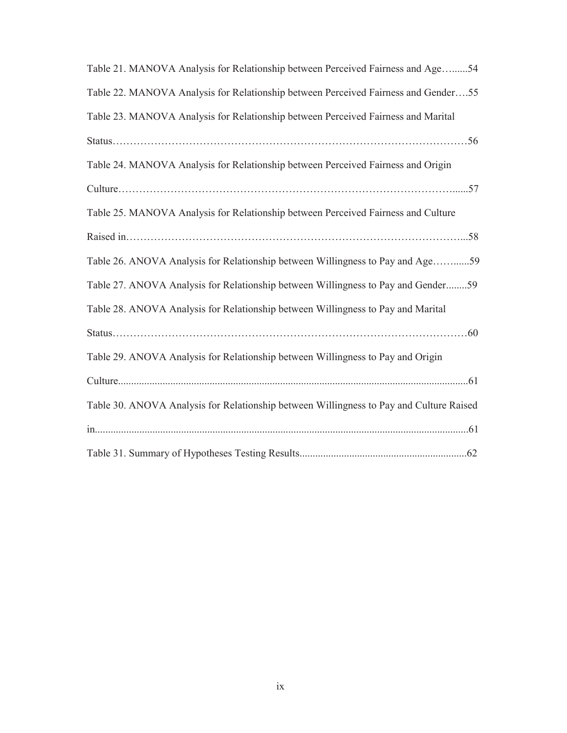Table 21. MANOVA Analysis for Relationship between Perceived Fairness and Age…......54

Table 22. MANOVA Analysis for Relationship between Perceived Fairness and Gender….55

Table 23. MANOVA Analysis for Relationship between Perceived Fairness and Marital Status……………………………………………………………………………………56

Table 24. MANOVA Analysis for Relationship between Perceived Fairness and Origin Culture……………………………………………………………………………….....57

Table 25. MANOVA Analysis for Relationship between Perceived Fairness and Culture Raised in……………………………………………………………………………….58

Table 26. ANOVA Analysis for Relationship between Willingness to Pay and Age……......59

Table 27. ANOVA Analysis for Relationship between Willingness to Pay and Gender........59

Table 28. ANOVA Analysis for Relationship between Willingness to Pay and Marital Status……………………………………………………………………………………60

Table 29. ANOVA Analysis for Relationship between Willingness to Pay and Origin Culture....................................................................................................................................61

Table 30. ANOVA Analysis for Relationship between Willingness to Pay and Culture Raised in.............................................................................................................................................61

Table 31. Summary of Hypotheses Testing Results................................................................62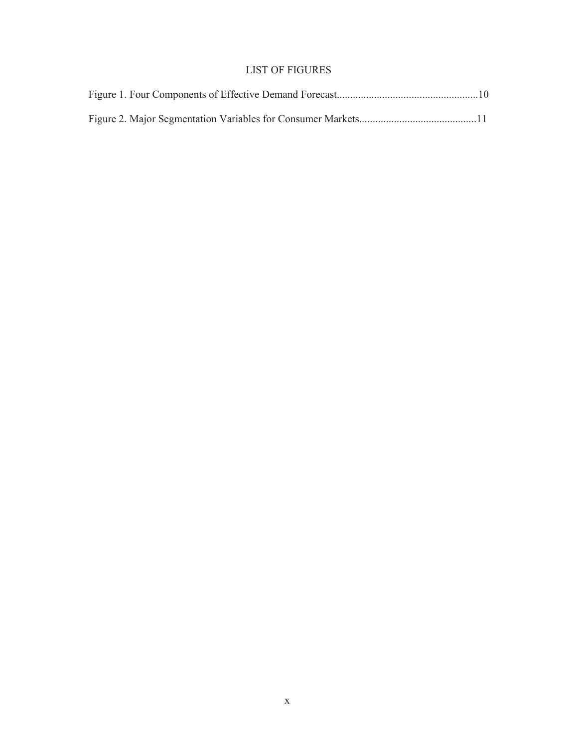# LIST OF FIGURES

Figure 1. Four Components of Effective Demand Forecast....................................................10

Figure 2. Major Segmentation Variables for Consumer Markets...........................................11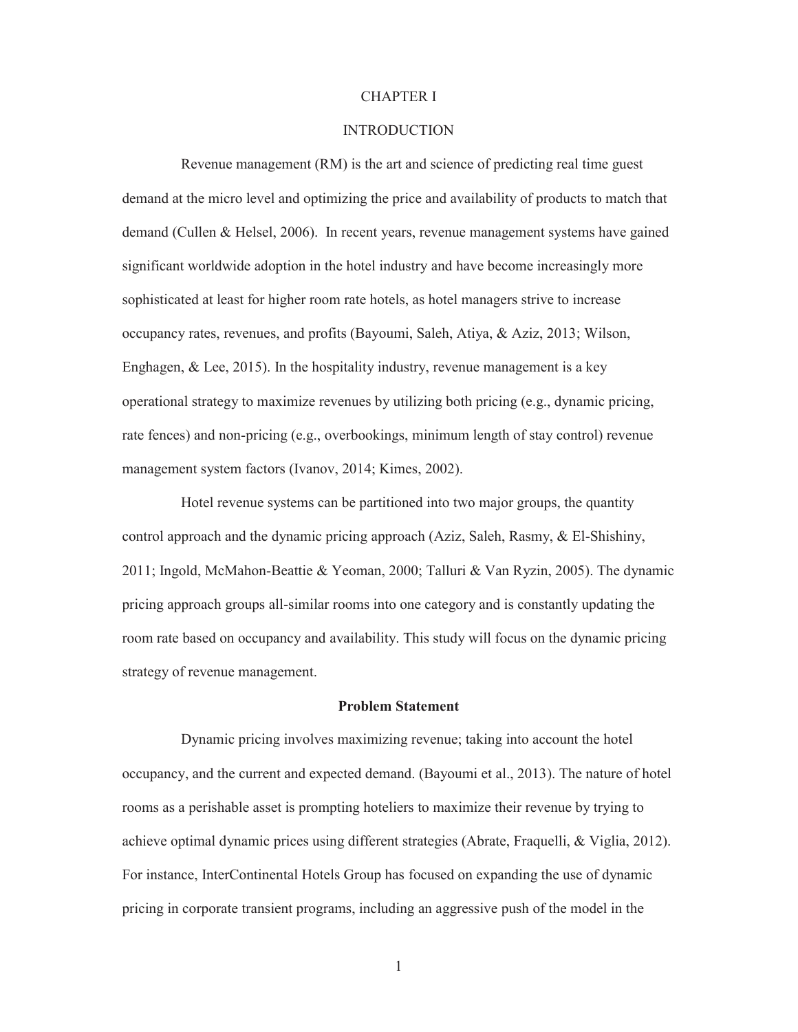# CHAPTER I

# INTRODUCTION

Revenue management (RM) is the art and science of predicting real time guest demand at the micro level and optimizing the price and availability of products to match that demand (Cullen & Helsel, 2006). In recent years, revenue management systems have gained significant worldwide adoption in the hotel industry and have become increasingly more sophisticated at least for higher room rate hotels, as hotel managers strive to increase occupancy rates, revenues, and profits (Bayoumi, Saleh, Atiya, & Aziz, 2013; Wilson, Enghagen, & Lee, 2015). In the hospitality industry, revenue management is a key operational strategy to maximize revenues by utilizing both pricing (e.g., dynamic pricing, rate fences) and non-pricing (e.g., overbookings, minimum length of stay control) revenue management system factors (Ivanov, 2014; Kimes, 2002).

Hotel revenue systems can be partitioned into two major groups, the quantity control approach and the dynamic pricing approach (Aziz, Saleh, Rasmy, & El-Shishiny, 2011; Ingold, McMahon-Beattie & Yeoman, 2000; Talluri & Van Ryzin, 2005). The dynamic pricing approach groups all-similar rooms into one category and is constantly updating the room rate based on occupancy and availability. This study will focus on the dynamic pricing strategy of revenue management.

## Problem Statement

Dynamic pricing involves maximizing revenue; taking into account the hotel occupancy, and the current and expected demand. (Bayoumi et al., 2013). The nature of hotel rooms as a perishable asset is prompting hoteliers to maximize their revenue by trying to achieve optimal dynamic prices using different strategies (Abrate, Fraquelli, & Viglia, 2012). For instance, InterContinental Hotels Group has focused on expanding the use of dynamic pricing in corporate transient programs, including an aggressive push of the model in the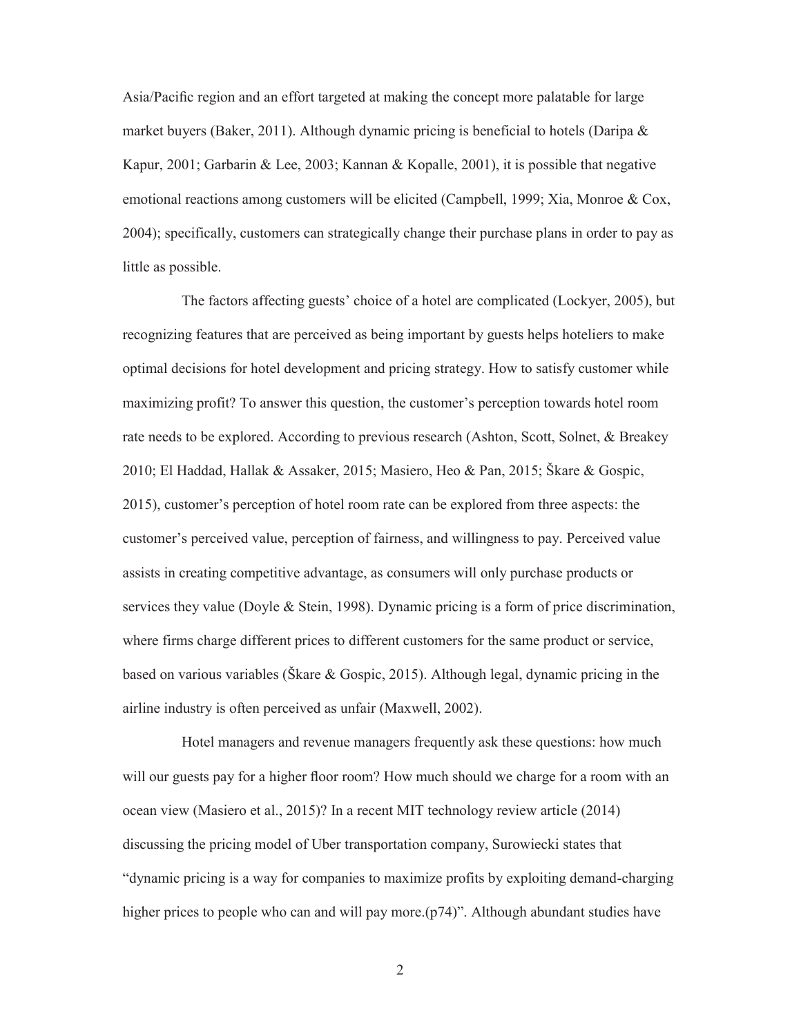Asia/Pacific region and an effort targeted at making the concept more palatable for large market buyers (Baker, 2011). Although dynamic pricing is beneficial to hotels (Daripa & Kapur, 2001; Garbarin & Lee, 2003; Kannan & Kopalle, 2001), it is possible that negative emotional reactions among customers will be elicited (Campbell, 1999; Xia, Monroe & Cox, 2004); specifically, customers can strategically change their purchase plans in order to pay as little as possible.

The factors affecting guests' choice of a hotel are complicated (Lockyer, 2005), but recognizing features that are perceived as being important by guests helps hoteliers to make optimal decisions for hotel development and pricing strategy. How to satisfy customer while maximizing profit? To answer this question, the customer's perception towards hotel room rate needs to be explored. According to previous research (Ashton, Scott, Solnet, & Breakey 2010; El Haddad, Hallak & Assaker, 2015; Masiero, Heo & Pan, 2015; Škare & Gospic, 2015), customer's perception of hotel room rate can be explored from three aspects: the customer's perceived value, perception of fairness, and willingness to pay. Perceived value assists in creating competitive advantage, as consumers will only purchase products or services they value (Doyle & Stein, 1998). Dynamic pricing is a form of price discrimination, where firms charge different prices to different customers for the same product or service, based on various variables (Škare & Gospic, 2015). Although legal, dynamic pricing in the airline industry is often perceived as unfair (Maxwell, 2002).

Hotel managers and revenue managers frequently ask these questions: how much will our guests pay for a higher floor room? How much should we charge for a room with an ocean view (Masiero et al., 2015)? In a recent MIT technology review article (2014) discussing the pricing model of Uber transportation company, Surowiecki states that "dynamic pricing is a way for companies to maximize profits by exploiting demand-charging higher prices to people who can and will pay more.(p74)". Although abundant studies have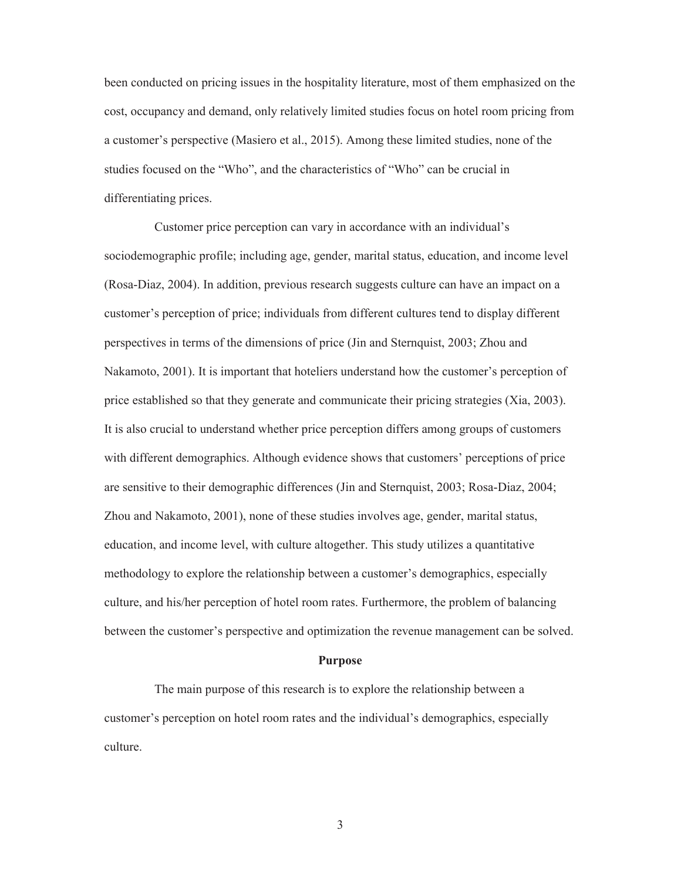been conducted on pricing issues in the hospitality literature, most of them emphasized on the cost, occupancy and demand, only relatively limited studies focus on hotel room pricing from a customer's perspective (Masiero et al., 2015). Among these limited studies, none of the studies focused on the "Who", and the characteristics of "Who" can be crucial in differentiating prices.

Customer price perception can vary in accordance with an individual's sociodemographic profile; including age, gender, marital status, education, and income level (Rosa-Diaz, 2004). In addition, previous research suggests culture can have an impact on a customer's perception of price; individuals from different cultures tend to display different perspectives in terms of the dimensions of price (Jin and Sternquist, 2003; Zhou and Nakamoto, 2001). It is important that hoteliers understand how the customer's perception of price established so that they generate and communicate their pricing strategies (Xia, 2003). It is also crucial to understand whether price perception differs among groups of customers with different demographics. Although evidence shows that customers' perceptions of price are sensitive to their demographic differences (Jin and Sternquist, 2003; Rosa-Diaz, 2004; Zhou and Nakamoto, 2001), none of these studies involves age, gender, marital status, education, and income level, with culture altogether. This study utilizes a quantitative methodology to explore the relationship between a customer's demographics, especially culture, and his/her perception of hotel room rates. Furthermore, the problem of balancing between the customer's perspective and optimization the revenue management can be solved.

## Purpose

The main purpose of this research is to explore the relationship between a customer's perception on hotel room rates and the individual's demographics, especially culture.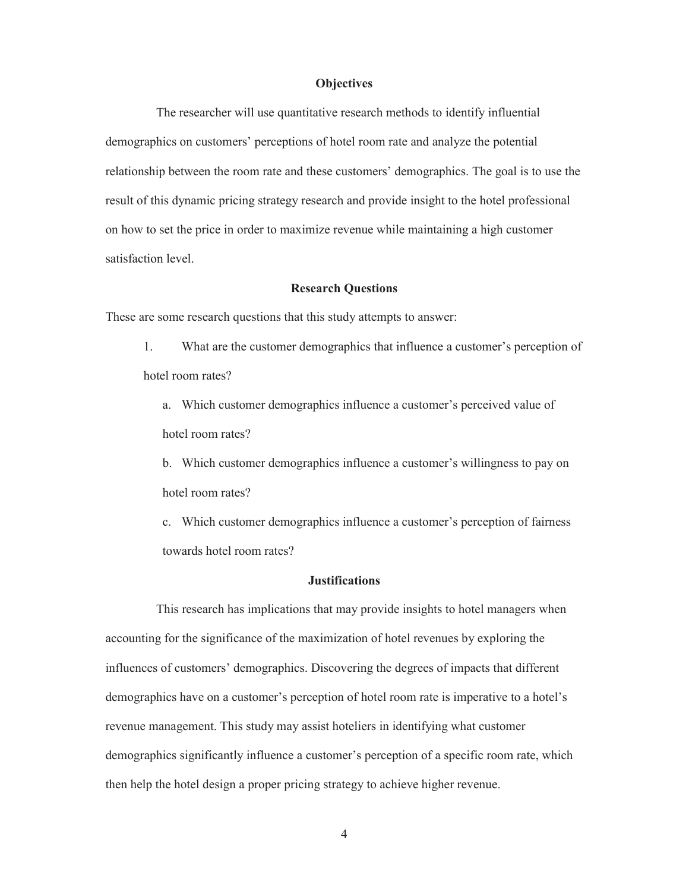## Objectives

The researcher will use quantitative research methods to identify influential demographics on customers' perceptions of hotel room rate and analyze the potential relationship between the room rate and these customers' demographics. The goal is to use the result of this dynamic pricing strategy research and provide insight to the hotel professional on how to set the price in order to maximize revenue while maintaining a high customer satisfaction level.

## Research Questions

These are some research questions that this study attempts to answer:

1. What are the customer demographics that influence a customer's perception of hotel room rates?
   a. Which customer demographics influence a customer's perceived value of hotel room rates?
   b. Which customer demographics influence a customer's willingness to pay on hotel room rates?
   c. Which customer demographics influence a customer's perception of fairness towards hotel room rates?

## Justifications

This research has implications that may provide insights to hotel managers when accounting for the significance of the maximization of hotel revenues by exploring the influences of customers' demographics. Discovering the degrees of impacts that different demographics have on a customer's perception of hotel room rate is imperative to a hotel's revenue management. This study may assist hoteliers in identifying what customer demographics significantly influence a customer's perception of a specific room rate, which then help the hotel design a proper pricing strategy to achieve higher revenue.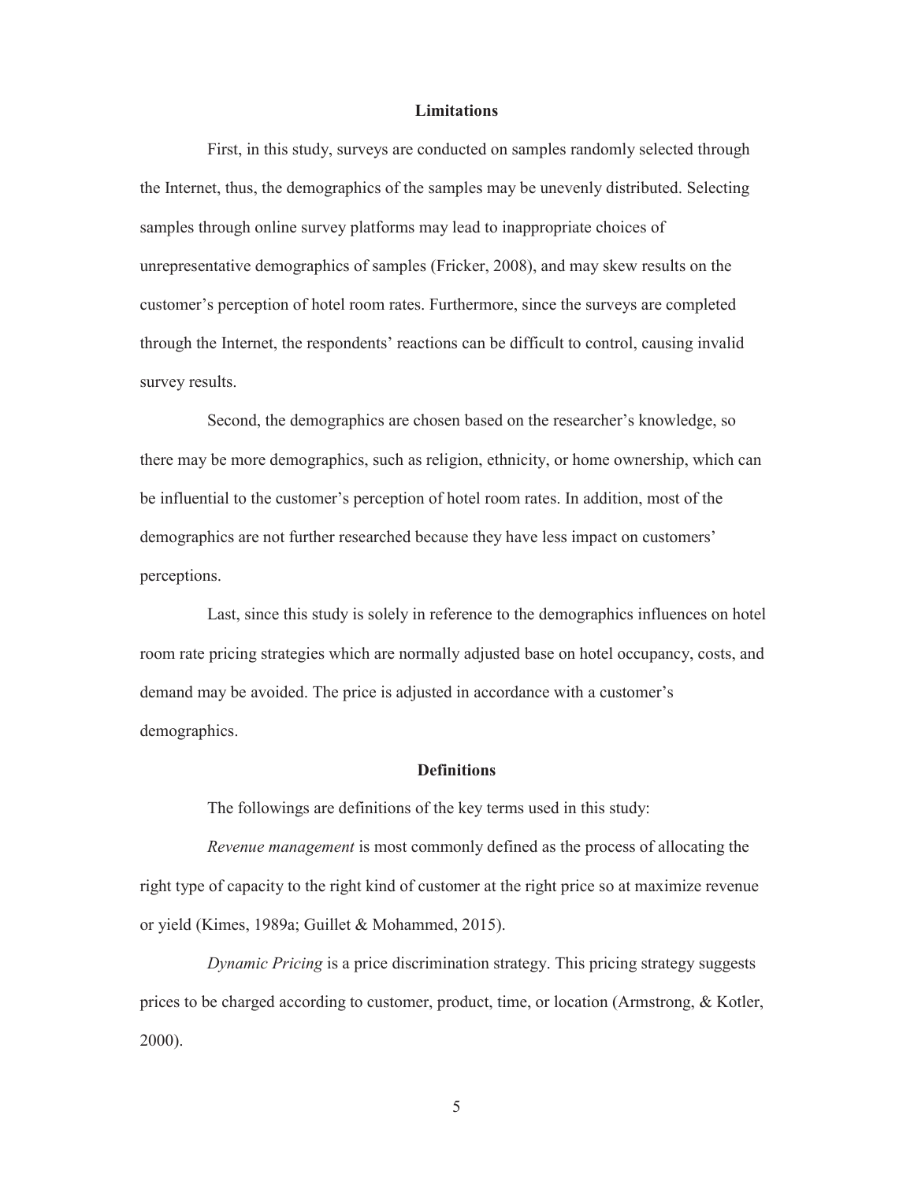## Limitations

First, in this study, surveys are conducted on samples randomly selected through the Internet, thus, the demographics of the samples may be unevenly distributed. Selecting samples through online survey platforms may lead to inappropriate choices of unrepresentative demographics of samples (Fricker, 2008), and may skew results on the customer's perception of hotel room rates. Furthermore, since the surveys are completed through the Internet, the respondents' reactions can be difficult to control, causing invalid survey results.

Second, the demographics are chosen based on the researcher's knowledge, so there may be more demographics, such as religion, ethnicity, or home ownership, which can be influential to the customer's perception of hotel room rates. In addition, most of the demographics are not further researched because they have less impact on customers' perceptions.

Last, since this study is solely in reference to the demographics influences on hotel room rate pricing strategies which are normally adjusted base on hotel occupancy, costs, and demand may be avoided. The price is adjusted in accordance with a customer's demographics.

## Definitions

The followings are definitions of the key terms used in this study:

*Revenue management* is most commonly defined as the process of allocating the right type of capacity to the right kind of customer at the right price so at maximize revenue or yield (Kimes, 1989a; Guillet & Mohammed, 2015).

*Dynamic Pricing* is a price discrimination strategy. This pricing strategy suggests prices to be charged according to customer, product, time, or location (Armstrong, & Kotler, 2000).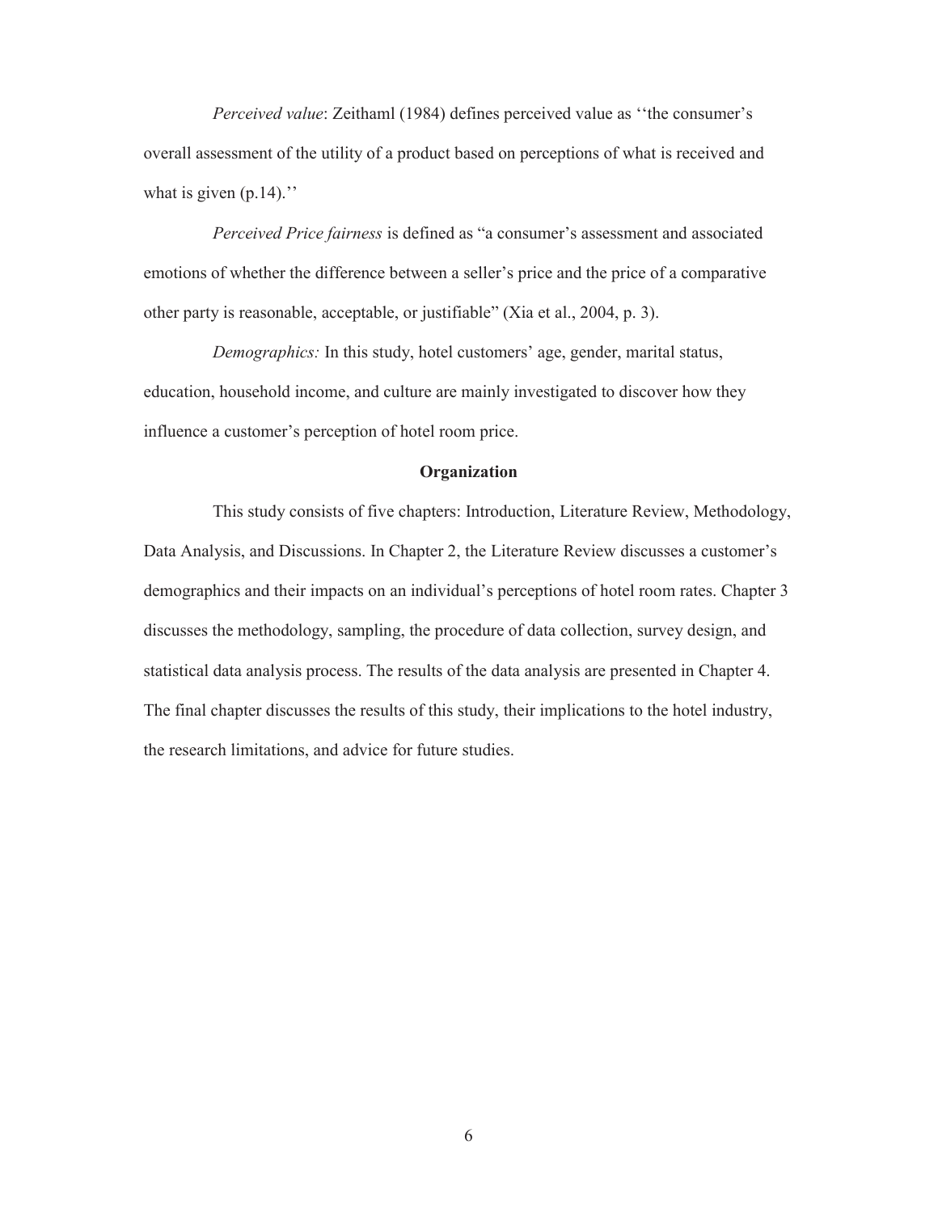*Perceived value*: Zeithaml (1984) defines perceived value as ''the consumer's overall assessment of the utility of a product based on perceptions of what is received and what is given (p.14).''

*Perceived Price fairness* is defined as "a consumer's assessment and associated emotions of whether the difference between a seller's price and the price of a comparative other party is reasonable, acceptable, or justifiable" (Xia et al., 2004, p. 3).

*Demographics:* In this study, hotel customers' age, gender, marital status, education, household income, and culture are mainly investigated to discover how they influence a customer's perception of hotel room price.

## Organization

This study consists of five chapters: Introduction, Literature Review, Methodology, Data Analysis, and Discussions. In Chapter 2, the Literature Review discusses a customer's demographics and their impacts on an individual's perceptions of hotel room rates. Chapter 3 discusses the methodology, sampling, the procedure of data collection, survey design, and statistical data analysis process. The results of the data analysis are presented in Chapter 4. The final chapter discusses the results of this study, their implications to the hotel industry, the research limitations, and advice for future studies.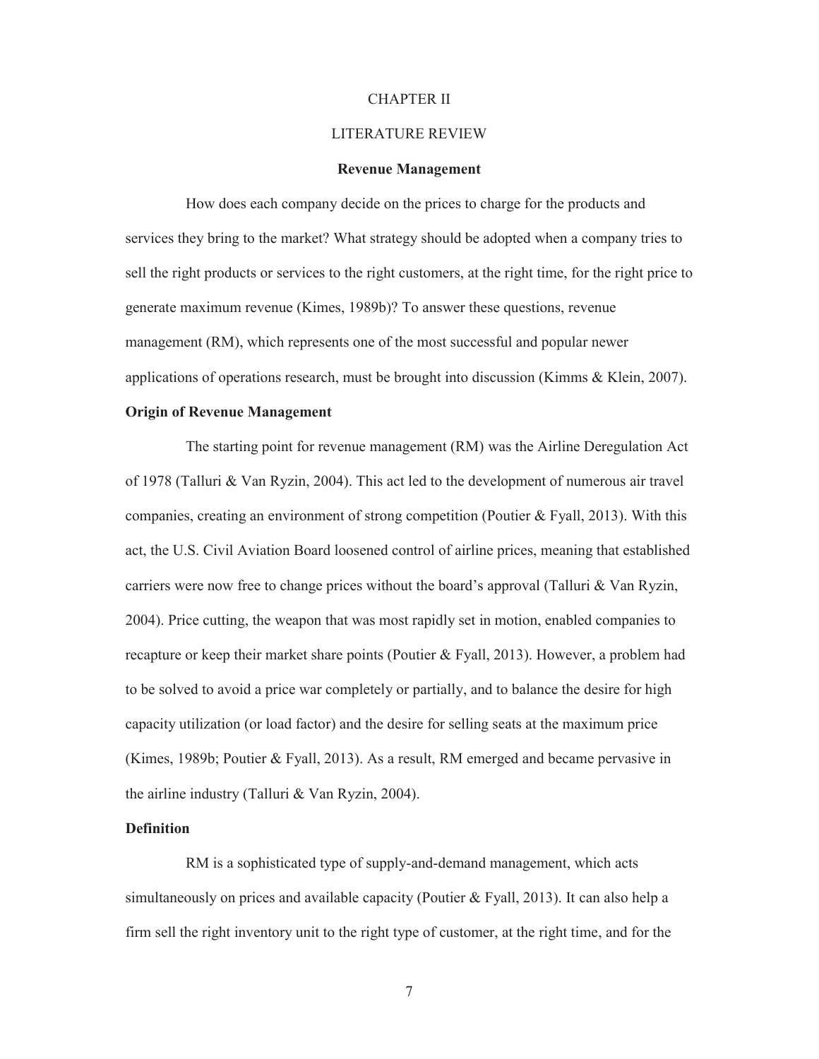# CHAPTER II

# LITERATURE REVIEW

## Revenue Management

How does each company decide on the prices to charge for the products and services they bring to the market? What strategy should be adopted when a company tries to sell the right products or services to the right customers, at the right time, for the right price to generate maximum revenue (Kimes, 1989b)? To answer these questions, revenue management (RM), which represents one of the most successful and popular newer applications of operations research, must be brought into discussion (Kimms & Klein, 2007).

### Origin of Revenue Management

The starting point for revenue management (RM) was the Airline Deregulation Act of 1978 (Talluri & Van Ryzin, 2004). This act led to the development of numerous air travel companies, creating an environment of strong competition (Poutier & Fyall, 2013). With this act, the U.S. Civil Aviation Board loosened control of airline prices, meaning that established carriers were now free to change prices without the board's approval (Talluri & Van Ryzin, 2004). Price cutting, the weapon that was most rapidly set in motion, enabled companies to recapture or keep their market share points (Poutier & Fyall, 2013). However, a problem had to be solved to avoid a price war completely or partially, and to balance the desire for high capacity utilization (or load factor) and the desire for selling seats at the maximum price (Kimes, 1989b; Poutier & Fyall, 2013). As a result, RM emerged and became pervasive in the airline industry (Talluri & Van Ryzin, 2004).

### Definition

RM is a sophisticated type of supply-and-demand management, which acts simultaneously on prices and available capacity (Poutier & Fyall, 2013). It can also help a firm sell the right inventory unit to the right type of customer, at the right time, and for the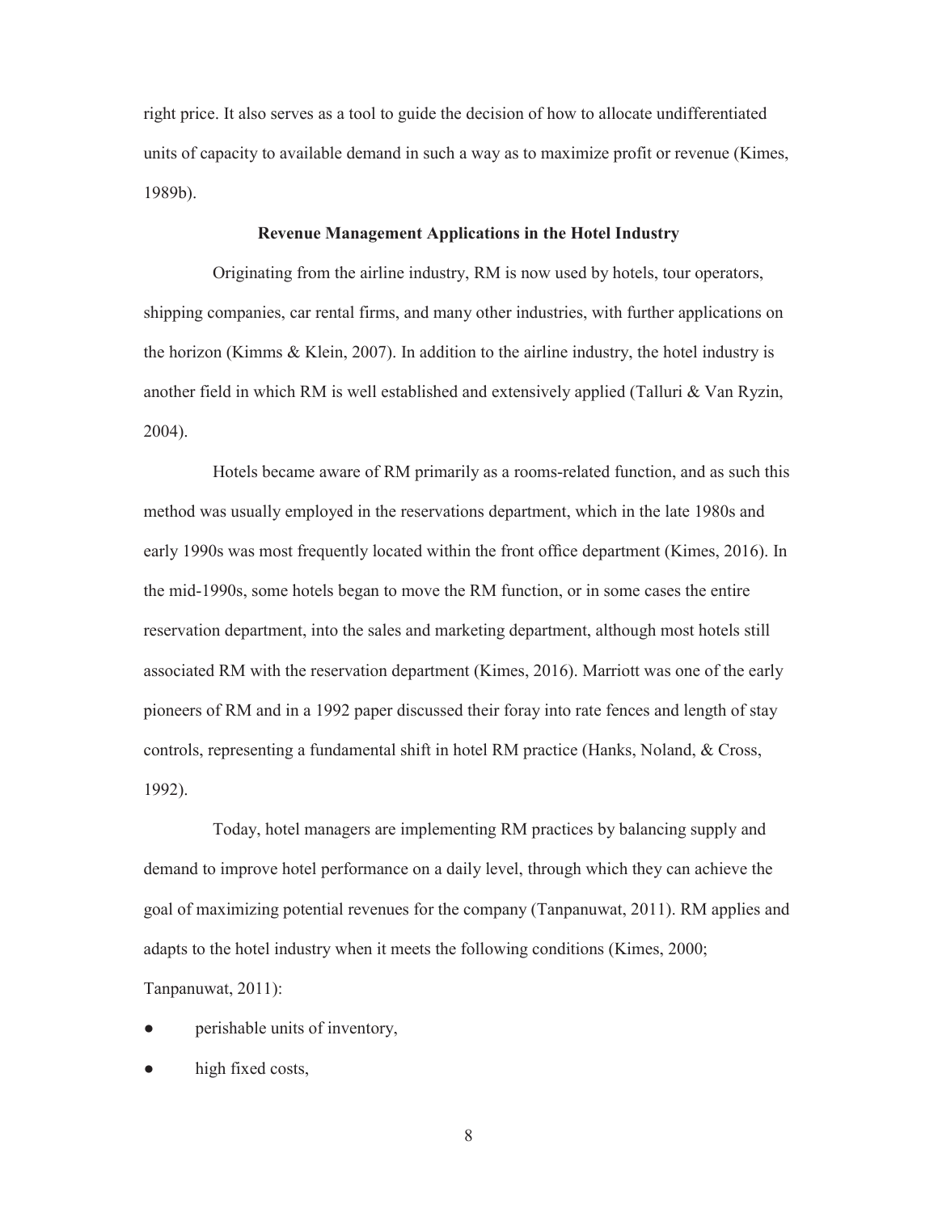right price. It also serves as a tool to guide the decision of how to allocate undifferentiated units of capacity to available demand in such a way as to maximize profit or revenue (Kimes, 1989b).

## Revenue Management Applications in the Hotel Industry

Originating from the airline industry, RM is now used by hotels, tour operators, shipping companies, car rental firms, and many other industries, with further applications on the horizon (Kimms & Klein, 2007). In addition to the airline industry, the hotel industry is another field in which RM is well established and extensively applied (Talluri & Van Ryzin, 2004).

Hotels became aware of RM primarily as a rooms-related function, and as such this method was usually employed in the reservations department, which in the late 1980s and early 1990s was most frequently located within the front office department (Kimes, 2016). In the mid-1990s, some hotels began to move the RM function, or in some cases the entire reservation department, into the sales and marketing department, although most hotels still associated RM with the reservation department (Kimes, 2016). Marriott was one of the early pioneers of RM and in a 1992 paper discussed their foray into rate fences and length of stay controls, representing a fundamental shift in hotel RM practice (Hanks, Noland, & Cross, 1992).

Today, hotel managers are implementing RM practices by balancing supply and demand to improve hotel performance on a daily level, through which they can achieve the goal of maximizing potential revenues for the company (Tanpanuwat, 2011). RM applies and adapts to the hotel industry when it meets the following conditions (Kimes, 2000; Tanpanuwat, 2011):

- perishable units of inventory,
- high fixed costs,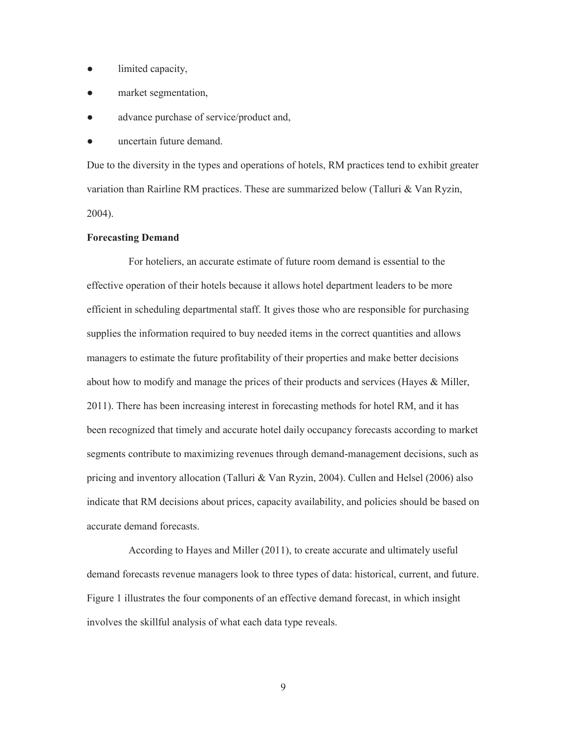- limited capacity,
- market segmentation,
- advance purchase of service/product and,
- uncertain future demand.

Due to the diversity in the types and operations of hotels, RM practices tend to exhibit greater variation than Rairline RM practices. These are summarized below (Talluri & Van Ryzin, 2004).

**Forecasting Demand**

For hoteliers, an accurate estimate of future room demand is essential to the effective operation of their hotels because it allows hotel department leaders to be more efficient in scheduling departmental staff. It gives those who are responsible for purchasing supplies the information required to buy needed items in the correct quantities and allows managers to estimate the future profitability of their properties and make better decisions about how to modify and manage the prices of their products and services (Hayes & Miller, 2011). There has been increasing interest in forecasting methods for hotel RM, and it has been recognized that timely and accurate hotel daily occupancy forecasts according to market segments contribute to maximizing revenues through demand-management decisions, such as pricing and inventory allocation (Talluri & Van Ryzin, 2004). Cullen and Helsel (2006) also indicate that RM decisions about prices, capacity availability, and policies should be based on accurate demand forecasts.

According to Hayes and Miller (2011), to create accurate and ultimately useful demand forecasts revenue managers look to three types of data: historical, current, and future. Figure 1 illustrates the four components of an effective demand forecast, in which insight involves the skillful analysis of what each data type reveals.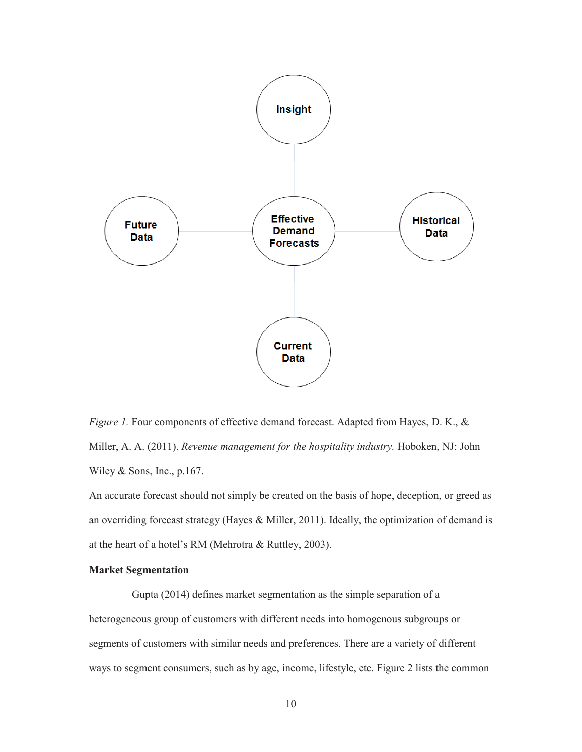*Figure 1.* Four components of effective demand forecast. Adapted from Hayes, D. K., & Miller, A. A. (2011). *Revenue management for the hospitality industry.* Hoboken, NJ: John Wiley & Sons, Inc., p.167.

An accurate forecast should not simply be created on the basis of hope, deception, or greed as an overriding forecast strategy (Hayes & Miller, 2011). Ideally, the optimization of demand is at the heart of a hotel's RM (Mehrotra & Ruttley, 2003).

**Market Segmentation**

Gupta (2014) defines market segmentation as the simple separation of a heterogeneous group of customers with different needs into homogenous subgroups or segments of customers with similar needs and preferences. There are a variety of different ways to segment consumers, such as by age, income, lifestyle, etc. Figure 2 lists the common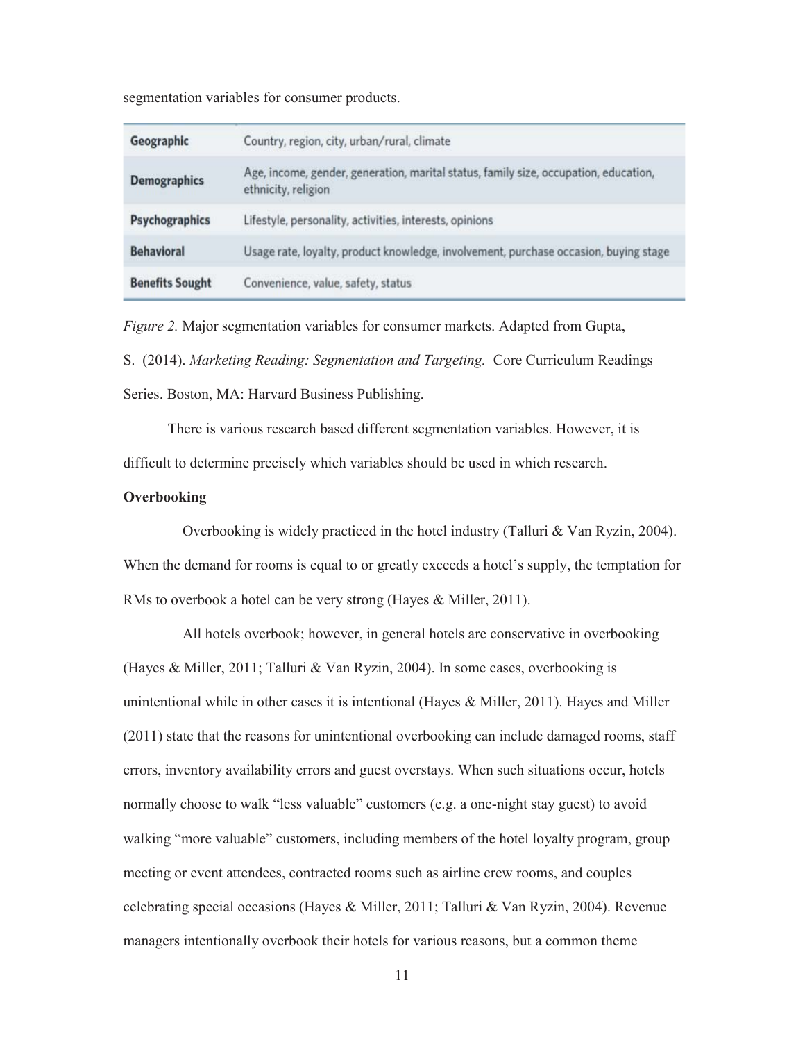segmentation variables for consumer products.

| | |
|---|---|
| **Geographic** | Country, region, city, urban/rural, climate |
| **Demographics** | Age, income, gender, generation, marital status, family size, occupation, education, ethnicity, religion |
| **Psychographics** | Lifestyle, personality, activities, interests, opinions |
| **Behavioral** | Usage rate, loyalty, product knowledge, involvement, purchase occasion, buying stage |
| **Benefits Sought** | Convenience, value, safety, status |

*Figure 2.* Major segmentation variables for consumer markets. Adapted from Gupta, S. (2014). *Marketing Reading: Segmentation and Targeting.* Core Curriculum Readings Series. Boston, MA: Harvard Business Publishing.

There is various research based different segmentation variables. However, it is difficult to determine precisely which variables should be used in which research.

**Overbooking**

Overbooking is widely practiced in the hotel industry (Talluri & Van Ryzin, 2004). When the demand for rooms is equal to or greatly exceeds a hotel's supply, the temptation for RMs to overbook a hotel can be very strong (Hayes & Miller, 2011).

All hotels overbook; however, in general hotels are conservative in overbooking (Hayes & Miller, 2011; Talluri & Van Ryzin, 2004). In some cases, overbooking is unintentional while in other cases it is intentional (Hayes & Miller, 2011). Hayes and Miller (2011) state that the reasons for unintentional overbooking can include damaged rooms, staff errors, inventory availability errors and guest overstays. When such situations occur, hotels normally choose to walk "less valuable" customers (e.g. a one-night stay guest) to avoid walking "more valuable" customers, including members of the hotel loyalty program, group meeting or event attendees, contracted rooms such as airline crew rooms, and couples celebrating special occasions (Hayes & Miller, 2011; Talluri & Van Ryzin, 2004). Revenue managers intentionally overbook their hotels for various reasons, but a common theme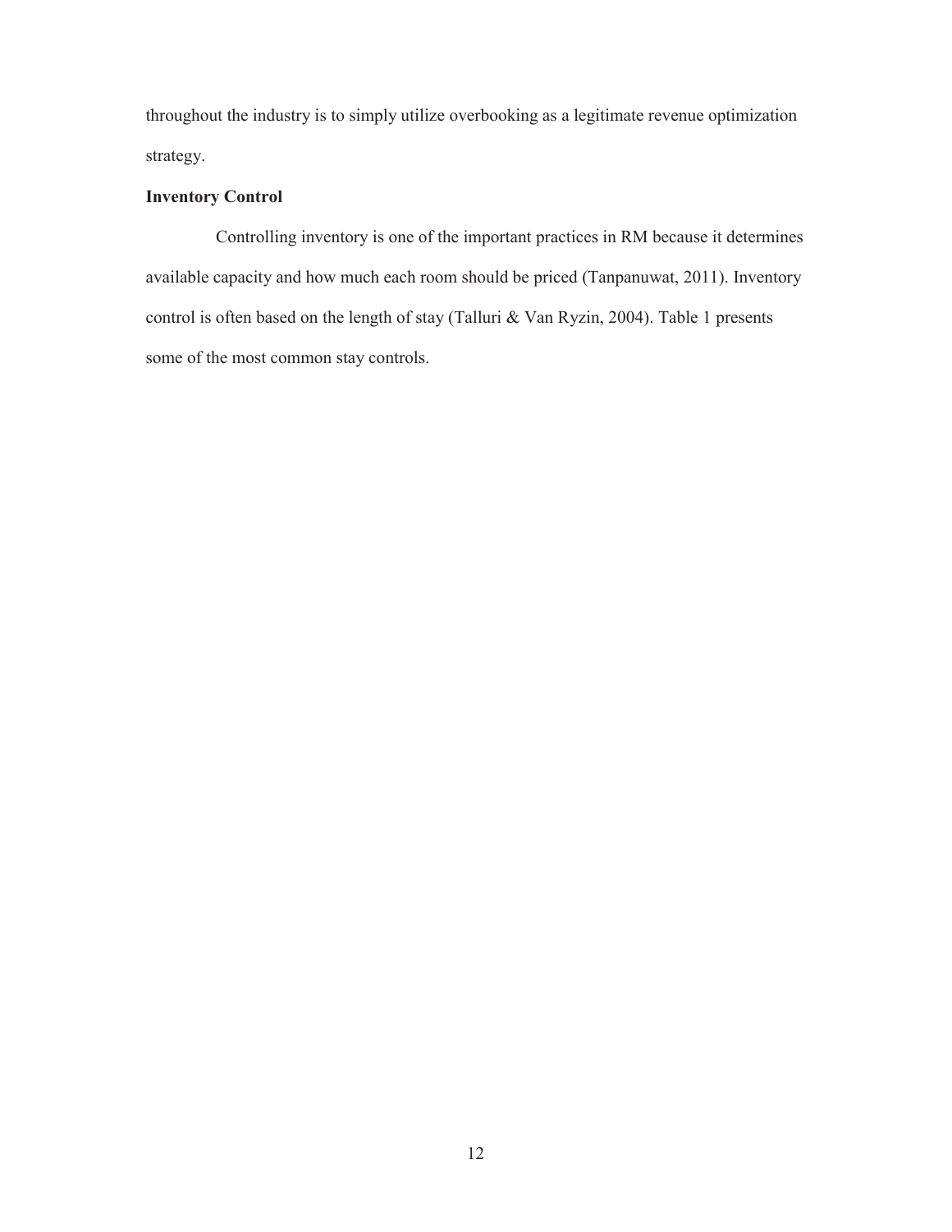throughout the industry is to simply utilize overbooking as a legitimate revenue optimization strategy.

**Inventory Control**

Controlling inventory is one of the important practices in RM because it determines available capacity and how much each room should be priced (Tanpanuwat, 2011). Inventory control is often based on the length of stay (Talluri & Van Ryzin, 2004). Table 1 presents some of the most common stay controls.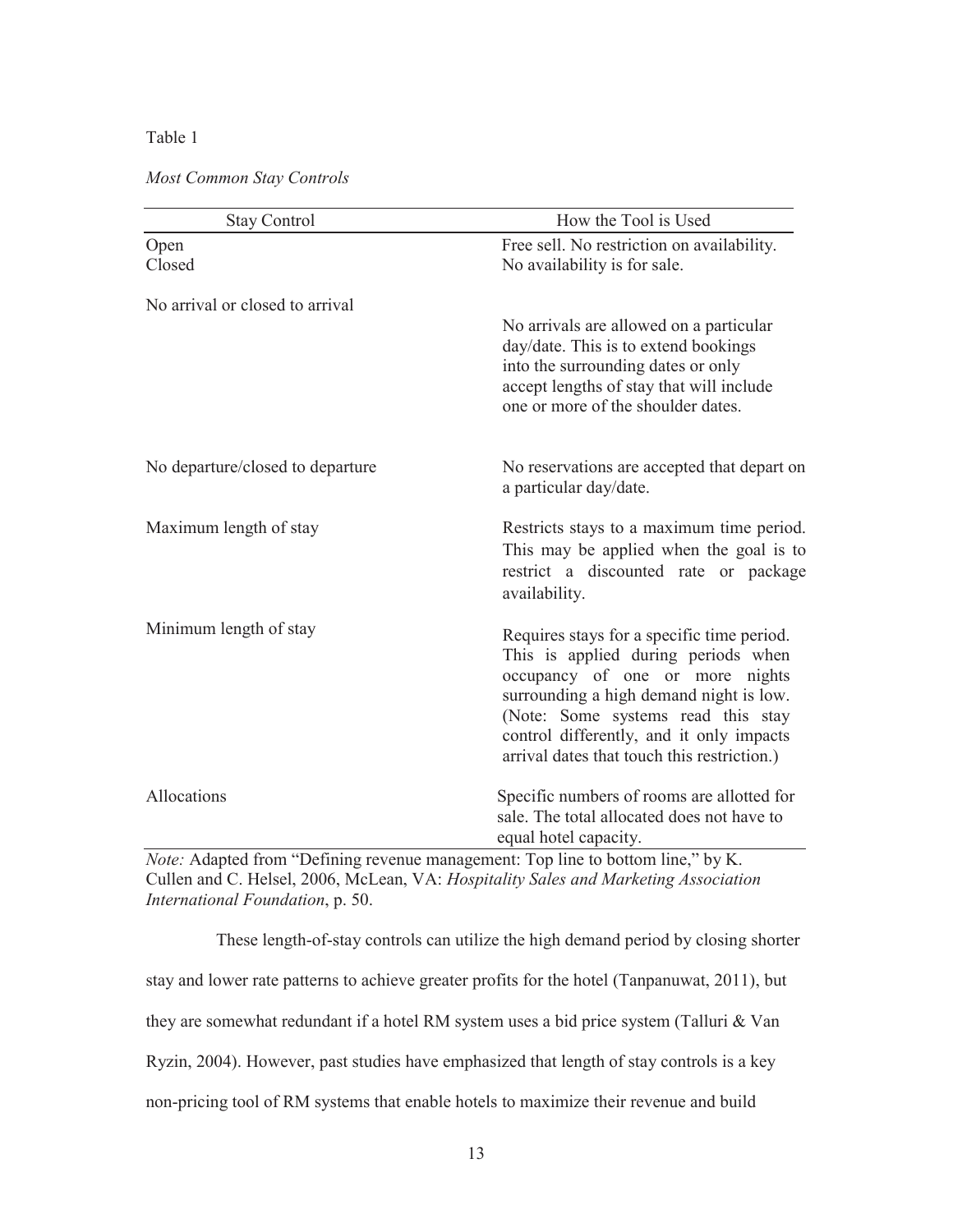Table 1

*Most Common Stay Controls*

| Stay Control | How the Tool is Used |
|---|---|
| Open | Free sell. No restriction on availability. |
| Closed | No availability is for sale. |
| No arrival or closed to arrival | No arrivals are allowed on a particular day/date. This is to extend bookings into the surrounding dates or only accept lengths of stay that will include one or more of the shoulder dates. |
| No departure/closed to departure | No reservations are accepted that depart on a particular day/date. |
| Maximum length of stay | Restricts stays to a maximum time period. This may be applied when the goal is to restrict a discounted rate or package availability. |
| Minimum length of stay | Requires stays for a specific time period. This is applied during periods when occupancy of one or more nights surrounding a high demand night is low. (Note: Some systems read this stay control differently, and it only impacts arrival dates that touch this restriction.) |
| Allocations | Specific numbers of rooms are allotted for sale. The total allocated does not have to equal hotel capacity. |

*Note:* Adapted from "Defining revenue management: Top line to bottom line," by K. Cullen and C. Helsel, 2006, McLean, VA: *Hospitality Sales and Marketing Association International Foundation*, p. 50.

These length-of-stay controls can utilize the high demand period by closing shorter stay and lower rate patterns to achieve greater profits for the hotel (Tanpanuwat, 2011), but they are somewhat redundant if a hotel RM system uses a bid price system (Talluri & Van Ryzin, 2004). However, past studies have emphasized that length of stay controls is a key non-pricing tool of RM systems that enable hotels to maximize their revenue and build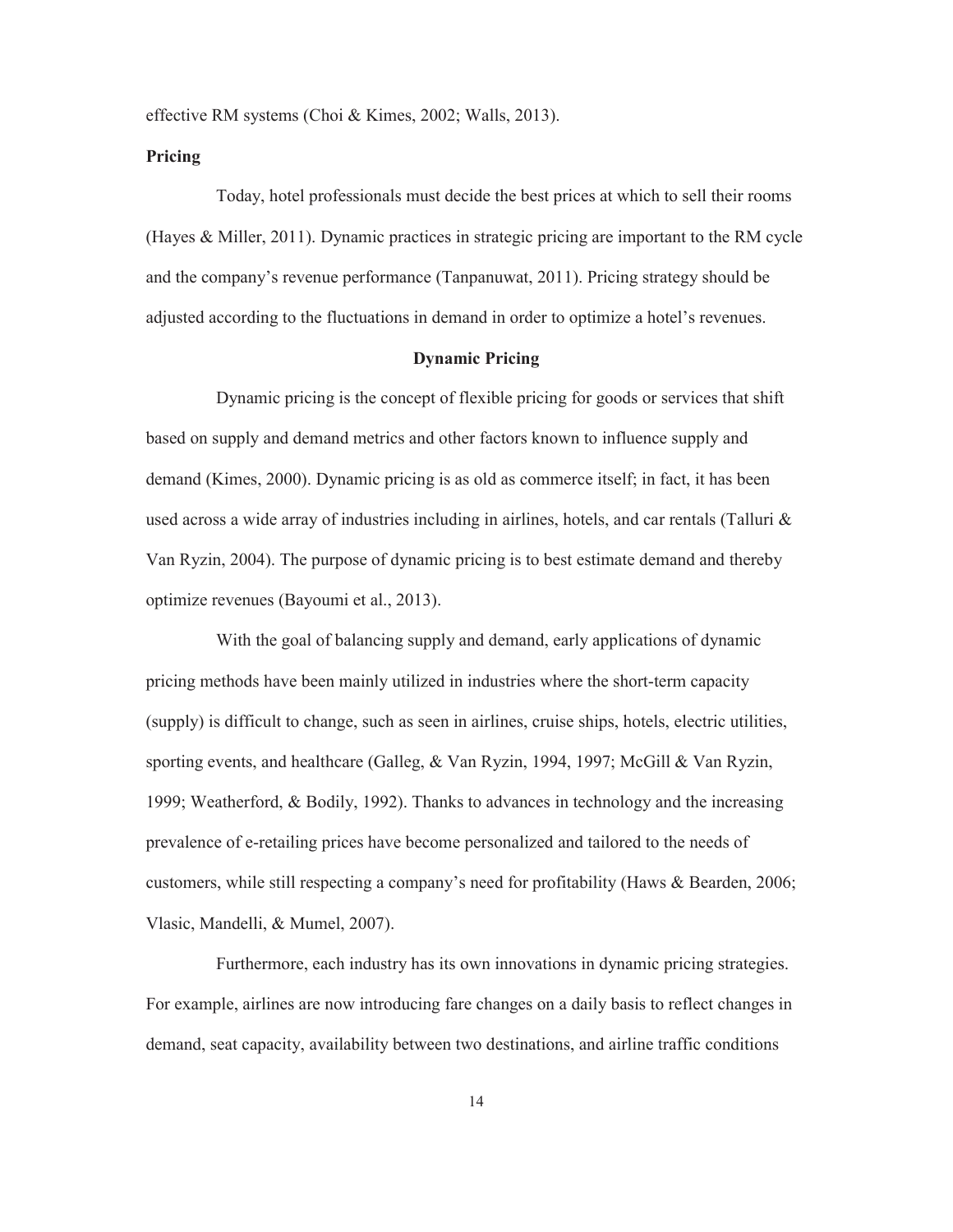effective RM systems (Choi & Kimes, 2002; Walls, 2013).

**Pricing**

Today, hotel professionals must decide the best prices at which to sell their rooms (Hayes & Miller, 2011). Dynamic practices in strategic pricing are important to the RM cycle and the company's revenue performance (Tanpanuwat, 2011). Pricing strategy should be adjusted according to the fluctuations in demand in order to optimize a hotel's revenues.

## Dynamic Pricing

Dynamic pricing is the concept of flexible pricing for goods or services that shift based on supply and demand metrics and other factors known to influence supply and demand (Kimes, 2000). Dynamic pricing is as old as commerce itself; in fact, it has been used across a wide array of industries including in airlines, hotels, and car rentals (Talluri & Van Ryzin, 2004). The purpose of dynamic pricing is to best estimate demand and thereby optimize revenues (Bayoumi et al., 2013).

With the goal of balancing supply and demand, early applications of dynamic pricing methods have been mainly utilized in industries where the short-term capacity (supply) is difficult to change, such as seen in airlines, cruise ships, hotels, electric utilities, sporting events, and healthcare (Galleg, & Van Ryzin, 1994, 1997; McGill & Van Ryzin, 1999; Weatherford, & Bodily, 1992). Thanks to advances in technology and the increasing prevalence of e-retailing prices have become personalized and tailored to the needs of customers, while still respecting a company's need for profitability (Haws & Bearden, 2006; Vlasic, Mandelli, & Mumel, 2007).

Furthermore, each industry has its own innovations in dynamic pricing strategies. For example, airlines are now introducing fare changes on a daily basis to reflect changes in demand, seat capacity, availability between two destinations, and airline traffic conditions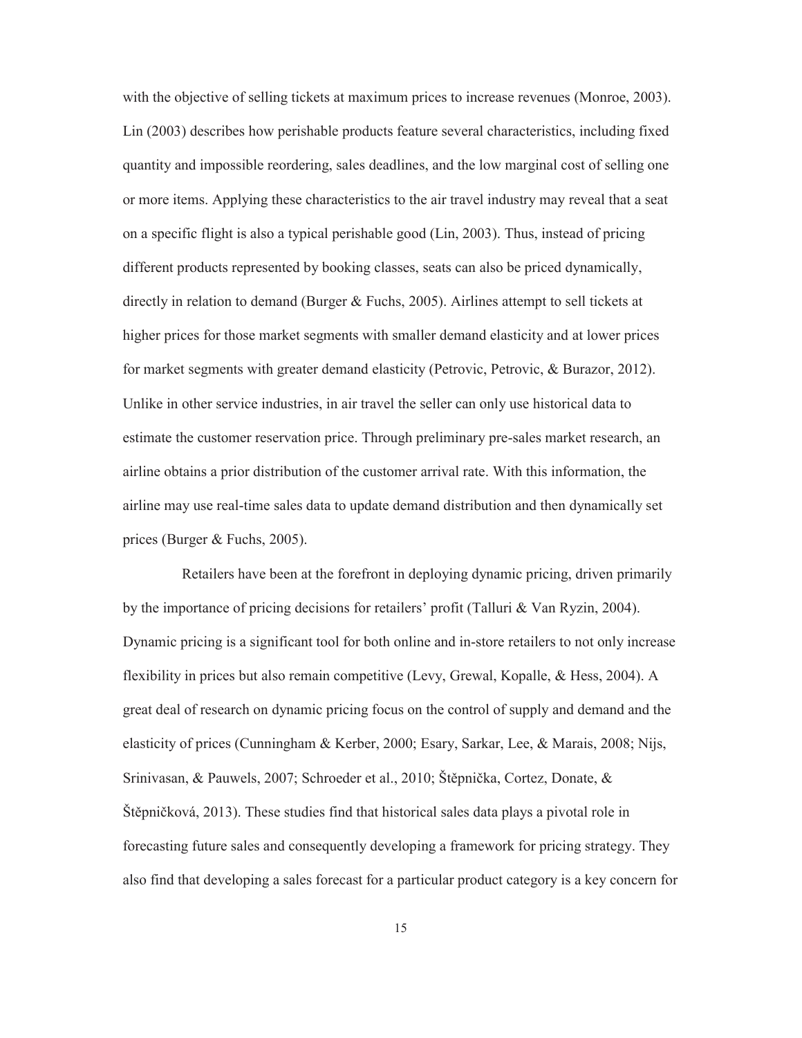with the objective of selling tickets at maximum prices to increase revenues (Monroe, 2003). Lin (2003) describes how perishable products feature several characteristics, including fixed quantity and impossible reordering, sales deadlines, and the low marginal cost of selling one or more items. Applying these characteristics to the air travel industry may reveal that a seat on a specific flight is also a typical perishable good (Lin, 2003). Thus, instead of pricing different products represented by booking classes, seats can also be priced dynamically, directly in relation to demand (Burger & Fuchs, 2005). Airlines attempt to sell tickets at higher prices for those market segments with smaller demand elasticity and at lower prices for market segments with greater demand elasticity (Petrovic, Petrovic, & Burazor, 2012). Unlike in other service industries, in air travel the seller can only use historical data to estimate the customer reservation price. Through preliminary pre-sales market research, an airline obtains a prior distribution of the customer arrival rate. With this information, the airline may use real-time sales data to update demand distribution and then dynamically set prices (Burger & Fuchs, 2005).

Retailers have been at the forefront in deploying dynamic pricing, driven primarily by the importance of pricing decisions for retailers' profit (Talluri & Van Ryzin, 2004). Dynamic pricing is a significant tool for both online and in-store retailers to not only increase flexibility in prices but also remain competitive (Levy, Grewal, Kopalle, & Hess, 2004). A great deal of research on dynamic pricing focus on the control of supply and demand and the elasticity of prices (Cunningham & Kerber, 2000; Esary, Sarkar, Lee, & Marais, 2008; Nijs, Srinivasan, & Pauwels, 2007; Schroeder et al., 2010; Štěpnička, Cortez, Donate, & Štěpničková, 2013). These studies find that historical sales data plays a pivotal role in forecasting future sales and consequently developing a framework for pricing strategy. They also find that developing a sales forecast for a particular product category is a key concern for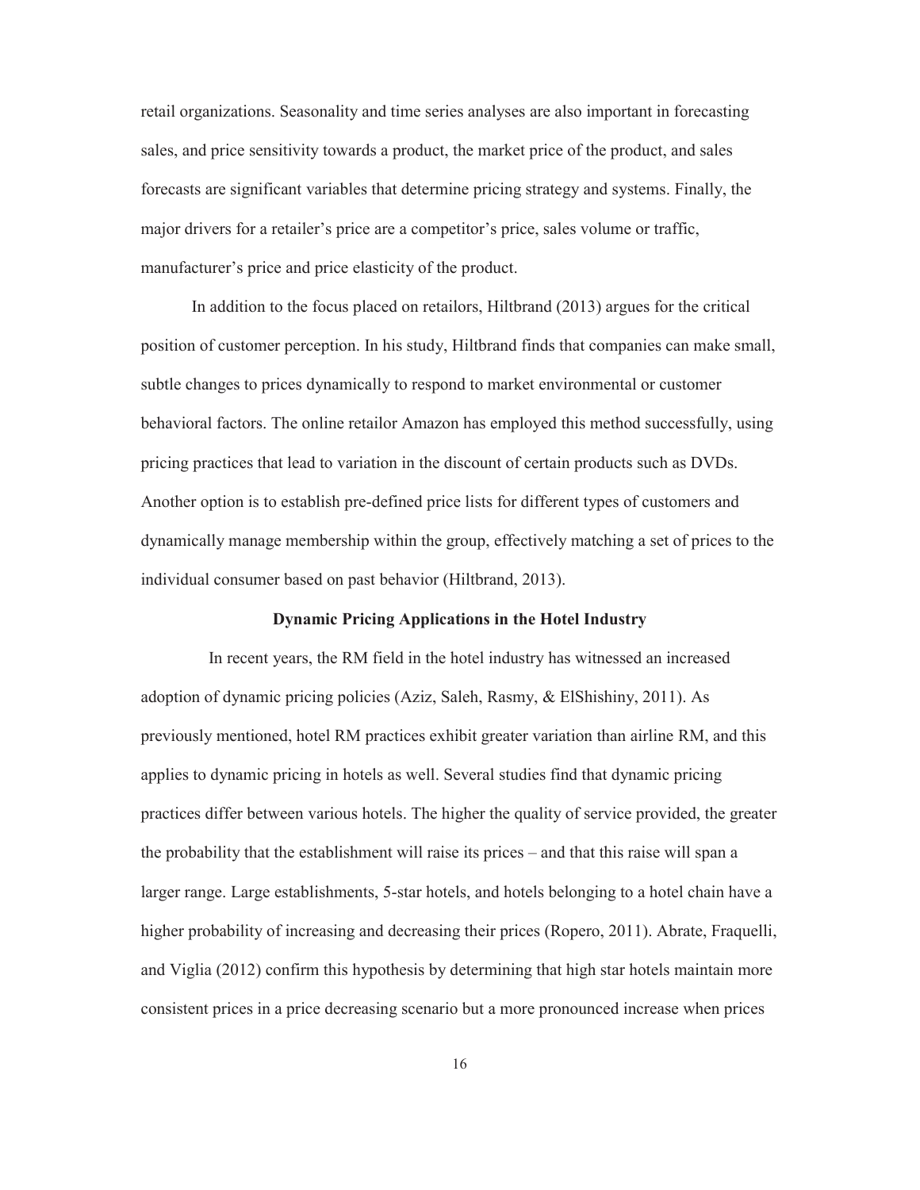retail organizations. Seasonality and time series analyses are also important in forecasting sales, and price sensitivity towards a product, the market price of the product, and sales forecasts are significant variables that determine pricing strategy and systems. Finally, the major drivers for a retailer's price are a competitor's price, sales volume or traffic, manufacturer's price and price elasticity of the product.

In addition to the focus placed on retailors, Hiltbrand (2013) argues for the critical position of customer perception. In his study, Hiltbrand finds that companies can make small, subtle changes to prices dynamically to respond to market environmental or customer behavioral factors. The online retailor Amazon has employed this method successfully, using pricing practices that lead to variation in the discount of certain products such as DVDs. Another option is to establish pre-defined price lists for different types of customers and dynamically manage membership within the group, effectively matching a set of prices to the individual consumer based on past behavior (Hiltbrand, 2013).

## Dynamic Pricing Applications in the Hotel Industry

In recent years, the RM field in the hotel industry has witnessed an increased adoption of dynamic pricing policies (Aziz, Saleh, Rasmy, & ElShishiny, 2011). As previously mentioned, hotel RM practices exhibit greater variation than airline RM, and this applies to dynamic pricing in hotels as well. Several studies find that dynamic pricing practices differ between various hotels. The higher the quality of service provided, the greater the probability that the establishment will raise its prices – and that this raise will span a larger range. Large establishments, 5-star hotels, and hotels belonging to a hotel chain have a higher probability of increasing and decreasing their prices (Ropero, 2011). Abrate, Fraquelli, and Viglia (2012) confirm this hypothesis by determining that high star hotels maintain more consistent prices in a price decreasing scenario but a more pronounced increase when prices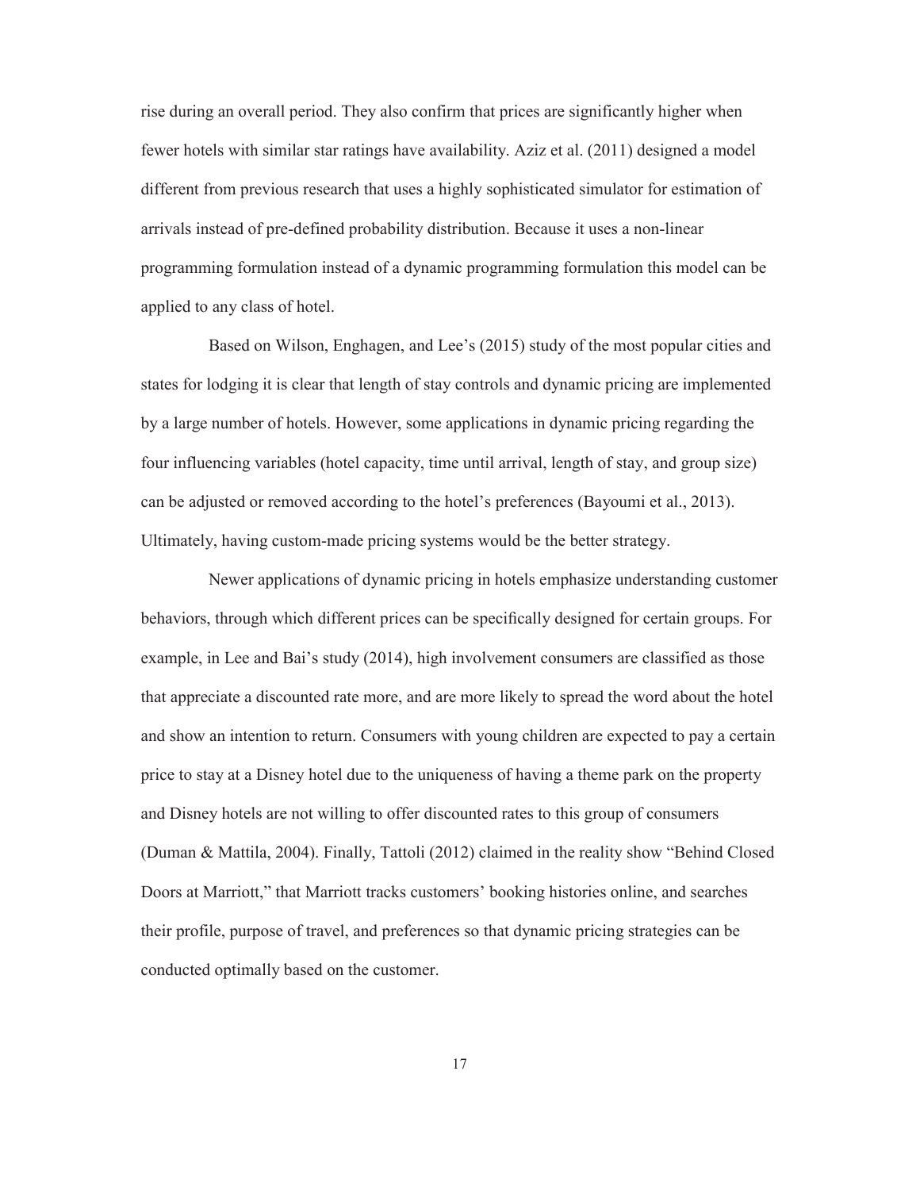rise during an overall period. They also confirm that prices are significantly higher when fewer hotels with similar star ratings have availability. Aziz et al. (2011) designed a model different from previous research that uses a highly sophisticated simulator for estimation of arrivals instead of pre-defined probability distribution. Because it uses a non-linear programming formulation instead of a dynamic programming formulation this model can be applied to any class of hotel.

Based on Wilson, Enghagen, and Lee's (2015) study of the most popular cities and states for lodging it is clear that length of stay controls and dynamic pricing are implemented by a large number of hotels. However, some applications in dynamic pricing regarding the four influencing variables (hotel capacity, time until arrival, length of stay, and group size) can be adjusted or removed according to the hotel's preferences (Bayoumi et al., 2013). Ultimately, having custom-made pricing systems would be the better strategy.

Newer applications of dynamic pricing in hotels emphasize understanding customer behaviors, through which different prices can be specifically designed for certain groups. For example, in Lee and Bai's study (2014), high involvement consumers are classified as those that appreciate a discounted rate more, and are more likely to spread the word about the hotel and show an intention to return. Consumers with young children are expected to pay a certain price to stay at a Disney hotel due to the uniqueness of having a theme park on the property and Disney hotels are not willing to offer discounted rates to this group of consumers (Duman & Mattila, 2004). Finally, Tattoli (2012) claimed in the reality show "Behind Closed Doors at Marriott," that Marriott tracks customers' booking histories online, and searches their profile, purpose of travel, and preferences so that dynamic pricing strategies can be conducted optimally based on the customer.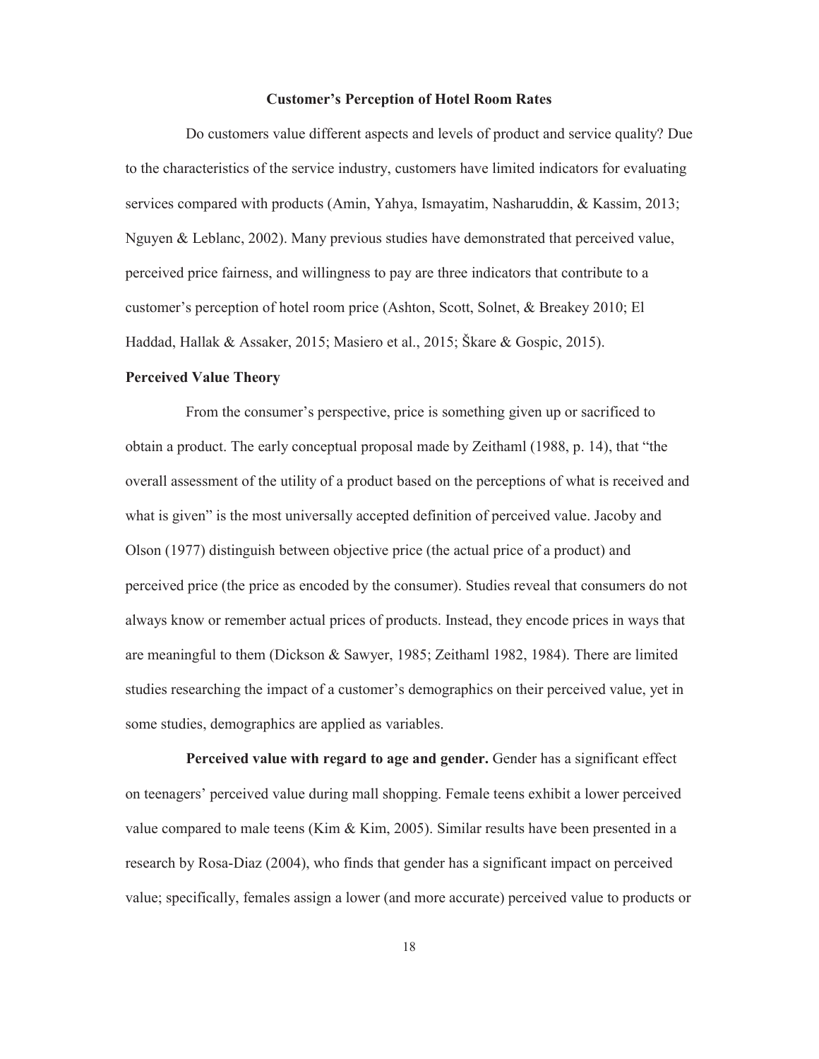## Customer's Perception of Hotel Room Rates

Do customers value different aspects and levels of product and service quality? Due to the characteristics of the service industry, customers have limited indicators for evaluating services compared with products (Amin, Yahya, Ismayatim, Nasharuddin, & Kassim, 2013; Nguyen & Leblanc, 2002). Many previous studies have demonstrated that perceived value, perceived price fairness, and willingness to pay are three indicators that contribute to a customer's perception of hotel room price (Ashton, Scott, Solnet, & Breakey 2010; El Haddad, Hallak & Assaker, 2015; Masiero et al., 2015; Škare & Gospic, 2015).

### Perceived Value Theory

From the consumer's perspective, price is something given up or sacrificed to obtain a product. The early conceptual proposal made by Zeithaml (1988, p. 14), that "the overall assessment of the utility of a product based on the perceptions of what is received and what is given" is the most universally accepted definition of perceived value. Jacoby and Olson (1977) distinguish between objective price (the actual price of a product) and perceived price (the price as encoded by the consumer). Studies reveal that consumers do not always know or remember actual prices of products. Instead, they encode prices in ways that are meaningful to them (Dickson & Sawyer, 1985; Zeithaml 1982, 1984). There are limited studies researching the impact of a customer's demographics on their perceived value, yet in some studies, demographics are applied as variables.

**Perceived value with regard to age and gender.** Gender has a significant effect on teenagers' perceived value during mall shopping. Female teens exhibit a lower perceived value compared to male teens (Kim & Kim, 2005). Similar results have been presented in a research by Rosa-Diaz (2004), who finds that gender has a significant impact on perceived value; specifically, females assign a lower (and more accurate) perceived value to products or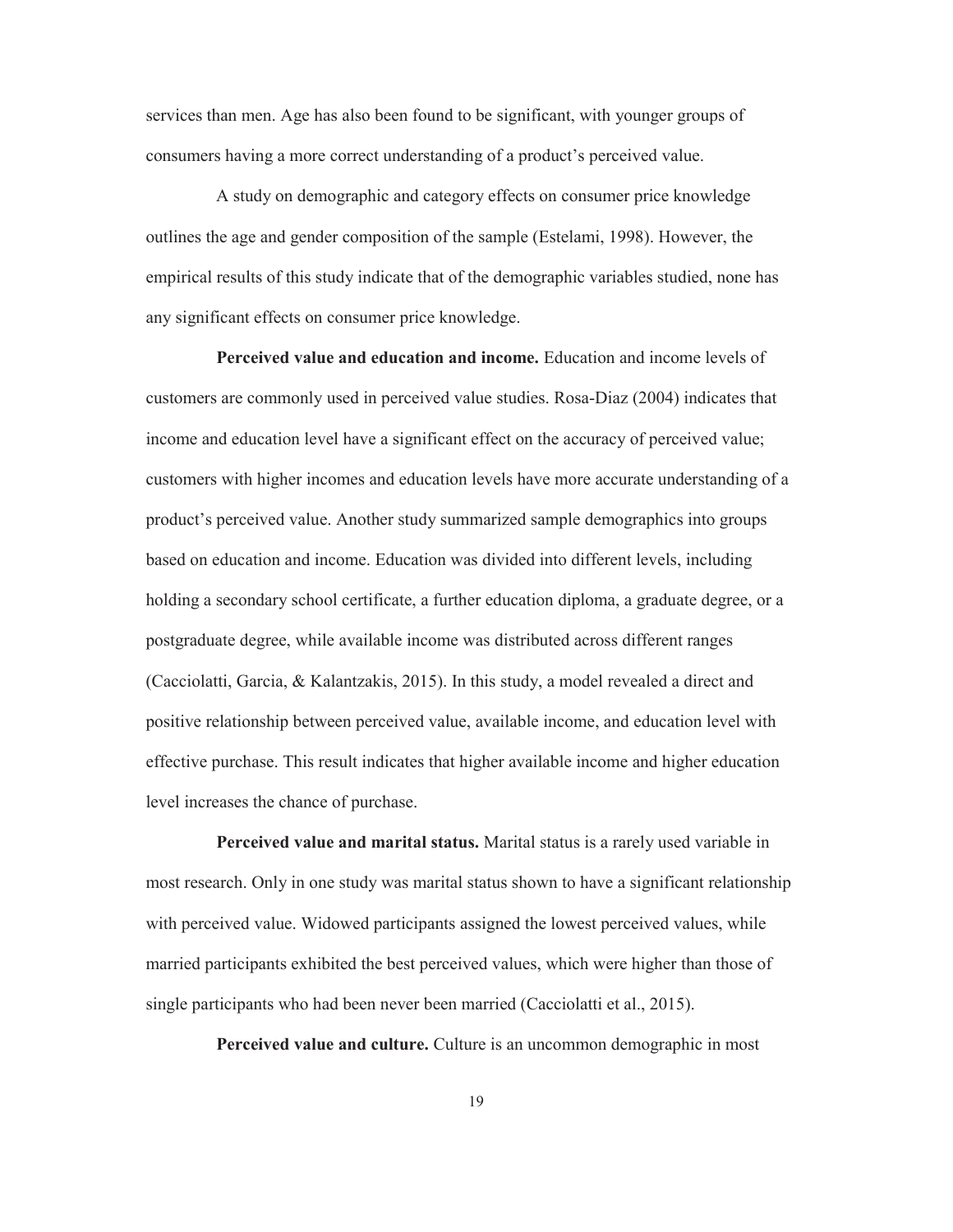services than men. Age has also been found to be significant, with younger groups of consumers having a more correct understanding of a product's perceived value.

A study on demographic and category effects on consumer price knowledge outlines the age and gender composition of the sample (Estelami, 1998). However, the empirical results of this study indicate that of the demographic variables studied, none has any significant effects on consumer price knowledge.

**Perceived value and education and income.** Education and income levels of customers are commonly used in perceived value studies. Rosa-Diaz (2004) indicates that income and education level have a significant effect on the accuracy of perceived value; customers with higher incomes and education levels have more accurate understanding of a product's perceived value. Another study summarized sample demographics into groups based on education and income. Education was divided into different levels, including holding a secondary school certificate, a further education diploma, a graduate degree, or a postgraduate degree, while available income was distributed across different ranges (Cacciolatti, Garcia, & Kalantzakis, 2015). In this study, a model revealed a direct and positive relationship between perceived value, available income, and education level with effective purchase. This result indicates that higher available income and higher education level increases the chance of purchase.

**Perceived value and marital status.** Marital status is a rarely used variable in most research. Only in one study was marital status shown to have a significant relationship with perceived value. Widowed participants assigned the lowest perceived values, while married participants exhibited the best perceived values, which were higher than those of single participants who had been never been married (Cacciolatti et al., 2015).

**Perceived value and culture.** Culture is an uncommon demographic in most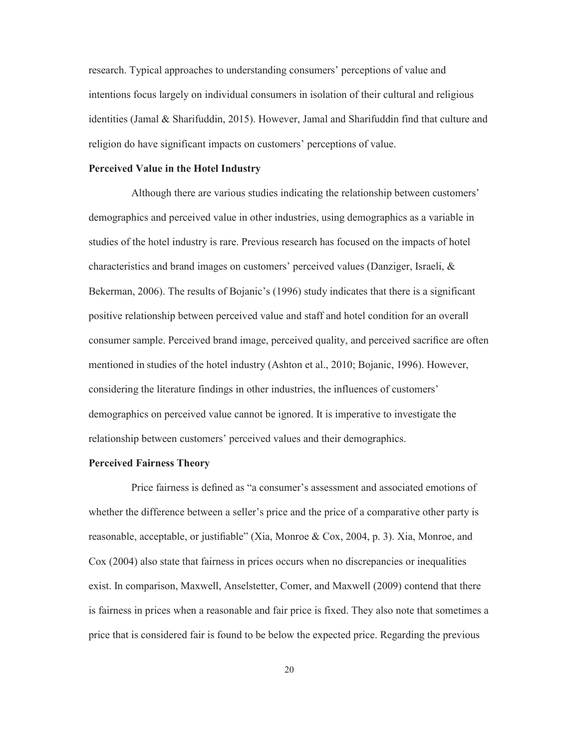research. Typical approaches to understanding consumers' perceptions of value and intentions focus largely on individual consumers in isolation of their cultural and religious identities (Jamal & Sharifuddin, 2015). However, Jamal and Sharifuddin find that culture and religion do have significant impacts on customers' perceptions of value.

### Perceived Value in the Hotel Industry

Although there are various studies indicating the relationship between customers' demographics and perceived value in other industries, using demographics as a variable in studies of the hotel industry is rare. Previous research has focused on the impacts of hotel characteristics and brand images on customers' perceived values (Danziger, Israeli, & Bekerman, 2006). The results of Bojanic's (1996) study indicates that there is a significant positive relationship between perceived value and staff and hotel condition for an overall consumer sample. Perceived brand image, perceived quality, and perceived sacrifice are often mentioned in studies of the hotel industry (Ashton et al., 2010; Bojanic, 1996). However, considering the literature findings in other industries, the influences of customers' demographics on perceived value cannot be ignored. It is imperative to investigate the relationship between customers' perceived values and their demographics.

### Perceived Fairness Theory

Price fairness is defined as "a consumer's assessment and associated emotions of whether the difference between a seller's price and the price of a comparative other party is reasonable, acceptable, or justifiable" (Xia, Monroe & Cox, 2004, p. 3). Xia, Monroe, and Cox (2004) also state that fairness in prices occurs when no discrepancies or inequalities exist. In comparison, Maxwell, Anselstetter, Comer, and Maxwell (2009) contend that there is fairness in prices when a reasonable and fair price is fixed. They also note that sometimes a price that is considered fair is found to be below the expected price. Regarding the previous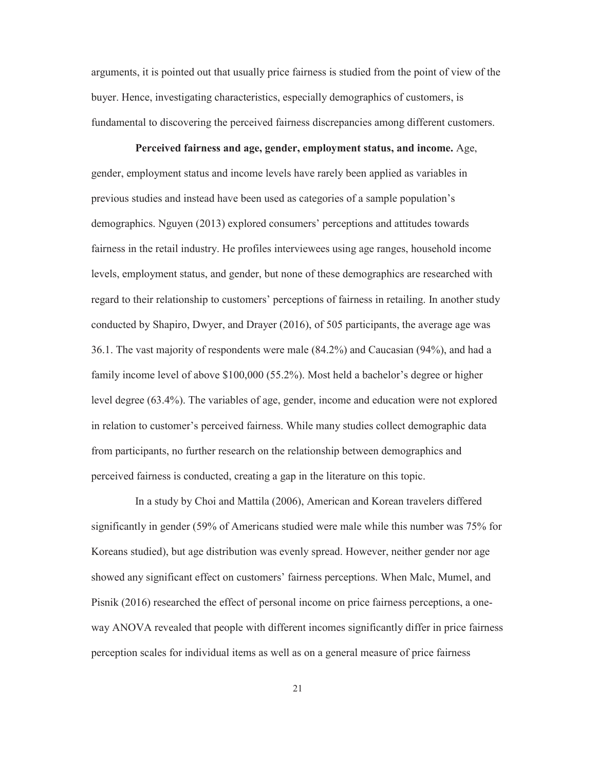arguments, it is pointed out that usually price fairness is studied from the point of view of the buyer. Hence, investigating characteristics, especially demographics of customers, is fundamental to discovering the perceived fairness discrepancies among different customers.

**Perceived fairness and age, gender, employment status, and income.** Age, gender, employment status and income levels have rarely been applied as variables in previous studies and instead have been used as categories of a sample population's demographics. Nguyen (2013) explored consumers' perceptions and attitudes towards fairness in the retail industry. He profiles interviewees using age ranges, household income levels, employment status, and gender, but none of these demographics are researched with regard to their relationship to customers' perceptions of fairness in retailing. In another study conducted by Shapiro, Dwyer, and Drayer (2016), of 505 participants, the average age was 36.1. The vast majority of respondents were male (84.2%) and Caucasian (94%), and had a family income level of above $100,000 (55.2%). Most held a bachelor's degree or higher level degree (63.4%). The variables of age, gender, income and education were not explored in relation to customer's perceived fairness. While many studies collect demographic data from participants, no further research on the relationship between demographics and perceived fairness is conducted, creating a gap in the literature on this topic.

In a study by Choi and Mattila (2006), American and Korean travelers differed significantly in gender (59% of Americans studied were male while this number was 75% for Koreans studied), but age distribution was evenly spread. However, neither gender nor age showed any significant effect on customers' fairness perceptions. When Malc, Mumel, and Pisnik (2016) researched the effect of personal income on price fairness perceptions, a one-way ANOVA revealed that people with different incomes significantly differ in price fairness perception scales for individual items as well as on a general measure of price fairness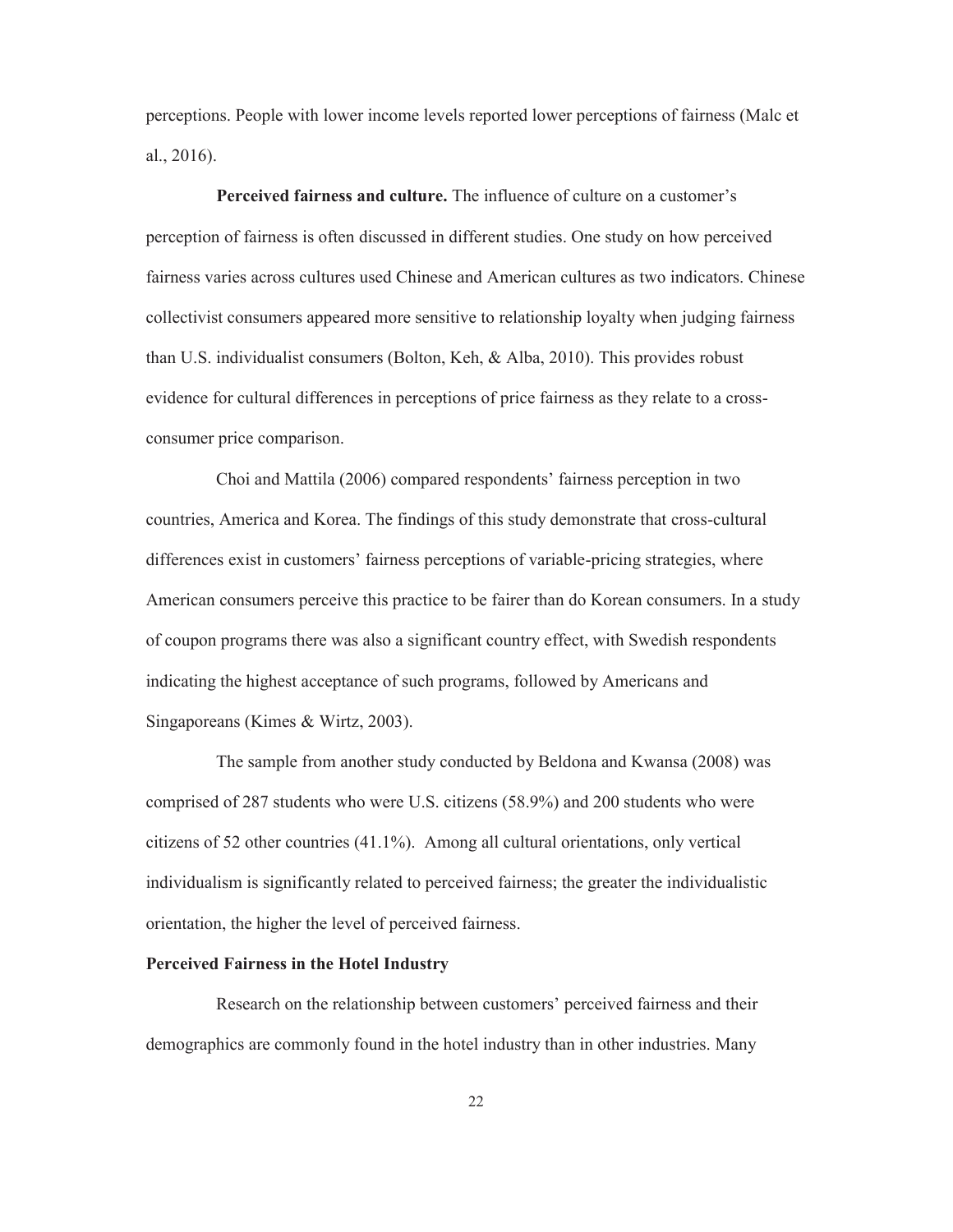perceptions. People with lower income levels reported lower perceptions of fairness (Malc et al., 2016).

**Perceived fairness and culture.** The influence of culture on a customer's perception of fairness is often discussed in different studies. One study on how perceived fairness varies across cultures used Chinese and American cultures as two indicators. Chinese collectivist consumers appeared more sensitive to relationship loyalty when judging fairness than U.S. individualist consumers (Bolton, Keh, & Alba, 2010). This provides robust evidence for cultural differences in perceptions of price fairness as they relate to a cross-consumer price comparison.

Choi and Mattila (2006) compared respondents' fairness perception in two countries, America and Korea. The findings of this study demonstrate that cross-cultural differences exist in customers' fairness perceptions of variable-pricing strategies, where American consumers perceive this practice to be fairer than do Korean consumers. In a study of coupon programs there was also a significant country effect, with Swedish respondents indicating the highest acceptance of such programs, followed by Americans and Singaporeans (Kimes & Wirtz, 2003).

The sample from another study conducted by Beldona and Kwansa (2008) was comprised of 287 students who were U.S. citizens (58.9%) and 200 students who were citizens of 52 other countries (41.1%). Among all cultural orientations, only vertical individualism is significantly related to perceived fairness; the greater the individualistic orientation, the higher the level of perceived fairness.

## Perceived Fairness in the Hotel Industry

Research on the relationship between customers' perceived fairness and their demographics are commonly found in the hotel industry than in other industries. Many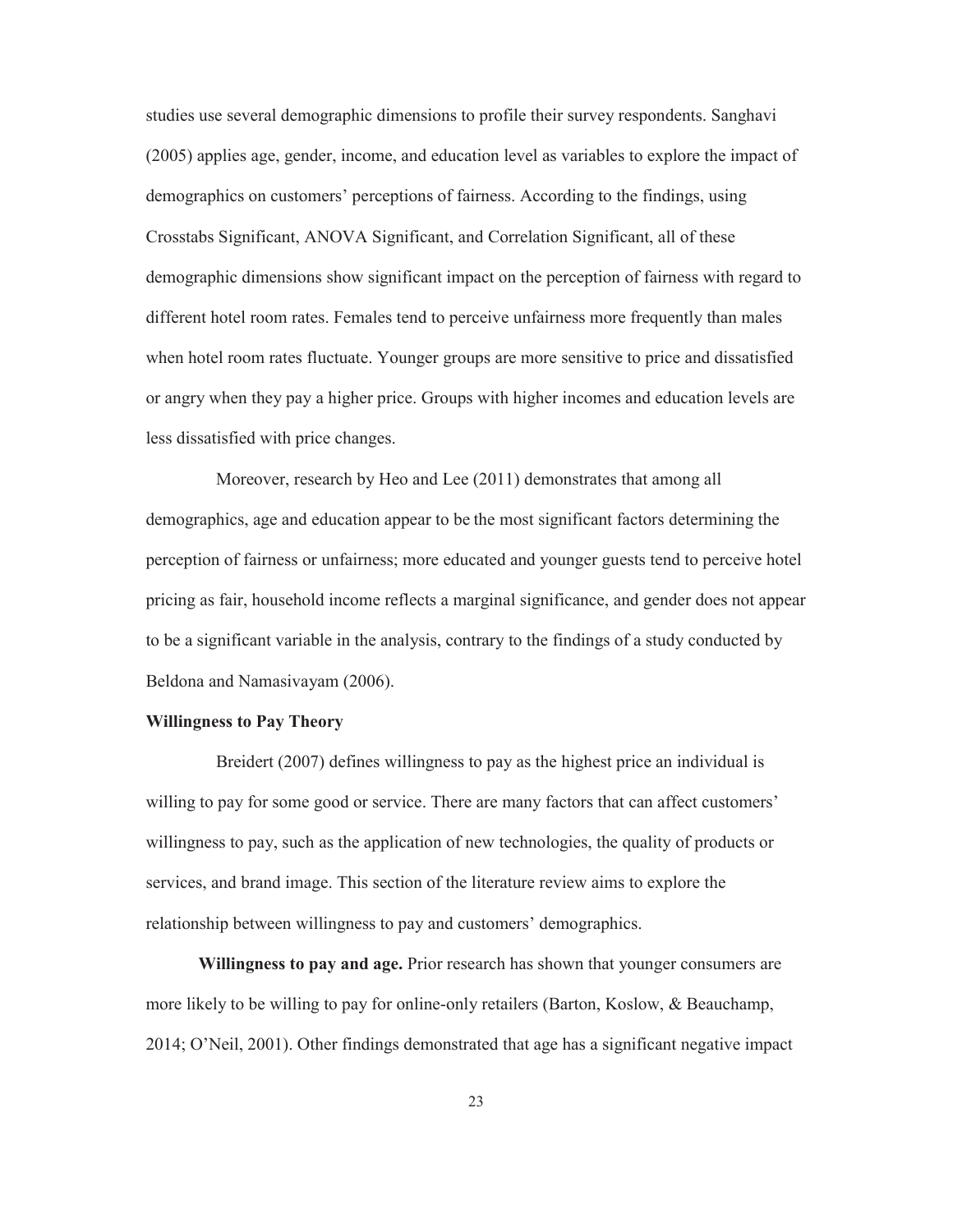studies use several demographic dimensions to profile their survey respondents. Sanghavi (2005) applies age, gender, income, and education level as variables to explore the impact of demographics on customers' perceptions of fairness. According to the findings, using Crosstabs Significant, ANOVA Significant, and Correlation Significant, all of these demographic dimensions show significant impact on the perception of fairness with regard to different hotel room rates. Females tend to perceive unfairness more frequently than males when hotel room rates fluctuate. Younger groups are more sensitive to price and dissatisfied or angry when they pay a higher price. Groups with higher incomes and education levels are less dissatisfied with price changes.

Moreover, research by Heo and Lee (2011) demonstrates that among all demographics, age and education appear to be the most significant factors determining the perception of fairness or unfairness; more educated and younger guests tend to perceive hotel pricing as fair, household income reflects a marginal significance, and gender does not appear to be a significant variable in the analysis, contrary to the findings of a study conducted by Beldona and Namasivayam (2006).

### Willingness to Pay Theory

Breidert (2007) defines willingness to pay as the highest price an individual is willing to pay for some good or service. There are many factors that can affect customers' willingness to pay, such as the application of new technologies, the quality of products or services, and brand image. This section of the literature review aims to explore the relationship between willingness to pay and customers' demographics.

**Willingness to pay and age.** Prior research has shown that younger consumers are more likely to be willing to pay for online-only retailers (Barton, Koslow, & Beauchamp, 2014; O'Neil, 2001). Other findings demonstrated that age has a significant negative impact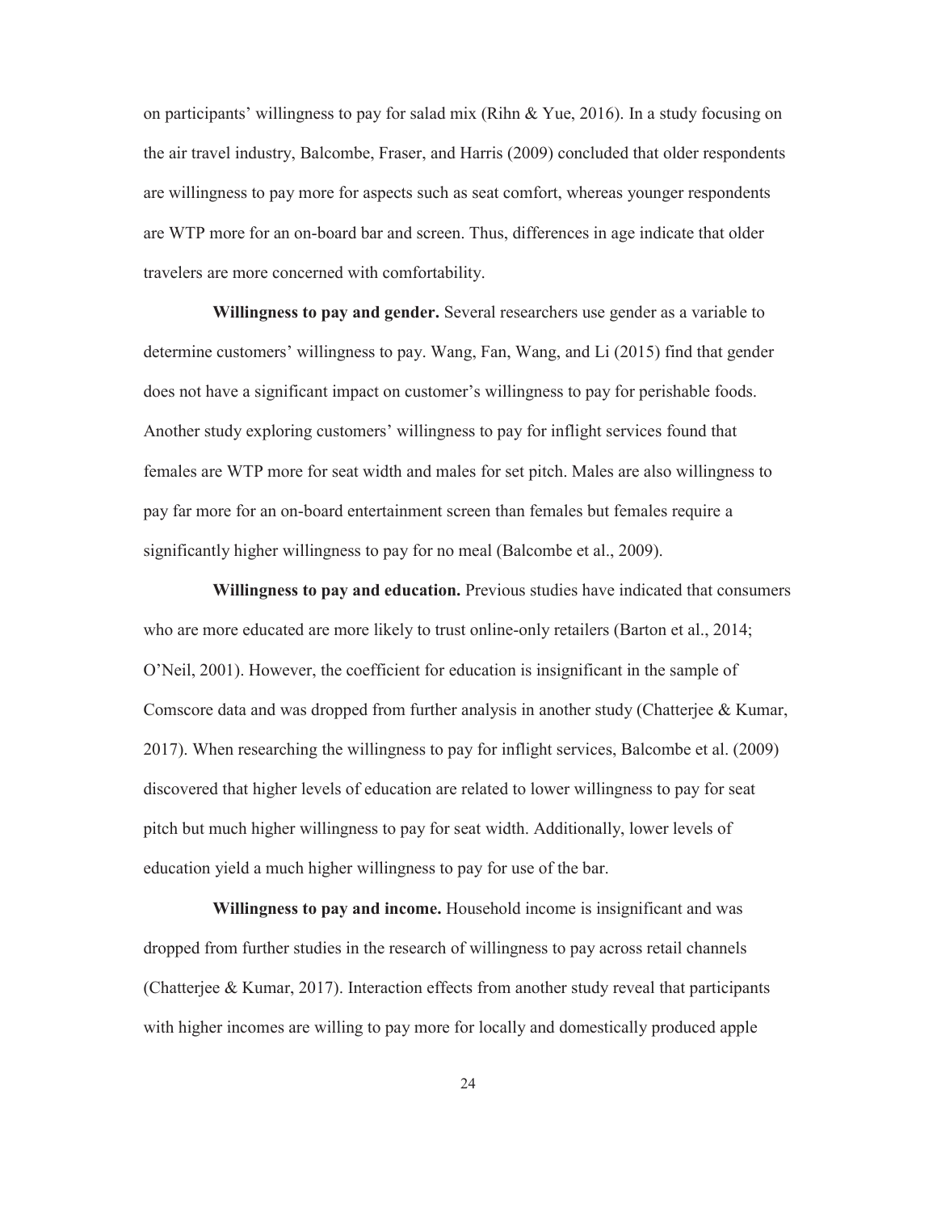on participants' willingness to pay for salad mix (Rihn & Yue, 2016). In a study focusing on the air travel industry, Balcombe, Fraser, and Harris (2009) concluded that older respondents are willingness to pay more for aspects such as seat comfort, whereas younger respondents are WTP more for an on-board bar and screen. Thus, differences in age indicate that older travelers are more concerned with comfortability.

**Willingness to pay and gender.** Several researchers use gender as a variable to determine customers' willingness to pay. Wang, Fan, Wang, and Li (2015) find that gender does not have a significant impact on customer's willingness to pay for perishable foods. Another study exploring customers' willingness to pay for inflight services found that females are WTP more for seat width and males for set pitch. Males are also willingness to pay far more for an on-board entertainment screen than females but females require a significantly higher willingness to pay for no meal (Balcombe et al., 2009).

**Willingness to pay and education.** Previous studies have indicated that consumers who are more educated are more likely to trust online-only retailers (Barton et al., 2014; O'Neil, 2001). However, the coefficient for education is insignificant in the sample of Comscore data and was dropped from further analysis in another study (Chatterjee & Kumar, 2017). When researching the willingness to pay for inflight services, Balcombe et al. (2009) discovered that higher levels of education are related to lower willingness to pay for seat pitch but much higher willingness to pay for seat width. Additionally, lower levels of education yield a much higher willingness to pay for use of the bar.

**Willingness to pay and income.** Household income is insignificant and was dropped from further studies in the research of willingness to pay across retail channels (Chatterjee & Kumar, 2017). Interaction effects from another study reveal that participants with higher incomes are willing to pay more for locally and domestically produced apple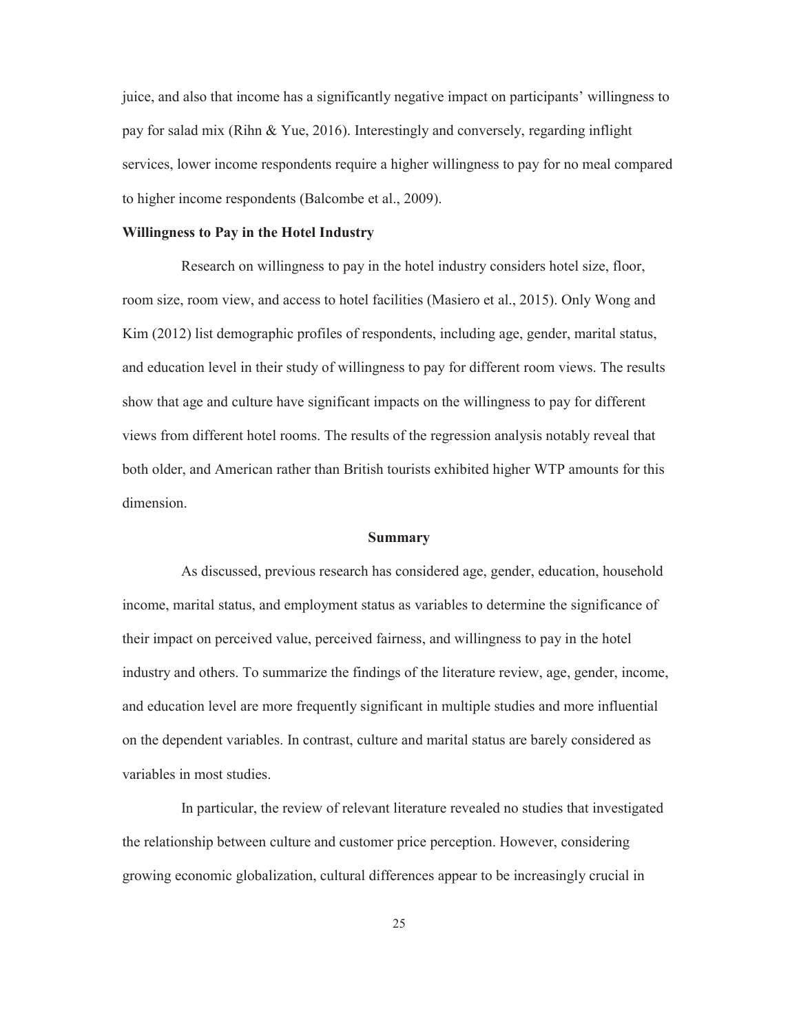juice, and also that income has a significantly negative impact on participants' willingness to pay for salad mix (Rihn & Yue, 2016). Interestingly and conversely, regarding inflight services, lower income respondents require a higher willingness to pay for no meal compared to higher income respondents (Balcombe et al., 2009).

### Willingness to Pay in the Hotel Industry

Research on willingness to pay in the hotel industry considers hotel size, floor, room size, room view, and access to hotel facilities (Masiero et al., 2015). Only Wong and Kim (2012) list demographic profiles of respondents, including age, gender, marital status, and education level in their study of willingness to pay for different room views. The results show that age and culture have significant impacts on the willingness to pay for different views from different hotel rooms. The results of the regression analysis notably reveal that both older, and American rather than British tourists exhibited higher WTP amounts for this dimension.

## Summary

As discussed, previous research has considered age, gender, education, household income, marital status, and employment status as variables to determine the significance of their impact on perceived value, perceived fairness, and willingness to pay in the hotel industry and others. To summarize the findings of the literature review, age, gender, income, and education level are more frequently significant in multiple studies and more influential on the dependent variables. In contrast, culture and marital status are barely considered as variables in most studies.

In particular, the review of relevant literature revealed no studies that investigated the relationship between culture and customer price perception. However, considering growing economic globalization, cultural differences appear to be increasingly crucial in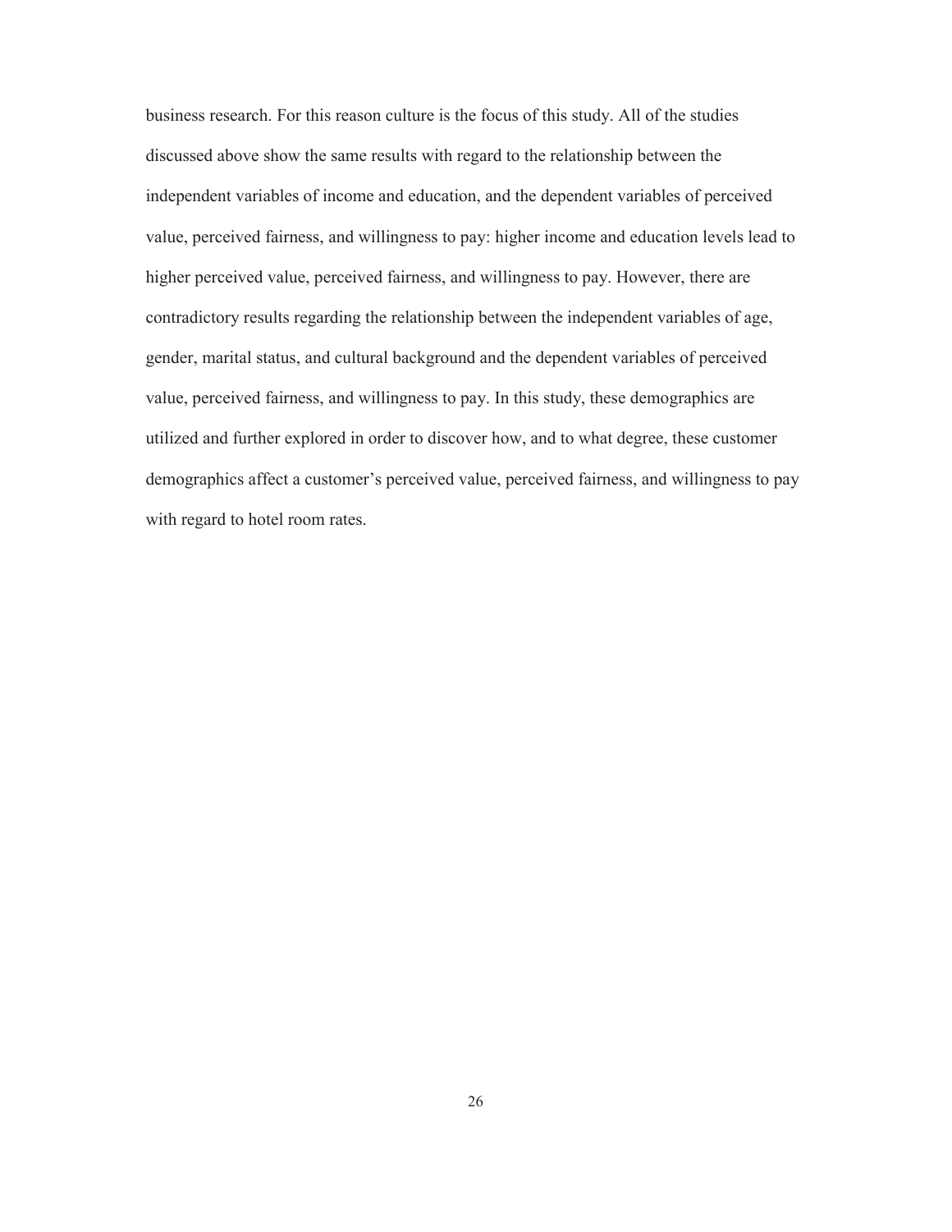business research. For this reason culture is the focus of this study. All of the studies discussed above show the same results with regard to the relationship between the independent variables of income and education, and the dependent variables of perceived value, perceived fairness, and willingness to pay: higher income and education levels lead to higher perceived value, perceived fairness, and willingness to pay. However, there are contradictory results regarding the relationship between the independent variables of age, gender, marital status, and cultural background and the dependent variables of perceived value, perceived fairness, and willingness to pay. In this study, these demographics are utilized and further explored in order to discover how, and to what degree, these customer demographics affect a customer's perceived value, perceived fairness, and willingness to pay with regard to hotel room rates.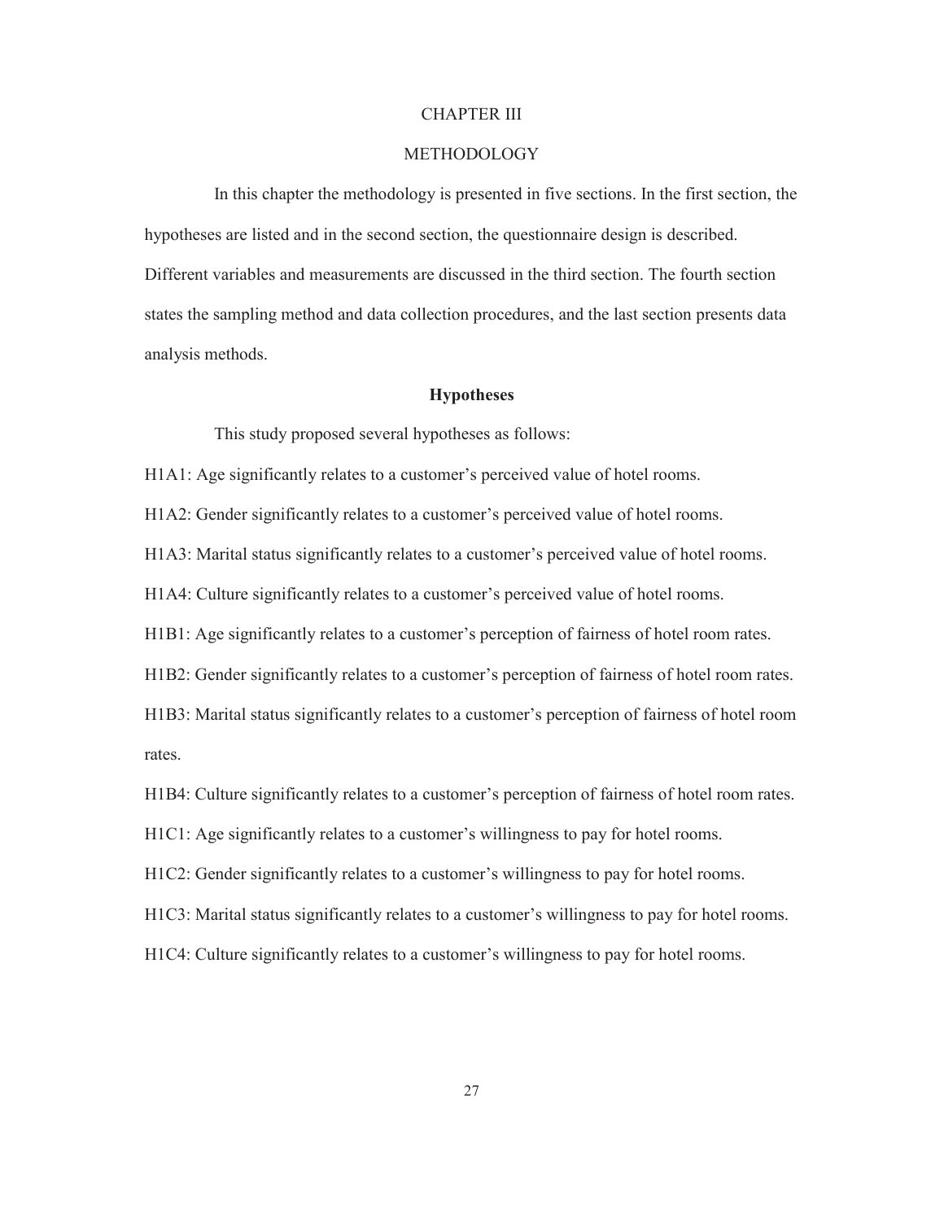# CHAPTER III

# METHODOLOGY

In this chapter the methodology is presented in five sections. In the first section, the hypotheses are listed and in the second section, the questionnaire design is described. Different variables and measurements are discussed in the third section. The fourth section states the sampling method and data collection procedures, and the last section presents data analysis methods.

## Hypotheses

This study proposed several hypotheses as follows:

H1A1: Age significantly relates to a customer's perceived value of hotel rooms.

H1A2: Gender significantly relates to a customer's perceived value of hotel rooms.

H1A3: Marital status significantly relates to a customer's perceived value of hotel rooms.

H1A4: Culture significantly relates to a customer's perceived value of hotel rooms.

H1B1: Age significantly relates to a customer's perception of fairness of hotel room rates.

H1B2: Gender significantly relates to a customer's perception of fairness of hotel room rates.

H1B3: Marital status significantly relates to a customer's perception of fairness of hotel room rates.

H1B4: Culture significantly relates to a customer's perception of fairness of hotel room rates.

H1C1: Age significantly relates to a customer's willingness to pay for hotel rooms.

H1C2: Gender significantly relates to a customer's willingness to pay for hotel rooms.

H1C3: Marital status significantly relates to a customer's willingness to pay for hotel rooms.

H1C4: Culture significantly relates to a customer's willingness to pay for hotel rooms.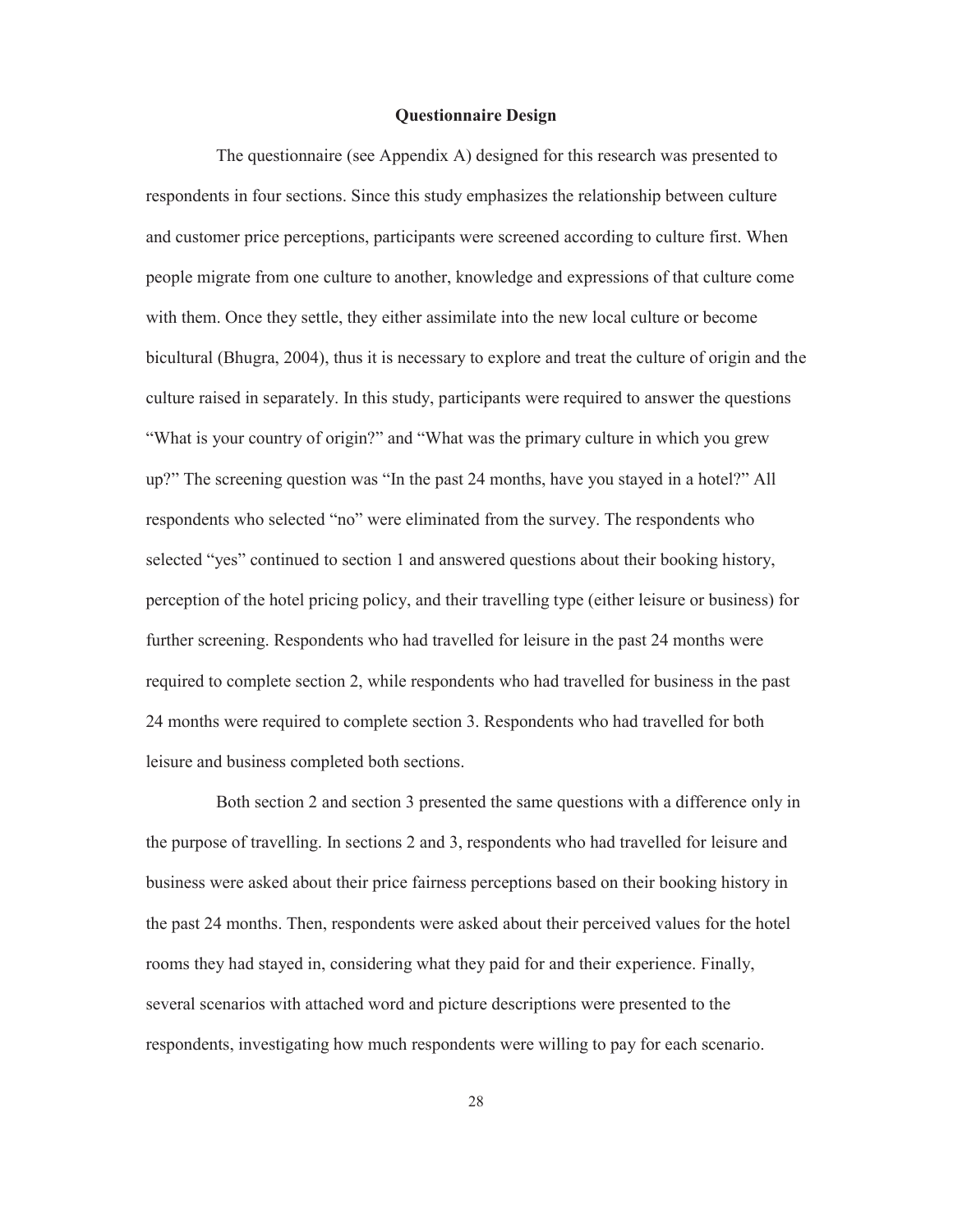## Questionnaire Design

The questionnaire (see Appendix A) designed for this research was presented to respondents in four sections. Since this study emphasizes the relationship between culture and customer price perceptions, participants were screened according to culture first. When people migrate from one culture to another, knowledge and expressions of that culture come with them. Once they settle, they either assimilate into the new local culture or become bicultural (Bhugra, 2004), thus it is necessary to explore and treat the culture of origin and the culture raised in separately. In this study, participants were required to answer the questions "What is your country of origin?" and "What was the primary culture in which you grew up?" The screening question was "In the past 24 months, have you stayed in a hotel?" All respondents who selected "no" were eliminated from the survey. The respondents who selected "yes" continued to section 1 and answered questions about their booking history, perception of the hotel pricing policy, and their travelling type (either leisure or business) for further screening. Respondents who had travelled for leisure in the past 24 months were required to complete section 2, while respondents who had travelled for business in the past 24 months were required to complete section 3. Respondents who had travelled for both leisure and business completed both sections.

Both section 2 and section 3 presented the same questions with a difference only in the purpose of travelling. In sections 2 and 3, respondents who had travelled for leisure and business were asked about their price fairness perceptions based on their booking history in the past 24 months. Then, respondents were asked about their perceived values for the hotel rooms they had stayed in, considering what they paid for and their experience. Finally, several scenarios with attached word and picture descriptions were presented to the respondents, investigating how much respondents were willing to pay for each scenario.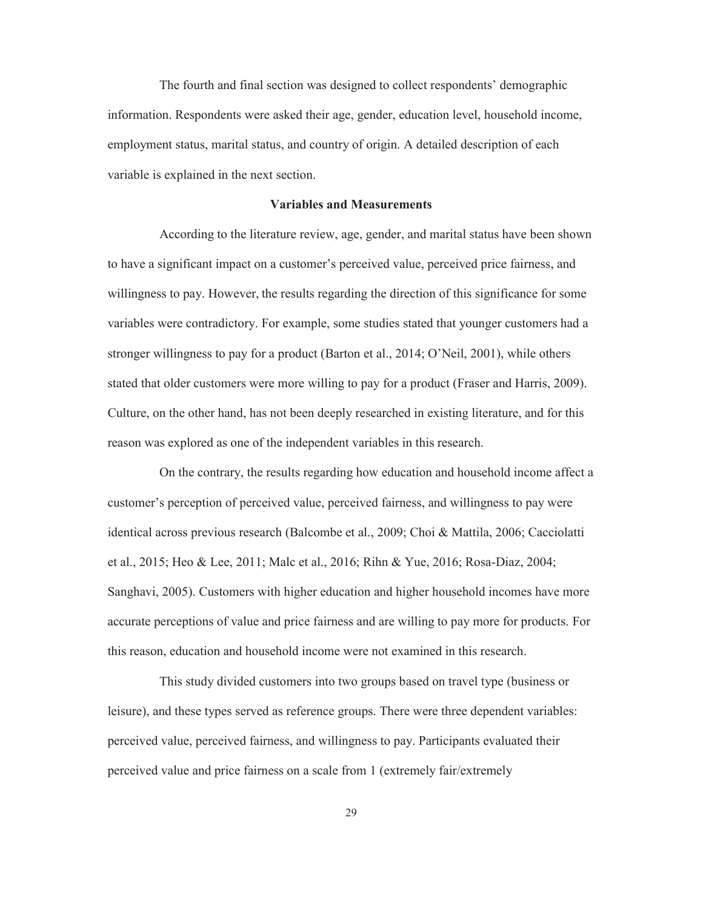The fourth and final section was designed to collect respondents' demographic information. Respondents were asked their age, gender, education level, household income, employment status, marital status, and country of origin. A detailed description of each variable is explained in the next section.

## Variables and Measurements

According to the literature review, age, gender, and marital status have been shown to have a significant impact on a customer's perceived value, perceived price fairness, and willingness to pay. However, the results regarding the direction of this significance for some variables were contradictory. For example, some studies stated that younger customers had a stronger willingness to pay for a product (Barton et al., 2014; O'Neil, 2001), while others stated that older customers were more willing to pay for a product (Fraser and Harris, 2009). Culture, on the other hand, has not been deeply researched in existing literature, and for this reason was explored as one of the independent variables in this research.

On the contrary, the results regarding how education and household income affect a customer's perception of perceived value, perceived fairness, and willingness to pay were identical across previous research (Balcombe et al., 2009; Choi & Mattila, 2006; Cacciolatti et al., 2015; Heo & Lee, 2011; Malc et al., 2016; Rihn & Yue, 2016; Rosa-Diaz, 2004; Sanghavi, 2005). Customers with higher education and higher household incomes have more accurate perceptions of value and price fairness and are willing to pay more for products. For this reason, education and household income were not examined in this research.

This study divided customers into two groups based on travel type (business or leisure), and these types served as reference groups. There were three dependent variables: perceived value, perceived fairness, and willingness to pay. Participants evaluated their perceived value and price fairness on a scale from 1 (extremely fair/extremely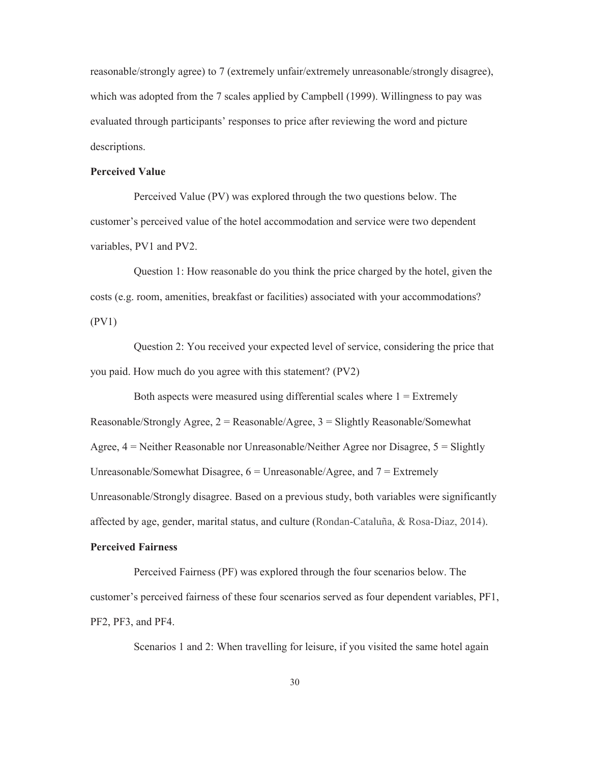reasonable/strongly agree) to 7 (extremely unfair/extremely unreasonable/strongly disagree), which was adopted from the 7 scales applied by Campbell (1999). Willingness to pay was evaluated through participants' responses to price after reviewing the word and picture descriptions.

**Perceived Value**

Perceived Value (PV) was explored through the two questions below. The customer's perceived value of the hotel accommodation and service were two dependent variables, PV1 and PV2.

Question 1: How reasonable do you think the price charged by the hotel, given the costs (e.g. room, amenities, breakfast or facilities) associated with your accommodations? (PV1)

Question 2: You received your expected level of service, considering the price that you paid. How much do you agree with this statement? (PV2)

Both aspects were measured using differential scales where 1 = Extremely Reasonable/Strongly Agree, 2 = Reasonable/Agree, 3 = Slightly Reasonable/Somewhat Agree, 4 = Neither Reasonable nor Unreasonable/Neither Agree nor Disagree, 5 = Slightly Unreasonable/Somewhat Disagree, 6 = Unreasonable/Agree, and 7 = Extremely Unreasonable/Strongly disagree. Based on a previous study, both variables were significantly affected by age, gender, marital status, and culture (Rondan-Cataluña, & Rosa-Diaz, 2014).

**Perceived Fairness**

Perceived Fairness (PF) was explored through the four scenarios below. The customer's perceived fairness of these four scenarios served as four dependent variables, PF1, PF2, PF3, and PF4.

Scenarios 1 and 2: When travelling for leisure, if you visited the same hotel again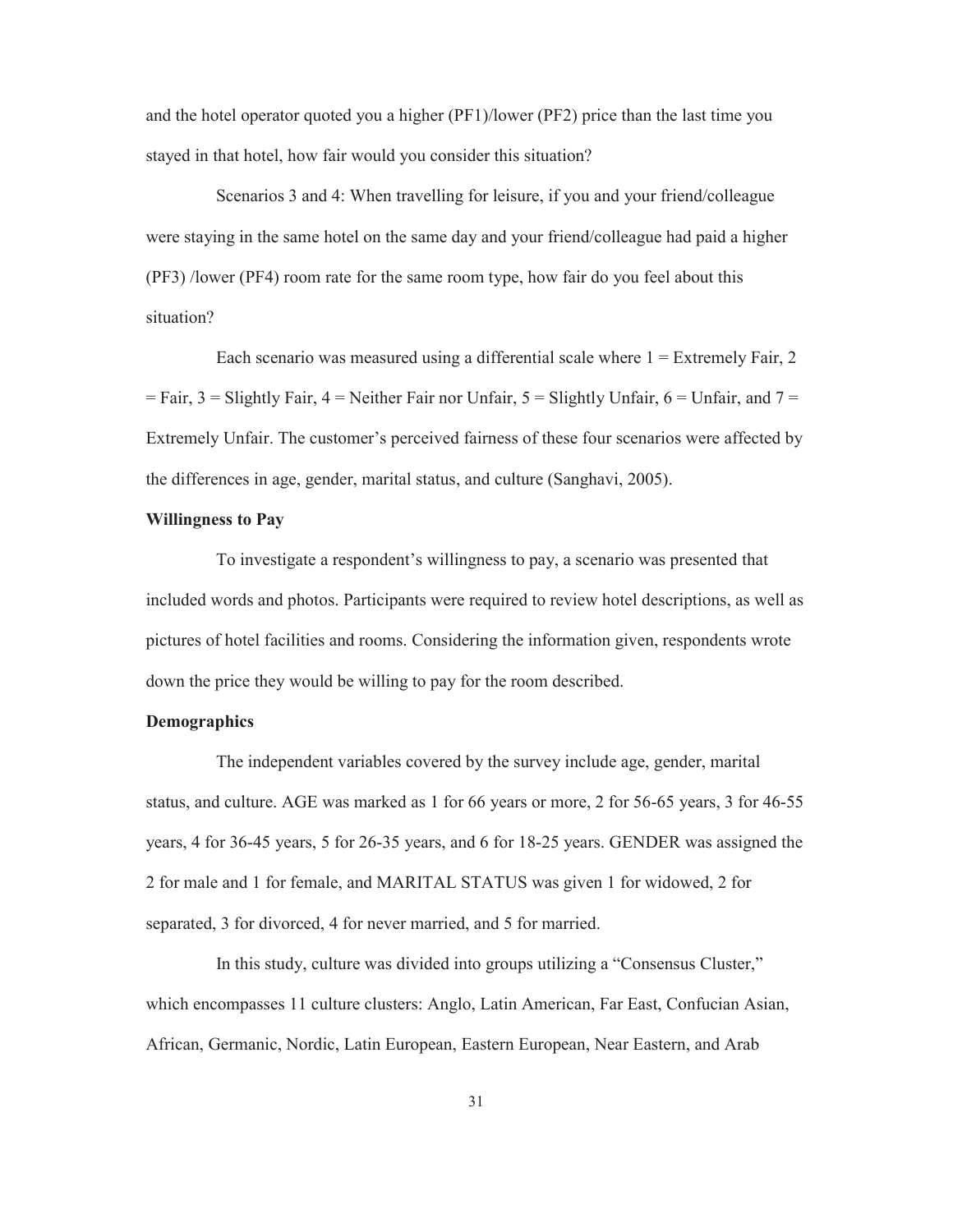and the hotel operator quoted you a higher (PF1)/lower (PF2) price than the last time you stayed in that hotel, how fair would you consider this situation?

Scenarios 3 and 4: When travelling for leisure, if you and your friend/colleague were staying in the same hotel on the same day and your friend/colleague had paid a higher (PF3) /lower (PF4) room rate for the same room type, how fair do you feel about this situation?

Each scenario was measured using a differential scale where 1 = Extremely Fair, 2 = Fair, 3 = Slightly Fair, 4 = Neither Fair nor Unfair, 5 = Slightly Unfair, 6 = Unfair, and 7 = Extremely Unfair. The customer's perceived fairness of these four scenarios were affected by the differences in age, gender, marital status, and culture (Sanghavi, 2005).

**Willingness to Pay**

To investigate a respondent's willingness to pay, a scenario was presented that included words and photos. Participants were required to review hotel descriptions, as well as pictures of hotel facilities and rooms. Considering the information given, respondents wrote down the price they would be willing to pay for the room described.

**Demographics**

The independent variables covered by the survey include age, gender, marital status, and culture. AGE was marked as 1 for 66 years or more, 2 for 56-65 years, 3 for 46-55 years, 4 for 36-45 years, 5 for 26-35 years, and 6 for 18-25 years. GENDER was assigned the 2 for male and 1 for female, and MARITAL STATUS was given 1 for widowed, 2 for separated, 3 for divorced, 4 for never married, and 5 for married.

In this study, culture was divided into groups utilizing a "Consensus Cluster," which encompasses 11 culture clusters: Anglo, Latin American, Far East, Confucian Asian, African, Germanic, Nordic, Latin European, Eastern European, Near Eastern, and Arab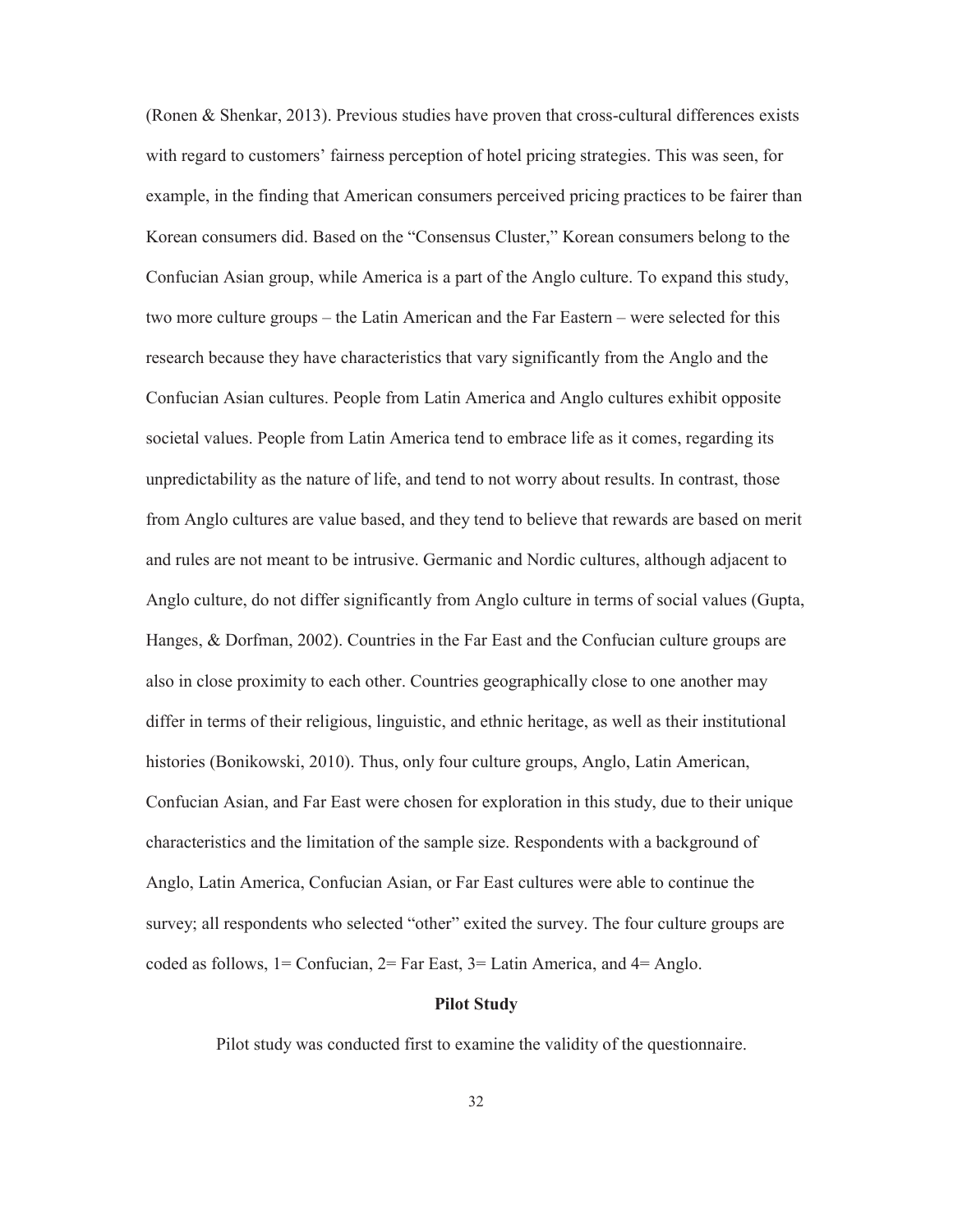(Ronen & Shenkar, 2013). Previous studies have proven that cross-cultural differences exists with regard to customers' fairness perception of hotel pricing strategies. This was seen, for example, in the finding that American consumers perceived pricing practices to be fairer than Korean consumers did. Based on the "Consensus Cluster," Korean consumers belong to the Confucian Asian group, while America is a part of the Anglo culture. To expand this study, two more culture groups – the Latin American and the Far Eastern – were selected for this research because they have characteristics that vary significantly from the Anglo and the Confucian Asian cultures. People from Latin America and Anglo cultures exhibit opposite societal values. People from Latin America tend to embrace life as it comes, regarding its unpredictability as the nature of life, and tend to not worry about results. In contrast, those from Anglo cultures are value based, and they tend to believe that rewards are based on merit and rules are not meant to be intrusive. Germanic and Nordic cultures, although adjacent to Anglo culture, do not differ significantly from Anglo culture in terms of social values (Gupta, Hanges, & Dorfman, 2002). Countries in the Far East and the Confucian culture groups are also in close proximity to each other. Countries geographically close to one another may differ in terms of their religious, linguistic, and ethnic heritage, as well as their institutional histories (Bonikowski, 2010). Thus, only four culture groups, Anglo, Latin American, Confucian Asian, and Far East were chosen for exploration in this study, due to their unique characteristics and the limitation of the sample size. Respondents with a background of Anglo, Latin America, Confucian Asian, or Far East cultures were able to continue the survey; all respondents who selected "other" exited the survey. The four culture groups are coded as follows, 1= Confucian, 2= Far East, 3= Latin America, and 4= Anglo.

## Pilot Study

Pilot study was conducted first to examine the validity of the questionnaire.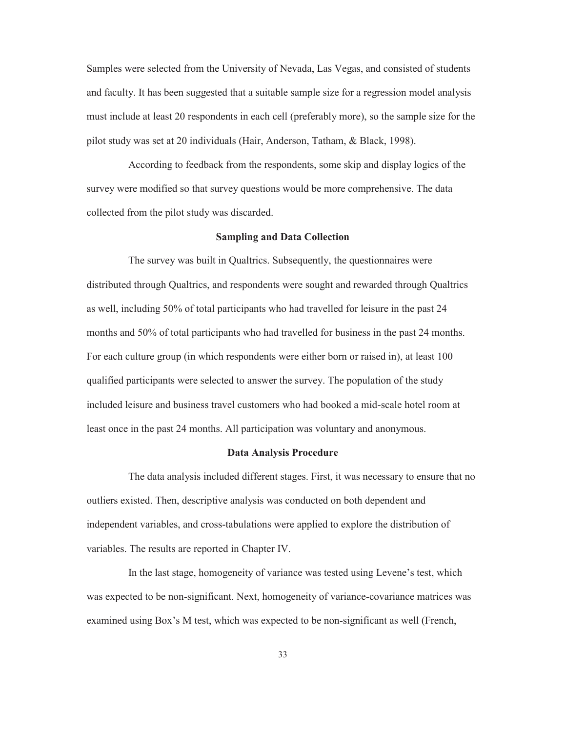Samples were selected from the University of Nevada, Las Vegas, and consisted of students and faculty. It has been suggested that a suitable sample size for a regression model analysis must include at least 20 respondents in each cell (preferably more), so the sample size for the pilot study was set at 20 individuals (Hair, Anderson, Tatham, & Black, 1998).

According to feedback from the respondents, some skip and display logics of the survey were modified so that survey questions would be more comprehensive. The data collected from the pilot study was discarded.

### Sampling and Data Collection

The survey was built in Qualtrics. Subsequently, the questionnaires were distributed through Qualtrics, and respondents were sought and rewarded through Qualtrics as well, including 50% of total participants who had travelled for leisure in the past 24 months and 50% of total participants who had travelled for business in the past 24 months. For each culture group (in which respondents were either born or raised in), at least 100 qualified participants were selected to answer the survey. The population of the study included leisure and business travel customers who had booked a mid-scale hotel room at least once in the past 24 months. All participation was voluntary and anonymous.

### Data Analysis Procedure

The data analysis included different stages. First, it was necessary to ensure that no outliers existed. Then, descriptive analysis was conducted on both dependent and independent variables, and cross-tabulations were applied to explore the distribution of variables. The results are reported in Chapter IV.

In the last stage, homogeneity of variance was tested using Levene's test, which was expected to be non-significant. Next, homogeneity of variance-covariance matrices was examined using Box's M test, which was expected to be non-significant as well (French,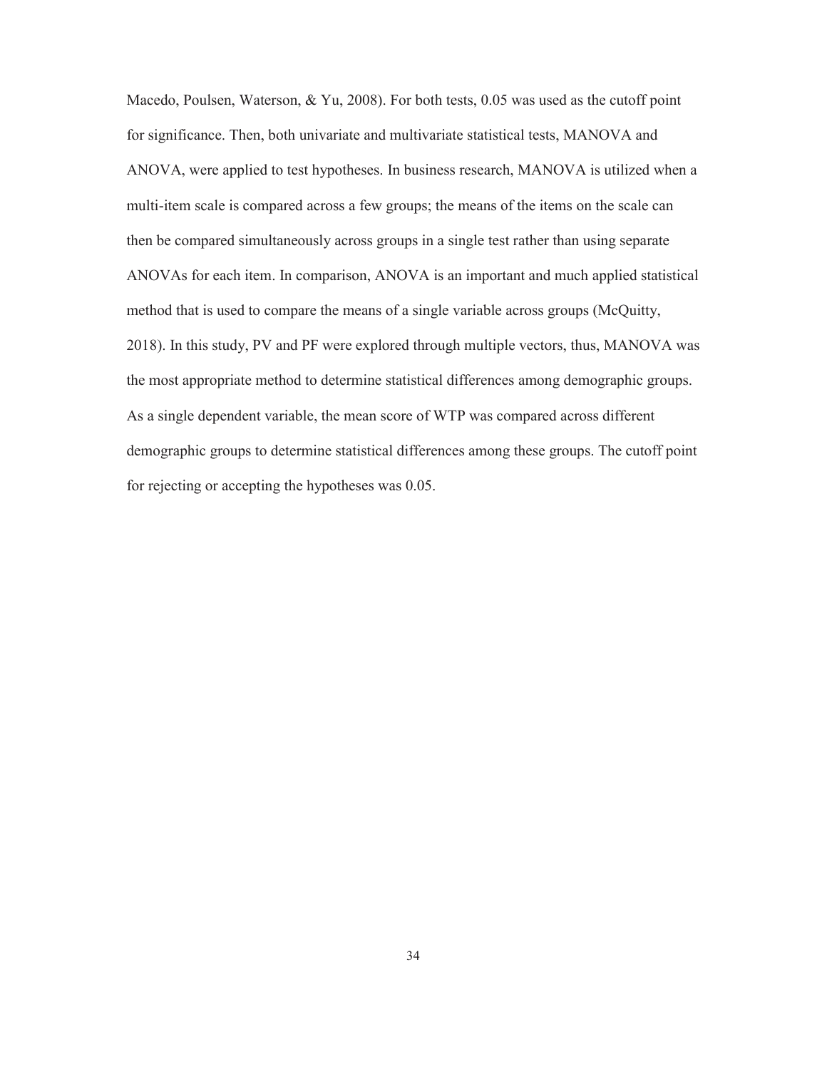Macedo, Poulsen, Waterson, & Yu, 2008). For both tests, 0.05 was used as the cutoff point for significance. Then, both univariate and multivariate statistical tests, MANOVA and ANOVA, were applied to test hypotheses. In business research, MANOVA is utilized when a multi-item scale is compared across a few groups; the means of the items on the scale can then be compared simultaneously across groups in a single test rather than using separate ANOVAs for each item. In comparison, ANOVA is an important and much applied statistical method that is used to compare the means of a single variable across groups (McQuitty, 2018). In this study, PV and PF were explored through multiple vectors, thus, MANOVA was the most appropriate method to determine statistical differences among demographic groups. As a single dependent variable, the mean score of WTP was compared across different demographic groups to determine statistical differences among these groups. The cutoff point for rejecting or accepting the hypotheses was 0.05.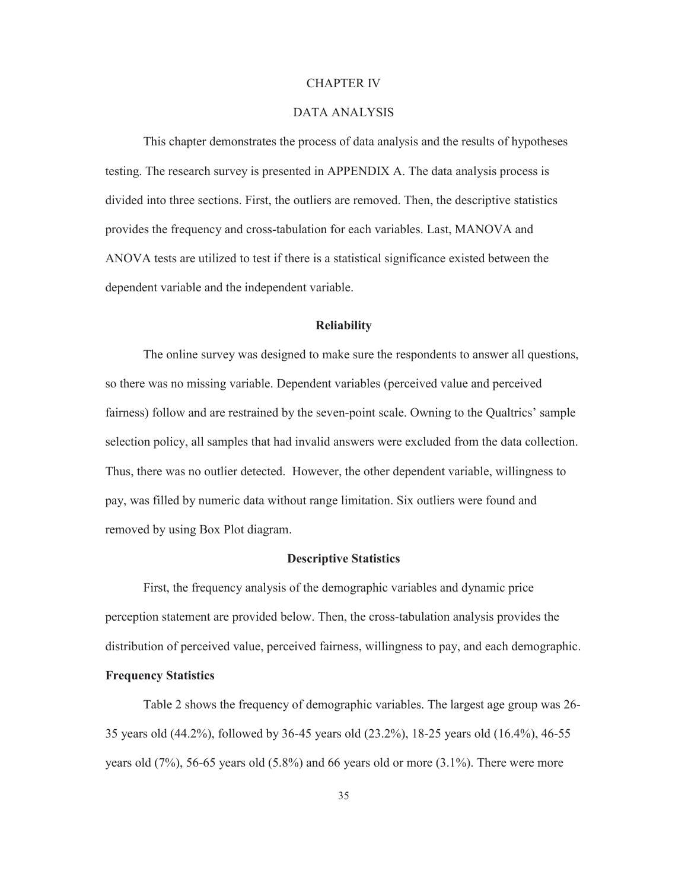# CHAPTER IV

# DATA ANALYSIS

This chapter demonstrates the process of data analysis and the results of hypotheses testing. The research survey is presented in APPENDIX A. The data analysis process is divided into three sections. First, the outliers are removed. Then, the descriptive statistics provides the frequency and cross-tabulation for each variables. Last, MANOVA and ANOVA tests are utilized to test if there is a statistical significance existed between the dependent variable and the independent variable.

## Reliability

The online survey was designed to make sure the respondents to answer all questions, so there was no missing variable. Dependent variables (perceived value and perceived fairness) follow and are restrained by the seven-point scale. Owning to the Qualtrics' sample selection policy, all samples that had invalid answers were excluded from the data collection. Thus, there was no outlier detected. However, the other dependent variable, willingness to pay, was filled by numeric data without range limitation. Six outliers were found and removed by using Box Plot diagram.

## Descriptive Statistics

First, the frequency analysis of the demographic variables and dynamic price perception statement are provided below. Then, the cross-tabulation analysis provides the distribution of perceived value, perceived fairness, willingness to pay, and each demographic.

### Frequency Statistics

Table 2 shows the frequency of demographic variables. The largest age group was 26-35 years old (44.2%), followed by 36-45 years old (23.2%), 18-25 years old (16.4%), 46-55 years old (7%), 56-65 years old (5.8%) and 66 years old or more (3.1%). There were more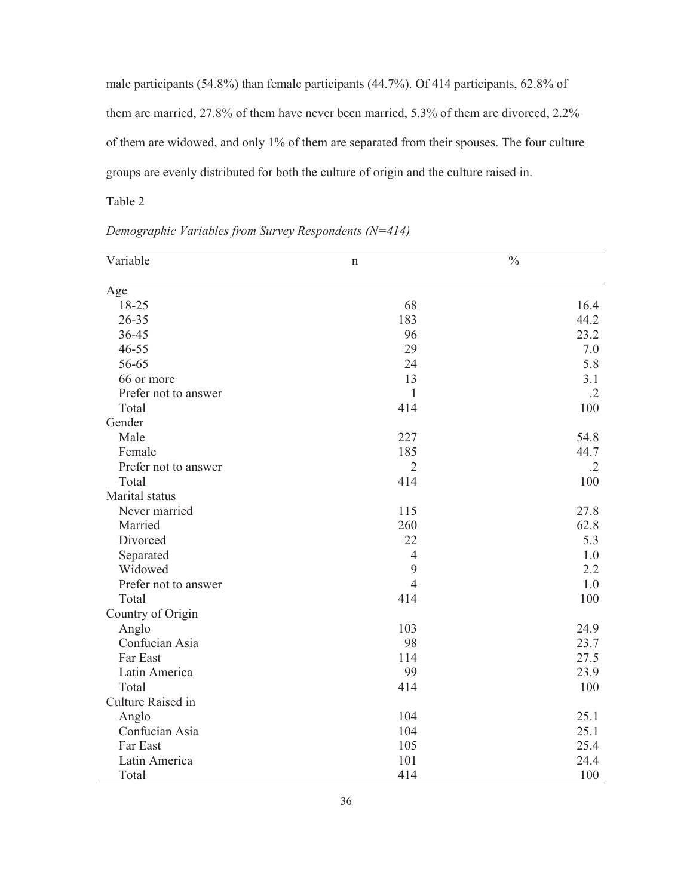male participants (54.8%) than female participants (44.7%). Of 414 participants, 62.8% of them are married, 27.8% of them have never been married, 5.3% of them are divorced, 2.2% of them are widowed, and only 1% of them are separated from their spouses. The four culture groups are evenly distributed for both the culture of origin and the culture raised in.

Table 2

*Demographic Variables from Survey Respondents (N=414)*

| Variable | n | % |
|---|---|---|
| Age | | |
| 18-25 | 68 | 16.4 |
| 26-35 | 183 | 44.2 |
| 36-45 | 96 | 23.2 |
| 46-55 | 29 | 7.0 |
| 56-65 | 24 | 5.8 |
| 66 or more | 13 | 3.1 |
| Prefer not to answer | 1 | .2 |
| Total | 414 | 100 |
| Gender | | |
| Male | 227 | 54.8 |
| Female | 185 | 44.7 |
| Prefer not to answer | 2 | .2 |
| Total | 414 | 100 |
| Marital status | | |
| Never married | 115 | 27.8 |
| Married | 260 | 62.8 |
| Divorced | 22 | 5.3 |
| Separated | 4 | 1.0 |
| Widowed | 9 | 2.2 |
| Prefer not to answer | 4 | 1.0 |
| Total | 414 | 100 |
| Country of Origin | | |
| Anglo | 103 | 24.9 |
| Confucian Asia | 98 | 23.7 |
| Far East | 114 | 27.5 |
| Latin America | 99 | 23.9 |
| Total | 414 | 100 |
| Culture Raised in | | |
| Anglo | 104 | 25.1 |
| Confucian Asia | 104 | 25.1 |
| Far East | 105 | 25.4 |
| Latin America | 101 | 24.4 |
| Total | 414 | 100 |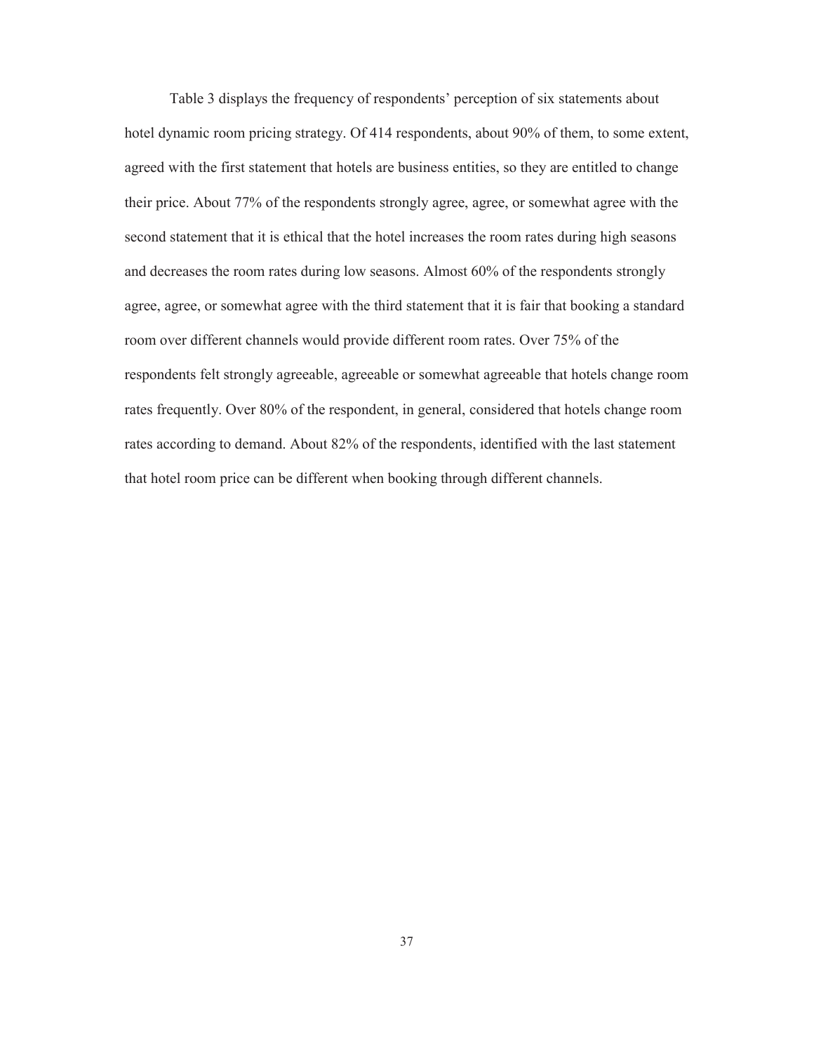Table 3 displays the frequency of respondents' perception of six statements about hotel dynamic room pricing strategy. Of 414 respondents, about 90% of them, to some extent, agreed with the first statement that hotels are business entities, so they are entitled to change their price. About 77% of the respondents strongly agree, agree, or somewhat agree with the second statement that it is ethical that the hotel increases the room rates during high seasons and decreases the room rates during low seasons. Almost 60% of the respondents strongly agree, agree, or somewhat agree with the third statement that it is fair that booking a standard room over different channels would provide different room rates. Over 75% of the respondents felt strongly agreeable, agreeable or somewhat agreeable that hotels change room rates frequently. Over 80% of the respondent, in general, considered that hotels change room rates according to demand. About 82% of the respondents, identified with the last statement that hotel room price can be different when booking through different channels.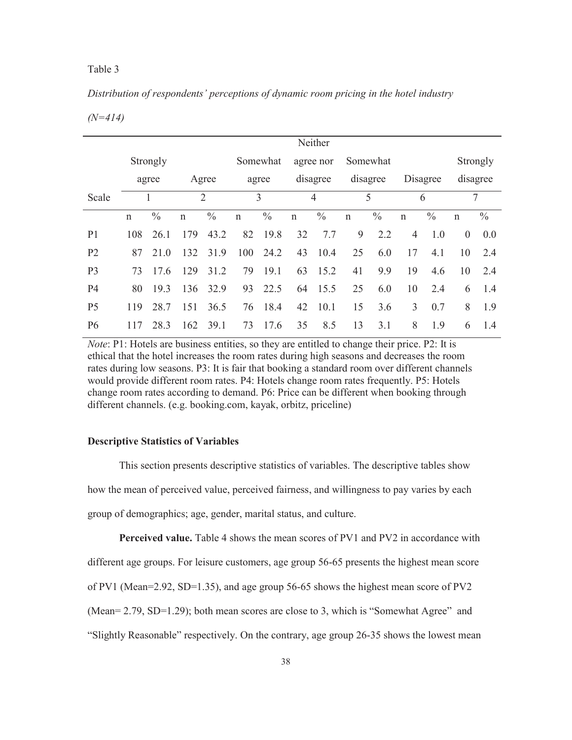Table 3

*Distribution of respondents' perceptions of dynamic room pricing in the hotel industry (N=414)*

| | Strongly agree | | Agree | | Somewhat agree | | Neither agree nor disagree | | Somewhat disagree | | Disagree | | Strongly disagree | |
|---|---|---|---|---|---|---|---|---|---|---|---|---|---|---|
| Scale | 1 | | 2 | | 3 | | 4 | | 5 | | 6 | | 7 | |
| | n | % | n | % | n | % | n | % | n | % | n | % | n | % |
| P1 | 108 | 26.1 | 179 | 43.2 | 82 | 19.8 | 32 | 7.7 | 9 | 2.2 | 4 | 1.0 | 0 | 0.0 |
| P2 | 87 | 21.0 | 132 | 31.9 | 100 | 24.2 | 43 | 10.4 | 25 | 6.0 | 17 | 4.1 | 10 | 2.4 |
| P3 | 73 | 17.6 | 129 | 31.2 | 79 | 19.1 | 63 | 15.2 | 41 | 9.9 | 19 | 4.6 | 10 | 2.4 |
| P4 | 80 | 19.3 | 136 | 32.9 | 93 | 22.5 | 64 | 15.5 | 25 | 6.0 | 10 | 2.4 | 6 | 1.4 |
| P5 | 119 | 28.7 | 151 | 36.5 | 76 | 18.4 | 42 | 10.1 | 15 | 3.6 | 3 | 0.7 | 8 | 1.9 |
| P6 | 117 | 28.3 | 162 | 39.1 | 73 | 17.6 | 35 | 8.5 | 13 | 3.1 | 8 | 1.9 | 6 | 1.4 |

*Note*: P1: Hotels are business entities, so they are entitled to change their price. P2: It is ethical that the hotel increases the room rates during high seasons and decreases the room rates during low seasons. P3: It is fair that booking a standard room over different channels would provide different room rates. P4: Hotels change room rates frequently. P5: Hotels change room rates according to demand. P6: Price can be different when booking through different channels. (e.g. booking.com, kayak, orbitz, priceline)

**Descriptive Statistics of Variables**

This section presents descriptive statistics of variables. The descriptive tables show how the mean of perceived value, perceived fairness, and willingness to pay varies by each group of demographics; age, gender, marital status, and culture.

**Perceived value.** Table 4 shows the mean scores of PV1 and PV2 in accordance with different age groups. For leisure customers, age group 56-65 presents the highest mean score of PV1 (Mean=2.92, SD=1.35), and age group 56-65 shows the highest mean score of PV2 (Mean= 2.79, SD=1.29); both mean scores are close to 3, which is "Somewhat Agree" and "Slightly Reasonable" respectively. On the contrary, age group 26-35 shows the lowest mean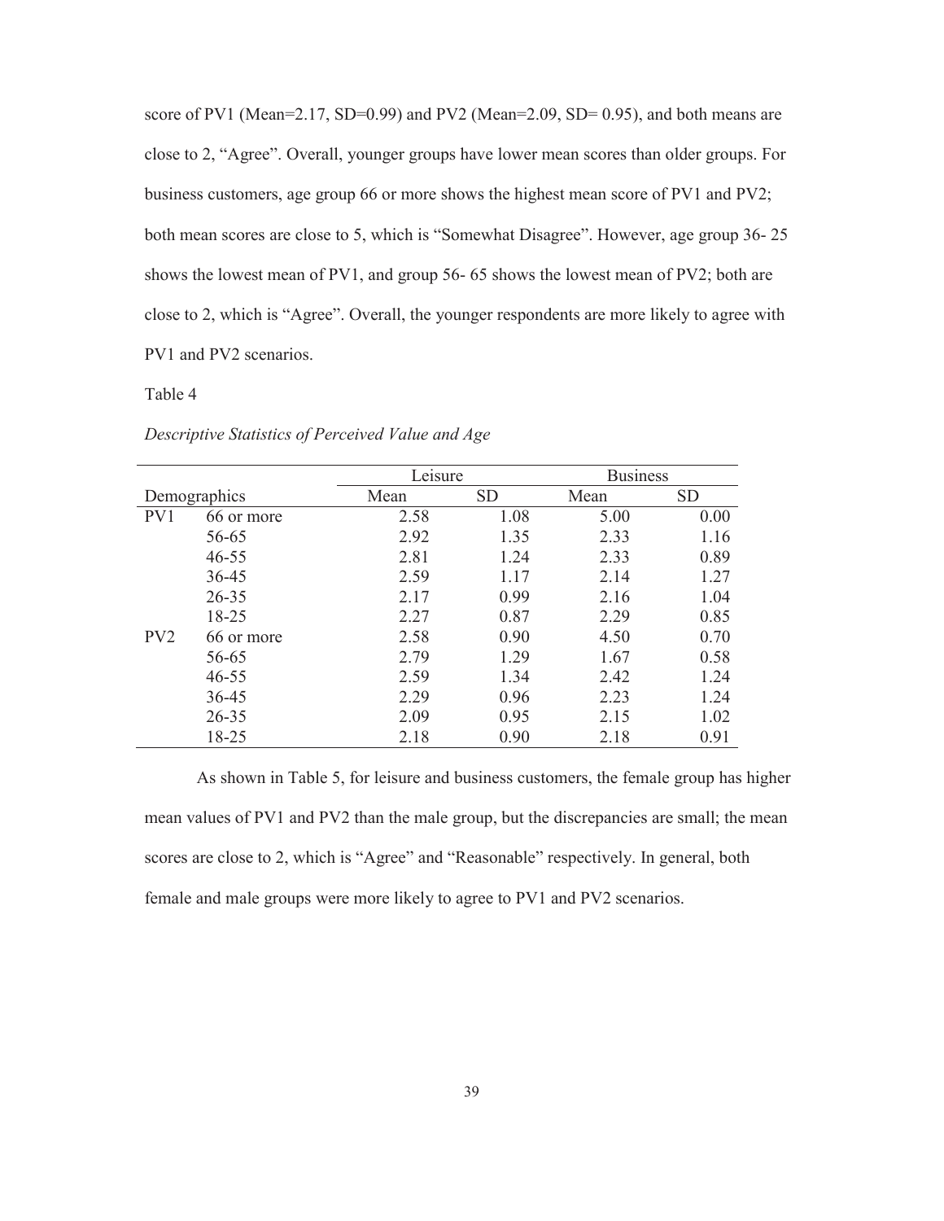score of PV1 (Mean=2.17, SD=0.99) and PV2 (Mean=2.09, SD= 0.95), and both means are close to 2, "Agree". Overall, younger groups have lower mean scores than older groups. For business customers, age group 66 or more shows the highest mean score of PV1 and PV2; both mean scores are close to 5, which is "Somewhat Disagree". However, age group 36- 25 shows the lowest mean of PV1, and group 56- 65 shows the lowest mean of PV2; both are close to 2, which is "Agree". Overall, the younger respondents are more likely to agree with PV1 and PV2 scenarios.

Table 4

*Descriptive Statistics of Perceived Value and Age*

| | | Leisure | | Business | |
|---|---|---|---|---|---|
| Demographics | | Mean | SD | Mean | SD |
| PV1 | 66 or more | 2.58 | 1.08 | 5.00 | 0.00 |
| | 56-65 | 2.92 | 1.35 | 2.33 | 1.16 |
| | 46-55 | 2.81 | 1.24 | 2.33 | 0.89 |
| | 36-45 | 2.59 | 1.17 | 2.14 | 1.27 |
| | 26-35 | 2.17 | 0.99 | 2.16 | 1.04 |
| | 18-25 | 2.27 | 0.87 | 2.29 | 0.85 |
| PV2 | 66 or more | 2.58 | 0.90 | 4.50 | 0.70 |
| | 56-65 | 2.79 | 1.29 | 1.67 | 0.58 |
| | 46-55 | 2.59 | 1.34 | 2.42 | 1.24 |
| | 36-45 | 2.29 | 0.96 | 2.23 | 1.24 |
| | 26-35 | 2.09 | 0.95 | 2.15 | 1.02 |
| | 18-25 | 2.18 | 0.90 | 2.18 | 0.91 |

As shown in Table 5, for leisure and business customers, the female group has higher mean values of PV1 and PV2 than the male group, but the discrepancies are small; the mean scores are close to 2, which is "Agree" and "Reasonable" respectively. In general, both female and male groups were more likely to agree to PV1 and PV2 scenarios.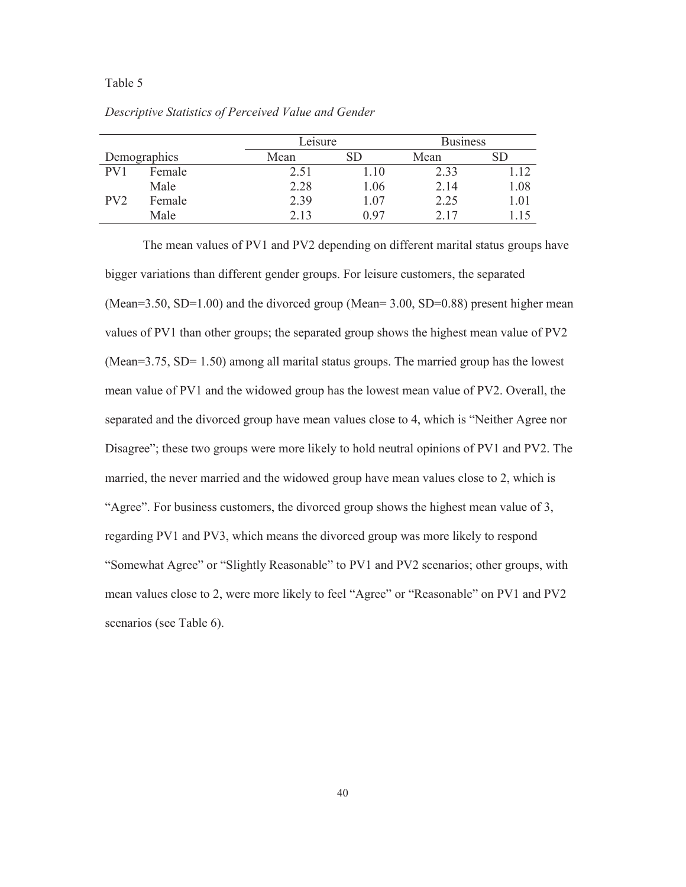Table 5

*Descriptive Statistics of Perceived Value and Gender*

| Demographics | | Leisure | | Business | |
|---|---|---|---|---|---|
| | | Mean | SD | Mean | SD |
| PV1 | Female | 2.51 | 1.10 | 2.33 | 1.12 |
| | Male | 2.28 | 1.06 | 2.14 | 1.08 |
| PV2 | Female | 2.39 | 1.07 | 2.25 | 1.01 |
| | Male | 2.13 | 0.97 | 2.17 | 1.15 |

The mean values of PV1 and PV2 depending on different marital status groups have bigger variations than different gender groups. For leisure customers, the separated (Mean=3.50, SD=1.00) and the divorced group (Mean= 3.00, SD=0.88) present higher mean values of PV1 than other groups; the separated group shows the highest mean value of PV2 (Mean=3.75, SD= 1.50) among all marital status groups. The married group has the lowest mean value of PV1 and the widowed group has the lowest mean value of PV2. Overall, the separated and the divorced group have mean values close to 4, which is "Neither Agree nor Disagree"; these two groups were more likely to hold neutral opinions of PV1 and PV2. The married, the never married and the widowed group have mean values close to 2, which is "Agree". For business customers, the divorced group shows the highest mean value of 3, regarding PV1 and PV3, which means the divorced group was more likely to respond "Somewhat Agree" or "Slightly Reasonable" to PV1 and PV2 scenarios; other groups, with mean values close to 2, were more likely to feel "Agree" or "Reasonable" on PV1 and PV2 scenarios (see Table 6).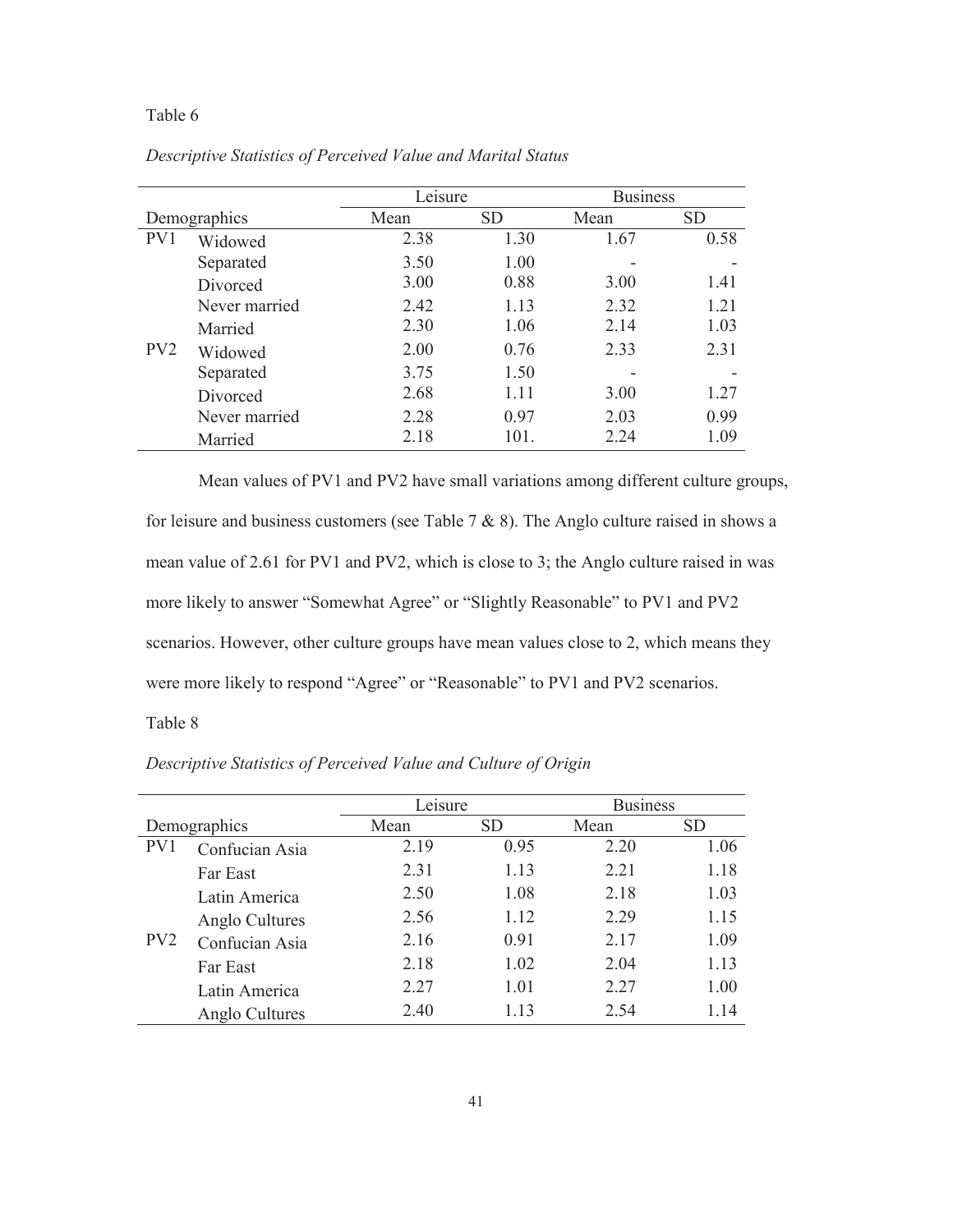Table 6

*Descriptive Statistics of Perceived Value and Marital Status*

| Demographics | | Leisure | | Business | |
|---|---|---|---|---|---|
| | | Mean | SD | Mean | SD |
| PV1 | Widowed | 2.38 | 1.30 | 1.67 | 0.58 |
| | Separated | 3.50 | 1.00 | - | - |
| | Divorced | 3.00 | 0.88 | 3.00 | 1.41 |
| | Never married | 2.42 | 1.13 | 2.32 | 1.21 |
| | Married | 2.30 | 1.06 | 2.14 | 1.03 |
| PV2 | Widowed | 2.00 | 0.76 | 2.33 | 2.31 |
| | Separated | 3.75 | 1.50 | - | - |
| | Divorced | 2.68 | 1.11 | 3.00 | 1.27 |
| | Never married | 2.28 | 0.97 | 2.03 | 0.99 |
| | Married | 2.18 | 101. | 2.24 | 1.09 |

Mean values of PV1 and PV2 have small variations among different culture groups, for leisure and business customers (see Table 7 & 8). The Anglo culture raised in shows a mean value of 2.61 for PV1 and PV2, which is close to 3; the Anglo culture raised in was more likely to answer "Somewhat Agree" or "Slightly Reasonable" to PV1 and PV2 scenarios. However, other culture groups have mean values close to 2, which means they were more likely to respond "Agree" or "Reasonable" to PV1 and PV2 scenarios.

Table 8

*Descriptive Statistics of Perceived Value and Culture of Origin*

| Demographics | | Leisure | | Business | |
|---|---|---|---|---|---|
| | | Mean | SD | Mean | SD |
| PV1 | Confucian Asia | 2.19 | 0.95 | 2.20 | 1.06 |
| | Far East | 2.31 | 1.13 | 2.21 | 1.18 |
| | Latin America | 2.50 | 1.08 | 2.18 | 1.03 |
| | Anglo Cultures | 2.56 | 1.12 | 2.29 | 1.15 |
| PV2 | Confucian Asia | 2.16 | 0.91 | 2.17 | 1.09 |
| | Far East | 2.18 | 1.02 | 2.04 | 1.13 |
| | Latin America | 2.27 | 1.01 | 2.27 | 1.00 |
| | Anglo Cultures | 2.40 | 1.13 | 2.54 | 1.14 |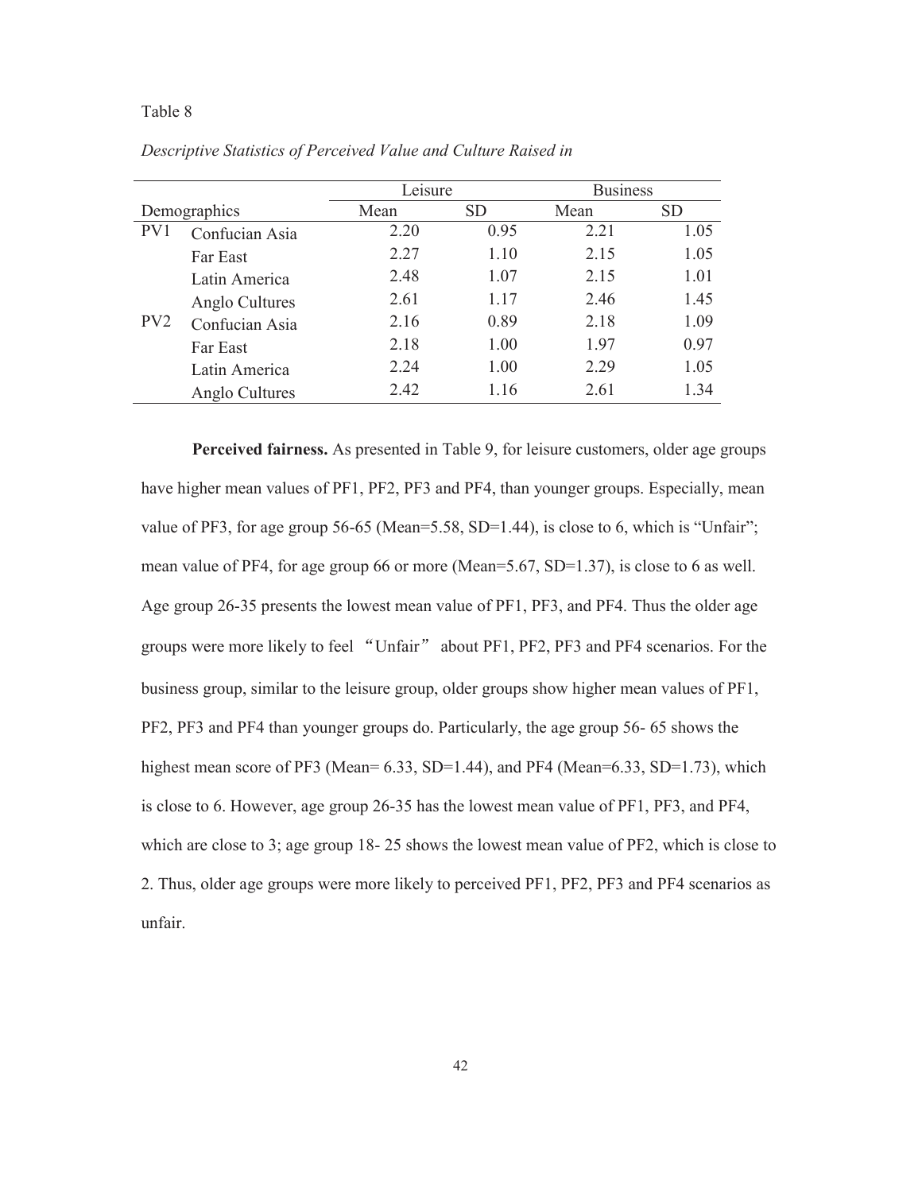Table 8

*Descriptive Statistics of Perceived Value and Culture Raised in*

| Demographics | | Leisure | | Business | |
|---|---|---|---|---|---|
| | | Mean | SD | Mean | SD |
| PV1 | Confucian Asia | 2.20 | 0.95 | 2.21 | 1.05 |
| | Far East | 2.27 | 1.10 | 2.15 | 1.05 |
| | Latin America | 2.48 | 1.07 | 2.15 | 1.01 |
| | Anglo Cultures | 2.61 | 1.17 | 2.46 | 1.45 |
| PV2 | Confucian Asia | 2.16 | 0.89 | 2.18 | 1.09 |
| | Far East | 2.18 | 1.00 | 1.97 | 0.97 |
| | Latin America | 2.24 | 1.00 | 2.29 | 1.05 |
| | Anglo Cultures | 2.42 | 1.16 | 2.61 | 1.34 |

**Perceived fairness.** As presented in Table 9, for leisure customers, older age groups have higher mean values of PF1, PF2, PF3 and PF4, than younger groups. Especially, mean value of PF3, for age group 56-65 (Mean=5.58, SD=1.44), is close to 6, which is "Unfair"; mean value of PF4, for age group 66 or more (Mean=5.67, SD=1.37), is close to 6 as well. Age group 26-35 presents the lowest mean value of PF1, PF3, and PF4. Thus the older age groups were more likely to feel "Unfair" about PF1, PF2, PF3 and PF4 scenarios. For the business group, similar to the leisure group, older groups show higher mean values of PF1, PF2, PF3 and PF4 than younger groups do. Particularly, the age group 56- 65 shows the highest mean score of PF3 (Mean= 6.33, SD=1.44), and PF4 (Mean=6.33, SD=1.73), which is close to 6. However, age group 26-35 has the lowest mean value of PF1, PF3, and PF4, which are close to 3; age group 18- 25 shows the lowest mean value of PF2, which is close to 2. Thus, older age groups were more likely to perceived PF1, PF2, PF3 and PF4 scenarios as unfair.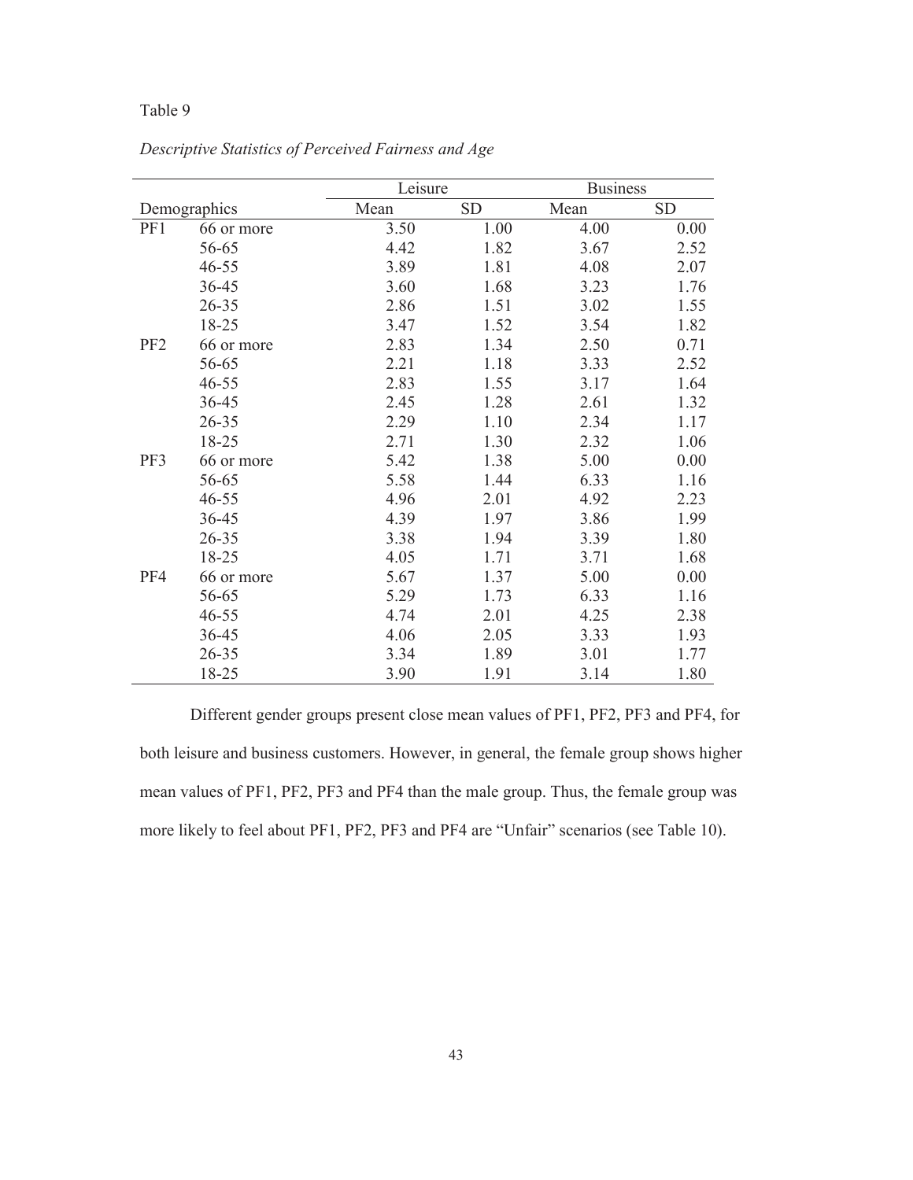Table 9

*Descriptive Statistics of Perceived Fairness and Age*

| Demographics | | Leisure | | Business | |
|---|---|---|---|---|---|
| | | Mean | SD | Mean | SD |
| PF1 | 66 or more | 3.50 | 1.00 | 4.00 | 0.00 |
| | 56-65 | 4.42 | 1.82 | 3.67 | 2.52 |
| | 46-55 | 3.89 | 1.81 | 4.08 | 2.07 |
| | 36-45 | 3.60 | 1.68 | 3.23 | 1.76 |
| | 26-35 | 2.86 | 1.51 | 3.02 | 1.55 |
| | 18-25 | 3.47 | 1.52 | 3.54 | 1.82 |
| PF2 | 66 or more | 2.83 | 1.34 | 2.50 | 0.71 |
| | 56-65 | 2.21 | 1.18 | 3.33 | 2.52 |
| | 46-55 | 2.83 | 1.55 | 3.17 | 1.64 |
| | 36-45 | 2.45 | 1.28 | 2.61 | 1.32 |
| | 26-35 | 2.29 | 1.10 | 2.34 | 1.17 |
| | 18-25 | 2.71 | 1.30 | 2.32 | 1.06 |
| PF3 | 66 or more | 5.42 | 1.38 | 5.00 | 0.00 |
| | 56-65 | 5.58 | 1.44 | 6.33 | 1.16 |
| | 46-55 | 4.96 | 2.01 | 4.92 | 2.23 |
| | 36-45 | 4.39 | 1.97 | 3.86 | 1.99 |
| | 26-35 | 3.38 | 1.94 | 3.39 | 1.80 |
| | 18-25 | 4.05 | 1.71 | 3.71 | 1.68 |
| PF4 | 66 or more | 5.67 | 1.37 | 5.00 | 0.00 |
| | 56-65 | 5.29 | 1.73 | 6.33 | 1.16 |
| | 46-55 | 4.74 | 2.01 | 4.25 | 2.38 |
| | 36-45 | 4.06 | 2.05 | 3.33 | 1.93 |
| | 26-35 | 3.34 | 1.89 | 3.01 | 1.77 |
| | 18-25 | 3.90 | 1.91 | 3.14 | 1.80 |

Different gender groups present close mean values of PF1, PF2, PF3 and PF4, for both leisure and business customers. However, in general, the female group shows higher mean values of PF1, PF2, PF3 and PF4 than the male group. Thus, the female group was more likely to feel about PF1, PF2, PF3 and PF4 are "Unfair" scenarios (see Table 10).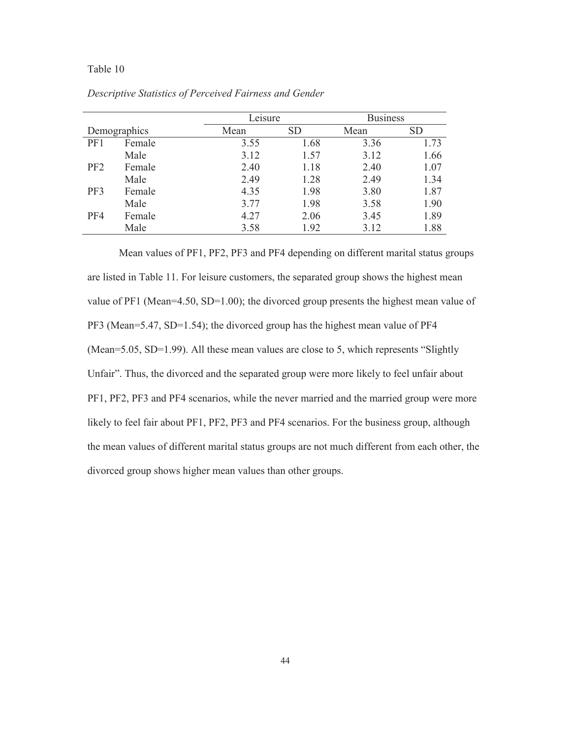Table 10

*Descriptive Statistics of Perceived Fairness and Gender*

| Demographics | | Leisure | | Business | |
|---|---|---|---|---|---|
| | | Mean | SD | Mean | SD |
| PF1 | Female | 3.55 | 1.68 | 3.36 | 1.73 |
| | Male | 3.12 | 1.57 | 3.12 | 1.66 |
| PF2 | Female | 2.40 | 1.18 | 2.40 | 1.07 |
| | Male | 2.49 | 1.28 | 2.49 | 1.34 |
| PF3 | Female | 4.35 | 1.98 | 3.80 | 1.87 |
| | Male | 3.77 | 1.98 | 3.58 | 1.90 |
| PF4 | Female | 4.27 | 2.06 | 3.45 | 1.89 |
| | Male | 3.58 | 1.92 | 3.12 | 1.88 |

Mean values of PF1, PF2, PF3 and PF4 depending on different marital status groups are listed in Table 11. For leisure customers, the separated group shows the highest mean value of PF1 (Mean=4.50, SD=1.00); the divorced group presents the highest mean value of PF3 (Mean=5.47, SD=1.54); the divorced group has the highest mean value of PF4 (Mean=5.05, SD=1.99). All these mean values are close to 5, which represents "Slightly Unfair". Thus, the divorced and the separated group were more likely to feel unfair about PF1, PF2, PF3 and PF4 scenarios, while the never married and the married group were more likely to feel fair about PF1, PF2, PF3 and PF4 scenarios. For the business group, although the mean values of different marital status groups are not much different from each other, the divorced group shows higher mean values than other groups.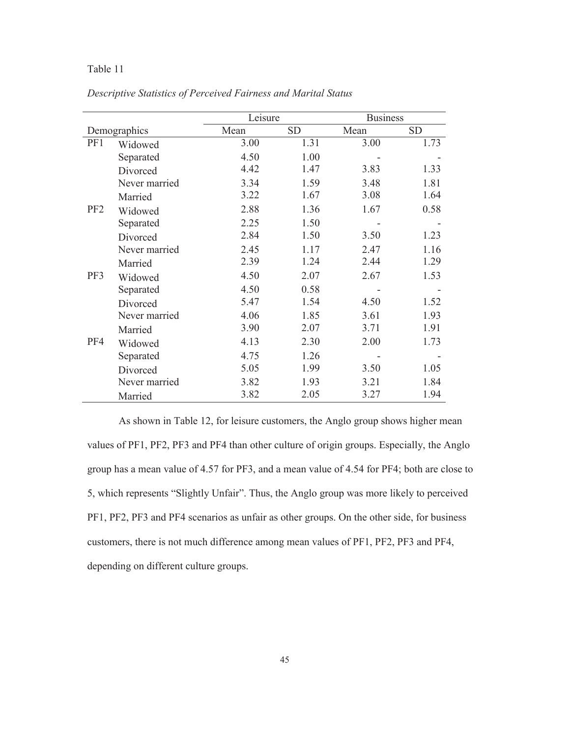Table 11

*Descriptive Statistics of Perceived Fairness and Marital Status*

| Demographics | | Leisure | | Business | |
|---|---|---|---|---|---|
| | | Mean | SD | Mean | SD |
| PF1 | Widowed | 3.00 | 1.31 | 3.00 | 1.73 |
| | Separated | 4.50 | 1.00 | - | - |
| | Divorced | 4.42 | 1.47 | 3.83 | 1.33 |
| | Never married | 3.34 | 1.59 | 3.48 | 1.81 |
| | Married | 3.22 | 1.67 | 3.08 | 1.64 |
| PF2 | Widowed | 2.88 | 1.36 | 1.67 | 0.58 |
| | Separated | 2.25 | 1.50 | - | - |
| | Divorced | 2.84 | 1.50 | 3.50 | 1.23 |
| | Never married | 2.45 | 1.17 | 2.47 | 1.16 |
| | Married | 2.39 | 1.24 | 2.44 | 1.29 |
| PF3 | Widowed | 4.50 | 2.07 | 2.67 | 1.53 |
| | Separated | 4.50 | 0.58 | - | - |
| | Divorced | 5.47 | 1.54 | 4.50 | 1.52 |
| | Never married | 4.06 | 1.85 | 3.61 | 1.93 |
| | Married | 3.90 | 2.07 | 3.71 | 1.91 |
| PF4 | Widowed | 4.13 | 2.30 | 2.00 | 1.73 |
| | Separated | 4.75 | 1.26 | - | - |
| | Divorced | 5.05 | 1.99 | 3.50 | 1.05 |
| | Never married | 3.82 | 1.93 | 3.21 | 1.84 |
| | Married | 3.82 | 2.05 | 3.27 | 1.94 |

As shown in Table 12, for leisure customers, the Anglo group shows higher mean values of PF1, PF2, PF3 and PF4 than other culture of origin groups. Especially, the Anglo group has a mean value of 4.57 for PF3, and a mean value of 4.54 for PF4; both are close to 5, which represents "Slightly Unfair". Thus, the Anglo group was more likely to perceived PF1, PF2, PF3 and PF4 scenarios as unfair as other groups. On the other side, for business customers, there is not much difference among mean values of PF1, PF2, PF3 and PF4, depending on different culture groups.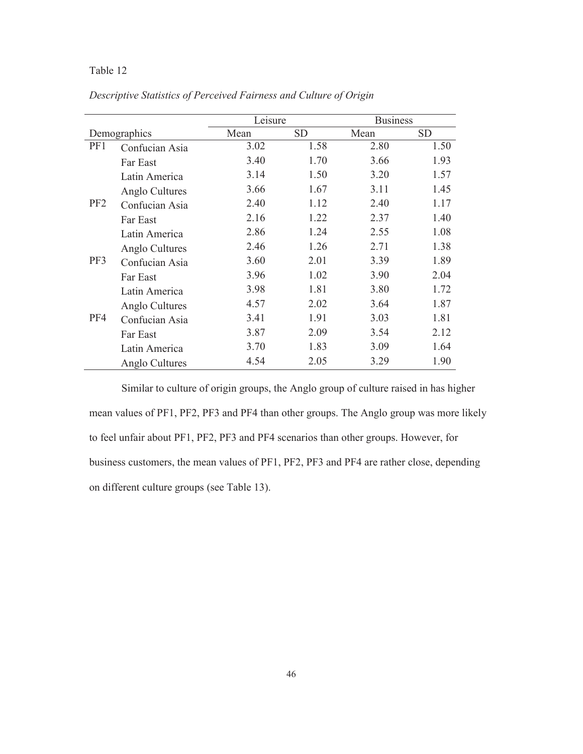Table 12

*Descriptive Statistics of Perceived Fairness and Culture of Origin*

| Demographics | | Leisure | | Business | |
|---|---|---|---|---|---|
| | | Mean | SD | Mean | SD |
| PF1 | Confucian Asia | 3.02 | 1.58 | 2.80 | 1.50 |
| | Far East | 3.40 | 1.70 | 3.66 | 1.93 |
| | Latin America | 3.14 | 1.50 | 3.20 | 1.57 |
| | Anglo Cultures | 3.66 | 1.67 | 3.11 | 1.45 |
| PF2 | Confucian Asia | 2.40 | 1.12 | 2.40 | 1.17 |
| | Far East | 2.16 | 1.22 | 2.37 | 1.40 |
| | Latin America | 2.86 | 1.24 | 2.55 | 1.08 |
| | Anglo Cultures | 2.46 | 1.26 | 2.71 | 1.38 |
| PF3 | Confucian Asia | 3.60 | 2.01 | 3.39 | 1.89 |
| | Far East | 3.96 | 1.02 | 3.90 | 2.04 |
| | Latin America | 3.98 | 1.81 | 3.80 | 1.72 |
| | Anglo Cultures | 4.57 | 2.02 | 3.64 | 1.87 |
| PF4 | Confucian Asia | 3.41 | 1.91 | 3.03 | 1.81 |
| | Far East | 3.87 | 2.09 | 3.54 | 2.12 |
| | Latin America | 3.70 | 1.83 | 3.09 | 1.64 |
| | Anglo Cultures | 4.54 | 2.05 | 3.29 | 1.90 |

Similar to culture of origin groups, the Anglo group of culture raised in has higher mean values of PF1, PF2, PF3 and PF4 than other groups. The Anglo group was more likely to feel unfair about PF1, PF2, PF3 and PF4 scenarios than other groups. However, for business customers, the mean values of PF1, PF2, PF3 and PF4 are rather close, depending on different culture groups (see Table 13).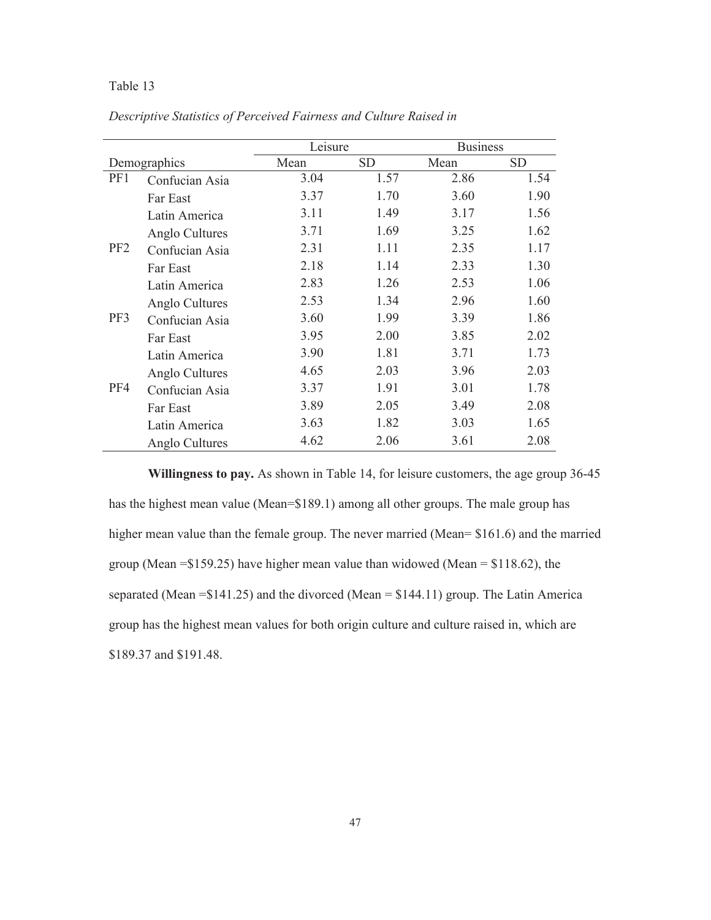Table 13

*Descriptive Statistics of Perceived Fairness and Culture Raised in*

| Demographics | | Leisure | | Business | |
|---|---|---|---|---|---|
| | | Mean | SD | Mean | SD |
| PF1 | Confucian Asia | 3.04 | 1.57 | 2.86 | 1.54 |
| | Far East | 3.37 | 1.70 | 3.60 | 1.90 |
| | Latin America | 3.11 | 1.49 | 3.17 | 1.56 |
| | Anglo Cultures | 3.71 | 1.69 | 3.25 | 1.62 |
| PF2 | Confucian Asia | 2.31 | 1.11 | 2.35 | 1.17 |
| | Far East | 2.18 | 1.14 | 2.33 | 1.30 |
| | Latin America | 2.83 | 1.26 | 2.53 | 1.06 |
| | Anglo Cultures | 2.53 | 1.34 | 2.96 | 1.60 |
| PF3 | Confucian Asia | 3.60 | 1.99 | 3.39 | 1.86 |
| | Far East | 3.95 | 2.00 | 3.85 | 2.02 |
| | Latin America | 3.90 | 1.81 | 3.71 | 1.73 |
| | Anglo Cultures | 4.65 | 2.03 | 3.96 | 2.03 |
| PF4 | Confucian Asia | 3.37 | 1.91 | 3.01 | 1.78 |
| | Far East | 3.89 | 2.05 | 3.49 | 2.08 |
| | Latin America | 3.63 | 1.82 | 3.03 | 1.65 |
| | Anglo Cultures | 4.62 | 2.06 | 3.61 | 2.08 |

**Willingness to pay.** As shown in Table 14, for leisure customers, the age group 36-45 has the highest mean value (Mean=$189.1) among all other groups. The male group has higher mean value than the female group. The never married (Mean= $161.6) and the married group (Mean =$159.25) have higher mean value than widowed (Mean = $118.62), the separated (Mean =$141.25) and the divorced (Mean = $144.11) group. The Latin America group has the highest mean values for both origin culture and culture raised in, which are $189.37 and $191.48.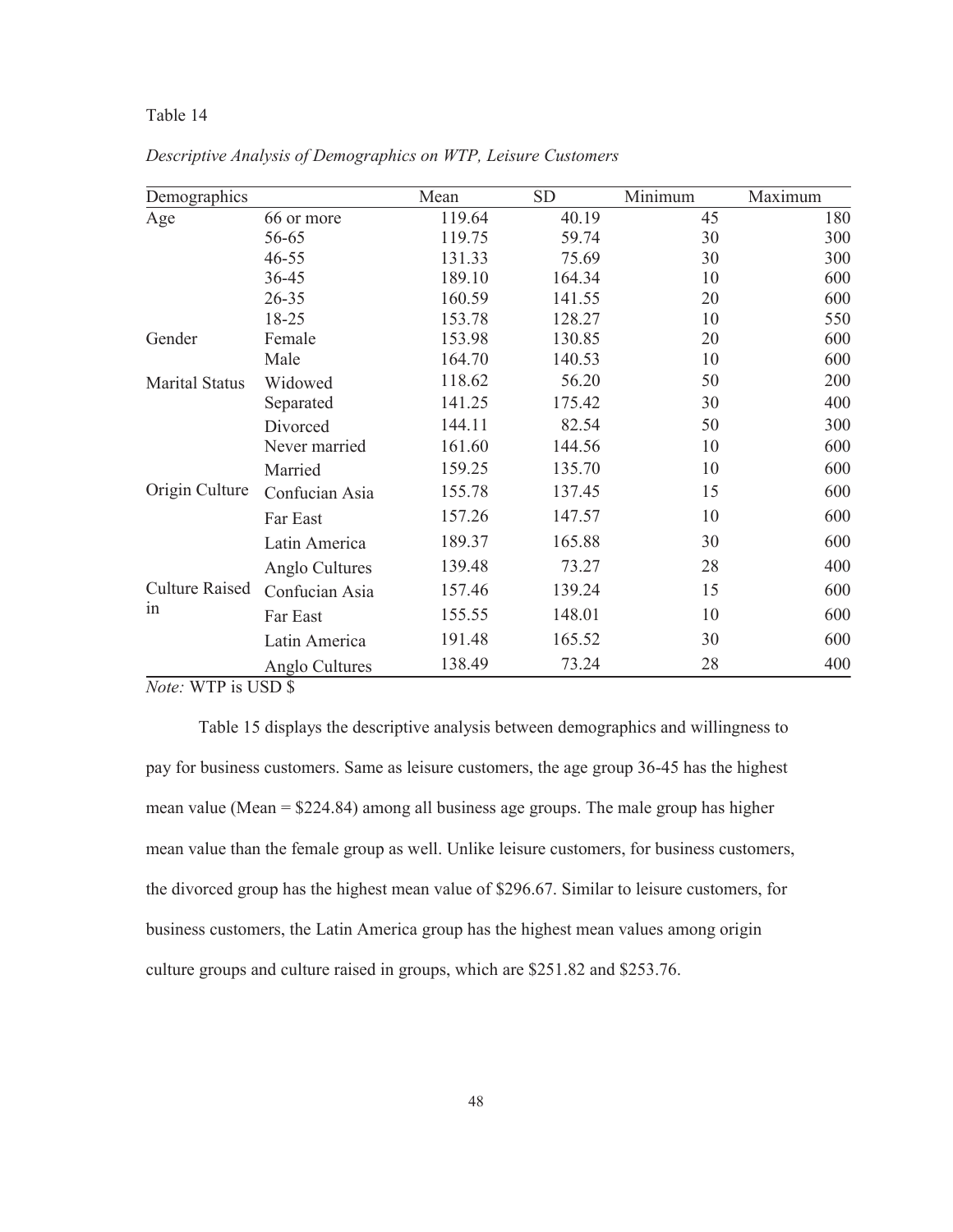Table 14

*Descriptive Analysis of Demographics on WTP, Leisure Customers*

| Demographics | | Mean | SD | Minimum | Maximum |
|---|---|---|---|---|---|
| Age | 66 or more | 119.64 | 40.19 | 45 | 180 |
| | 56-65 | 119.75 | 59.74 | 30 | 300 |
| | 46-55 | 131.33 | 75.69 | 30 | 300 |
| | 36-45 | 189.10 | 164.34 | 10 | 600 |
| | 26-35 | 160.59 | 141.55 | 20 | 600 |
| | 18-25 | 153.78 | 128.27 | 10 | 550 |
| Gender | Female | 153.98 | 130.85 | 20 | 600 |
| | Male | 164.70 | 140.53 | 10 | 600 |
| Marital Status | Widowed | 118.62 | 56.20 | 50 | 200 |
| | Separated | 141.25 | 175.42 | 30 | 400 |
| | Divorced | 144.11 | 82.54 | 50 | 300 |
| | Never married | 161.60 | 144.56 | 10 | 600 |
| | Married | 159.25 | 135.70 | 10 | 600 |
| Origin Culture | Confucian Asia | 155.78 | 137.45 | 15 | 600 |
| | Far East | 157.26 | 147.57 | 10 | 600 |
| | Latin America | 189.37 | 165.88 | 30 | 600 |
| | Anglo Cultures | 139.48 | 73.27 | 28 | 400 |
| Culture Raised in | Confucian Asia | 157.46 | 139.24 | 15 | 600 |
| | Far East | 155.55 | 148.01 | 10 | 600 |
| | Latin America | 191.48 | 165.52 | 30 | 600 |
| | Anglo Cultures | 138.49 | 73.24 | 28 | 400 |

*Note:* WTP is USD $

Table 15 displays the descriptive analysis between demographics and willingness to pay for business customers. Same as leisure customers, the age group 36-45 has the highest mean value (Mean = $224.84) among all business age groups. The male group has higher mean value than the female group as well. Unlike leisure customers, for business customers, the divorced group has the highest mean value of $296.67. Similar to leisure customers, for business customers, the Latin America group has the highest mean values among origin culture groups and culture raised in groups, which are $251.82 and $253.76.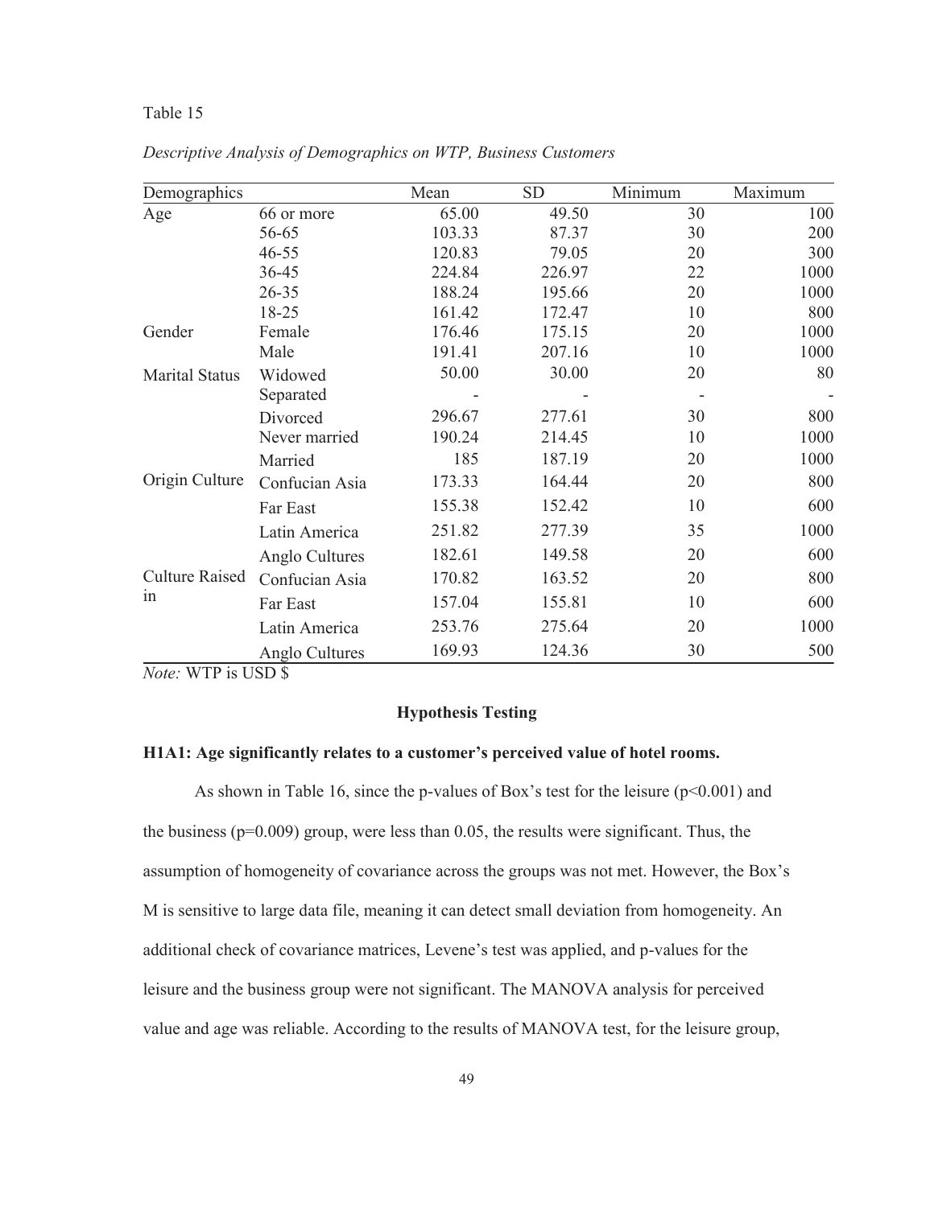Table 15

*Descriptive Analysis of Demographics on WTP, Business Customers*

| Demographics | | Mean | SD | Minimum | Maximum |
|---|---|---|---|---|---|
| Age | 66 or more | 65.00 | 49.50 | 30 | 100 |
| | 56-65 | 103.33 | 87.37 | 30 | 200 |
| | 46-55 | 120.83 | 79.05 | 20 | 300 |
| | 36-45 | 224.84 | 226.97 | 22 | 1000 |
| | 26-35 | 188.24 | 195.66 | 20 | 1000 |
| | 18-25 | 161.42 | 172.47 | 10 | 800 |
| Gender | Female | 176.46 | 175.15 | 20 | 1000 |
| | Male | 191.41 | 207.16 | 10 | 1000 |
| Marital Status | Widowed | 50.00 | 30.00 | 20 | 80 |
| | Separated | - | - | - | - |
| | Divorced | 296.67 | 277.61 | 30 | 800 |
| | Never married | 190.24 | 214.45 | 10 | 1000 |
| | Married | 185 | 187.19 | 20 | 1000 |
| Origin Culture | Confucian Asia | 173.33 | 164.44 | 20 | 800 |
| | Far East | 155.38 | 152.42 | 10 | 600 |
| | Latin America | 251.82 | 277.39 | 35 | 1000 |
| | Anglo Cultures | 182.61 | 149.58 | 20 | 600 |
| Culture Raised in | Confucian Asia | 170.82 | 163.52 | 20 | 800 |
| | Far East | 157.04 | 155.81 | 10 | 600 |
| | Latin America | 253.76 | 275.64 | 20 | 1000 |
| | Anglo Cultures | 169.93 | 124.36 | 30 | 500 |

*Note:* WTP is USD $

## Hypothesis Testing

**H1A1: Age significantly relates to a customer's perceived value of hotel rooms.**

As shown in Table 16, since the p-values of Box's test for the leisure ($p<0.001$) and the business ($p=0.009$) group, were less than 0.05, the results were significant. Thus, the assumption of homogeneity of covariance across the groups was not met. However, the Box's M is sensitive to large data file, meaning it can detect small deviation from homogeneity. An additional check of covariance matrices, Levene's test was applied, and p-values for the leisure and the business group were not significant. The MANOVA analysis for perceived value and age was reliable. According to the results of MANOVA test, for the leisure group,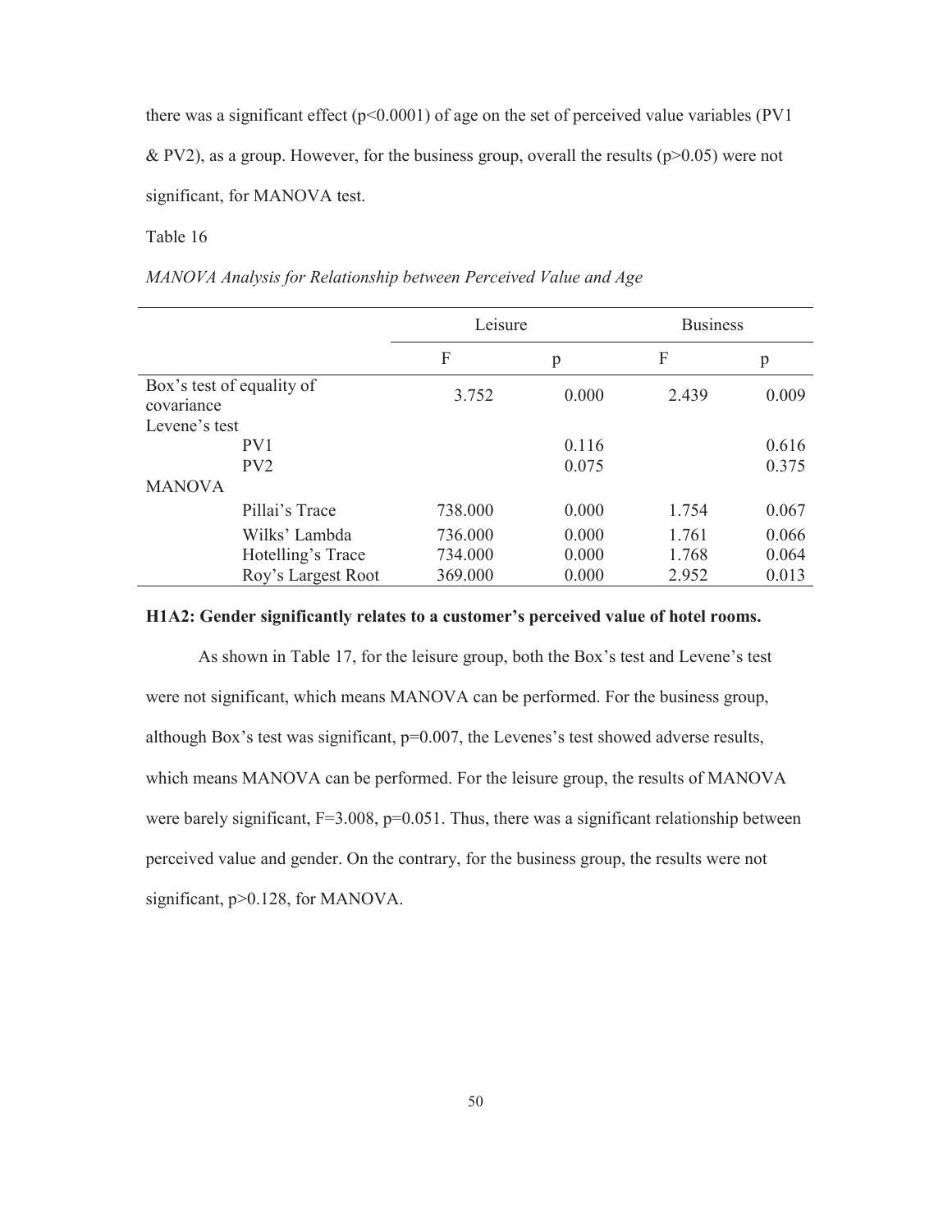there was a significant effect ($p<0.0001$) of age on the set of perceived value variables (PV1 & PV2), as a group. However, for the business group, overall the results ($p>0.05$) were not significant, for MANOVA test.

Table 16

*MANOVA Analysis for Relationship between Perceived Value and Age*

| | Leisure | | Business | |
|---|---|---|---|---|
| | F | p | F | p |
| Box's test of equality of covariance | 3.752 | 0.000 | 2.439 | 0.009 |
| Levene's test | | | | |
| PV1 | | 0.116 | | 0.616 |
| PV2 | | 0.075 | | 0.375 |
| MANOVA | | | | |
| Pillai's Trace | 738.000 | 0.000 | 1.754 | 0.067 |
| Wilks' Lambda | 736.000 | 0.000 | 1.761 | 0.066 |
| Hotelling's Trace | 734.000 | 0.000 | 1.768 | 0.064 |
| Roy's Largest Root | 369.000 | 0.000 | 2.952 | 0.013 |

**H1A2: Gender significantly relates to a customer's perceived value of hotel rooms.**

As shown in Table 17, for the leisure group, both the Box's test and Levene's test were not significant, which means MANOVA can be performed. For the business group, although Box's test was significant, $p=0.007$, the Levenes's test showed adverse results, which means MANOVA can be performed. For the leisure group, the results of MANOVA were barely significant, $F=3.008$, $p=0.051$. Thus, there was a significant relationship between perceived value and gender. On the contrary, for the business group, the results were not significant, $p>0.128$, for MANOVA.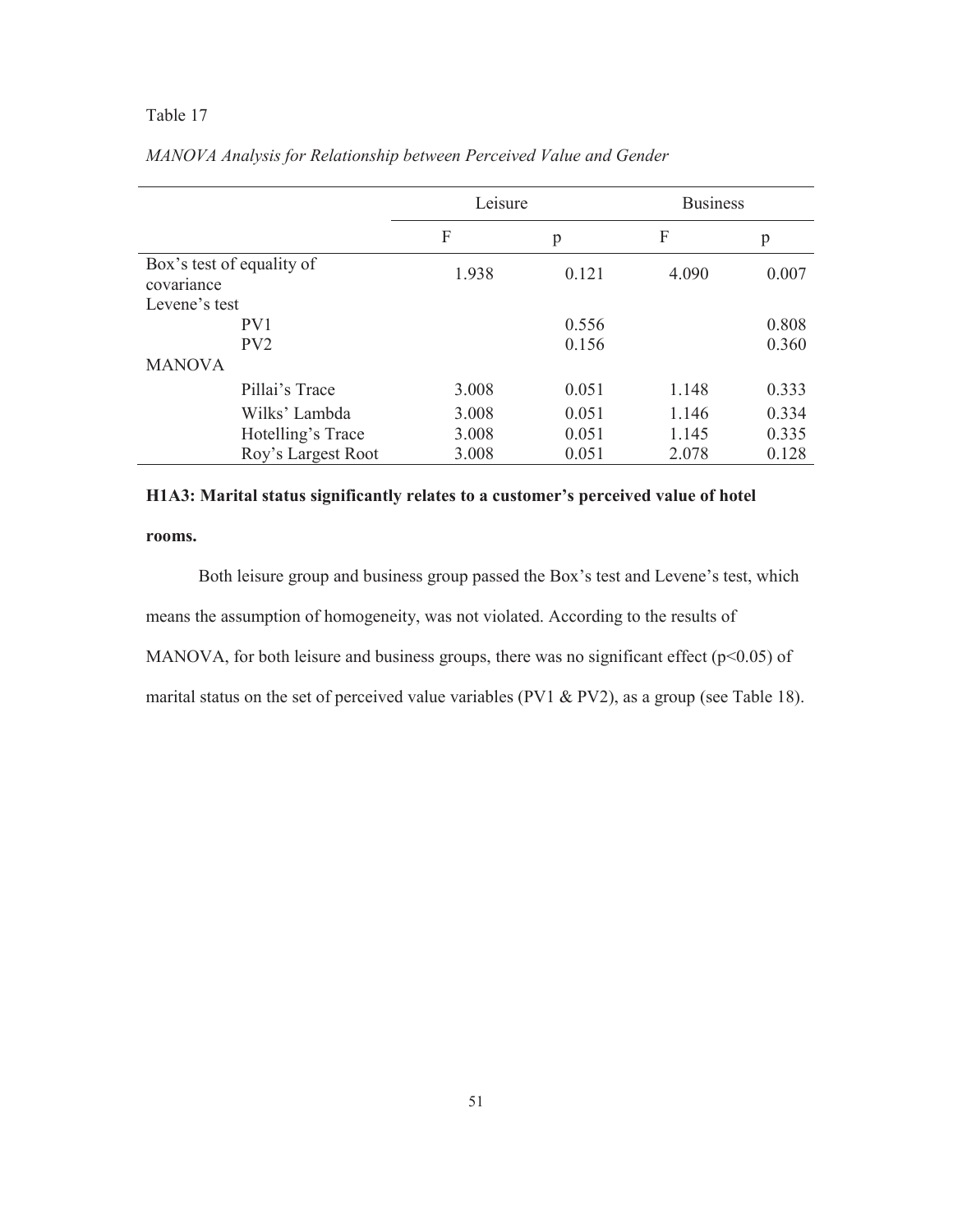Table 17

*MANOVA Analysis for Relationship between Perceived Value and Gender*

| | Leisure | | Business | |
|---|---|---|---|---|
| | F | p | F | p |
| Box's test of equality of covariance | 1.938 | 0.121 | 4.090 | 0.007 |
| Levene's test | | | | |
| PV1 | | 0.556 | | 0.808 |
| PV2 | | 0.156 | | 0.360 |
| MANOVA | | | | |
| Pillai's Trace | 3.008 | 0.051 | 1.148 | 0.333 |
| Wilks' Lambda | 3.008 | 0.051 | 1.146 | 0.334 |
| Hotelling's Trace | 3.008 | 0.051 | 1.145 | 0.335 |
| Roy's Largest Root | 3.008 | 0.051 | 2.078 | 0.128 |

**H1A3: Marital status significantly relates to a customer's perceived value of hotel rooms.**

Both leisure group and business group passed the Box's test and Levene's test, which means the assumption of homogeneity, was not violated. According to the results of MANOVA, for both leisure and business groups, there was no significant effect ($p<0.05$) of marital status on the set of perceived value variables (PV1 & PV2), as a group (see Table 18).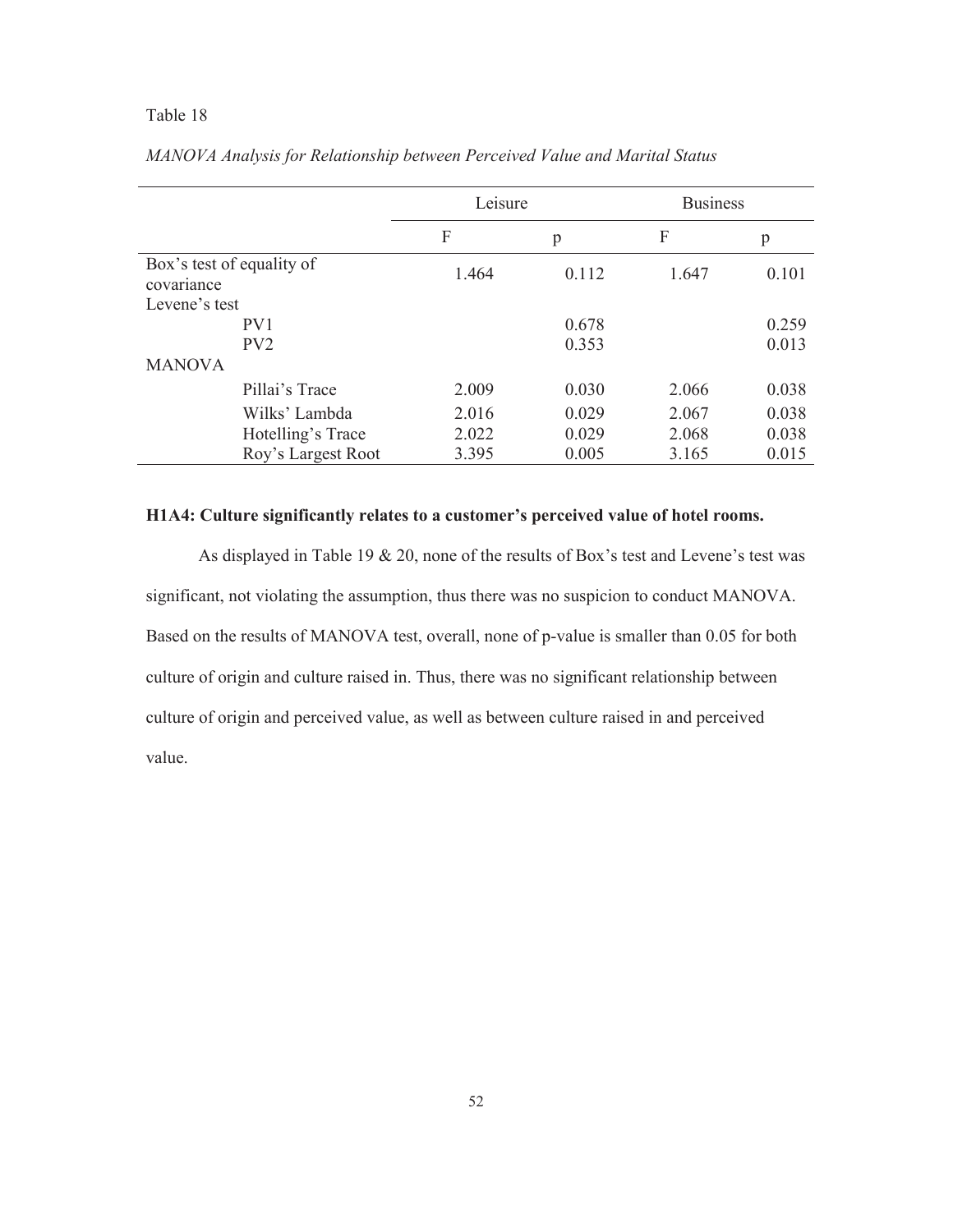Table 18

*MANOVA Analysis for Relationship between Perceived Value and Marital Status*

| | Leisure | | Business | |
|---|---|---|---|---|
| | F | p | F | p |
| Box's test of equality of covariance | 1.464 | 0.112 | 1.647 | 0.101 |
| Levene's test | | | | |
| PV1 | | 0.678 | | 0.259 |
| PV2 | | 0.353 | | 0.013 |
| MANOVA | | | | |
| Pillai's Trace | 2.009 | 0.030 | 2.066 | 0.038 |
| Wilks' Lambda | 2.016 | 0.029 | 2.067 | 0.038 |
| Hotelling's Trace | 2.022 | 0.029 | 2.068 | 0.038 |
| Roy's Largest Root | 3.395 | 0.005 | 3.165 | 0.015 |

**H1A4: Culture significantly relates to a customer's perceived value of hotel rooms.**

As displayed in Table 19 & 20, none of the results of Box's test and Levene's test was significant, not violating the assumption, thus there was no suspicion to conduct MANOVA. Based on the results of MANOVA test, overall, none of p-value is smaller than 0.05 for both culture of origin and culture raised in. Thus, there was no significant relationship between culture of origin and perceived value, as well as between culture raised in and perceived value.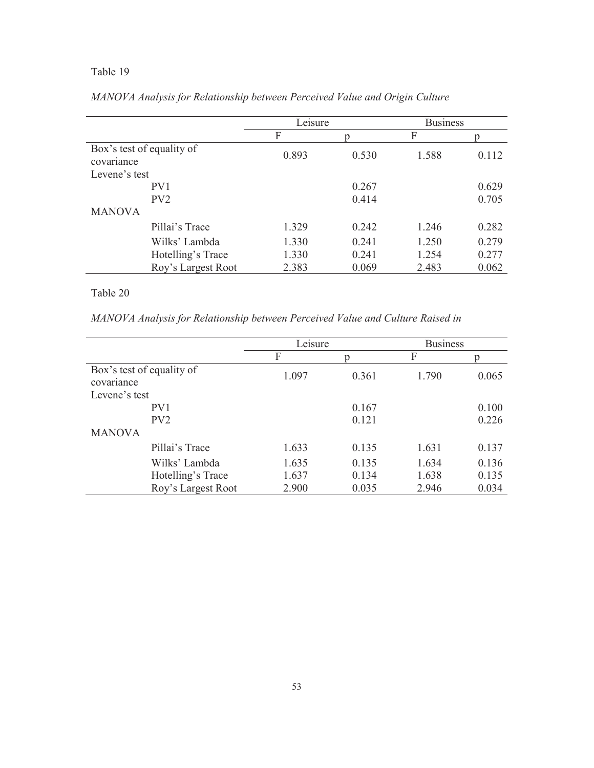Table 19

*MANOVA Analysis for Relationship between Perceived Value and Origin Culture*

| | Leisure | | Business | |
|---|---|---|---|---|
| | F | p | F | p |
| Box's test of equality of covariance | 0.893 | 0.530 | 1.588 | 0.112 |
| Levene's test | | | | |
| PV1 | | 0.267 | | 0.629 |
| PV2 | | 0.414 | | 0.705 |
| MANOVA | | | | |
| Pillai's Trace | 1.329 | 0.242 | 1.246 | 0.282 |
| Wilks' Lambda | 1.330 | 0.241 | 1.250 | 0.279 |
| Hotelling's Trace | 1.330 | 0.241 | 1.254 | 0.277 |
| Roy's Largest Root | 2.383 | 0.069 | 2.483 | 0.062 |

Table 20

*MANOVA Analysis for Relationship between Perceived Value and Culture Raised in*

| | Leisure | | Business | |
|---|---|---|---|---|
| | F | p | F | p |
| Box's test of equality of covariance | 1.097 | 0.361 | 1.790 | 0.065 |
| Levene's test | | | | |
| PV1 | | 0.167 | | 0.100 |
| PV2 | | 0.121 | | 0.226 |
| MANOVA | | | | |
| Pillai's Trace | 1.633 | 0.135 | 1.631 | 0.137 |
| Wilks' Lambda | 1.635 | 0.135 | 1.634 | 0.136 |
| Hotelling's Trace | 1.637 | 0.134 | 1.638 | 0.135 |
| Roy's Largest Root | 2.900 | 0.035 | 2.946 | 0.034 |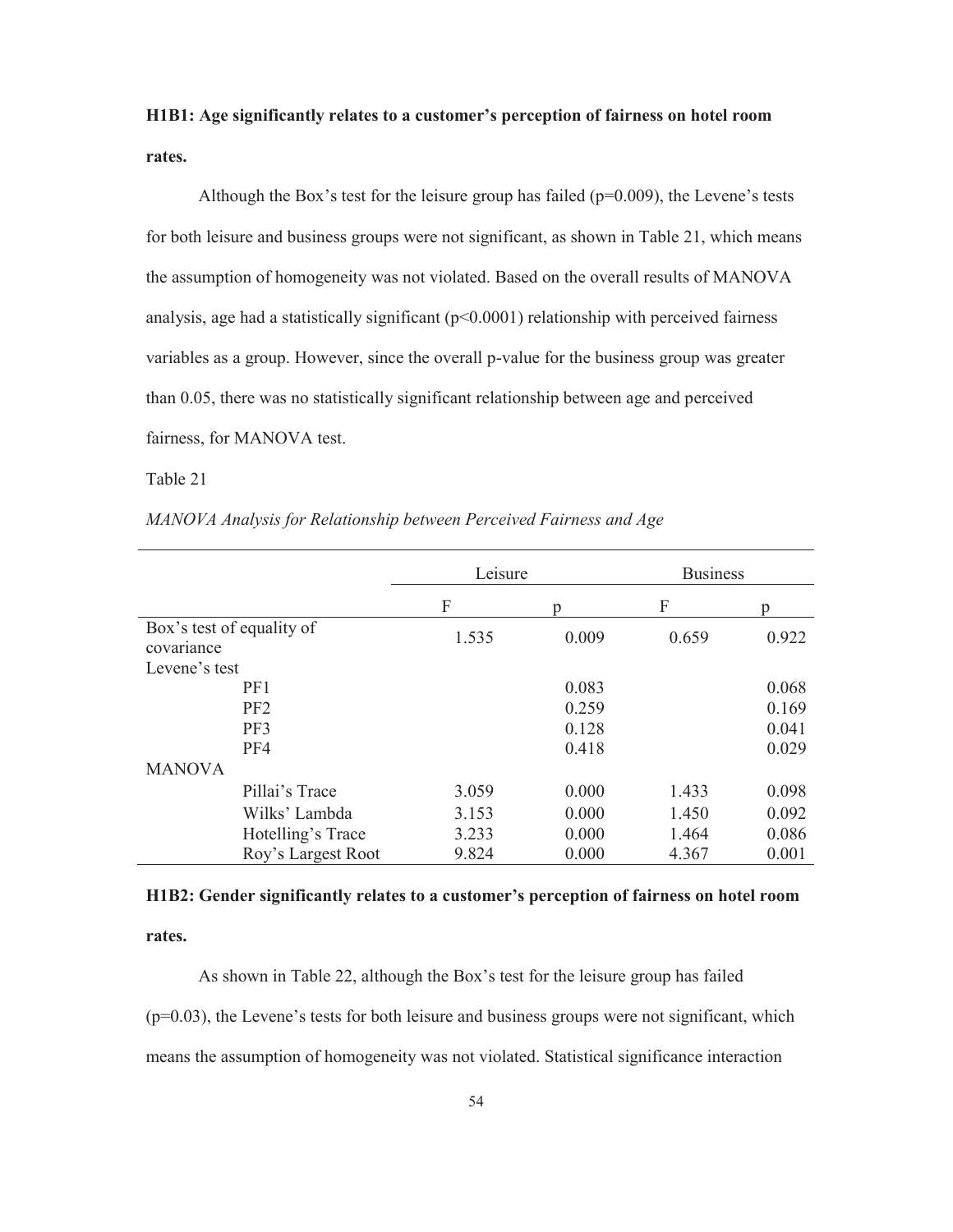**H1B1: Age significantly relates to a customer's perception of fairness on hotel room rates.**

Although the Box's test for the leisure group has failed ($p=0.009$), the Levene's tests for both leisure and business groups were not significant, as shown in Table 21, which means the assumption of homogeneity was not violated. Based on the overall results of MANOVA analysis, age had a statistically significant ($p<0.0001$) relationship with perceived fairness variables as a group. However, since the overall p-value for the business group was greater than 0.05, there was no statistically significant relationship between age and perceived fairness, for MANOVA test.

Table 21

*MANOVA Analysis for Relationship between Perceived Fairness and Age*

| | Leisure | | Business | |
|---|---|---|---|---|
| | F | p | F | p |
| Box's test of equality of covariance | 1.535 | 0.009 | 0.659 | 0.922 |
| Levene's test | | | | |
| PF1 | | 0.083 | | 0.068 |
| PF2 | | 0.259 | | 0.169 |
| PF3 | | 0.128 | | 0.041 |
| PF4 | | 0.418 | | 0.029 |
| MANOVA | | | | |
| Pillai's Trace | 3.059 | 0.000 | 1.433 | 0.098 |
| Wilks' Lambda | 3.153 | 0.000 | 1.450 | 0.092 |
| Hotelling's Trace | 3.233 | 0.000 | 1.464 | 0.086 |
| Roy's Largest Root | 9.824 | 0.000 | 4.367 | 0.001 |

**H1B2: Gender significantly relates to a customer's perception of fairness on hotel room rates.**

As shown in Table 22, although the Box's test for the leisure group has failed ($p=0.03$), the Levene's tests for both leisure and business groups were not significant, which means the assumption of homogeneity was not violated. Statistical significance interaction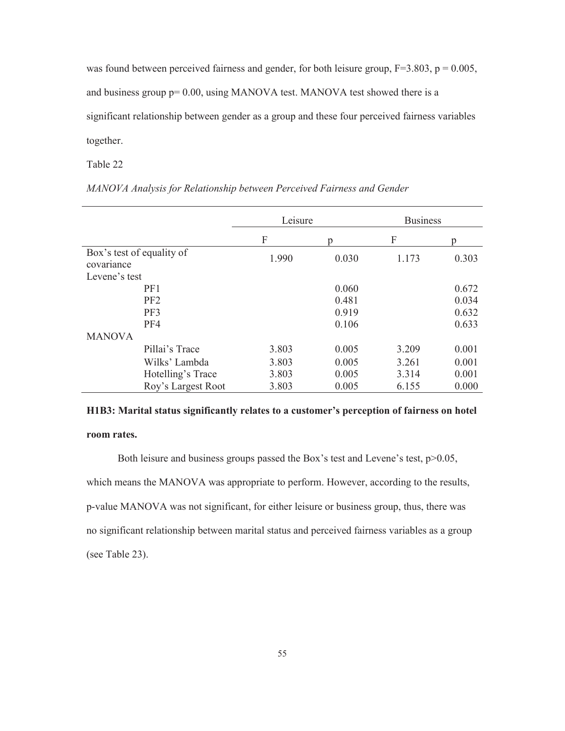was found between perceived fairness and gender, for both leisure group, $F=3.803$, $p = 0.005$, and business group $p= 0.00$, using MANOVA test. MANOVA test showed there is a significant relationship between gender as a group and these four perceived fairness variables together.

Table 22

*MANOVA Analysis for Relationship between Perceived Fairness and Gender*

| | Leisure | | Business | |
|---|---|---|---|---|
| | F | p | F | p |
| Box's test of equality of covariance | 1.990 | 0.030 | 1.173 | 0.303 |
| Levene's test | | | | |
| PF1 | | 0.060 | | 0.672 |
| PF2 | | 0.481 | | 0.034 |
| PF3 | | 0.919 | | 0.632 |
| PF4 | | 0.106 | | 0.633 |
| MANOVA | | | | |
| Pillai's Trace | 3.803 | 0.005 | 3.209 | 0.001 |
| Wilks' Lambda | 3.803 | 0.005 | 3.261 | 0.001 |
| Hotelling's Trace | 3.803 | 0.005 | 3.314 | 0.001 |
| Roy's Largest Root | 3.803 | 0.005 | 6.155 | 0.000 |

**H1B3: Marital status significantly relates to a customer's perception of fairness on hotel room rates.**

Both leisure and business groups passed the Box's test and Levene's test, $p>0.05$, which means the MANOVA was appropriate to perform. However, according to the results, p-value MANOVA was not significant, for either leisure or business group, thus, there was no significant relationship between marital status and perceived fairness variables as a group (see Table 23).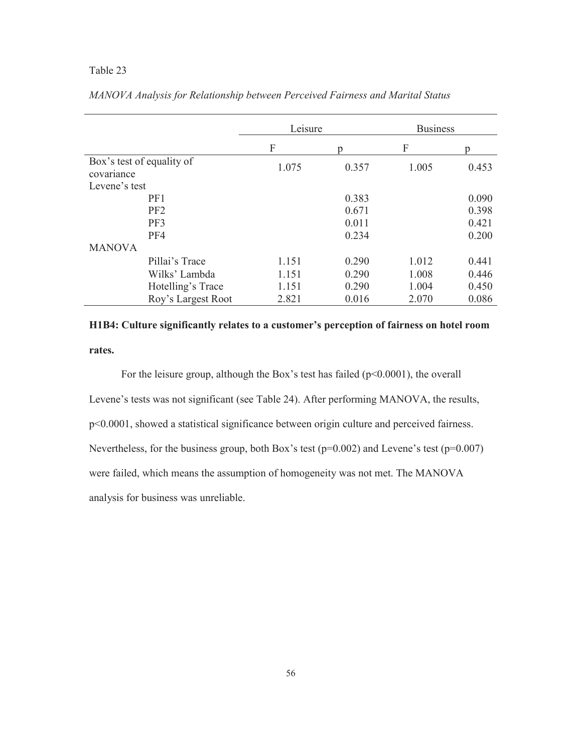Table 23

*MANOVA Analysis for Relationship between Perceived Fairness and Marital Status*

| | Leisure | | Business | |
|---|---|---|---|---|
| | F | p | F | p |
| Box's test of equality of covariance | 1.075 | 0.357 | 1.005 | 0.453 |
| Levene's test | | | | |
| PF1 | | 0.383 | | 0.090 |
| PF2 | | 0.671 | | 0.398 |
| PF3 | | 0.011 | | 0.421 |
| PF4 | | 0.234 | | 0.200 |
| MANOVA | | | | |
| Pillai's Trace | 1.151 | 0.290 | 1.012 | 0.441 |
| Wilks' Lambda | 1.151 | 0.290 | 1.008 | 0.446 |
| Hotelling's Trace | 1.151 | 0.290 | 1.004 | 0.450 |
| Roy's Largest Root | 2.821 | 0.016 | 2.070 | 0.086 |

**H1B4: Culture significantly relates to a customer's perception of fairness on hotel room rates.**

For the leisure group, although the Box's test has failed ($p<0.0001$), the overall Levene's tests was not significant (see Table 24). After performing MANOVA, the results, $p<0.0001$, showed a statistical significance between origin culture and perceived fairness. Nevertheless, for the business group, both Box's test ($p=0.002$) and Levene's test ($p=0.007$) were failed, which means the assumption of homogeneity was not met. The MANOVA analysis for business was unreliable.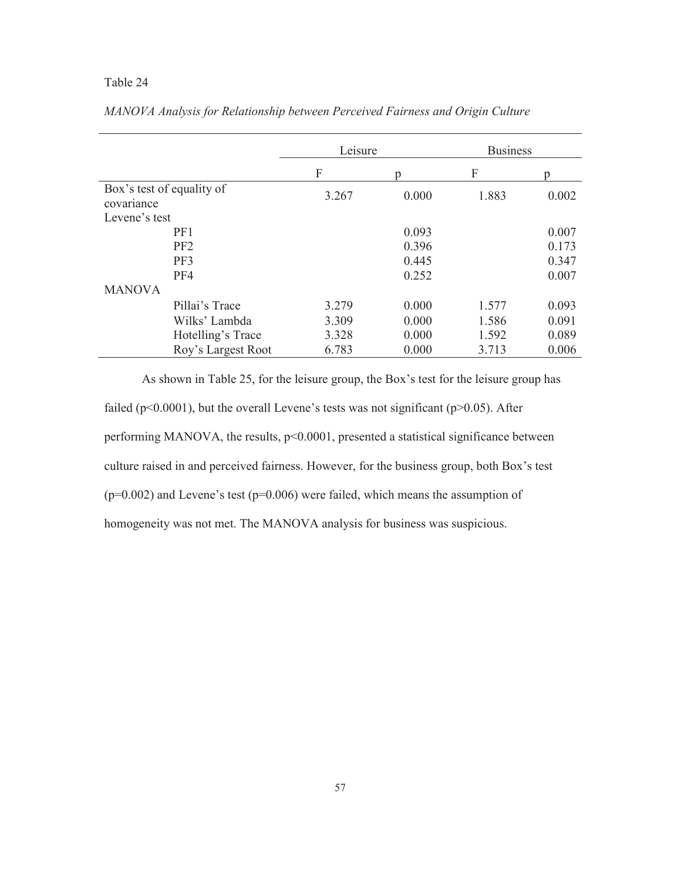Table 24

*MANOVA Analysis for Relationship between Perceived Fairness and Origin Culture*

| | Leisure | | Business | |
|---|---|---|---|---|
| | F | p | F | p |
| Box's test of equality of covariance | 3.267 | 0.000 | 1.883 | 0.002 |
| Levene's test | | | | |
| PF1 | | 0.093 | | 0.007 |
| PF2 | | 0.396 | | 0.173 |
| PF3 | | 0.445 | | 0.347 |
| PF4 | | 0.252 | | 0.007 |
| MANOVA | | | | |
| Pillai's Trace | 3.279 | 0.000 | 1.577 | 0.093 |
| Wilks' Lambda | 3.309 | 0.000 | 1.586 | 0.091 |
| Hotelling's Trace | 3.328 | 0.000 | 1.592 | 0.089 |
| Roy's Largest Root | 6.783 | 0.000 | 3.713 | 0.006 |

As shown in Table 25, for the leisure group, the Box's test for the leisure group has failed ($p<0.0001$), but the overall Levene's tests was not significant ($p>0.05$). After performing MANOVA, the results, $p<0.0001$, presented a statistical significance between culture raised in and perceived fairness. However, for the business group, both Box's test ($p=0.002$) and Levene's test ($p=0.006$) were failed, which means the assumption of homogeneity was not met. The MANOVA analysis for business was suspicious.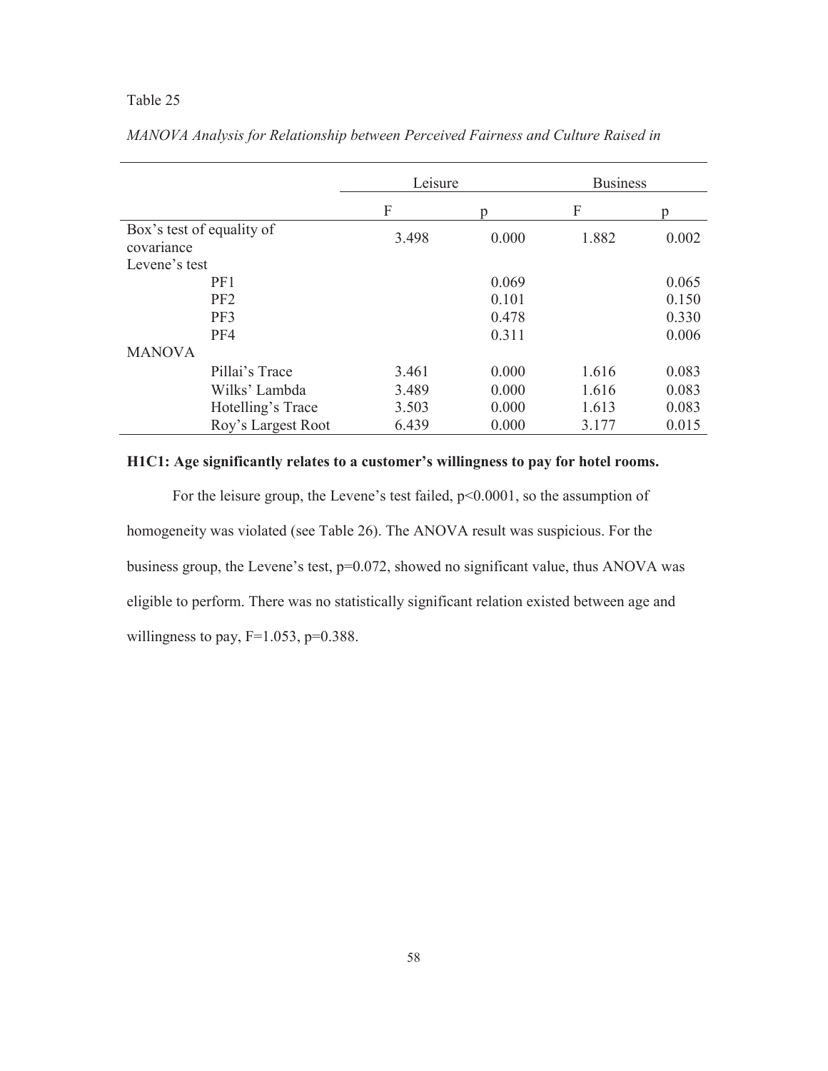Table 25

*MANOVA Analysis for Relationship between Perceived Fairness and Culture Raised in*

| | Leisure | | Business | |
|---|---|---|---|---|
| | F | p | F | p |
| Box's test of equality of covariance | 3.498 | 0.000 | 1.882 | 0.002 |
| Levene's test | | | | |
| PF1 | | 0.069 | | 0.065 |
| PF2 | | 0.101 | | 0.150 |
| PF3 | | 0.478 | | 0.330 |
| PF4 | | 0.311 | | 0.006 |
| MANOVA | | | | |
| Pillai's Trace | 3.461 | 0.000 | 1.616 | 0.083 |
| Wilks' Lambda | 3.489 | 0.000 | 1.616 | 0.083 |
| Hotelling's Trace | 3.503 | 0.000 | 1.613 | 0.083 |
| Roy's Largest Root | 6.439 | 0.000 | 3.177 | 0.015 |

**H1C1: Age significantly relates to a customer's willingness to pay for hotel rooms.**

For the leisure group, the Levene's test failed, $p<0.0001$, so the assumption of homogeneity was violated (see Table 26). The ANOVA result was suspicious. For the business group, the Levene's test, $p=0.072$, showed no significant value, thus ANOVA was eligible to perform. There was no statistically significant relation existed between age and willingness to pay, $F=1.053$, $p=0.388$.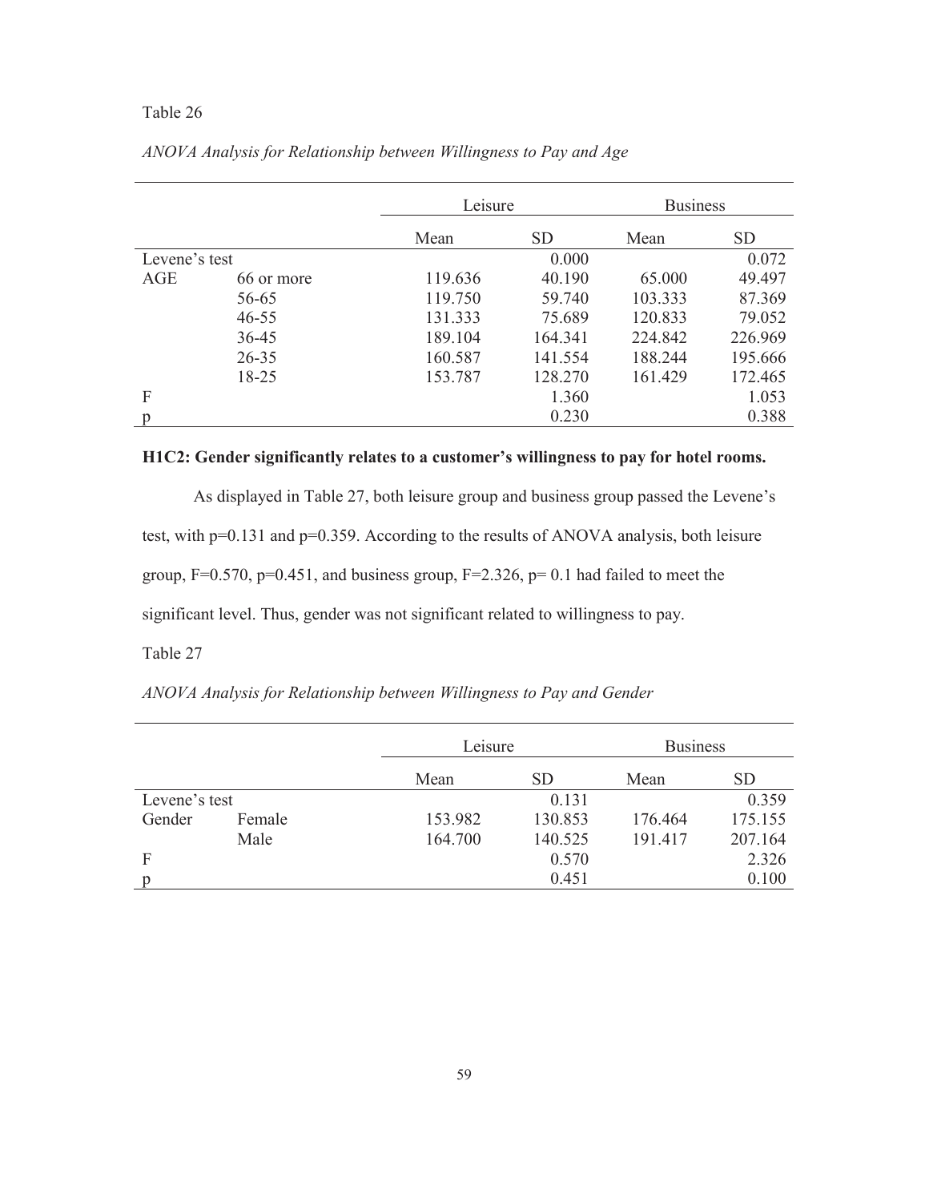Table 26

*ANOVA Analysis for Relationship between Willingness to Pay and Age*

| | | Leisure | | Business | |
|---|---|---|---|---|---|
| | | Mean | SD | Mean | SD |
| Levene's test | | | 0.000 | | 0.072 |
| AGE | 66 or more | 119.636 | 40.190 | 65.000 | 49.497 |
| | 56-65 | 119.750 | 59.740 | 103.333 | 87.369 |
| | 46-55 | 131.333 | 75.689 | 120.833 | 79.052 |
| | 36-45 | 189.104 | 164.341 | 224.842 | 226.969 |
| | 26-35 | 160.587 | 141.554 | 188.244 | 195.666 |
| | 18-25 | 153.787 | 128.270 | 161.429 | 172.465 |
| F | | | 1.360 | | 1.053 |
| p | | | 0.230 | | 0.388 |

**H1C2: Gender significantly relates to a customer's willingness to pay for hotel rooms.**

As displayed in Table 27, both leisure group and business group passed the Levene's test, with p=0.131 and p=0.359. According to the results of ANOVA analysis, both leisure group, F=0.570, p=0.451, and business group, F=2.326, p= 0.1 had failed to meet the significant level. Thus, gender was not significant related to willingness to pay.

Table 27

*ANOVA Analysis for Relationship between Willingness to Pay and Gender*

| | | Leisure | | Business | |
|---|---|---|---|---|---|
| | | Mean | SD | Mean | SD |
| Levene's test | | | 0.131 | | 0.359 |
| Gender | Female | 153.982 | 130.853 | 176.464 | 175.155 |
| | Male | 164.700 | 140.525 | 191.417 | 207.164 |
| F | | | 0.570 | | 2.326 |
| p | | | 0.451 | | 0.100 |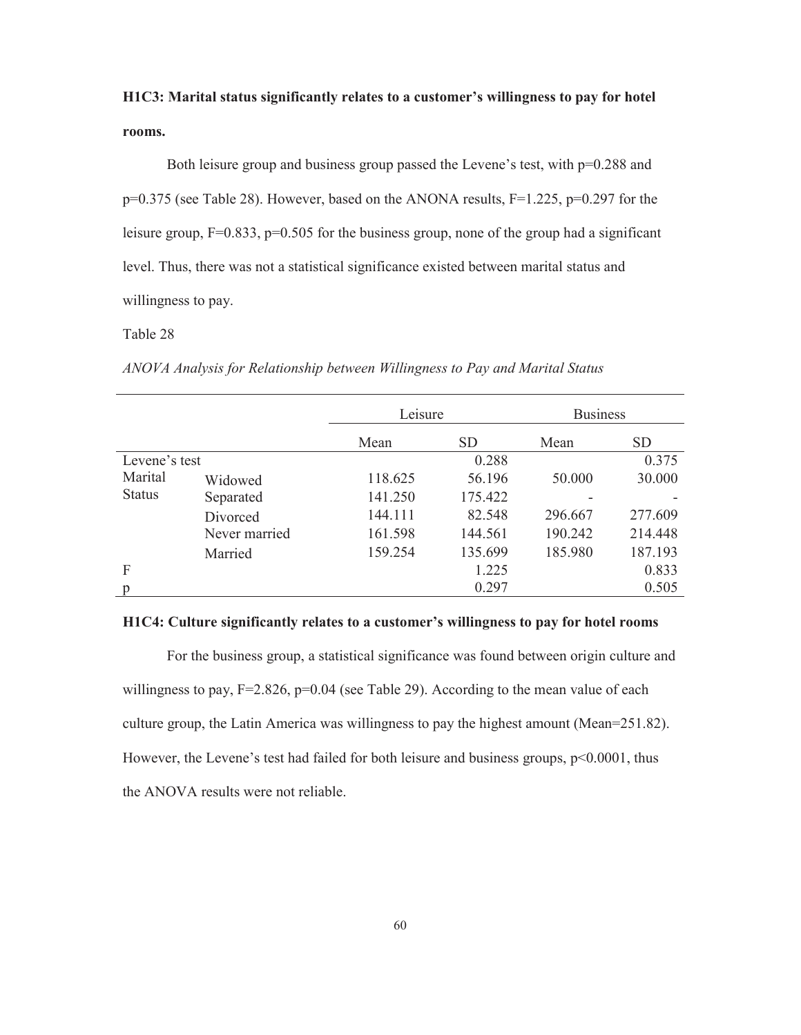**H1C3: Marital status significantly relates to a customer's willingness to pay for hotel rooms.**

Both leisure group and business group passed the Levene's test, with p=0.288 and p=0.375 (see Table 28). However, based on the ANONA results, F=1.225, p=0.297 for the leisure group, F=0.833, p=0.505 for the business group, none of the group had a significant level. Thus, there was not a statistical significance existed between marital status and willingness to pay.

Table 28

*ANOVA Analysis for Relationship between Willingness to Pay and Marital Status*

| | | Leisure | | Business | |
|---|---|---|---|---|---|
| | | Mean | SD | Mean | SD |
| Levene's test | | | 0.288 | | 0.375 |
| Marital Status | Widowed | 118.625 | 56.196 | 50.000 | 30.000 |
| | Separated | 141.250 | 175.422 | - | - |
| | Divorced | 144.111 | 82.548 | 296.667 | 277.609 |
| | Never married | 161.598 | 144.561 | 190.242 | 214.448 |
| | Married | 159.254 | 135.699 | 185.980 | 187.193 |
| F | | | 1.225 | | 0.833 |
| p | | | 0.297 | | 0.505 |

**H1C4: Culture significantly relates to a customer's willingness to pay for hotel rooms**

For the business group, a statistical significance was found between origin culture and willingness to pay, F=2.826, p=0.04 (see Table 29). According to the mean value of each culture group, the Latin America was willingness to pay the highest amount (Mean=251.82). However, the Levene's test had failed for both leisure and business groups, p<0.0001, thus the ANOVA results were not reliable.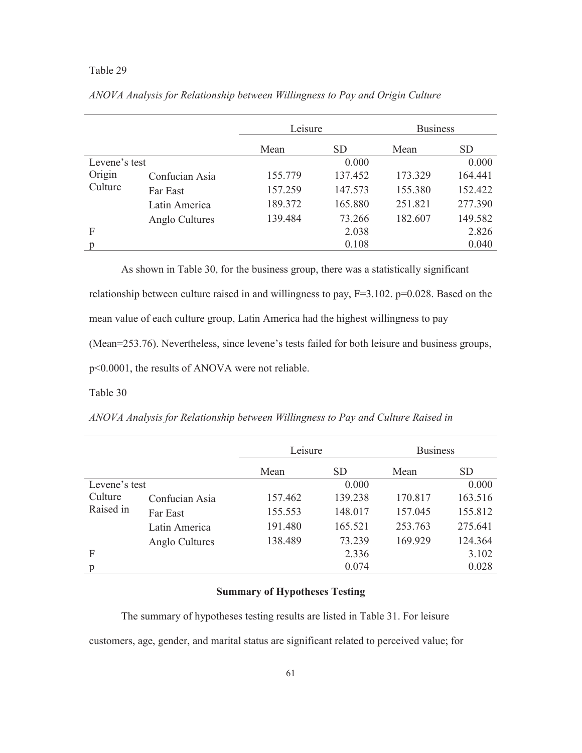Table 29

*ANOVA Analysis for Relationship between Willingness to Pay and Origin Culture*

| | | Leisure | | Business | |
|---|---|---|---|---|---|
| | | Mean | SD | Mean | SD |
| Levene's test | | | 0.000 | | 0.000 |
| Origin Culture | Confucian Asia | 155.779 | 137.452 | 173.329 | 164.441 |
| | Far East | 157.259 | 147.573 | 155.380 | 152.422 |
| | Latin America | 189.372 | 165.880 | 251.821 | 277.390 |
| | Anglo Cultures | 139.484 | 73.266 | 182.607 | 149.582 |
| F | | | 2.038 | | 2.826 |
| p | | | 0.108 | | 0.040 |

As shown in Table 30, for the business group, there was a statistically significant relationship between culture raised in and willingness to pay, $F=3.102$. $p=0.028$. Based on the mean value of each culture group, Latin America had the highest willingness to pay (Mean=253.76). Nevertheless, since levene's tests failed for both leisure and business groups, $p<0.0001$, the results of ANOVA were not reliable.

Table 30

*ANOVA Analysis for Relationship between Willingness to Pay and Culture Raised in*

| | | Leisure | | Business | |
|---|---|---|---|---|---|
| | | Mean | SD | Mean | SD |
| Levene's test | | | 0.000 | | 0.000 |
| Culture Raised in | Confucian Asia | 157.462 | 139.238 | 170.817 | 163.516 |
| | Far East | 155.553 | 148.017 | 157.045 | 155.812 |
| | Latin America | 191.480 | 165.521 | 253.763 | 275.641 |
| | Anglo Cultures | 138.489 | 73.239 | 169.929 | 124.364 |
| F | | | 2.336 | | 3.102 |
| p | | | 0.074 | | 0.028 |

**Summary of Hypotheses Testing**

The summary of hypotheses testing results are listed in Table 31. For leisure customers, age, gender, and marital status are significant related to perceived value; for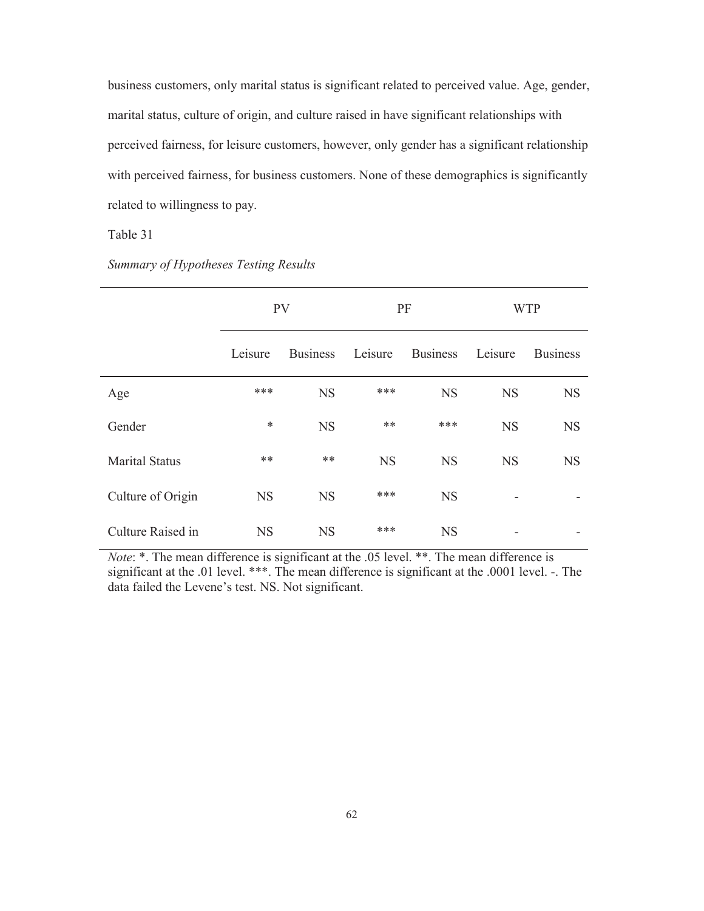business customers, only marital status is significant related to perceived value. Age, gender, marital status, culture of origin, and culture raised in have significant relationships with perceived fairness, for leisure customers, however, only gender has a significant relationship with perceived fairness, for business customers. None of these demographics is significantly related to willingness to pay.

Table 31

*Summary of Hypotheses Testing Results*

| | PV | | PF | | WTP | |
|---|---|---|---|---|---|---|
| | Leisure | Business | Leisure | Business | Leisure | Business |
| Age | *** | NS | *** | NS | NS | NS |
| Gender | * | NS | ** | *** | NS | NS |
| Marital Status | ** | ** | NS | NS | NS | NS |
| Culture of Origin | NS | NS | *** | NS | - | - |
| Culture Raised in | NS | NS | *** | NS | - | - |

*Note*: *. The mean difference is significant at the .05 level. **. The mean difference is significant at the .01 level. ***. The mean difference is significant at the .0001 level. -. The data failed the Levene's test. NS. Not significant.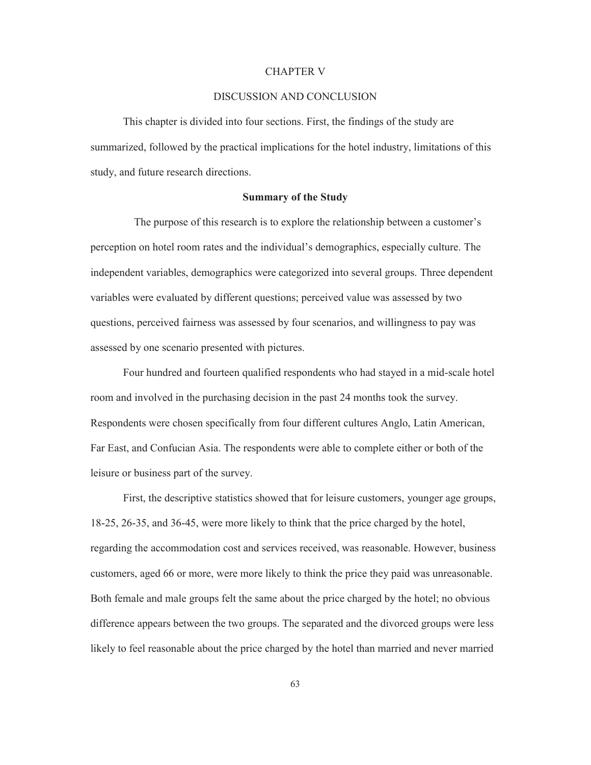# CHAPTER V

# DISCUSSION AND CONCLUSION

This chapter is divided into four sections. First, the findings of the study are summarized, followed by the practical implications for the hotel industry, limitations of this study, and future research directions.

## Summary of the Study

The purpose of this research is to explore the relationship between a customer's perception on hotel room rates and the individual's demographics, especially culture. The independent variables, demographics were categorized into several groups. Three dependent variables were evaluated by different questions; perceived value was assessed by two questions, perceived fairness was assessed by four scenarios, and willingness to pay was assessed by one scenario presented with pictures.

Four hundred and fourteen qualified respondents who had stayed in a mid-scale hotel room and involved in the purchasing decision in the past 24 months took the survey. Respondents were chosen specifically from four different cultures Anglo, Latin American, Far East, and Confucian Asia. The respondents were able to complete either or both of the leisure or business part of the survey.

First, the descriptive statistics showed that for leisure customers, younger age groups, 18-25, 26-35, and 36-45, were more likely to think that the price charged by the hotel, regarding the accommodation cost and services received, was reasonable. However, business customers, aged 66 or more, were more likely to think the price they paid was unreasonable. Both female and male groups felt the same about the price charged by the hotel; no obvious difference appears between the two groups. The separated and the divorced groups were less likely to feel reasonable about the price charged by the hotel than married and never married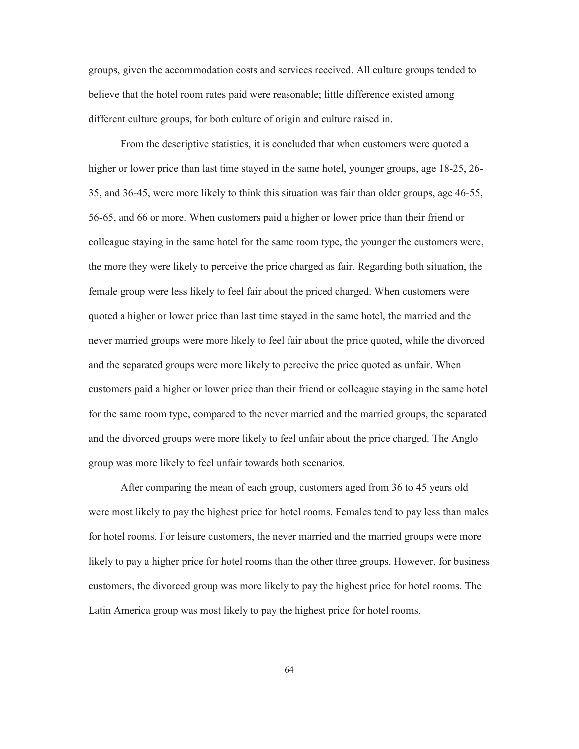groups, given the accommodation costs and services received. All culture groups tended to believe that the hotel room rates paid were reasonable; little difference existed among different culture groups, for both culture of origin and culture raised in.

From the descriptive statistics, it is concluded that when customers were quoted a higher or lower price than last time stayed in the same hotel, younger groups, age 18-25, 26-35, and 36-45, were more likely to think this situation was fair than older groups, age 46-55, 56-65, and 66 or more. When customers paid a higher or lower price than their friend or colleague staying in the same hotel for the same room type, the younger the customers were, the more they were likely to perceive the price charged as fair. Regarding both situation, the female group were less likely to feel fair about the priced charged. When customers were quoted a higher or lower price than last time stayed in the same hotel, the married and the never married groups were more likely to feel fair about the price quoted, while the divorced and the separated groups were more likely to perceive the price quoted as unfair. When customers paid a higher or lower price than their friend or colleague staying in the same hotel for the same room type, compared to the never married and the married groups, the separated and the divorced groups were more likely to feel unfair about the price charged. The Anglo group was more likely to feel unfair towards both scenarios.

After comparing the mean of each group, customers aged from 36 to 45 years old were most likely to pay the highest price for hotel rooms. Females tend to pay less than males for hotel rooms. For leisure customers, the never married and the married groups were more likely to pay a higher price for hotel rooms than the other three groups. However, for business customers, the divorced group was more likely to pay the highest price for hotel rooms. The Latin America group was most likely to pay the highest price for hotel rooms.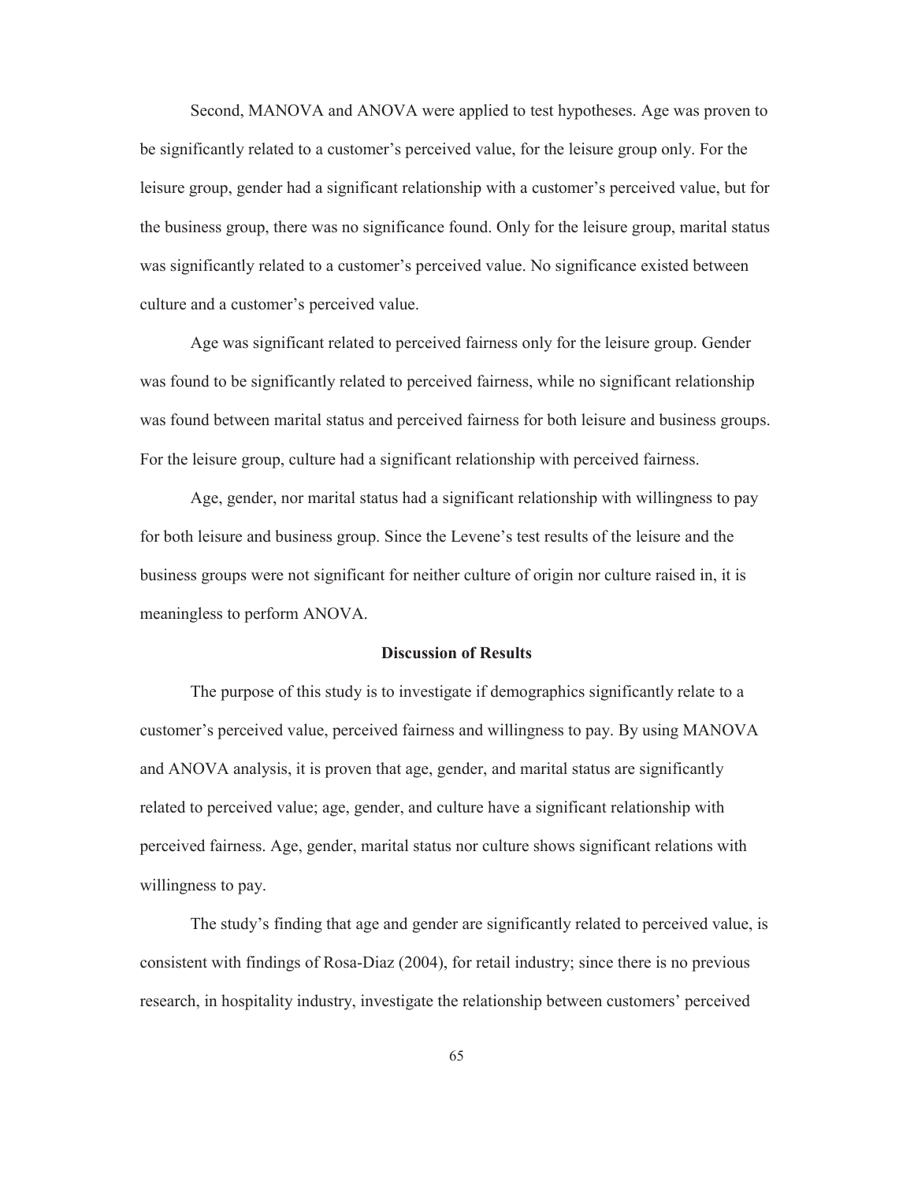Second, MANOVA and ANOVA were applied to test hypotheses. Age was proven to be significantly related to a customer's perceived value, for the leisure group only. For the leisure group, gender had a significant relationship with a customer's perceived value, but for the business group, there was no significance found. Only for the leisure group, marital status was significantly related to a customer's perceived value. No significance existed between culture and a customer's perceived value.

Age was significant related to perceived fairness only for the leisure group. Gender was found to be significantly related to perceived fairness, while no significant relationship was found between marital status and perceived fairness for both leisure and business groups. For the leisure group, culture had a significant relationship with perceived fairness.

Age, gender, nor marital status had a significant relationship with willingness to pay for both leisure and business group. Since the Levene's test results of the leisure and the business groups were not significant for neither culture of origin nor culture raised in, it is meaningless to perform ANOVA.

### Discussion of Results

The purpose of this study is to investigate if demographics significantly relate to a customer's perceived value, perceived fairness and willingness to pay. By using MANOVA and ANOVA analysis, it is proven that age, gender, and marital status are significantly related to perceived value; age, gender, and culture have a significant relationship with perceived fairness. Age, gender, marital status nor culture shows significant relations with willingness to pay.

The study's finding that age and gender are significantly related to perceived value, is consistent with findings of Rosa-Diaz (2004), for retail industry; since there is no previous research, in hospitality industry, investigate the relationship between customers' perceived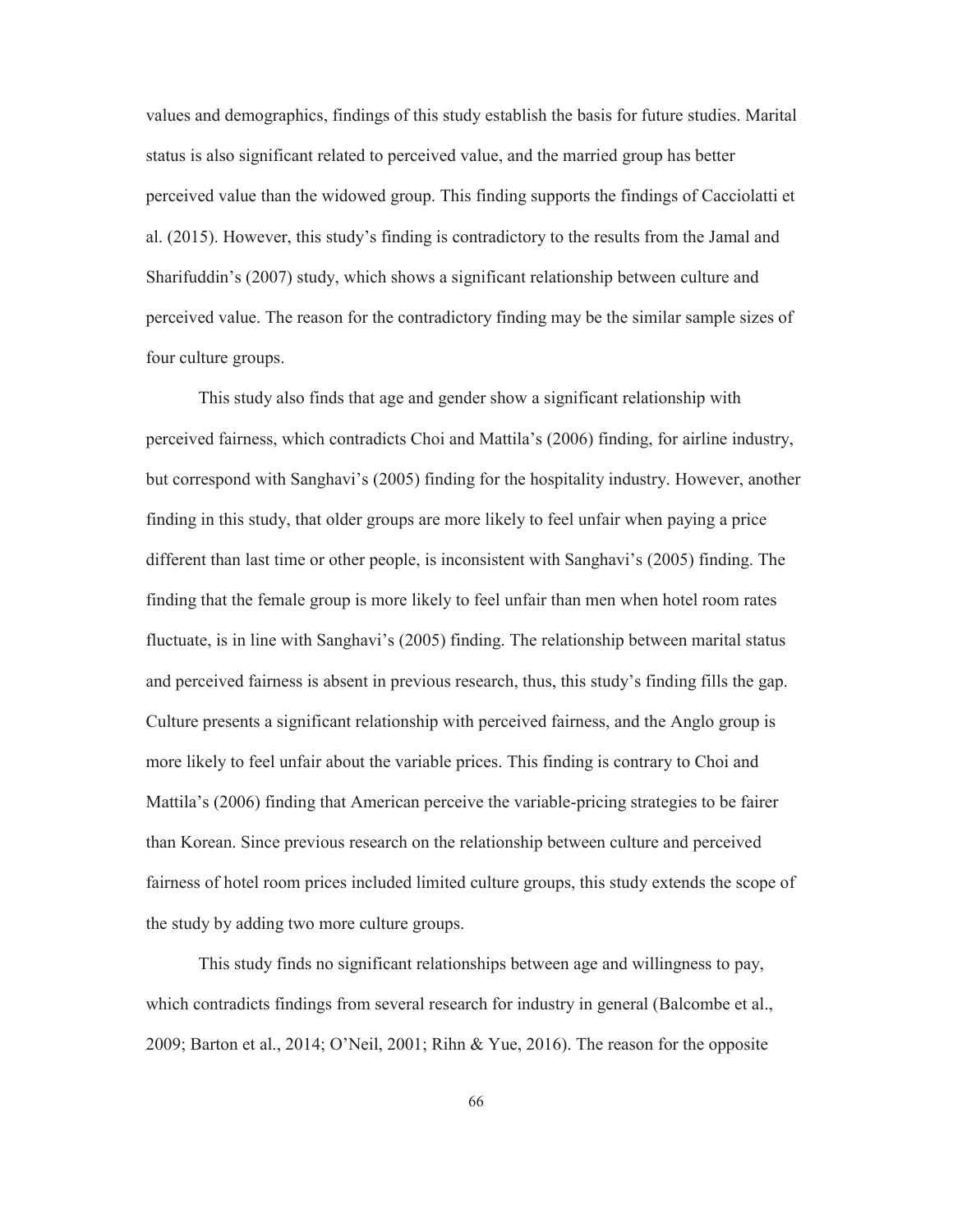values and demographics, findings of this study establish the basis for future studies. Marital status is also significant related to perceived value, and the married group has better perceived value than the widowed group. This finding supports the findings of Cacciolatti et al. (2015). However, this study's finding is contradictory to the results from the Jamal and Sharifuddin's (2007) study, which shows a significant relationship between culture and perceived value. The reason for the contradictory finding may be the similar sample sizes of four culture groups.

This study also finds that age and gender show a significant relationship with perceived fairness, which contradicts Choi and Mattila's (2006) finding, for airline industry, but correspond with Sanghavi's (2005) finding for the hospitality industry. However, another finding in this study, that older groups are more likely to feel unfair when paying a price different than last time or other people, is inconsistent with Sanghavi's (2005) finding. The finding that the female group is more likely to feel unfair than men when hotel room rates fluctuate, is in line with Sanghavi's (2005) finding. The relationship between marital status and perceived fairness is absent in previous research, thus, this study's finding fills the gap. Culture presents a significant relationship with perceived fairness, and the Anglo group is more likely to feel unfair about the variable prices. This finding is contrary to Choi and Mattila's (2006) finding that American perceive the variable-pricing strategies to be fairer than Korean. Since previous research on the relationship between culture and perceived fairness of hotel room prices included limited culture groups, this study extends the scope of the study by adding two more culture groups.

This study finds no significant relationships between age and willingness to pay, which contradicts findings from several research for industry in general (Balcombe et al., 2009; Barton et al., 2014; O'Neil, 2001; Rihn & Yue, 2016). The reason for the opposite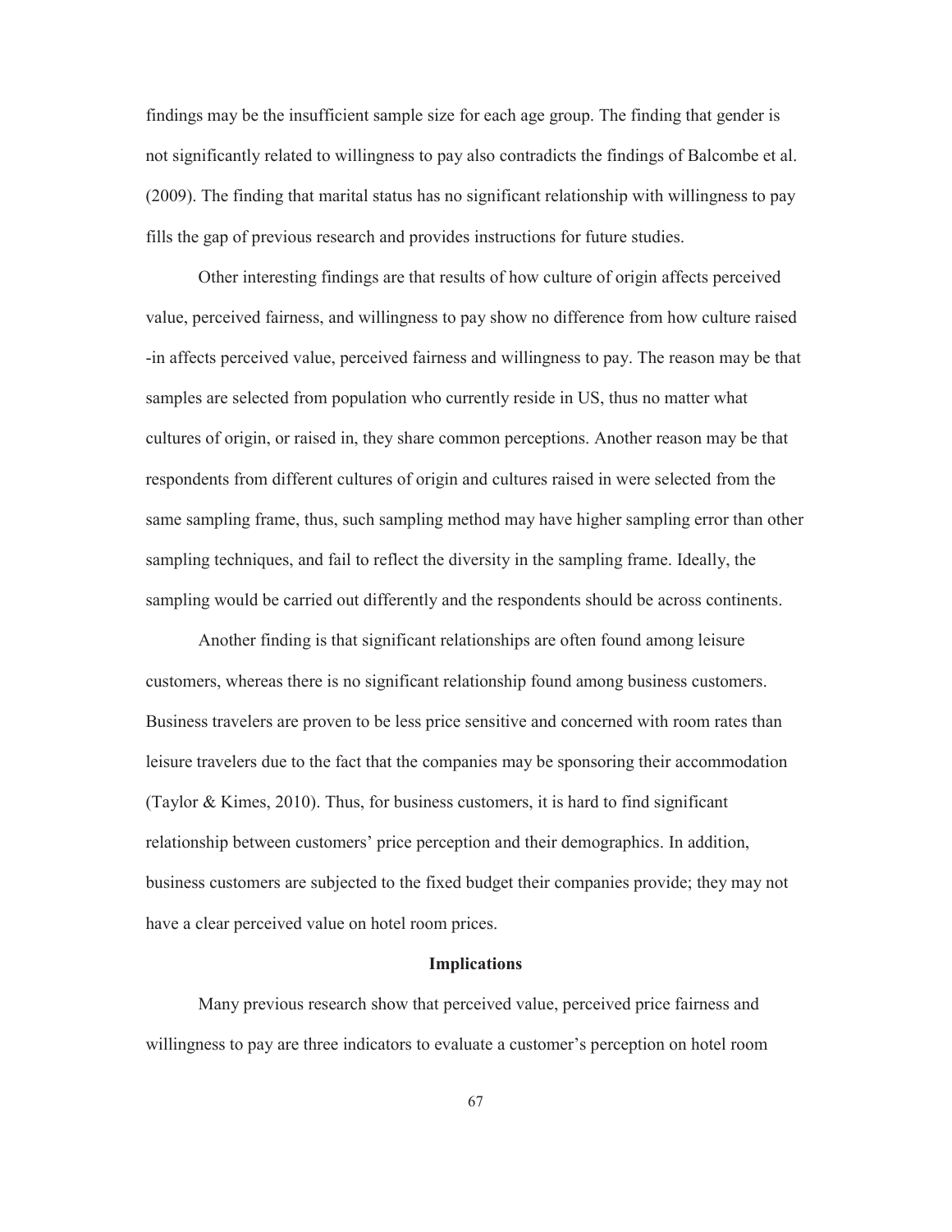findings may be the insufficient sample size for each age group. The finding that gender is not significantly related to willingness to pay also contradicts the findings of Balcombe et al. (2009). The finding that marital status has no significant relationship with willingness to pay fills the gap of previous research and provides instructions for future studies.

Other interesting findings are that results of how culture of origin affects perceived value, perceived fairness, and willingness to pay show no difference from how culture raised -in affects perceived value, perceived fairness and willingness to pay. The reason may be that samples are selected from population who currently reside in US, thus no matter what cultures of origin, or raised in, they share common perceptions. Another reason may be that respondents from different cultures of origin and cultures raised in were selected from the same sampling frame, thus, such sampling method may have higher sampling error than other sampling techniques, and fail to reflect the diversity in the sampling frame. Ideally, the sampling would be carried out differently and the respondents should be across continents.

Another finding is that significant relationships are often found among leisure customers, whereas there is no significant relationship found among business customers. Business travelers are proven to be less price sensitive and concerned with room rates than leisure travelers due to the fact that the companies may be sponsoring their accommodation (Taylor & Kimes, 2010). Thus, for business customers, it is hard to find significant relationship between customers' price perception and their demographics. In addition, business customers are subjected to the fixed budget their companies provide; they may not have a clear perceived value on hotel room prices.

## Implications

Many previous research show that perceived value, perceived price fairness and willingness to pay are three indicators to evaluate a customer's perception on hotel room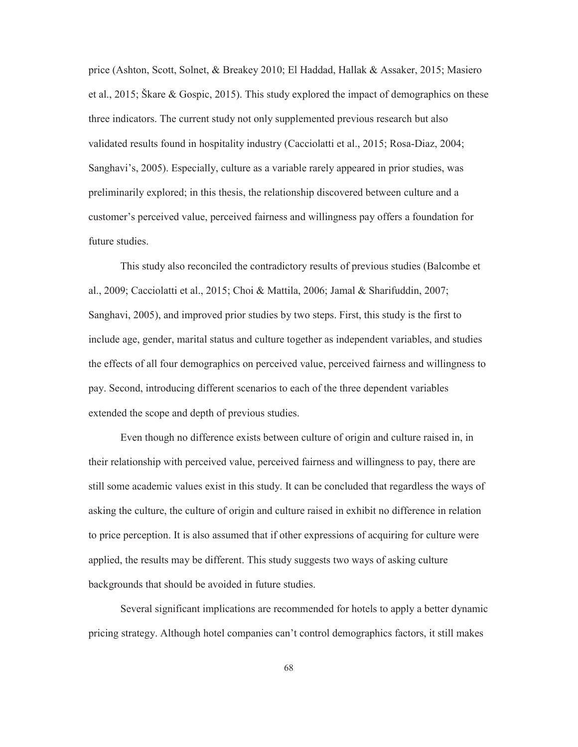price (Ashton, Scott, Solnet, & Breakey 2010; El Haddad, Hallak & Assaker, 2015; Masiero et al., 2015; Škare & Gospic, 2015). This study explored the impact of demographics on these three indicators. The current study not only supplemented previous research but also validated results found in hospitality industry (Cacciolatti et al., 2015; Rosa-Diaz, 2004; Sanghavi's, 2005). Especially, culture as a variable rarely appeared in prior studies, was preliminarily explored; in this thesis, the relationship discovered between culture and a customer's perceived value, perceived fairness and willingness pay offers a foundation for future studies.

This study also reconciled the contradictory results of previous studies (Balcombe et al., 2009; Cacciolatti et al., 2015; Choi & Mattila, 2006; Jamal & Sharifuddin, 2007; Sanghavi, 2005), and improved prior studies by two steps. First, this study is the first to include age, gender, marital status and culture together as independent variables, and studies the effects of all four demographics on perceived value, perceived fairness and willingness to pay. Second, introducing different scenarios to each of the three dependent variables extended the scope and depth of previous studies.

Even though no difference exists between culture of origin and culture raised in, in their relationship with perceived value, perceived fairness and willingness to pay, there are still some academic values exist in this study. It can be concluded that regardless the ways of asking the culture, the culture of origin and culture raised in exhibit no difference in relation to price perception. It is also assumed that if other expressions of acquiring for culture were applied, the results may be different. This study suggests two ways of asking culture backgrounds that should be avoided in future studies.

Several significant implications are recommended for hotels to apply a better dynamic pricing strategy. Although hotel companies can't control demographics factors, it still makes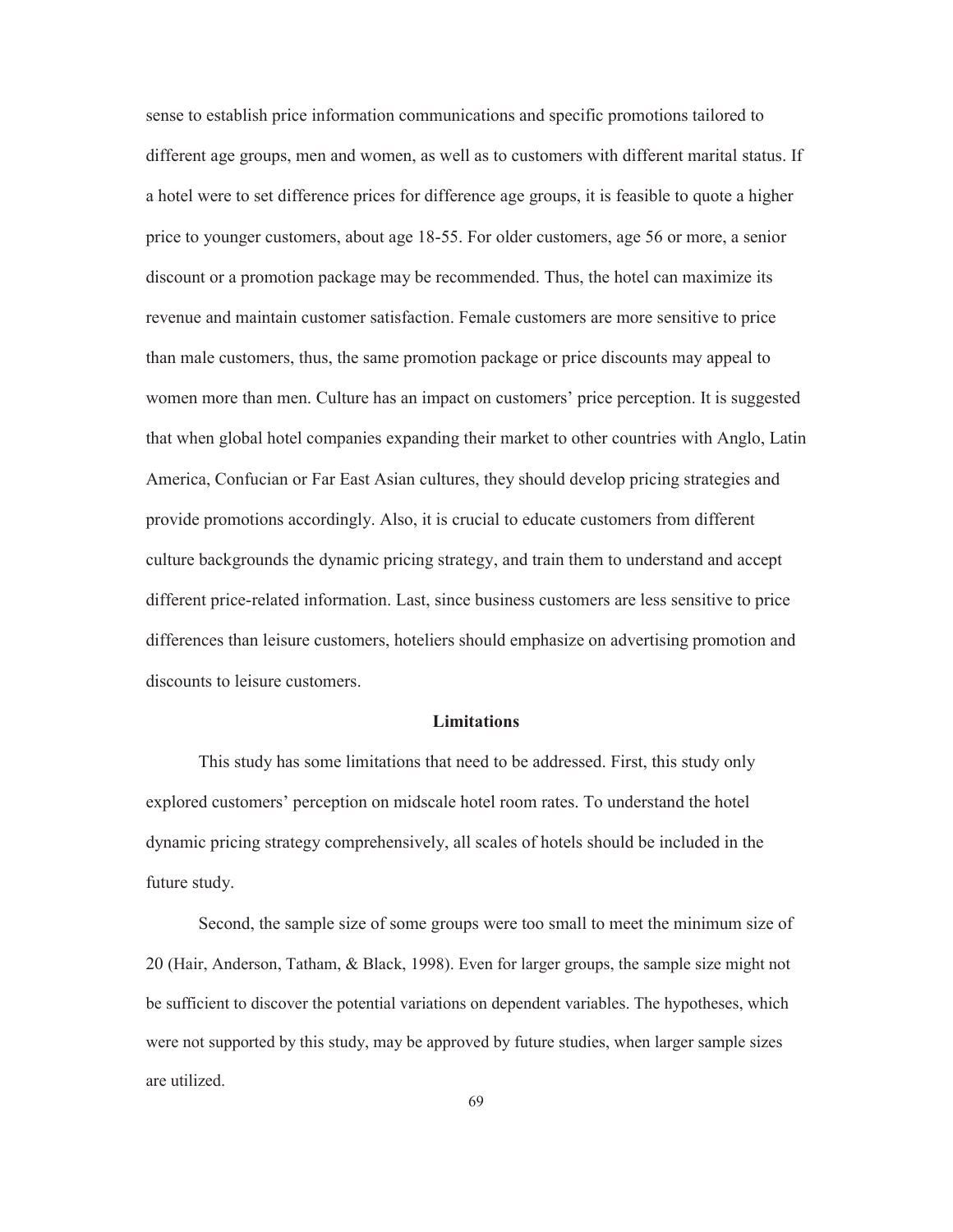sense to establish price information communications and specific promotions tailored to different age groups, men and women, as well as to customers with different marital status. If a hotel were to set difference prices for difference age groups, it is feasible to quote a higher price to younger customers, about age 18-55. For older customers, age 56 or more, a senior discount or a promotion package may be recommended. Thus, the hotel can maximize its revenue and maintain customer satisfaction. Female customers are more sensitive to price than male customers, thus, the same promotion package or price discounts may appeal to women more than men. Culture has an impact on customers' price perception. It is suggested that when global hotel companies expanding their market to other countries with Anglo, Latin America, Confucian or Far East Asian cultures, they should develop pricing strategies and provide promotions accordingly. Also, it is crucial to educate customers from different culture backgrounds the dynamic pricing strategy, and train them to understand and accept different price-related information. Last, since business customers are less sensitive to price differences than leisure customers, hoteliers should emphasize on advertising promotion and discounts to leisure customers.

## Limitations

This study has some limitations that need to be addressed. First, this study only explored customers' perception on midscale hotel room rates. To understand the hotel dynamic pricing strategy comprehensively, all scales of hotels should be included in the future study.

Second, the sample size of some groups were too small to meet the minimum size of 20 (Hair, Anderson, Tatham, & Black, 1998). Even for larger groups, the sample size might not be sufficient to discover the potential variations on dependent variables. The hypotheses, which were not supported by this study, may be approved by future studies, when larger sample sizes are utilized.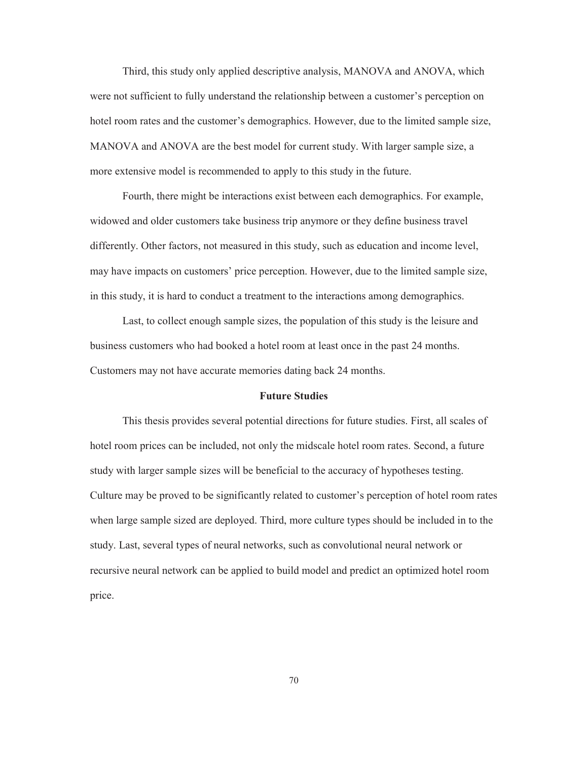Third, this study only applied descriptive analysis, MANOVA and ANOVA, which were not sufficient to fully understand the relationship between a customer's perception on hotel room rates and the customer's demographics. However, due to the limited sample size, MANOVA and ANOVA are the best model for current study. With larger sample size, a more extensive model is recommended to apply to this study in the future.

Fourth, there might be interactions exist between each demographics. For example, widowed and older customers take business trip anymore or they define business travel differently. Other factors, not measured in this study, such as education and income level, may have impacts on customers' price perception. However, due to the limited sample size, in this study, it is hard to conduct a treatment to the interactions among demographics.

Last, to collect enough sample sizes, the population of this study is the leisure and business customers who had booked a hotel room at least once in the past 24 months. Customers may not have accurate memories dating back 24 months.

## Future Studies

This thesis provides several potential directions for future studies. First, all scales of hotel room prices can be included, not only the midscale hotel room rates. Second, a future study with larger sample sizes will be beneficial to the accuracy of hypotheses testing. Culture may be proved to be significantly related to customer's perception of hotel room rates when large sample sized are deployed. Third, more culture types should be included in to the study. Last, several types of neural networks, such as convolutional neural network or recursive neural network can be applied to build model and predict an optimized hotel room price.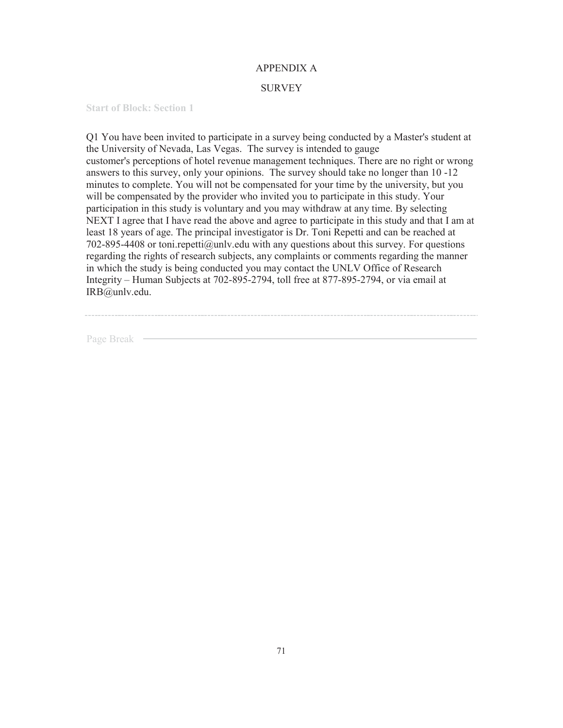# APPENDIX A

## SURVEY

Start of Block: Section 1

Q1 You have been invited to participate in a survey being conducted by a Master's student at the University of Nevada, Las Vegas. The survey is intended to gauge customer's perceptions of hotel revenue management techniques. There are no right or wrong answers to this survey, only your opinions. The survey should take no longer than 10 -12 minutes to complete. You will not be compensated for your time by the university, but you will be compensated by the provider who invited you to participate in this study. Your participation in this study is voluntary and you may withdraw at any time. By selecting NEXT I agree that I have read the above and agree to participate in this study and that I am at least 18 years of age. The principal investigator is Dr. Toni Repetti and can be reached at 702-895-4408 or toni.repetti@unlv.edu with any questions about this survey. For questions regarding the rights of research subjects, any complaints or comments regarding the manner in which the study is being conducted you may contact the UNLV Office of Research Integrity – Human Subjects at 702-895-2794, toll free at 877-895-2794, or via email at IRB@unlv.edu.

---

Page Break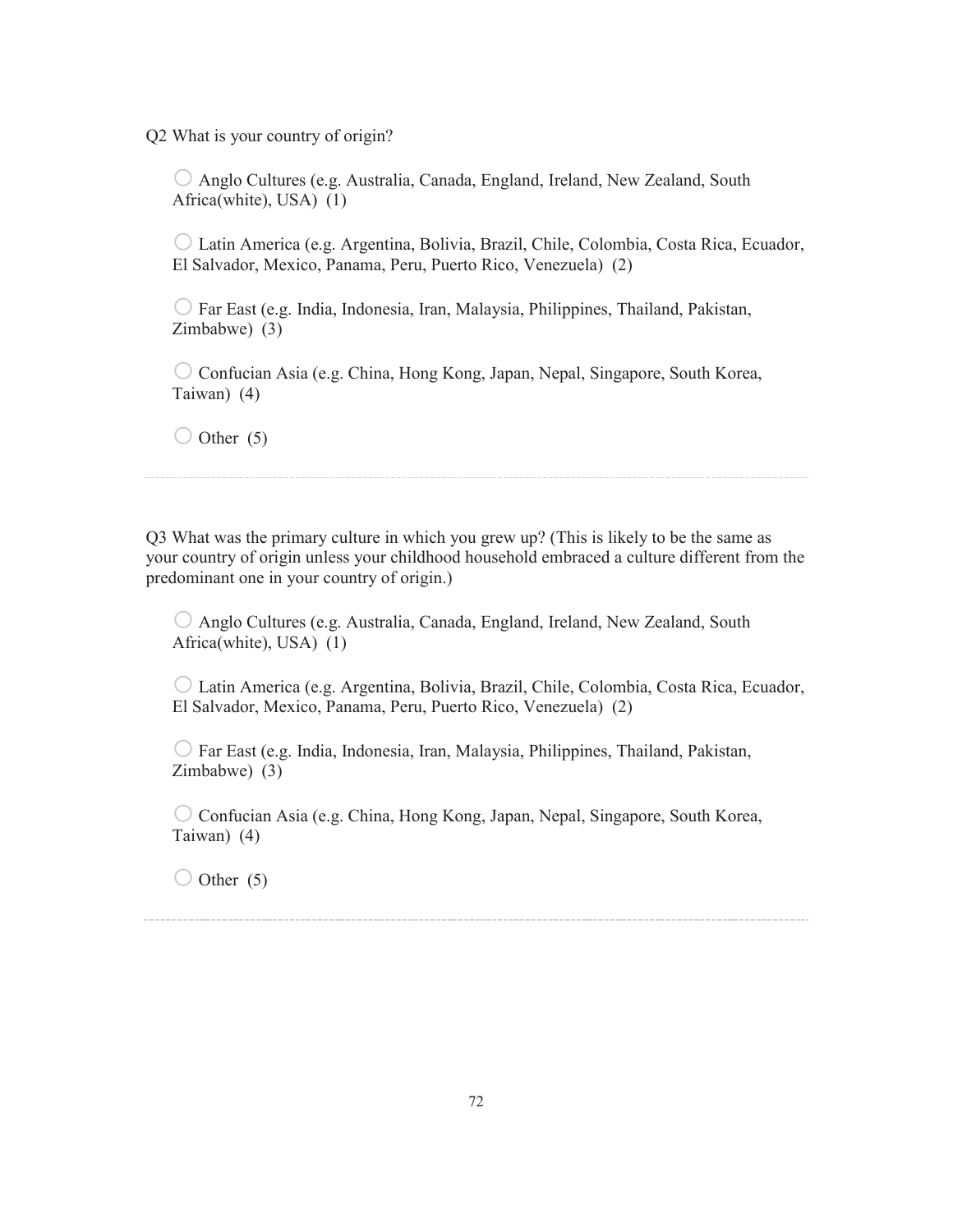Q2 What is your country of origin?

- ○ Anglo Cultures (e.g. Australia, Canada, England, Ireland, New Zealand, South Africa(white), USA) (1)
- ○ Latin America (e.g. Argentina, Bolivia, Brazil, Chile, Colombia, Costa Rica, Ecuador, El Salvador, Mexico, Panama, Peru, Puerto Rico, Venezuela) (2)
- ○ Far East (e.g. India, Indonesia, Iran, Malaysia, Philippines, Thailand, Pakistan, Zimbabwe) (3)
- ○ Confucian Asia (e.g. China, Hong Kong, Japan, Nepal, Singapore, South Korea, Taiwan) (4)
- ○ Other (5)

---

Q3 What was the primary culture in which you grew up? (This is likely to be the same as your country of origin unless your childhood household embraced a culture different from the predominant one in your country of origin.)

- ○ Anglo Cultures (e.g. Australia, Canada, England, Ireland, New Zealand, South Africa(white), USA) (1)
- ○ Latin America (e.g. Argentina, Bolivia, Brazil, Chile, Colombia, Costa Rica, Ecuador, El Salvador, Mexico, Panama, Peru, Puerto Rico, Venezuela) (2)
- ○ Far East (e.g. India, Indonesia, Iran, Malaysia, Philippines, Thailand, Pakistan, Zimbabwe) (3)
- ○ Confucian Asia (e.g. China, Hong Kong, Japan, Nepal, Singapore, South Korea, Taiwan) (4)
- ○ Other (5)

---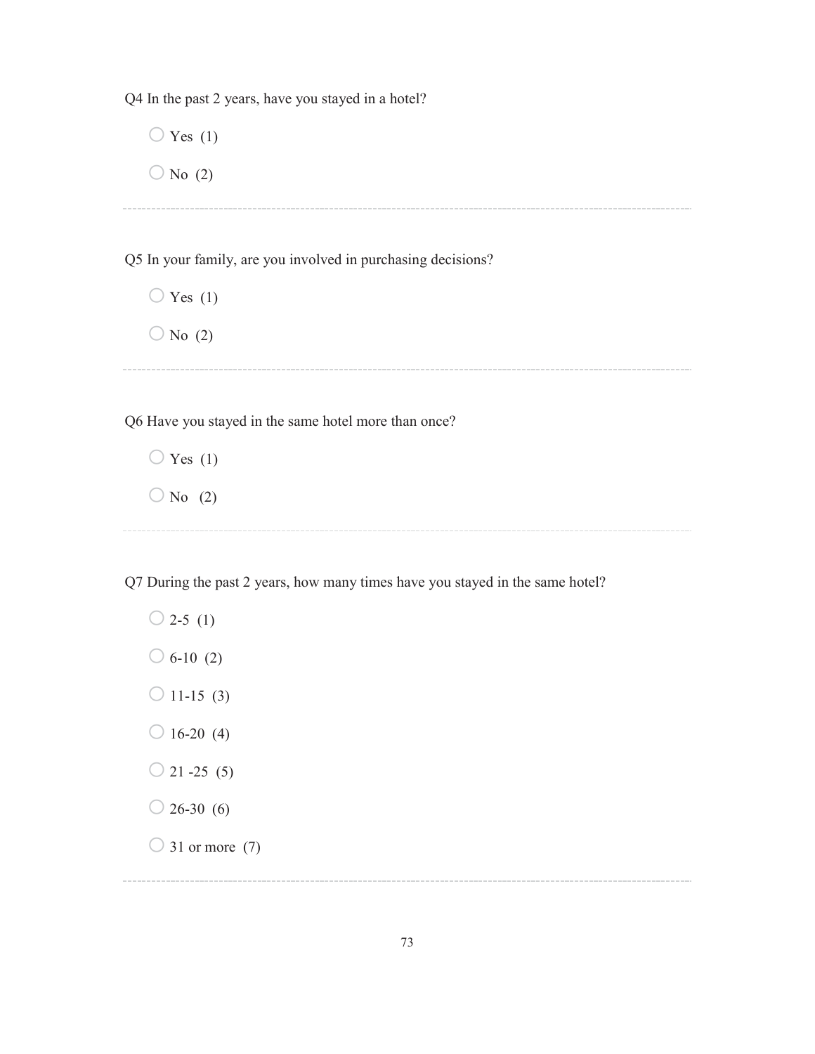Q4 In the past 2 years, have you stayed in a hotel?

- ○ Yes (1)
- ○ No (2)

---

Q5 In your family, are you involved in purchasing decisions?

- ○ Yes (1)
- ○ No (2)

---

Q6 Have you stayed in the same hotel more than once?

- ○ Yes (1)
- ○ No (2)

---

Q7 During the past 2 years, how many times have you stayed in the same hotel?

- ○ 2-5 (1)
- ○ 6-10 (2)
- ○ 11-15 (3)
- ○ 16-20 (4)
- ○ 21 -25 (5)
- ○ 26-30 (6)
- ○ 31 or more (7)

---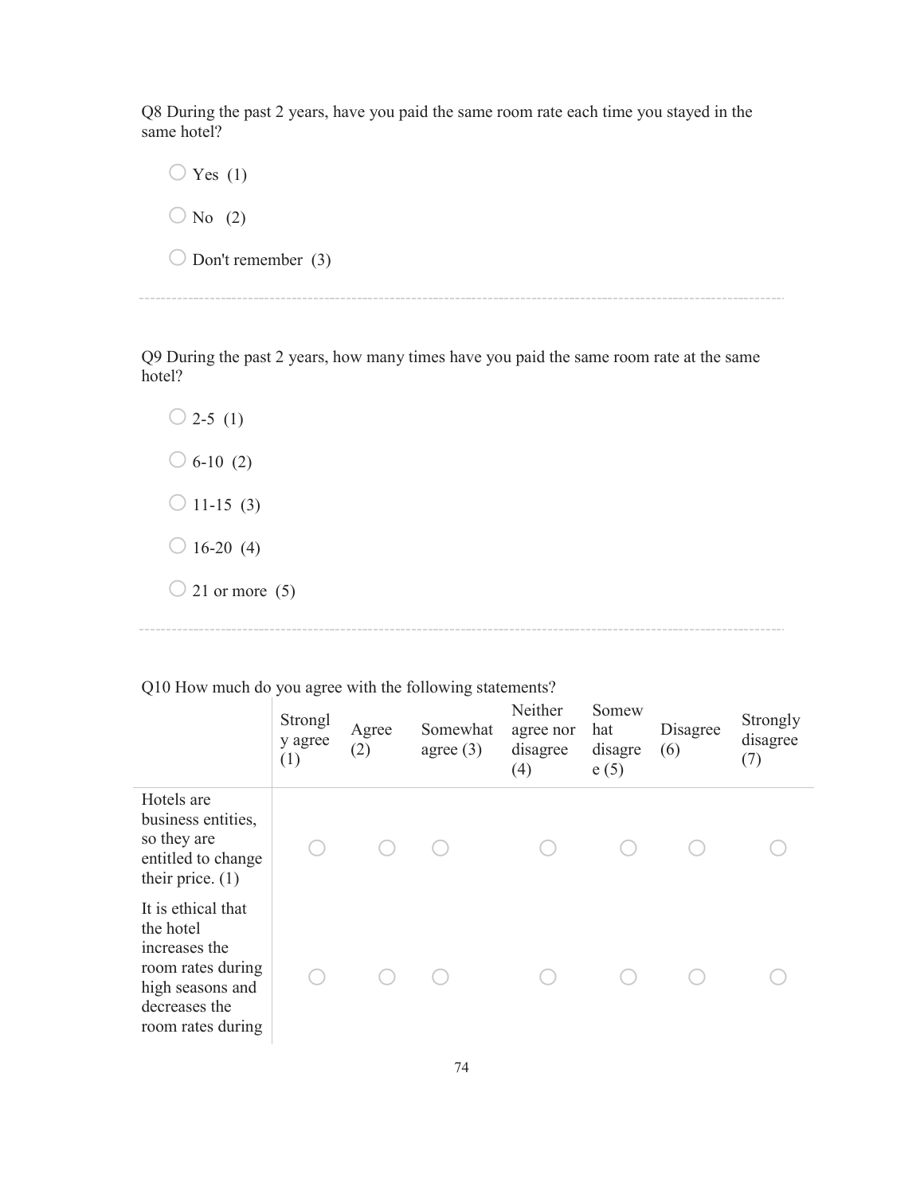Q8 During the past 2 years, have you paid the same room rate each time you stayed in the same hotel?

- Yes (1)
- No (2)
- Don't remember (3)

---

Q9 During the past 2 years, how many times have you paid the same room rate at the same hotel?

- 2-5 (1)
- 6-10 (2)
- 11-15 (3)
- 16-20 (4)
- 21 or more (5)

---

Q10 How much do you agree with the following statements?

| | Strongly agree (1) | Agree (2) | Somewhat agree (3) | Neither agree nor disagree (4) | Somewhat disagree (5) | Disagree (6) | Strongly disagree (7) |
|---|---|---|---|---|---|---|---|
| Hotels are business entities, so they are entitled to change their price. (1) | ○ | ○ | ○ | ○ | ○ | ○ | ○ |
| It is ethical that the hotel increases the room rates during high seasons and decreases the room rates during | ○ | ○ | ○ | ○ | ○ | ○ | ○ |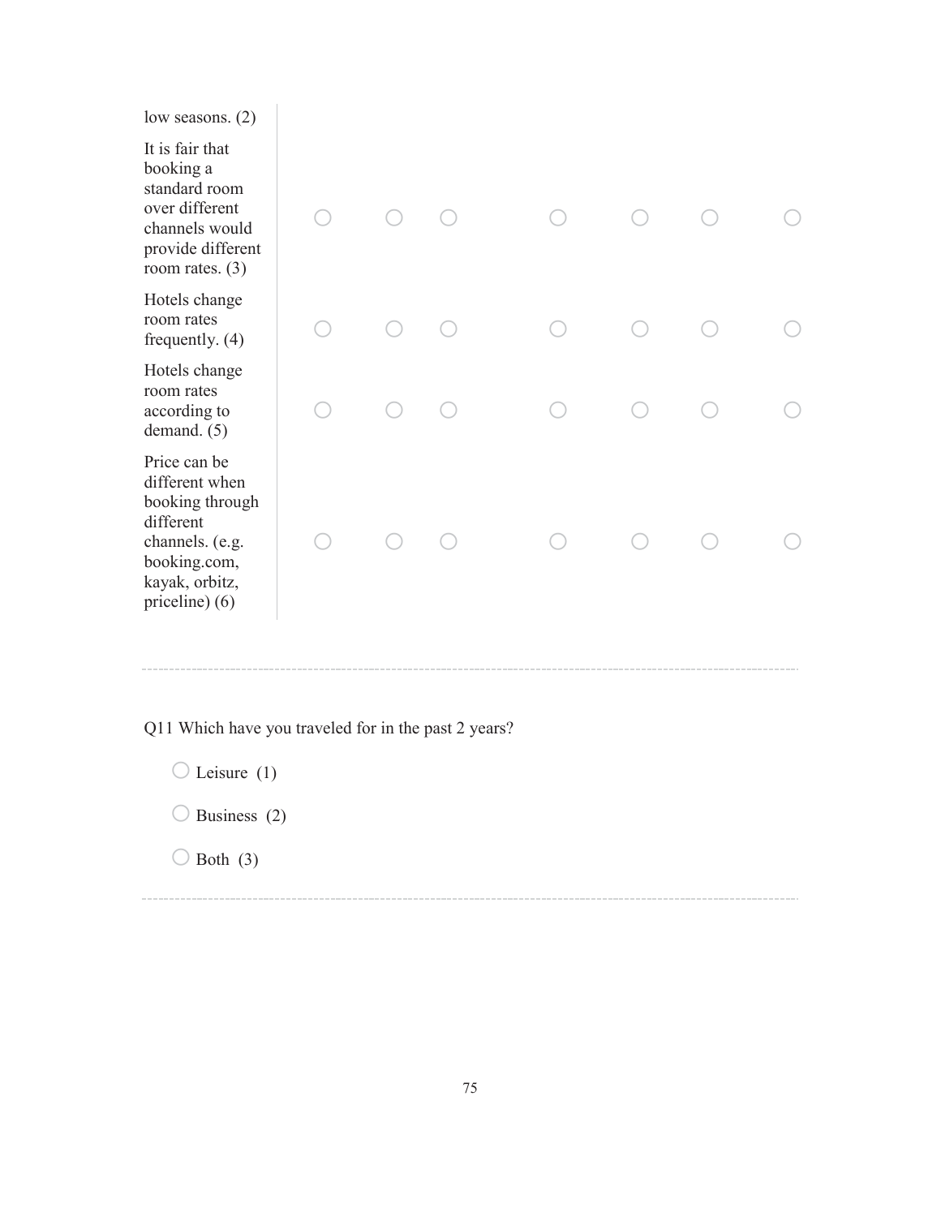| | | | | | | | |
|---|---|---|---|---|---|---|---|
| low seasons. (2) | | | | | | | |
| It is fair that booking a standard room over different channels would provide different room rates. (3) | ○ | ○ | ○ | ○ | ○ | ○ | ○ |
| Hotels change room rates frequently. (4) | ○ | ○ | ○ | ○ | ○ | ○ | ○ |
| Hotels change room rates according to demand. (5) | ○ | ○ | ○ | ○ | ○ | ○ | ○ |
| Price can be different when booking through different channels. (e.g. booking.com, kayak, orbitz, priceline) (6) | ○ | ○ | ○ | ○ | ○ | ○ | ○ |

---

Q11 Which have you traveled for in the past 2 years?

○ Leisure (1)

○ Business (2)

○ Both (3)

---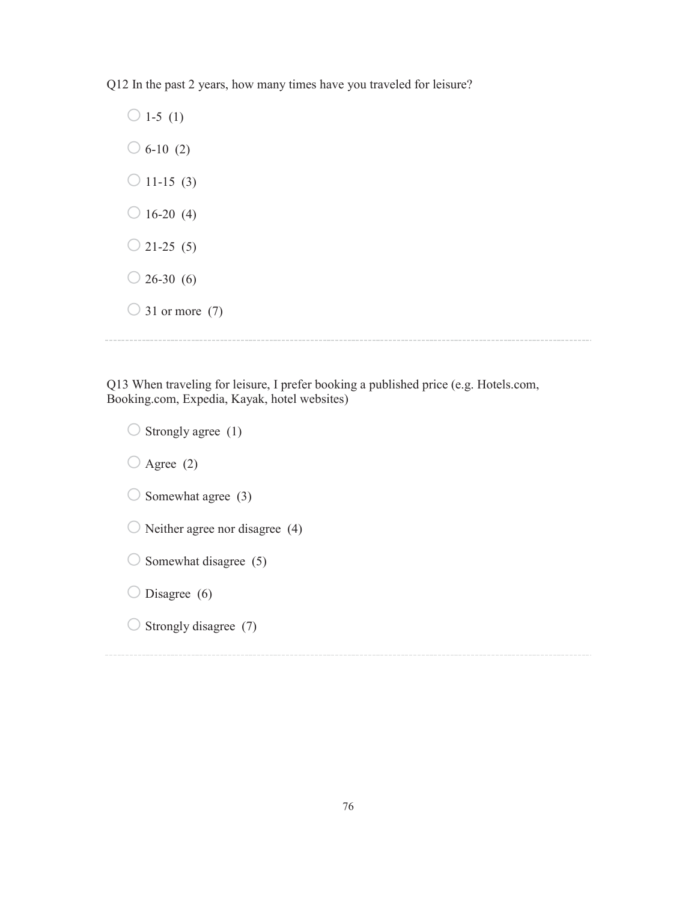Q12 In the past 2 years, how many times have you traveled for leisure?

- ○ 1-5 (1)
- ○ 6-10 (2)
- ○ 11-15 (3)
- ○ 16-20 (4)
- ○ 21-25 (5)
- ○ 26-30 (6)
- ○ 31 or more (7)

---

Q13 When traveling for leisure, I prefer booking a published price (e.g. Hotels.com, Booking.com, Expedia, Kayak, hotel websites)

- ○ Strongly agree (1)
- ○ Agree (2)
- ○ Somewhat agree (3)
- ○ Neither agree nor disagree (4)
- ○ Somewhat disagree (5)
- ○ Disagree (6)
- ○ Strongly disagree (7)

---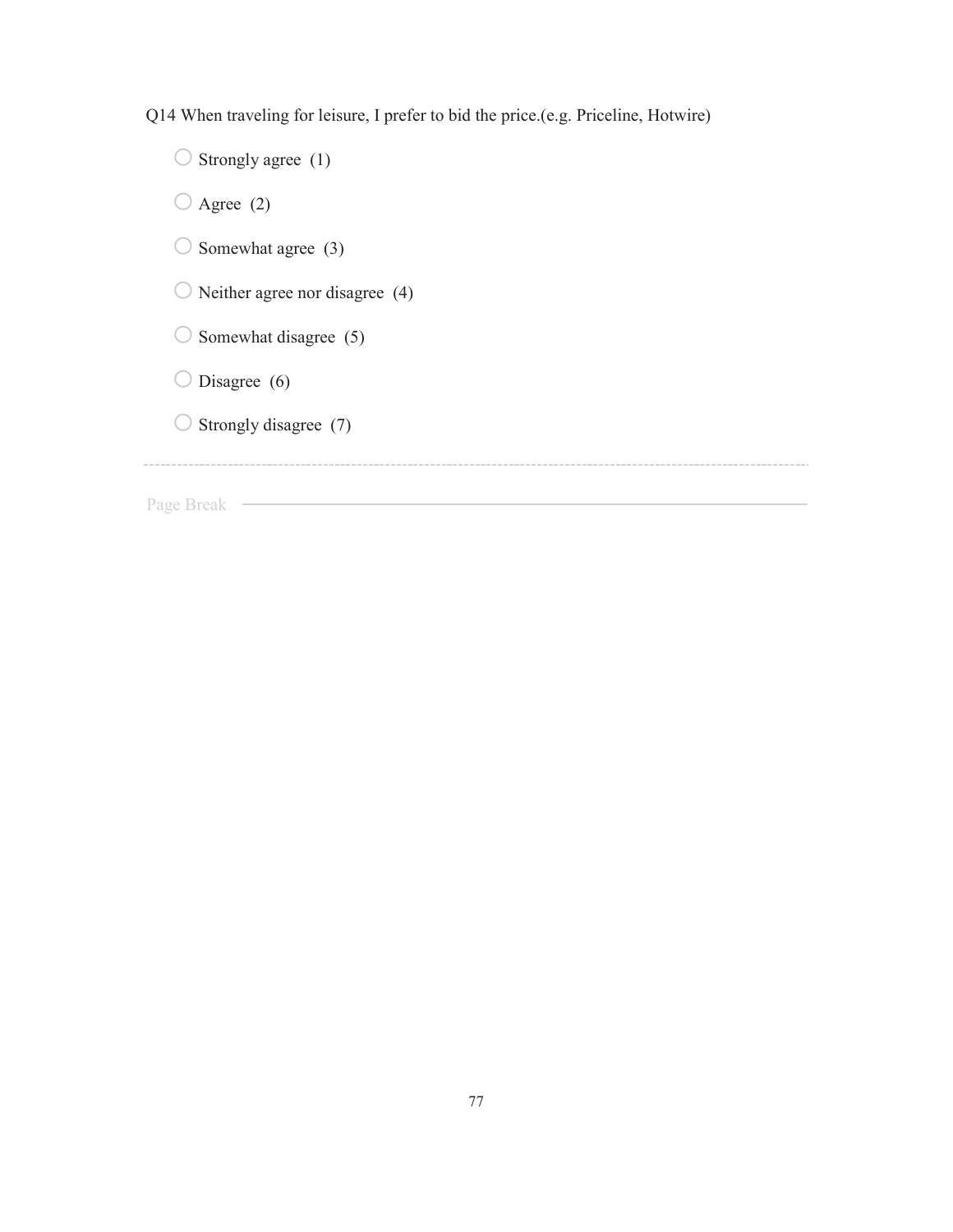Q14 When traveling for leisure, I prefer to bid the price.(e.g. Priceline, Hotwire)

- ○ Strongly agree (1)
- ○ Agree (2)
- ○ Somewhat agree (3)
- ○ Neither agree nor disagree (4)
- ○ Somewhat disagree (5)
- ○ Disagree (6)
- ○ Strongly disagree (7)

---

Page Break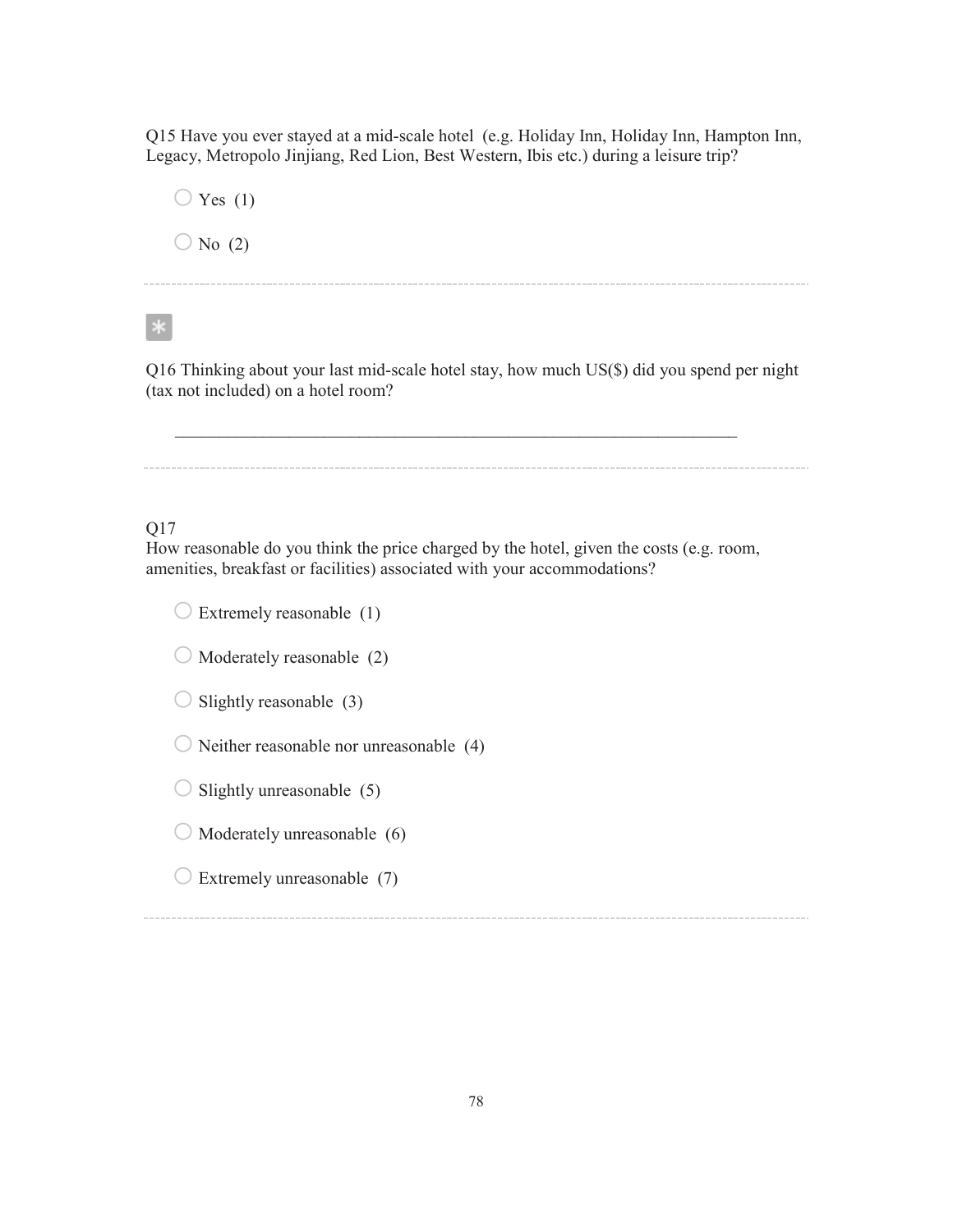Q15 Have you ever stayed at a mid-scale hotel (e.g. Holiday Inn, Holiday Inn, Hampton Inn, Legacy, Metropolo Jinjiang, Red Lion, Best Western, Ibis etc.) during a leisure trip?

- ◯ Yes (1)
- ◯ No (2)

---

*

Q16 Thinking about your last mid-scale hotel stay, how much US($) did you spend per night (tax not included) on a hotel room?

________________________________________________________________

---

Q17
How reasonable do you think the price charged by the hotel, given the costs (e.g. room, amenities, breakfast or facilities) associated with your accommodations?

- ◯ Extremely reasonable (1)
- ◯ Moderately reasonable (2)
- ◯ Slightly reasonable (3)
- ◯ Neither reasonable nor unreasonable (4)
- ◯ Slightly unreasonable (5)
- ◯ Moderately unreasonable (6)
- ◯ Extremely unreasonable (7)

---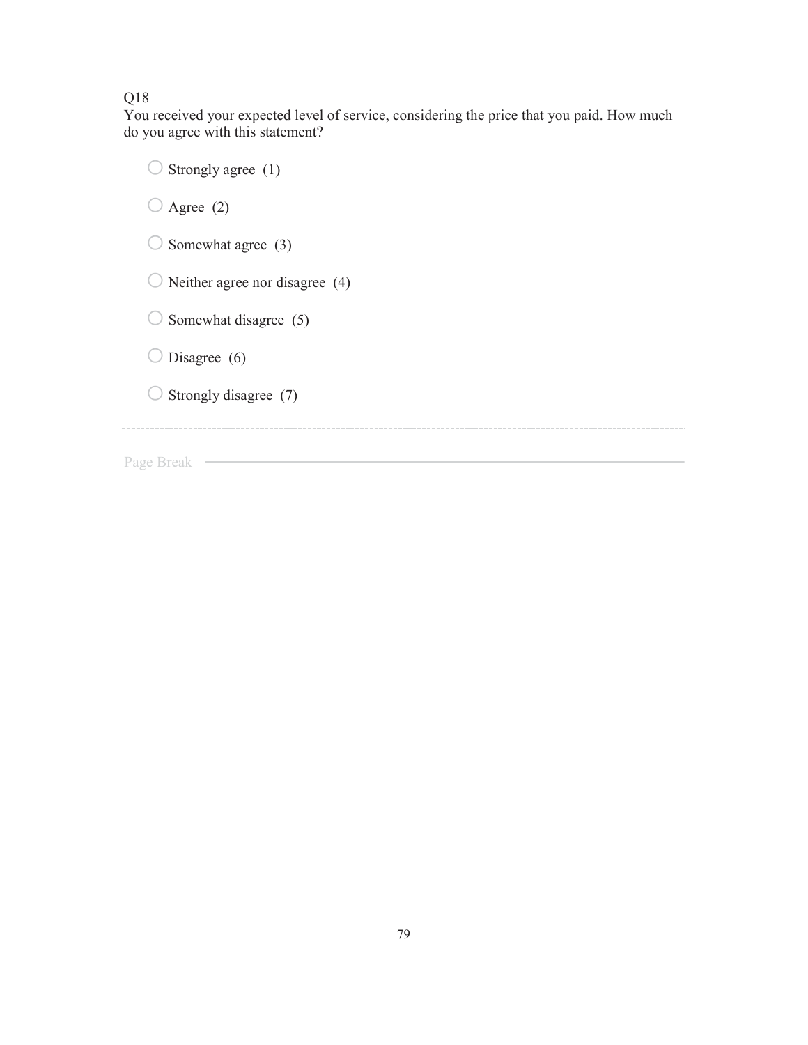Q18

You received your expected level of service, considering the price that you paid. How much do you agree with this statement?

- Strongly agree (1)
- Agree (2)
- Somewhat agree (3)
- Neither agree nor disagree (4)
- Somewhat disagree (5)
- Disagree (6)
- Strongly disagree (7)

---

Page Break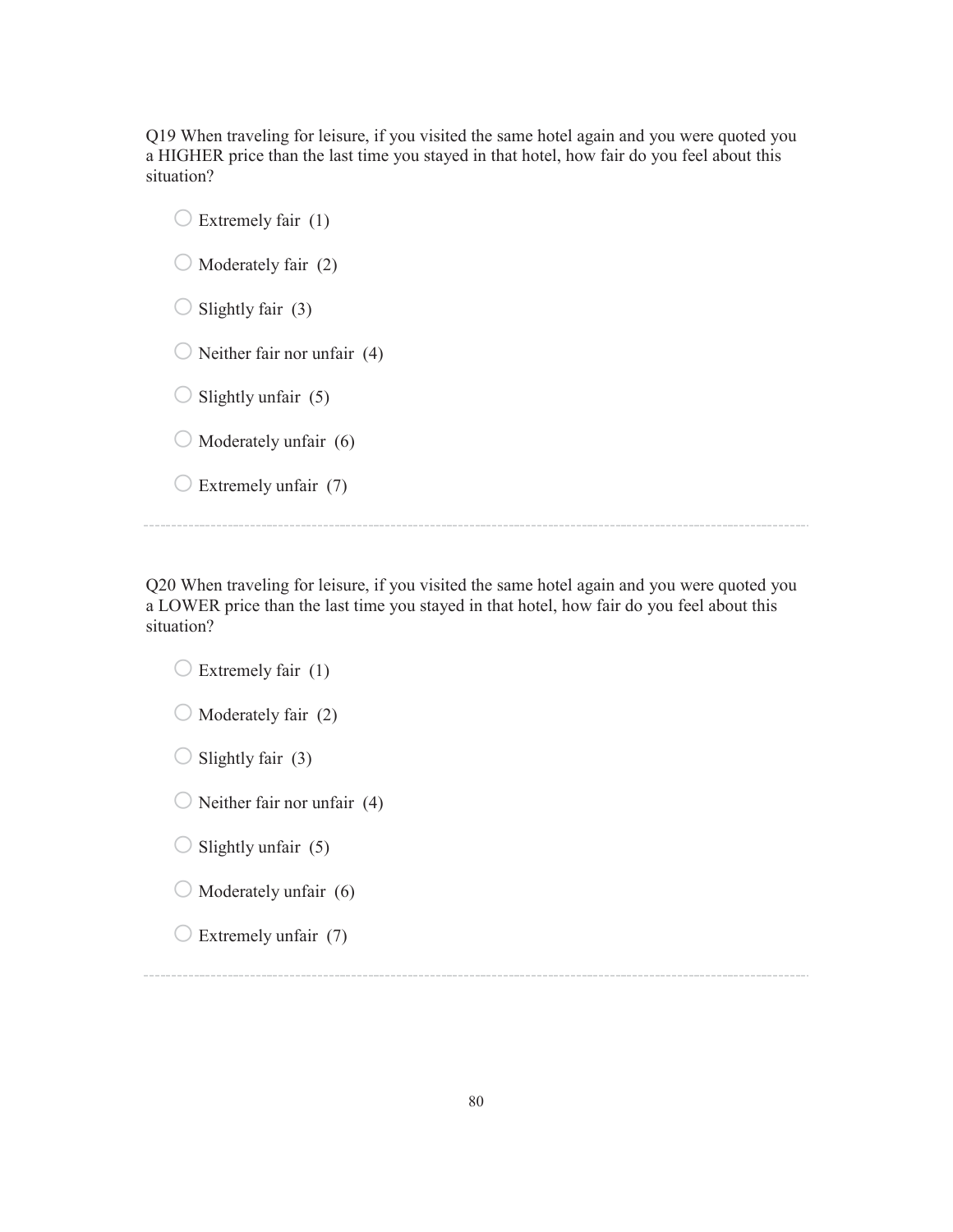Q19 When traveling for leisure, if you visited the same hotel again and you were quoted you a HIGHER price than the last time you stayed in that hotel, how fair do you feel about this situation?

- Extremely fair (1)
- Moderately fair (2)
- Slightly fair (3)
- Neither fair nor unfair (4)
- Slightly unfair (5)
- Moderately unfair (6)
- Extremely unfair (7)

---

Q20 When traveling for leisure, if you visited the same hotel again and you were quoted you a LOWER price than the last time you stayed in that hotel, how fair do you feel about this situation?

- Extremely fair (1)
- Moderately fair (2)
- Slightly fair (3)
- Neither fair nor unfair (4)
- Slightly unfair (5)
- Moderately unfair (6)
- Extremely unfair (7)

---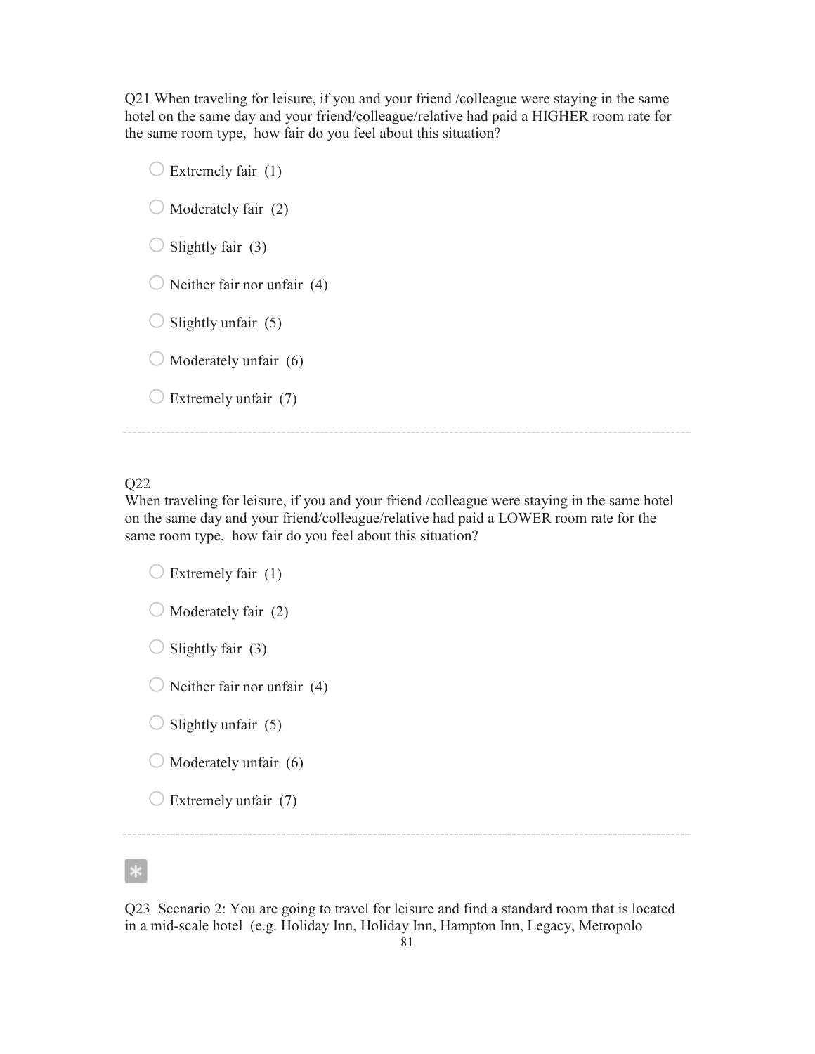Q21 When traveling for leisure, if you and your friend /colleague were staying in the same hotel on the same day and your friend/colleague/relative had paid a HIGHER room rate for the same room type, how fair do you feel about this situation?

- Extremely fair (1)
- Moderately fair (2)
- Slightly fair (3)
- Neither fair nor unfair (4)
- Slightly unfair (5)
- Moderately unfair (6)
- Extremely unfair (7)

---

Q22
When traveling for leisure, if you and your friend /colleague were staying in the same hotel on the same day and your friend/colleague/relative had paid a LOWER room rate for the same room type, how fair do you feel about this situation?

- Extremely fair (1)
- Moderately fair (2)
- Slightly fair (3)
- Neither fair nor unfair (4)
- Slightly unfair (5)
- Moderately unfair (6)
- Extremely unfair (7)

---

*

Q23 Scenario 2: You are going to travel for leisure and find a standard room that is located in a mid-scale hotel (e.g. Holiday Inn, Holiday Inn, Hampton Inn, Legacy, Metropolo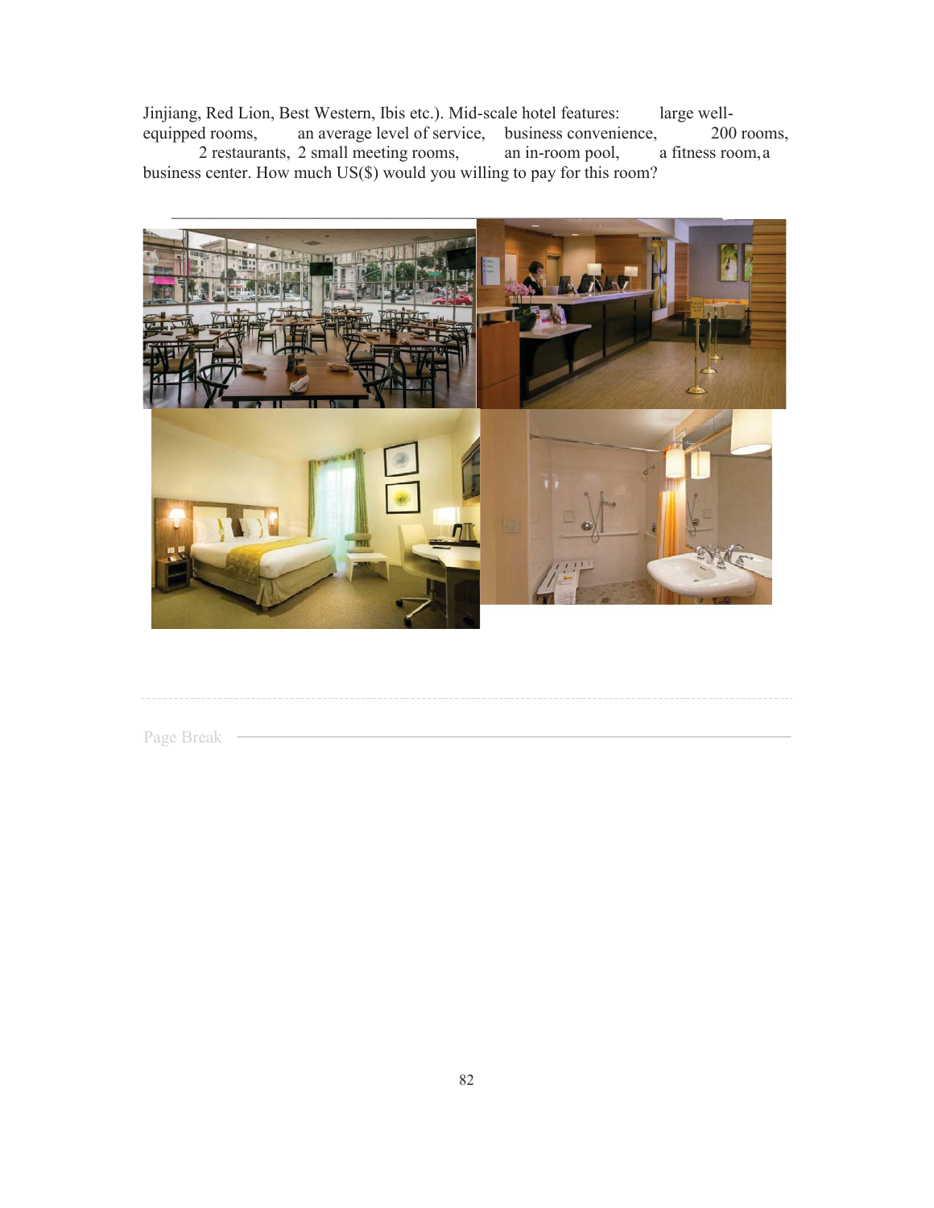Jinjiang, Red Lion, Best Western, Ibis etc.). Mid-scale hotel features: large well-equipped rooms, an average level of service, business convenience, 200 rooms, 2 restaurants, 2 small meeting rooms, an in-room pool, a fitness room, a business center. How much US($) would you willing to pay for this room?

________________________________________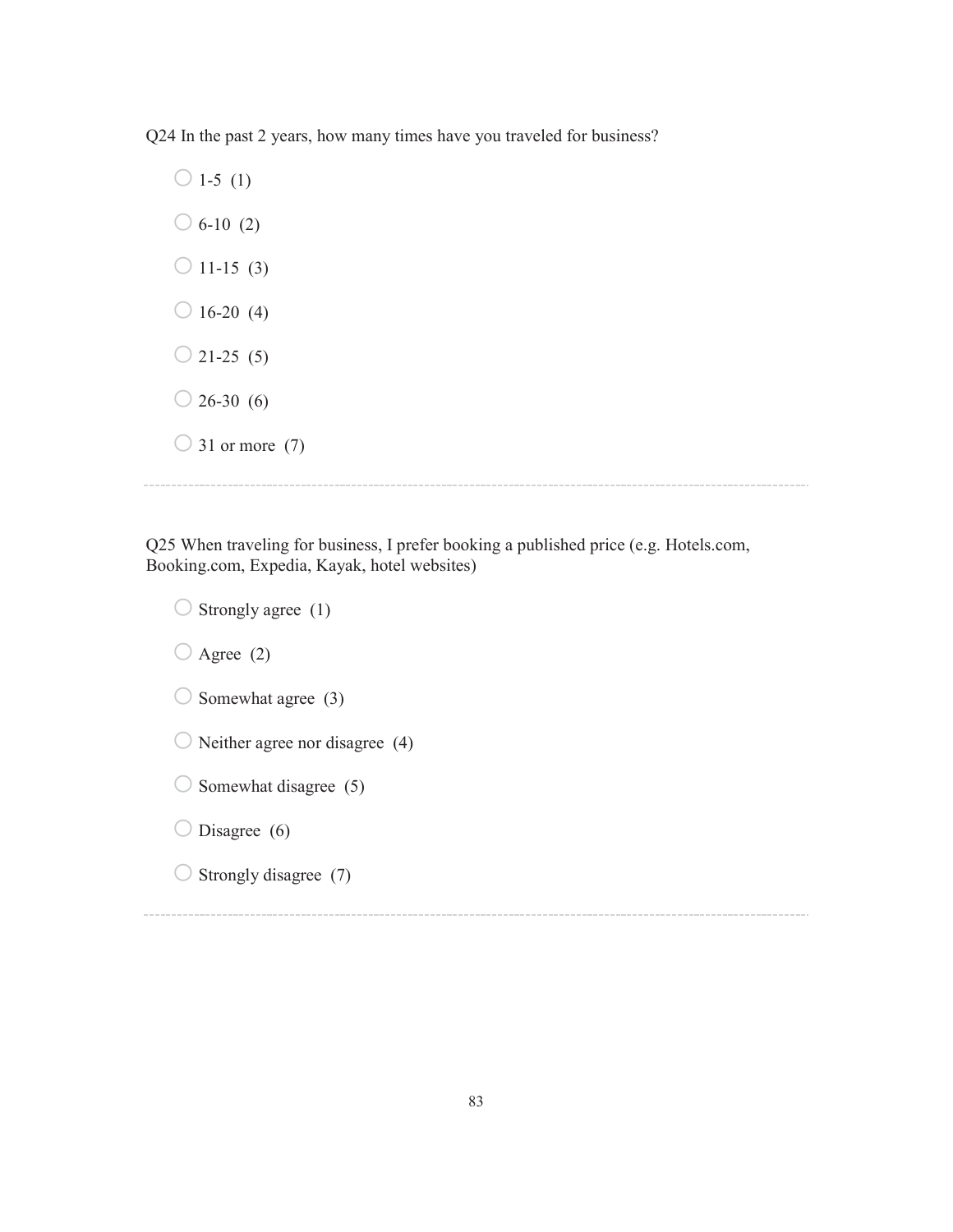Q24 In the past 2 years, how many times have you traveled for business?

- ○ 1-5 (1)
- ○ 6-10 (2)
- ○ 11-15 (3)
- ○ 16-20 (4)
- ○ 21-25 (5)
- ○ 26-30 (6)
- ○ 31 or more (7)

---

Q25 When traveling for business, I prefer booking a published price (e.g. Hotels.com, Booking.com, Expedia, Kayak, hotel websites)

- ○ Strongly agree (1)
- ○ Agree (2)
- ○ Somewhat agree (3)
- ○ Neither agree nor disagree (4)
- ○ Somewhat disagree (5)
- ○ Disagree (6)
- ○ Strongly disagree (7)

---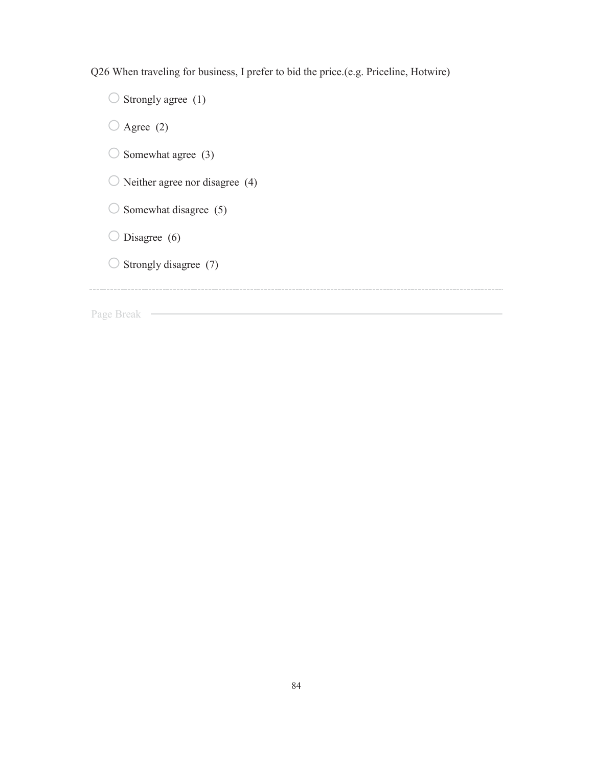Q26 When traveling for business, I prefer to bid the price.(e.g. Priceline, Hotwire)

- Strongly agree (1)
- Agree (2)
- Somewhat agree (3)
- Neither agree nor disagree (4)
- Somewhat disagree (5)
- Disagree (6)
- Strongly disagree (7)

---

Page Break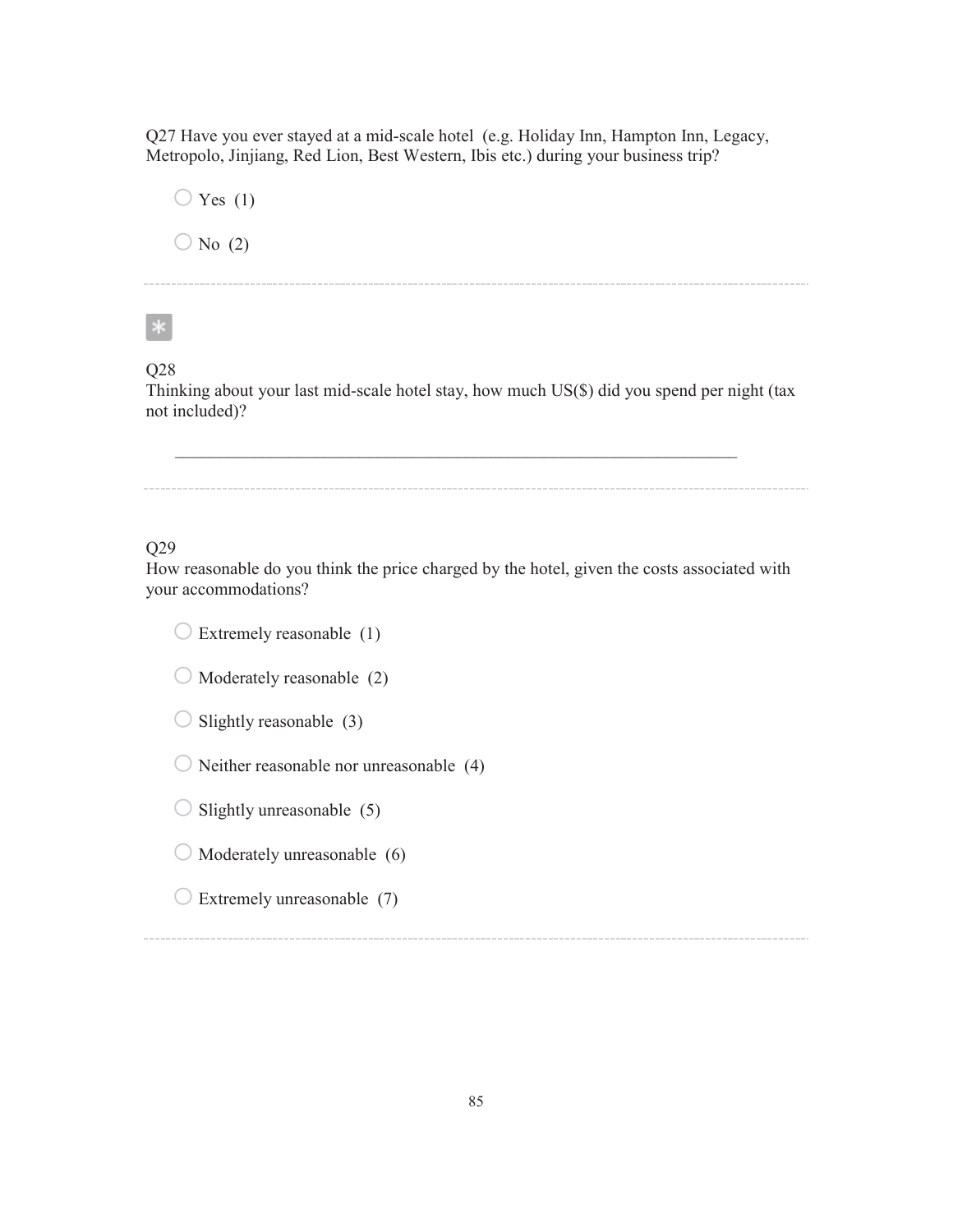Q27 Have you ever stayed at a mid-scale hotel (e.g. Holiday Inn, Hampton Inn, Legacy, Metropolo, Jinjiang, Red Lion, Best Western, Ibis etc.) during your business trip?

- ○ Yes (1)
- ○ No (2)

---

*

Q28
Thinking about your last mid-scale hotel stay, how much US($) did you spend per night (tax not included)?

\_\_\_\_\_\_\_\_\_\_\_\_\_\_\_\_\_\_\_\_\_\_\_\_\_\_\_\_\_\_\_\_\_\_\_\_\_\_\_\_\_\_\_\_\_\_\_\_\_\_\_\_\_\_\_\_\_\_\_\_\_\_\_\_

---

Q29
How reasonable do you think the price charged by the hotel, given the costs associated with your accommodations?

- ○ Extremely reasonable (1)
- ○ Moderately reasonable (2)
- ○ Slightly reasonable (3)
- ○ Neither reasonable nor unreasonable (4)
- ○ Slightly unreasonable (5)
- ○ Moderately unreasonable (6)
- ○ Extremely unreasonable (7)

---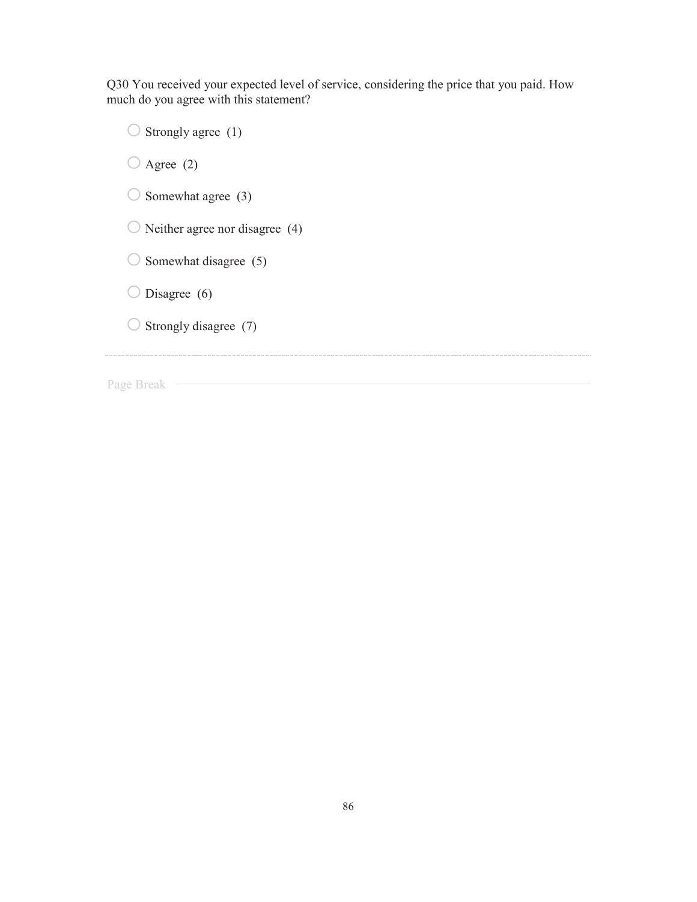Q30 You received your expected level of service, considering the price that you paid. How much do you agree with this statement?

- Strongly agree (1)
- Agree (2)
- Somewhat agree (3)
- Neither agree nor disagree (4)
- Somewhat disagree (5)
- Disagree (6)
- Strongly disagree (7)

---

Page Break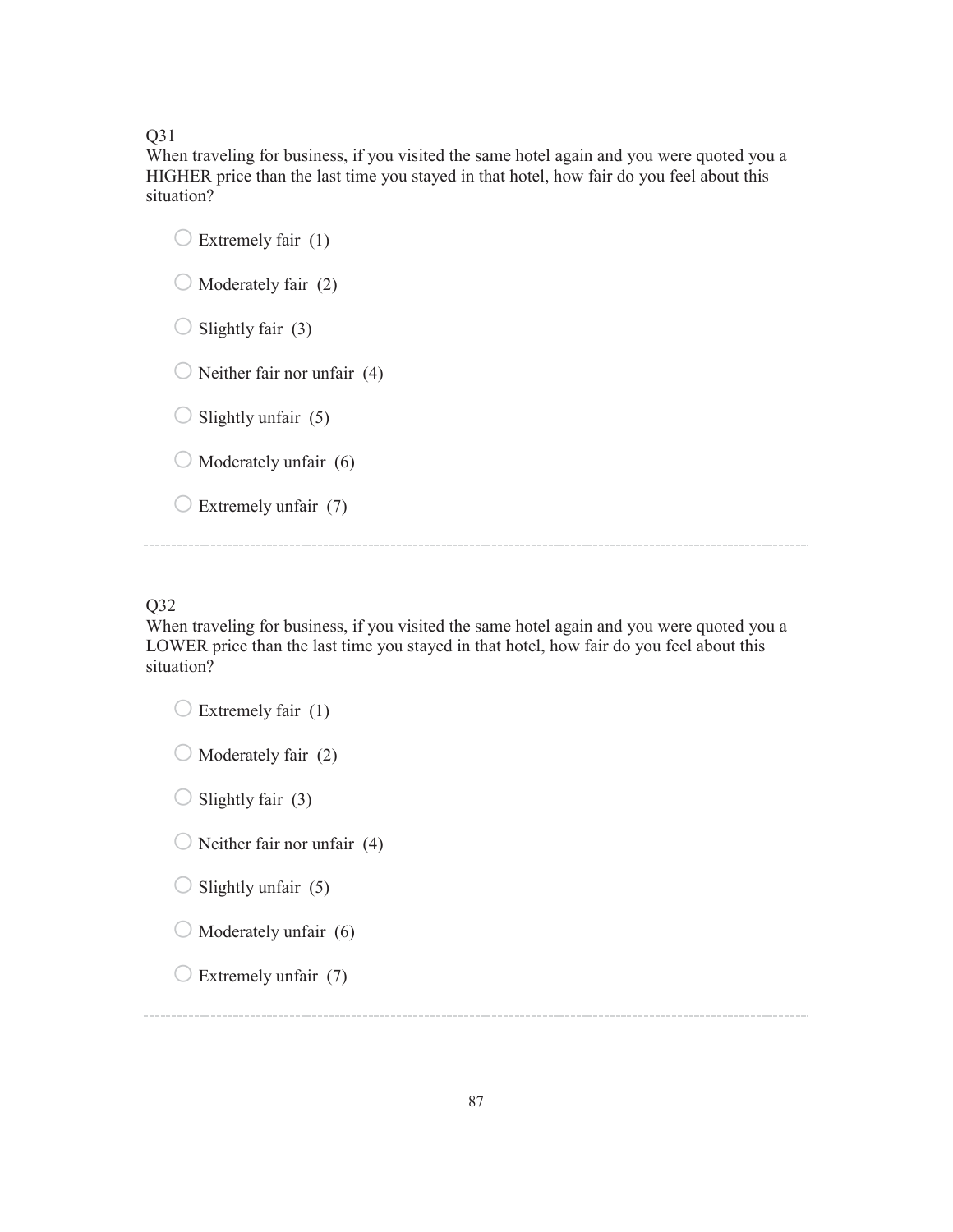Q31

When traveling for business, if you visited the same hotel again and you were quoted you a HIGHER price than the last time you stayed in that hotel, how fair do you feel about this situation?

- ○ Extremely fair (1)
- ○ Moderately fair (2)
- ○ Slightly fair (3)
- ○ Neither fair nor unfair (4)
- ○ Slightly unfair (5)
- ○ Moderately unfair (6)
- ○ Extremely unfair (7)

---

Q32

When traveling for business, if you visited the same hotel again and you were quoted you a LOWER price than the last time you stayed in that hotel, how fair do you feel about this situation?

- ○ Extremely fair (1)
- ○ Moderately fair (2)
- ○ Slightly fair (3)
- ○ Neither fair nor unfair (4)
- ○ Slightly unfair (5)
- ○ Moderately unfair (6)
- ○ Extremely unfair (7)

---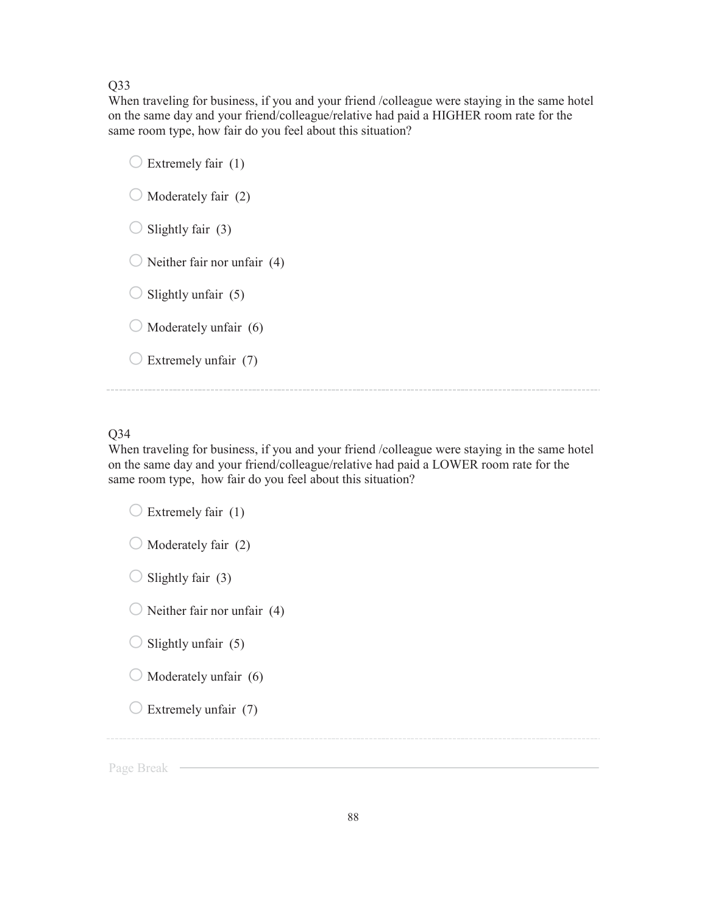Q33

When traveling for business, if you and your friend /colleague were staying in the same hotel on the same day and your friend/colleague/relative had paid a HIGHER room rate for the same room type, how fair do you feel about this situation?

- Extremely fair (1)
- Moderately fair (2)
- Slightly fair (3)
- Neither fair nor unfair (4)
- Slightly unfair (5)
- Moderately unfair (6)
- Extremely unfair (7)

---

Q34

When traveling for business, if you and your friend /colleague were staying in the same hotel on the same day and your friend/colleague/relative had paid a LOWER room rate for the same room type, how fair do you feel about this situation?

- Extremely fair (1)
- Moderately fair (2)
- Slightly fair (3)
- Neither fair nor unfair (4)
- Slightly unfair (5)
- Moderately unfair (6)
- Extremely unfair (7)

---

Page Break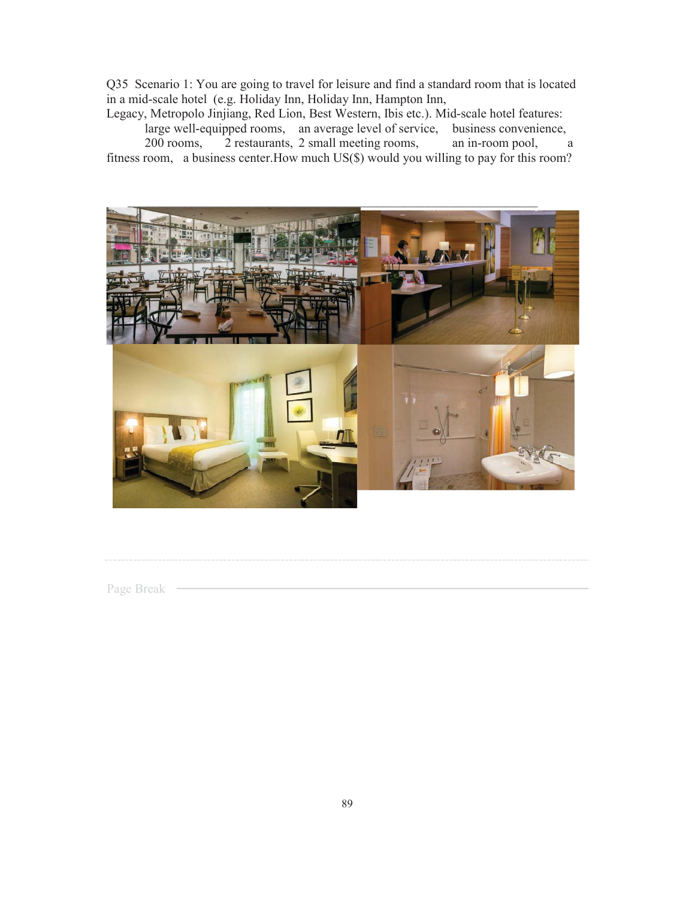Q35 Scenario 1: You are going to travel for leisure and find a standard room that is located in a mid-scale hotel (e.g. Holiday Inn, Holiday Inn, Hampton Inn, Legacy, Metropolo Jinjiang, Red Lion, Best Western, Ibis etc.). Mid-scale hotel features: large well-equipped rooms, an average level of service, business convenience, 200 rooms, 2 restaurants, 2 small meeting rooms, an in-room pool, a fitness room, a business center.How much US($) would you willing to pay for this room?

---

Page Break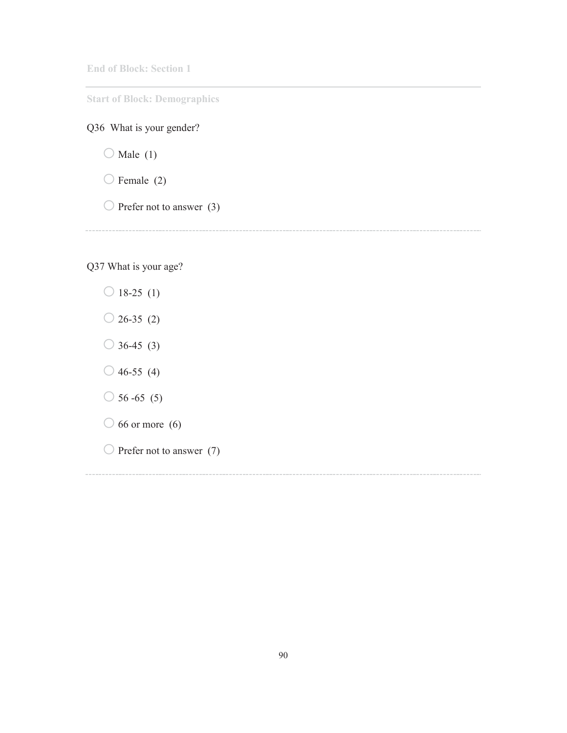End of Block: Section 1

---

Start of Block: Demographics

Q36 What is your gender?

- Male (1)
- Female (2)
- Prefer not to answer (3)

---

Q37 What is your age?

- 18-25 (1)
- 26-35 (2)
- 36-45 (3)
- 46-55 (4)
- 56 -65 (5)
- 66 or more (6)
- Prefer not to answer (7)

---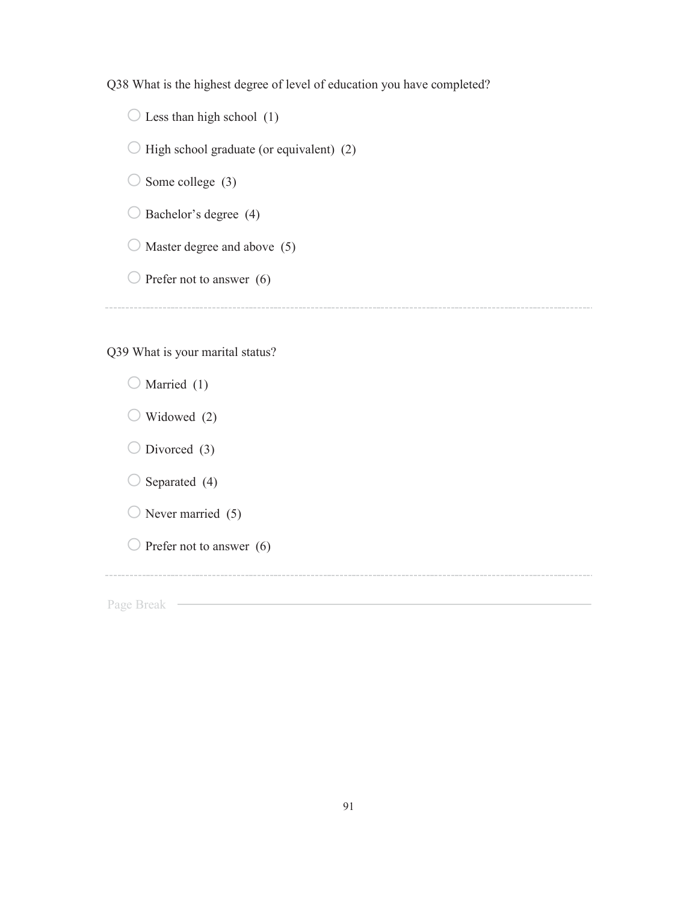Q38 What is the highest degree of level of education you have completed?

- ◯ Less than high school (1)
- ◯ High school graduate (or equivalent) (2)
- ◯ Some college (3)
- ◯ Bachelor's degree (4)
- ◯ Master degree and above (5)
- ◯ Prefer not to answer (6)

---

Q39 What is your marital status?

- ◯ Married (1)
- ◯ Widowed (2)
- ◯ Divorced (3)
- ◯ Separated (4)
- ◯ Never married (5)
- ◯ Prefer not to answer (6)

---

Page Break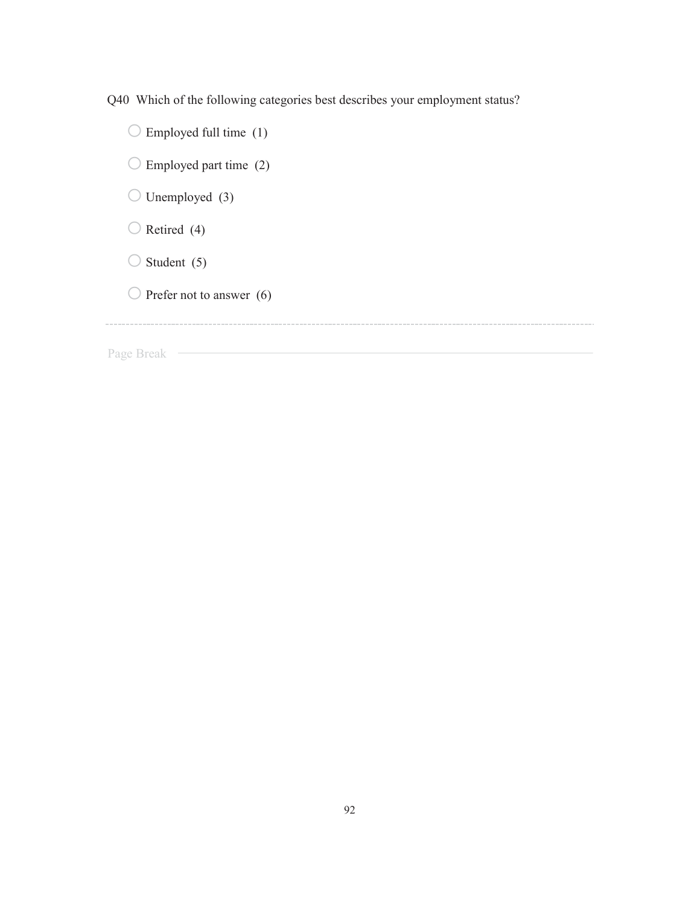Q40 Which of the following categories best describes your employment status?

- Employed full time (1)
- Employed part time (2)
- Unemployed (3)
- Retired (4)
- Student (5)
- Prefer not to answer (6)

---

Page Break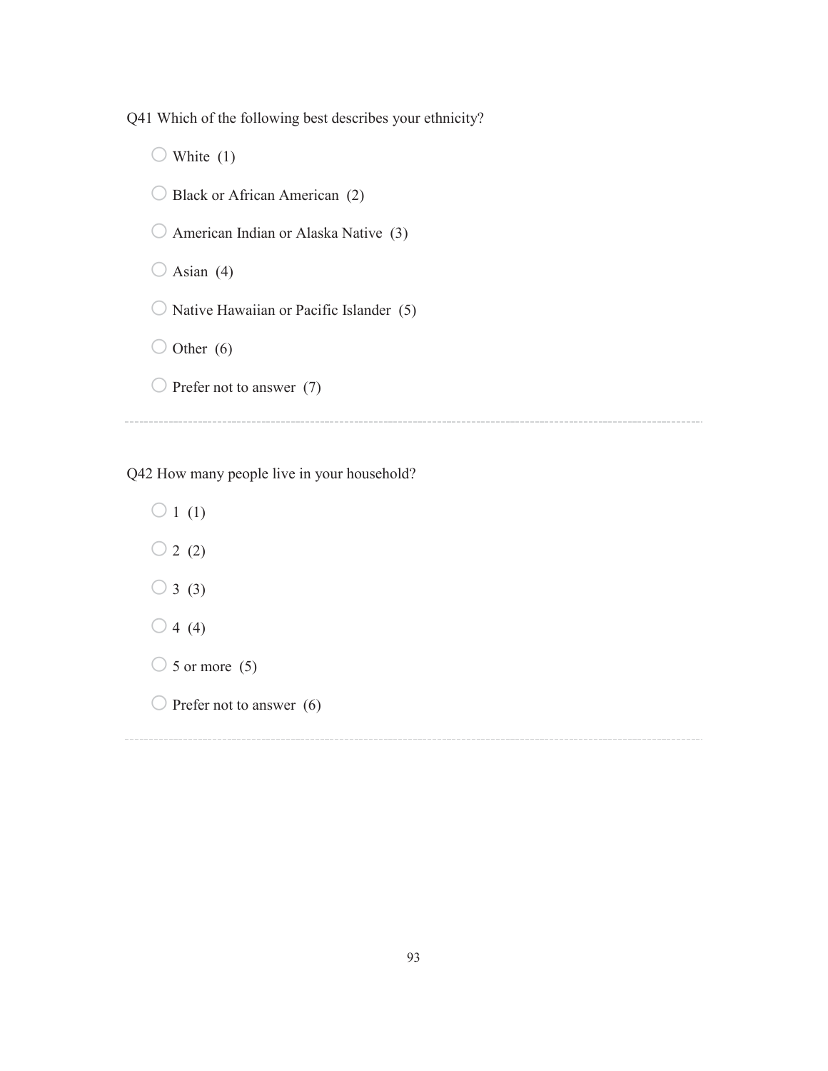Q41 Which of the following best describes your ethnicity?

- ○ White (1)
- ○ Black or African American (2)
- ○ American Indian or Alaska Native (3)
- ○ Asian (4)
- ○ Native Hawaiian or Pacific Islander (5)
- ○ Other (6)
- ○ Prefer not to answer (7)

---

Q42 How many people live in your household?

- ○ 1 (1)
- ○ 2 (2)
- ○ 3 (3)
- ○ 4 (4)
- ○ 5 or more (5)
- ○ Prefer not to answer (6)

---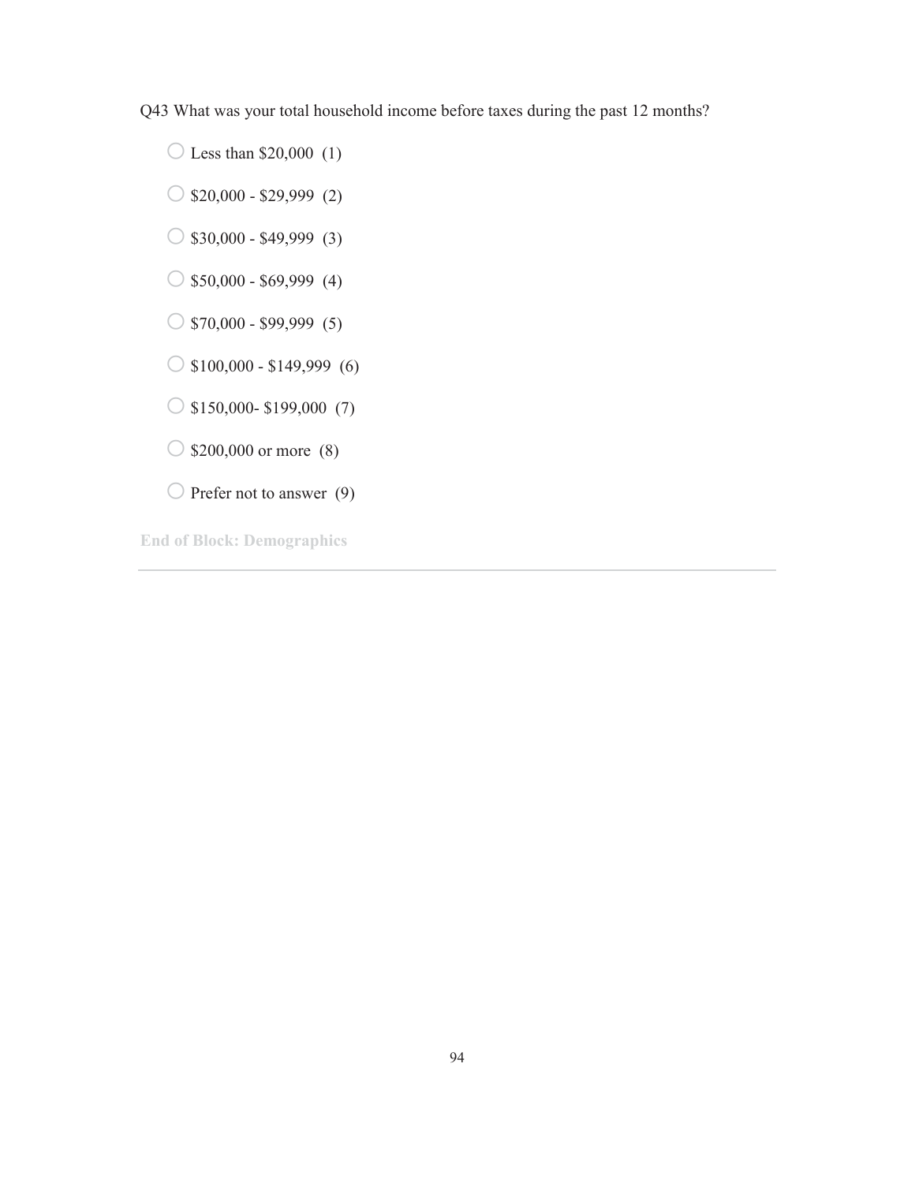Q43 What was your total household income before taxes during the past 12 months?

- ○ Less than $20,000 (1)
- ○ $20,000 - $29,999 (2)
- ○ $30,000 - $49,999 (3)
- ○ $50,000 - $69,999 (4)
- ○ $70,000 - $99,999 (5)
- ○ $100,000 - $149,999 (6)
- ○ $150,000- $199,000 (7)
- ○ $200,000 or more (8)
- ○ Prefer not to answer (9)

**End of Block: Demographics**

---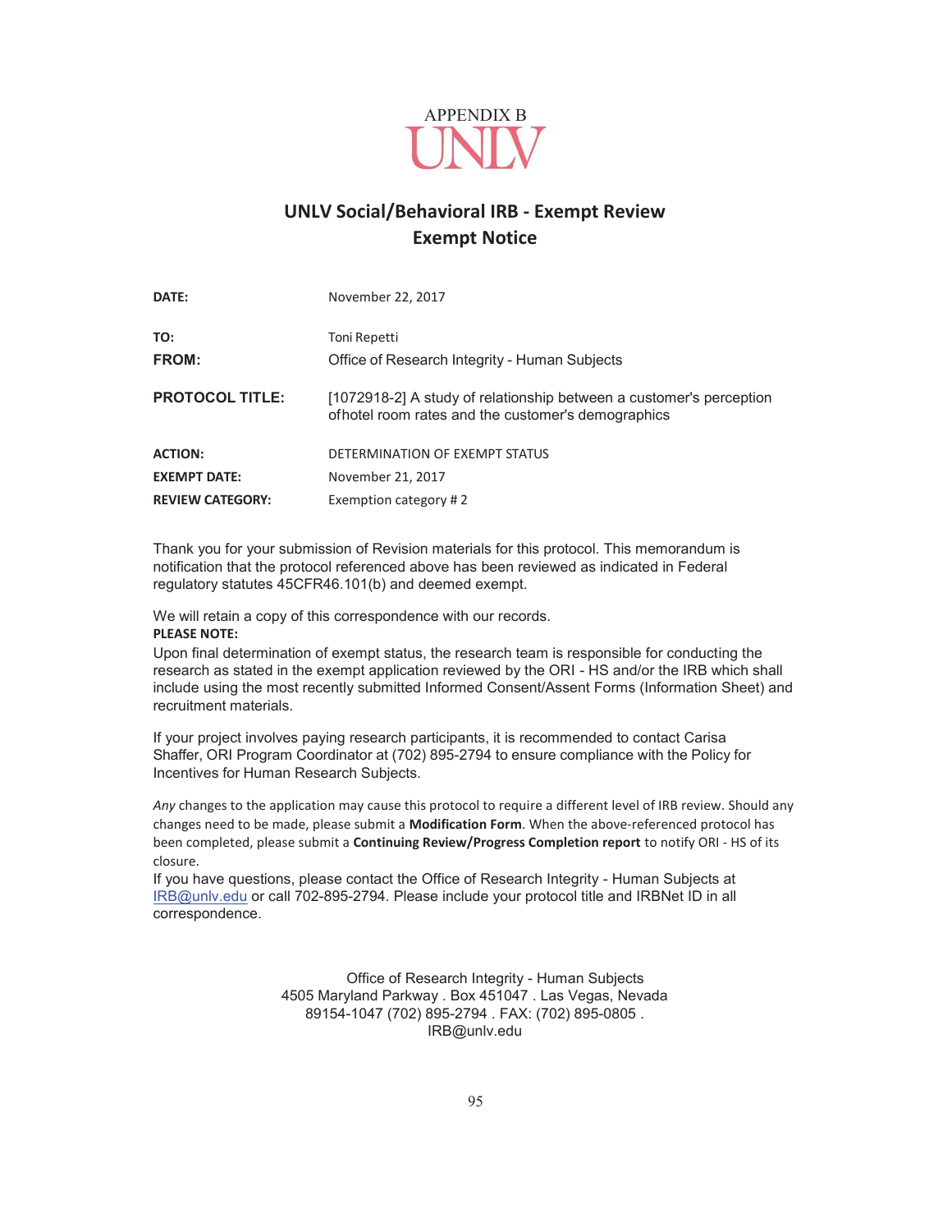APPENDIX B

UNLV

## UNLV Social/Behavioral IRB - Exempt Review
## Exempt Notice

**DATE:** November 22, 2017

**TO:** Toni Repetti

**FROM:** Office of Research Integrity - Human Subjects

**PROTOCOL TITLE:** [1072918-2] A study of relationship between a customer's perception ofhotel room rates and the customer's demographics

**ACTION:** DETERMINATION OF EXEMPT STATUS

**EXEMPT DATE:** November 21, 2017

**REVIEW CATEGORY:** Exemption category # 2

Thank you for your submission of Revision materials for this protocol. This memorandum is notification that the protocol referenced above has been reviewed as indicated in Federal regulatory statutes 45CFR46.101(b) and deemed exempt.

We will retain a copy of this correspondence with our records.

**PLEASE NOTE:**

Upon final determination of exempt status, the research team is responsible for conducting the research as stated in the exempt application reviewed by the ORI - HS and/or the IRB which shall include using the most recently submitted Informed Consent/Assent Forms (Information Sheet) and recruitment materials.

If your project involves paying research participants, it is recommended to contact Carisa Shaffer, ORI Program Coordinator at (702) 895-2794 to ensure compliance with the Policy for Incentives for Human Research Subjects.

*Any* changes to the application may cause this protocol to require a different level of IRB review. Should any changes need to be made, please submit a **Modification Form**. When the above-referenced protocol has been completed, please submit a **Continuing Review/Progress Completion report** to notify ORI - HS of its closure.

If you have questions, please contact the Office of Research Integrity - Human Subjects at IRB@unlv.edu or call 702-895-2794. Please include your protocol title and IRBNet ID in all correspondence.

Office of Research Integrity - Human Subjects
4505 Maryland Parkway . Box 451047 . Las Vegas, Nevada
89154-1047 (702) 895-2794 . FAX: (702) 895-0805 .
IRB@unlv.edu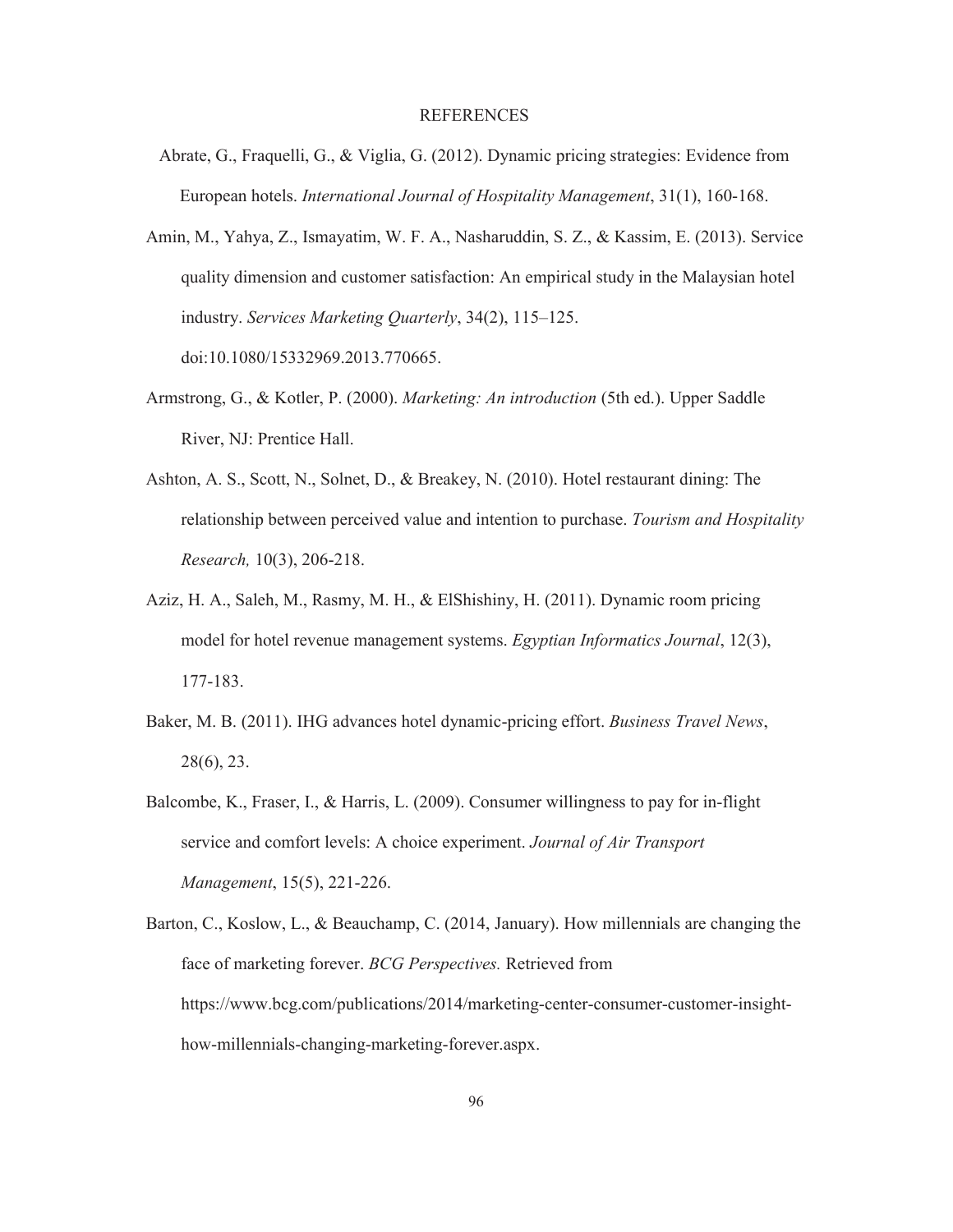# REFERENCES

Abrate, G., Fraquelli, G., & Viglia, G. (2012). Dynamic pricing strategies: Evidence from European hotels. *International Journal of Hospitality Management*, 31(1), 160-168.

Amin, M., Yahya, Z., Ismayatim, W. F. A., Nasharuddin, S. Z., & Kassim, E. (2013). Service quality dimension and customer satisfaction: An empirical study in the Malaysian hotel industry. *Services Marketing Quarterly*, 34(2), 115–125. doi:10.1080/15332969.2013.770665.

Armstrong, G., & Kotler, P. (2000). *Marketing: An introduction* (5th ed.). Upper Saddle River, NJ: Prentice Hall.

Ashton, A. S., Scott, N., Solnet, D., & Breakey, N. (2010). Hotel restaurant dining: The relationship between perceived value and intention to purchase. *Tourism and Hospitality Research,* 10(3), 206-218.

Aziz, H. A., Saleh, M., Rasmy, M. H., & ElShishiny, H. (2011). Dynamic room pricing model for hotel revenue management systems. *Egyptian Informatics Journal*, 12(3), 177-183.

Baker, M. B. (2011). IHG advances hotel dynamic-pricing effort. *Business Travel News*, 28(6), 23.

Balcombe, K., Fraser, I., & Harris, L. (2009). Consumer willingness to pay for in-flight service and comfort levels: A choice experiment. *Journal of Air Transport Management*, 15(5), 221-226.

Barton, C., Koslow, L., & Beauchamp, C. (2014, January). How millennials are changing the face of marketing forever. *BCG Perspectives.* Retrieved from https://www.bcg.com/publications/2014/marketing-center-consumer-customer-insight-how-millennials-changing-marketing-forever.aspx.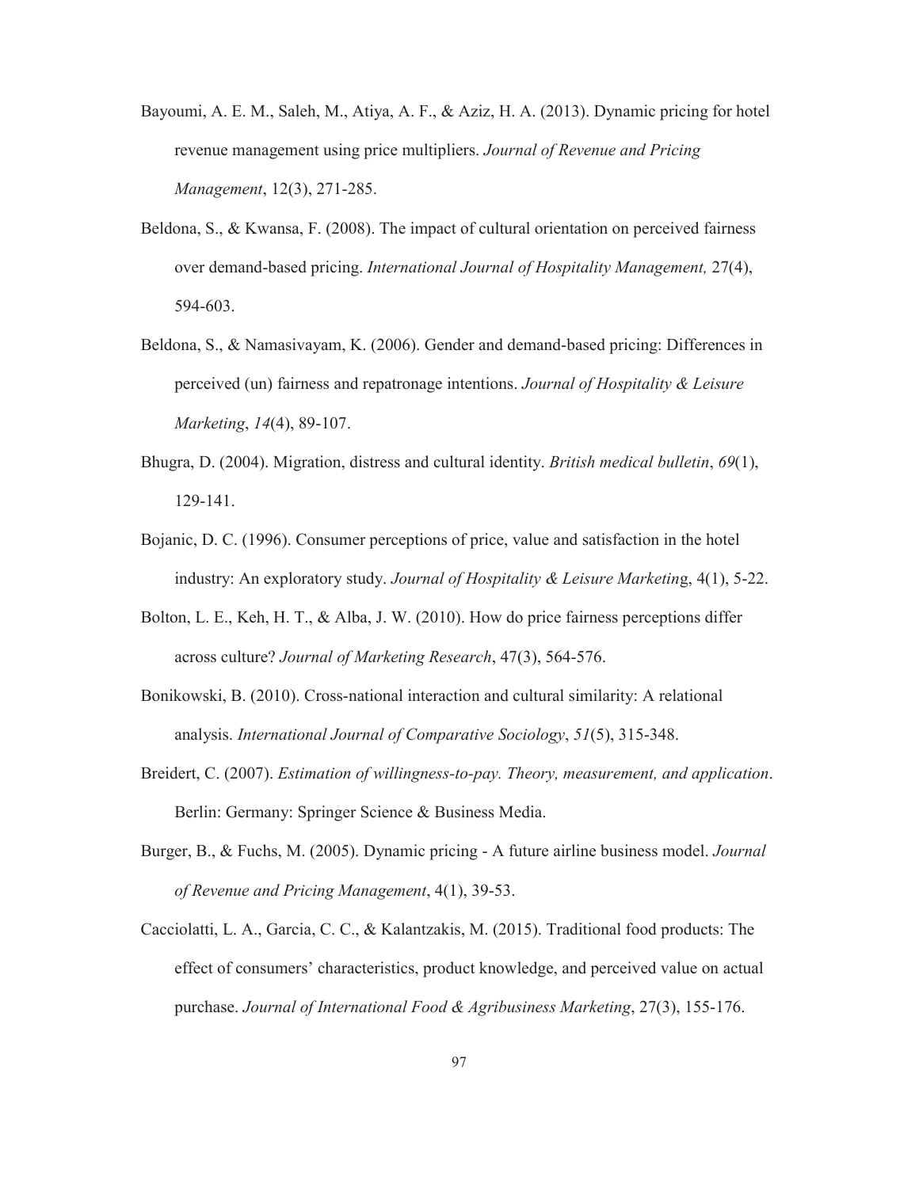Bayoumi, A. E. M., Saleh, M., Atiya, A. F., & Aziz, H. A. (2013). Dynamic pricing for hotel revenue management using price multipliers. *Journal of Revenue and Pricing Management*, 12(3), 271-285.

Beldona, S., & Kwansa, F. (2008). The impact of cultural orientation on perceived fairness over demand-based pricing. *International Journal of Hospitality Management,* 27(4), 594-603.

Beldona, S., & Namasivayam, K. (2006). Gender and demand-based pricing: Differences in perceived (un) fairness and repatronage intentions. *Journal of Hospitality & Leisure Marketing*, *14*(4), 89-107.

Bhugra, D. (2004). Migration, distress and cultural identity. *British medical bulletin*, *69*(1), 129-141.

Bojanic, D. C. (1996). Consumer perceptions of price, value and satisfaction in the hotel industry: An exploratory study. *Journal of Hospitality & Leisure Marketin*g, 4(1), 5-22.

Bolton, L. E., Keh, H. T., & Alba, J. W. (2010). How do price fairness perceptions differ across culture? *Journal of Marketing Research*, 47(3), 564-576.

Bonikowski, B. (2010). Cross-national interaction and cultural similarity: A relational analysis. *International Journal of Comparative Sociology*, *51*(5), 315-348.

Breidert, C. (2007). *Estimation of willingness-to-pay. Theory, measurement, and application*. Berlin: Germany: Springer Science & Business Media.

Burger, B., & Fuchs, M. (2005). Dynamic pricing - A future airline business model. *Journal of Revenue and Pricing Management*, 4(1), 39-53.

Cacciolatti, L. A., Garcia, C. C., & Kalantzakis, M. (2015). Traditional food products: The effect of consumers' characteristics, product knowledge, and perceived value on actual purchase. *Journal of International Food & Agribusiness Marketing*, 27(3), 155-176.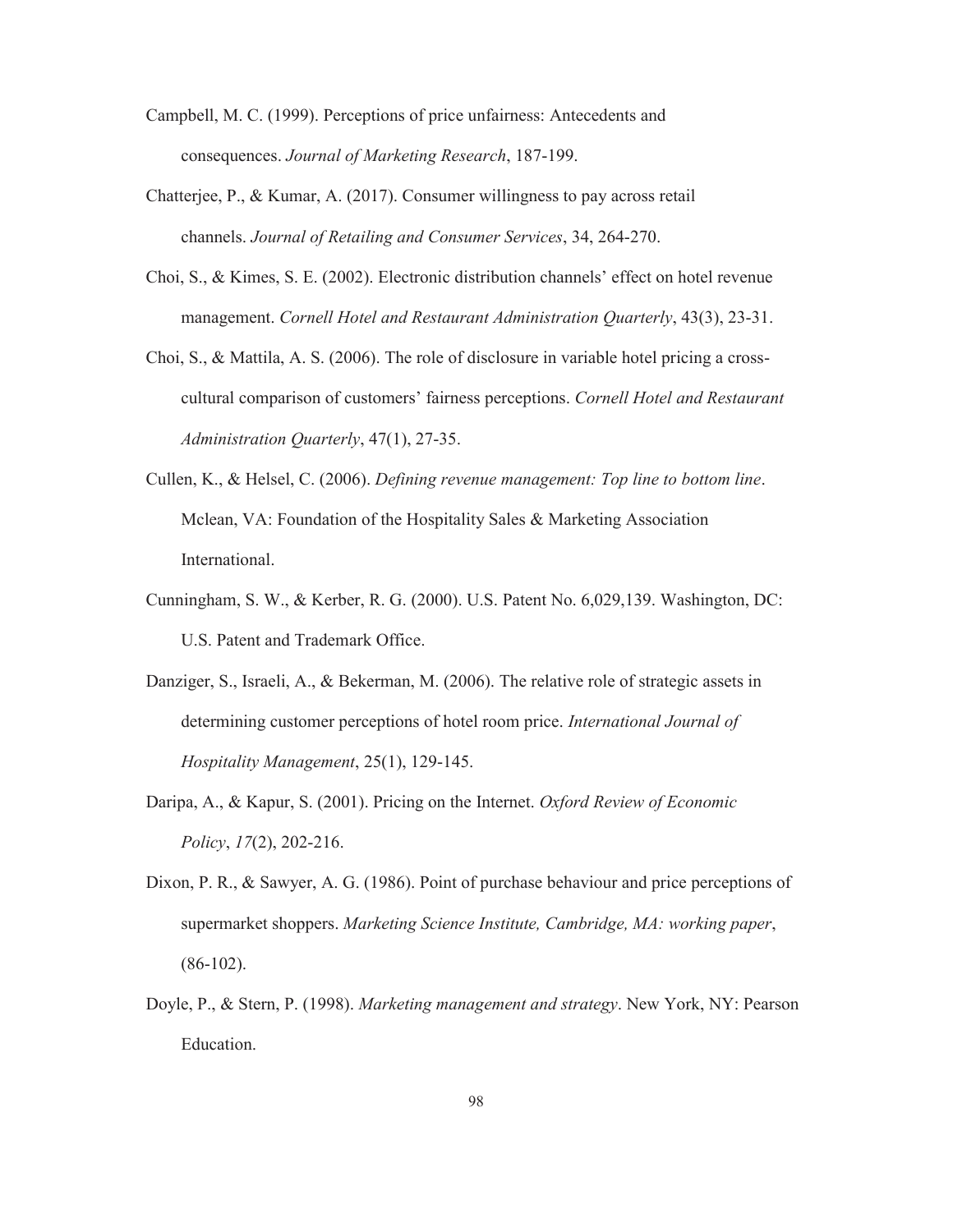Campbell, M. C. (1999). Perceptions of price unfairness: Antecedents and consequences. *Journal of Marketing Research*, 187-199.

Chatterjee, P., & Kumar, A. (2017). Consumer willingness to pay across retail channels. *Journal of Retailing and Consumer Services*, 34, 264-270.

Choi, S., & Kimes, S. E. (2002). Electronic distribution channels' effect on hotel revenue management. *Cornell Hotel and Restaurant Administration Quarterly*, 43(3), 23-31.

Choi, S., & Mattila, A. S. (2006). The role of disclosure in variable hotel pricing a cross-cultural comparison of customers' fairness perceptions. *Cornell Hotel and Restaurant Administration Quarterly*, 47(1), 27-35.

Cullen, K., & Helsel, C. (2006). *Defining revenue management: Top line to bottom line*. Mclean, VA: Foundation of the Hospitality Sales & Marketing Association International.

Cunningham, S. W., & Kerber, R. G. (2000). U.S. Patent No. 6,029,139. Washington, DC: U.S. Patent and Trademark Office.

Danziger, S., Israeli, A., & Bekerman, M. (2006). The relative role of strategic assets in determining customer perceptions of hotel room price. *International Journal of Hospitality Management*, 25(1), 129-145.

Daripa, A., & Kapur, S. (2001). Pricing on the Internet. *Oxford Review of Economic Policy*, *17*(2), 202-216.

Dixon, P. R., & Sawyer, A. G. (1986). Point of purchase behaviour and price perceptions of supermarket shoppers. *Marketing Science Institute, Cambridge, MA: working paper*, (86-102).

Doyle, P., & Stern, P. (1998). *Marketing management and strategy*. New York, NY: Pearson Education.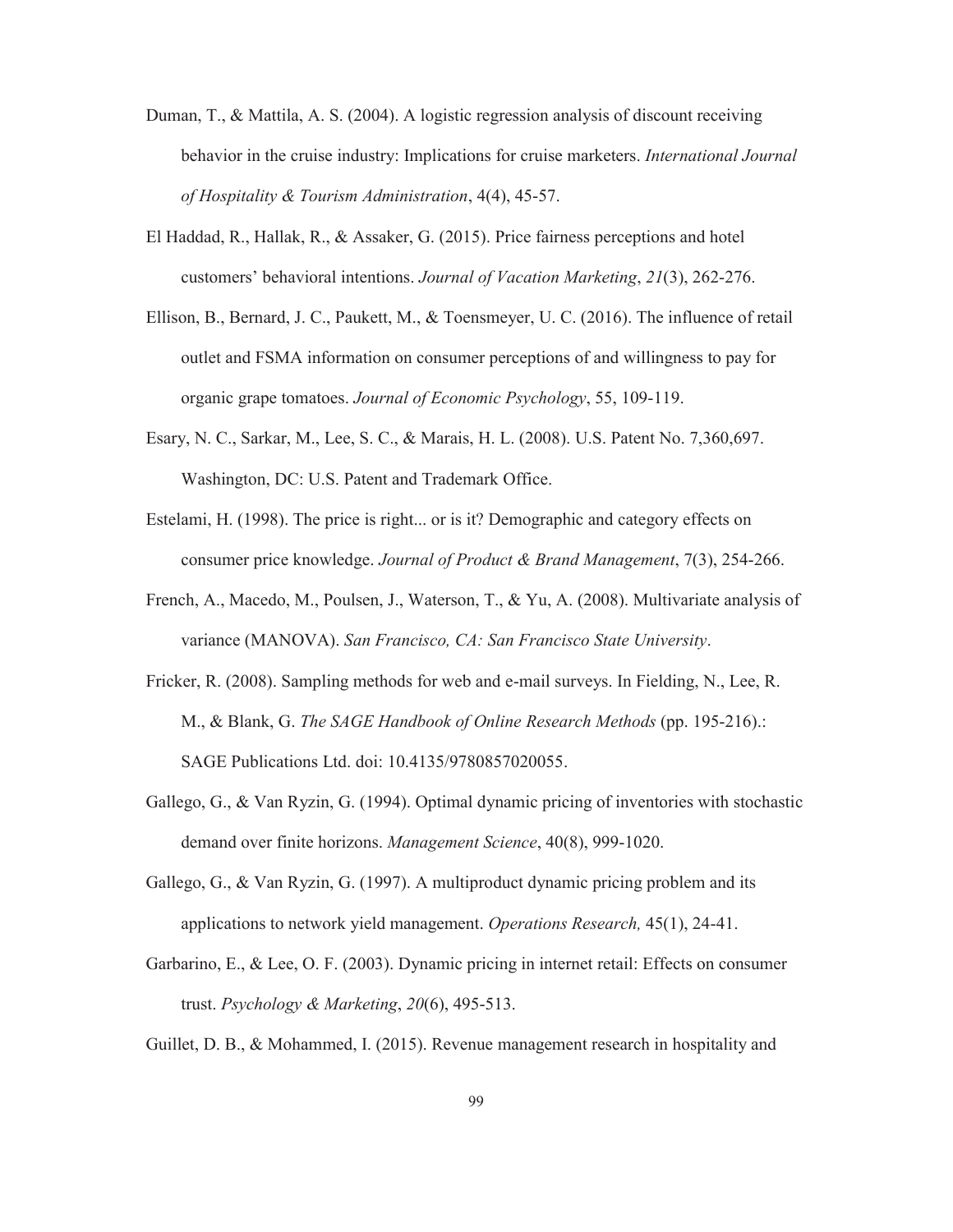Duman, T., & Mattila, A. S. (2004). A logistic regression analysis of discount receiving behavior in the cruise industry: Implications for cruise marketers. *International Journal of Hospitality & Tourism Administration*, 4(4), 45-57.

El Haddad, R., Hallak, R., & Assaker, G. (2015). Price fairness perceptions and hotel customers' behavioral intentions. *Journal of Vacation Marketing*, *21*(3), 262-276.

Ellison, B., Bernard, J. C., Paukett, M., & Toensmeyer, U. C. (2016). The influence of retail outlet and FSMA information on consumer perceptions of and willingness to pay for organic grape tomatoes. *Journal of Economic Psychology*, 55, 109-119.

Esary, N. C., Sarkar, M., Lee, S. C., & Marais, H. L. (2008). U.S. Patent No. 7,360,697. Washington, DC: U.S. Patent and Trademark Office.

Estelami, H. (1998). The price is right... or is it? Demographic and category effects on consumer price knowledge. *Journal of Product & Brand Management*, 7(3), 254-266.

French, A., Macedo, M., Poulsen, J., Waterson, T., & Yu, A. (2008). Multivariate analysis of variance (MANOVA). *San Francisco, CA: San Francisco State University*.

Fricker, R. (2008). Sampling methods for web and e-mail surveys. In Fielding, N., Lee, R. M., & Blank, G. *The SAGE Handbook of Online Research Methods* (pp. 195-216).: SAGE Publications Ltd. doi: 10.4135/9780857020055.

Gallego, G., & Van Ryzin, G. (1994). Optimal dynamic pricing of inventories with stochastic demand over finite horizons. *Management Science*, 40(8), 999-1020.

Gallego, G., & Van Ryzin, G. (1997). A multiproduct dynamic pricing problem and its applications to network yield management. *Operations Research,* 45(1), 24-41.

Garbarino, E., & Lee, O. F. (2003). Dynamic pricing in internet retail: Effects on consumer trust. *Psychology & Marketing*, *20*(6), 495-513.

Guillet, D. B., & Mohammed, I. (2015). Revenue management research in hospitality and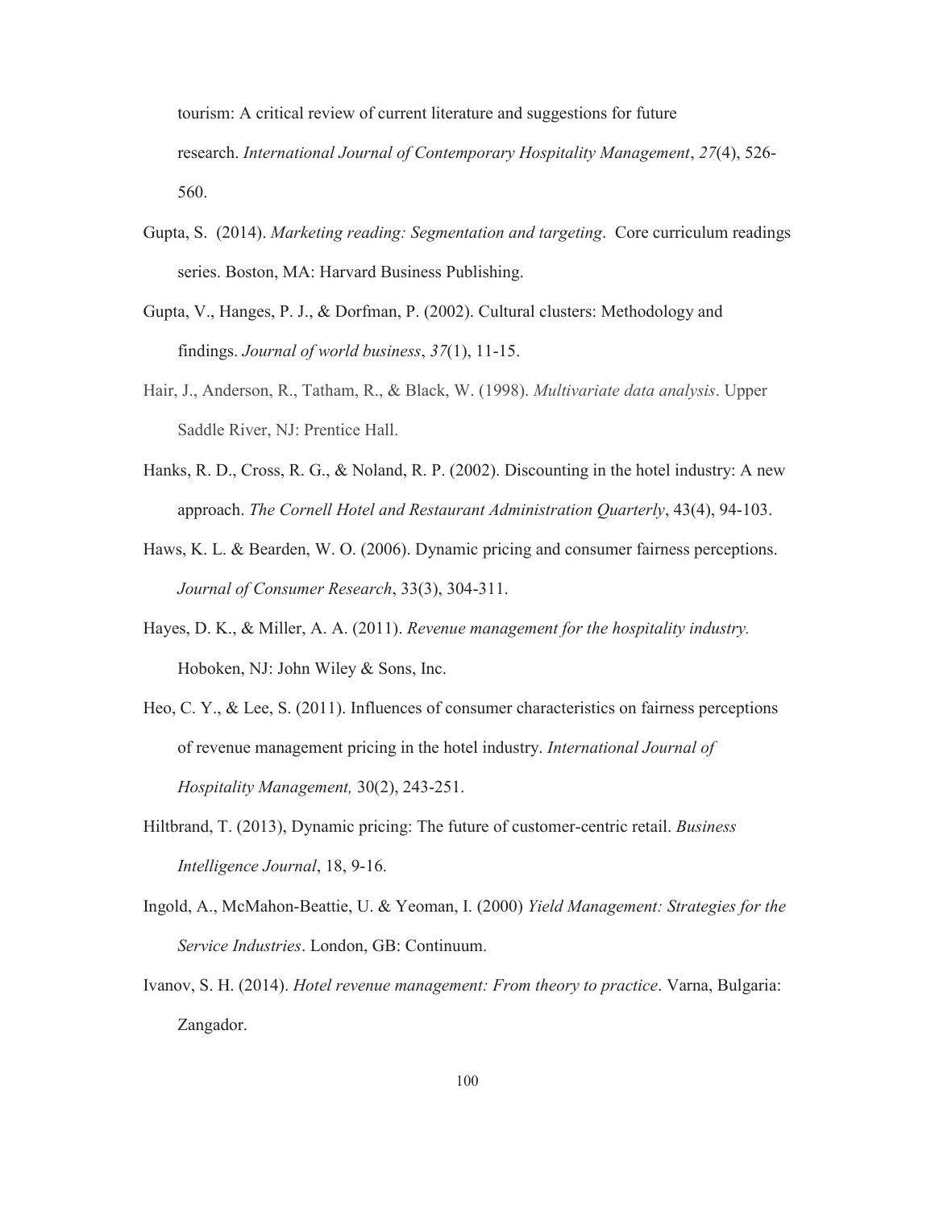tourism: A critical review of current literature and suggestions for future research. *International Journal of Contemporary Hospitality Management*, *27*(4), 526-560.

Gupta, S. (2014). *Marketing reading: Segmentation and targeting*. Core curriculum readings series. Boston, MA: Harvard Business Publishing.

Gupta, V., Hanges, P. J., & Dorfman, P. (2002). Cultural clusters: Methodology and findings. *Journal of world business*, *37*(1), 11-15.

Hair, J., Anderson, R., Tatham, R., & Black, W. (1998). *Multivariate data analysis*. Upper Saddle River, NJ: Prentice Hall.

Hanks, R. D., Cross, R. G., & Noland, R. P. (2002). Discounting in the hotel industry: A new approach. *The Cornell Hotel and Restaurant Administration Quarterly*, 43(4), 94-103.

Haws, K. L. & Bearden, W. O. (2006). Dynamic pricing and consumer fairness perceptions. *Journal of Consumer Research*, 33(3), 304-311.

Hayes, D. K., & Miller, A. A. (2011). *Revenue management for the hospitality industry.* Hoboken, NJ: John Wiley & Sons, Inc.

Heo, C. Y., & Lee, S. (2011). Influences of consumer characteristics on fairness perceptions of revenue management pricing in the hotel industry. *International Journal of Hospitality Management,* 30(2), 243-251.

Hiltbrand, T. (2013), Dynamic pricing: The future of customer-centric retail. *Business Intelligence Journal*, 18, 9-16.

Ingold, A., McMahon-Beattie, U. & Yeoman, I. (2000) *Yield Management: Strategies for the Service Industries*. London, GB: Continuum.

Ivanov, S. H. (2014). *Hotel revenue management: From theory to practice*. Varna, Bulgaria: Zangador.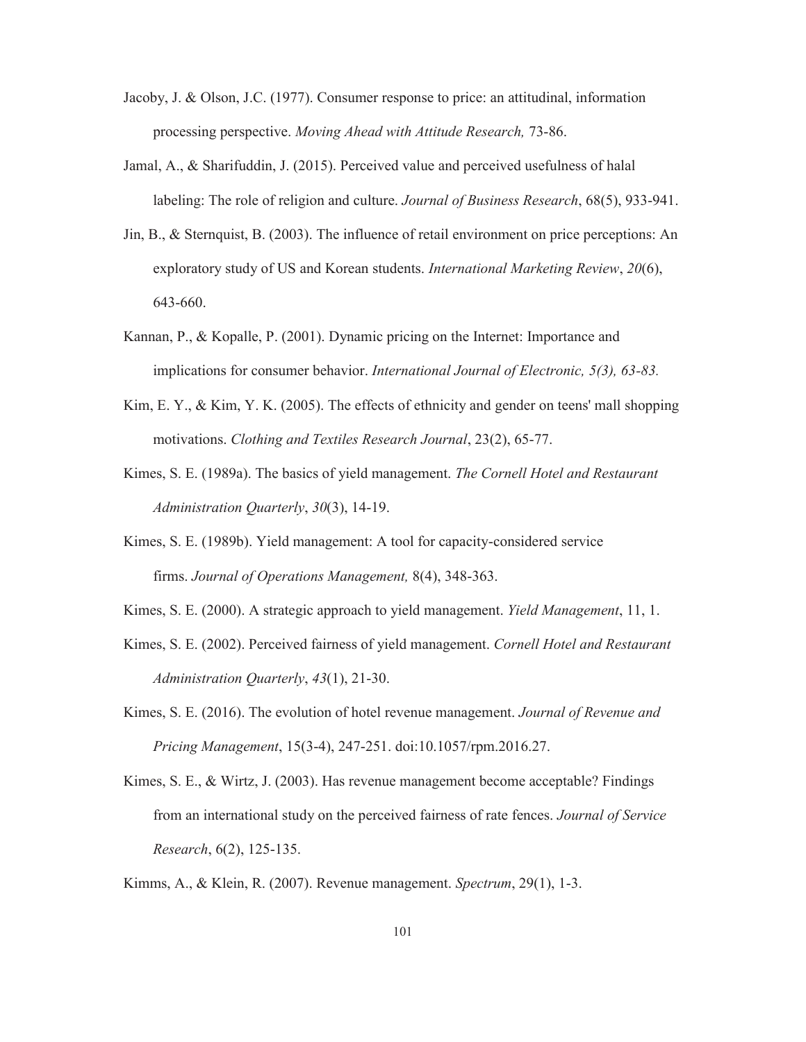Jacoby, J. & Olson, J.C. (1977). Consumer response to price: an attitudinal, information processing perspective. *Moving Ahead with Attitude Research,* 73-86.

Jamal, A., & Sharifuddin, J. (2015). Perceived value and perceived usefulness of halal labeling: The role of religion and culture. *Journal of Business Research*, 68(5), 933-941.

Jin, B., & Sternquist, B. (2003). The influence of retail environment on price perceptions: An exploratory study of US and Korean students. *International Marketing Review*, *20*(6), 643-660.

Kannan, P., & Kopalle, P. (2001). Dynamic pricing on the Internet: Importance and implications for consumer behavior. *International Journal of Electronic, 5(3), 63-83.*

Kim, E. Y., & Kim, Y. K. (2005). The effects of ethnicity and gender on teens' mall shopping motivations. *Clothing and Textiles Research Journal*, 23(2), 65-77.

Kimes, S. E. (1989a). The basics of yield management. *The Cornell Hotel and Restaurant Administration Quarterly*, *30*(3), 14-19.

Kimes, S. E. (1989b). Yield management: A tool for capacity-considered service firms. *Journal of Operations Management,* 8(4), 348-363.

Kimes, S. E. (2000). A strategic approach to yield management. *Yield Management*, 11, 1.

Kimes, S. E. (2002). Perceived fairness of yield management. *Cornell Hotel and Restaurant Administration Quarterly*, *43*(1), 21-30.

Kimes, S. E. (2016). The evolution of hotel revenue management. *Journal of Revenue and Pricing Management*, 15(3-4), 247-251. doi:10.1057/rpm.2016.27.

Kimes, S. E., & Wirtz, J. (2003). Has revenue management become acceptable? Findings from an international study on the perceived fairness of rate fences. *Journal of Service Research*, 6(2), 125-135.

Kimms, A., & Klein, R. (2007). Revenue management. *Spectrum*, 29(1), 1-3.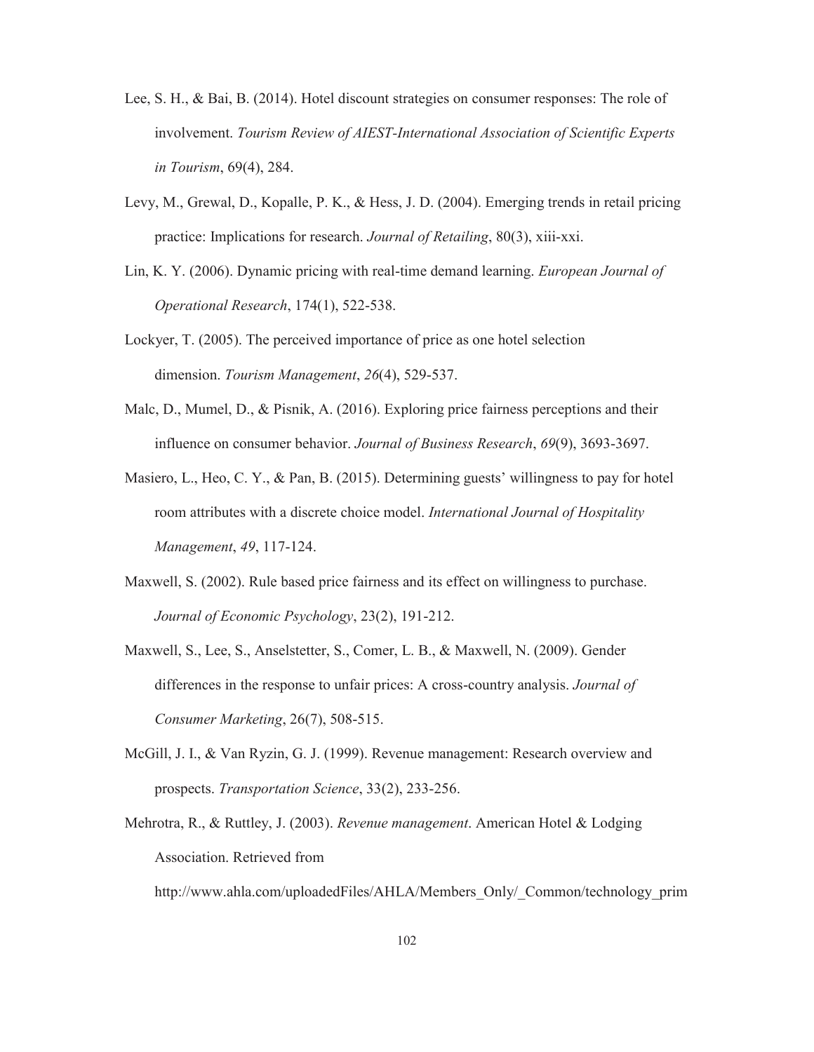Lee, S. H., & Bai, B. (2014). Hotel discount strategies on consumer responses: The role of involvement. *Tourism Review of AIEST-International Association of Scientific Experts in Tourism*, 69(4), 284.

Levy, M., Grewal, D., Kopalle, P. K., & Hess, J. D. (2004). Emerging trends in retail pricing practice: Implications for research. *Journal of Retailing*, 80(3), xiii-xxi.

Lin, K. Y. (2006). Dynamic pricing with real-time demand learning. *European Journal of Operational Research*, 174(1), 522-538.

Lockyer, T. (2005). The perceived importance of price as one hotel selection dimension. *Tourism Management*, *26*(4), 529-537.

Malc, D., Mumel, D., & Pisnik, A. (2016). Exploring price fairness perceptions and their influence on consumer behavior. *Journal of Business Research*, *69*(9), 3693-3697.

Masiero, L., Heo, C. Y., & Pan, B. (2015). Determining guests' willingness to pay for hotel room attributes with a discrete choice model. *International Journal of Hospitality Management*, *49*, 117-124.

Maxwell, S. (2002). Rule based price fairness and its effect on willingness to purchase. *Journal of Economic Psychology*, 23(2), 191-212.

Maxwell, S., Lee, S., Anselstetter, S., Comer, L. B., & Maxwell, N. (2009). Gender differences in the response to unfair prices: A cross-country analysis. *Journal of Consumer Marketing*, 26(7), 508-515.

McGill, J. I., & Van Ryzin, G. J. (1999). Revenue management: Research overview and prospects. *Transportation Science*, 33(2), 233-256.

Mehrotra, R., & Ruttley, J. (2003). *Revenue management*. American Hotel & Lodging Association. Retrieved from http://www.ahla.com/uploadedFiles/AHLA/Members_Only/_Common/technology_prim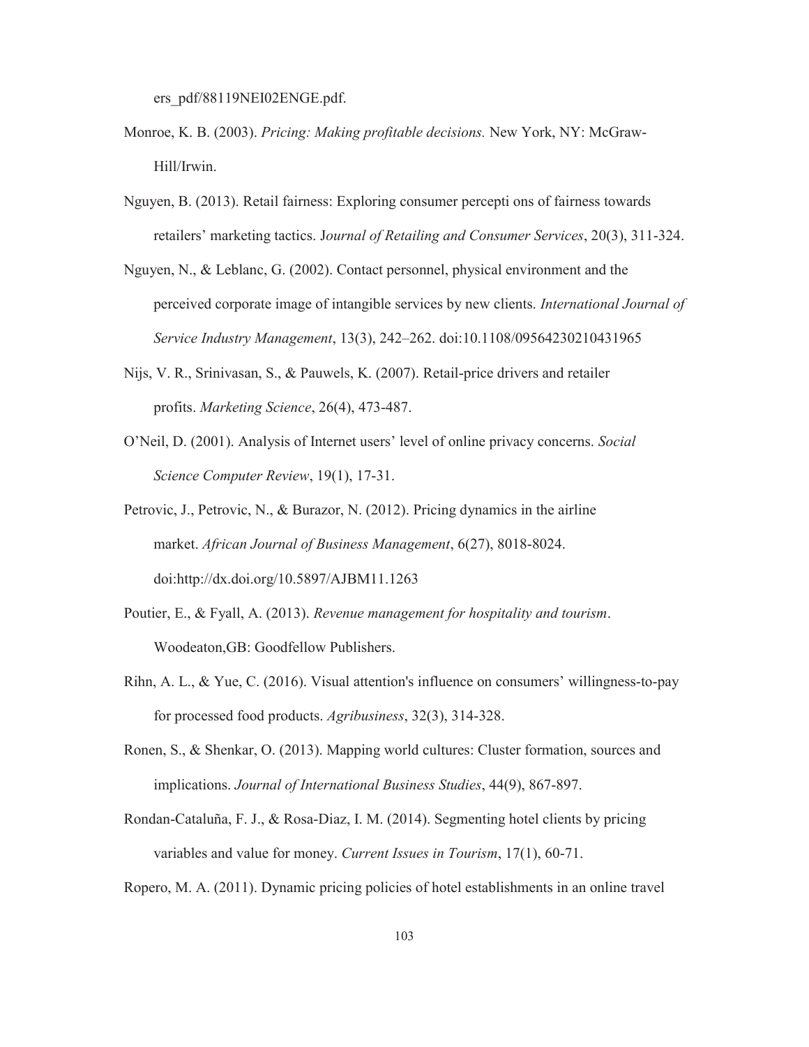ers_pdf/88119NEI02ENGE.pdf.

Monroe, K. B. (2003). *Pricing: Making profitable decisions.* New York, NY: McGraw-Hill/Irwin.

Nguyen, B. (2013). Retail fairness: Exploring consumer percepti ons of fairness towards retailers' marketing tactics. J*ournal of Retailing and Consumer Services*, 20(3), 311-324.

Nguyen, N., & Leblanc, G. (2002). Contact personnel, physical environment and the perceived corporate image of intangible services by new clients. *International Journal of Service Industry Management*, 13(3), 242–262. doi:10.1108/09564230210431965

Nijs, V. R., Srinivasan, S., & Pauwels, K. (2007). Retail-price drivers and retailer profits. *Marketing Science*, 26(4), 473-487.

O'Neil, D. (2001). Analysis of Internet users' level of online privacy concerns. *Social Science Computer Review*, 19(1), 17-31.

Petrovic, J., Petrovic, N., & Burazor, N. (2012). Pricing dynamics in the airline market. *African Journal of Business Management*, 6(27), 8018-8024. doi:http://dx.doi.org/10.5897/AJBM11.1263

Poutier, E., & Fyall, A. (2013). *Revenue management for hospitality and tourism*. Woodeaton,GB: Goodfellow Publishers.

Rihn, A. L., & Yue, C. (2016). Visual attention's influence on consumers' willingness-to-pay for processed food products. *Agribusiness*, 32(3), 314-328.

Ronen, S., & Shenkar, O. (2013). Mapping world cultures: Cluster formation, sources and implications. *Journal of International Business Studies*, 44(9), 867-897.

Rondan-Cataluña, F. J., & Rosa-Diaz, I. M. (2014). Segmenting hotel clients by pricing variables and value for money. *Current Issues in Tourism*, 17(1), 60-71.

Ropero, M. A. (2011). Dynamic pricing policies of hotel establishments in an online travel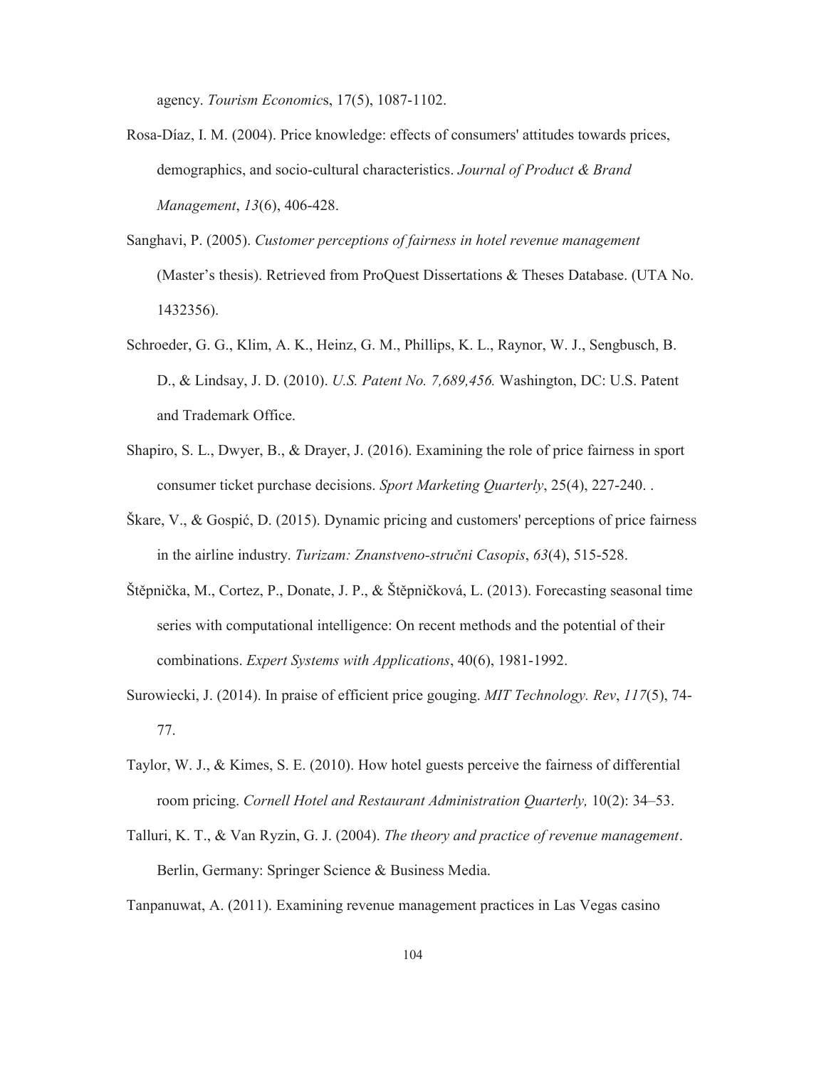agency. *Tourism Economics*, 17(5), 1087-1102.

Rosa-Díaz, I. M. (2004). Price knowledge: effects of consumers' attitudes towards prices, demographics, and socio-cultural characteristics. *Journal of Product & Brand Management*, *13*(6), 406-428.

Sanghavi, P. (2005). *Customer perceptions of fairness in hotel revenue management* (Master's thesis). Retrieved from ProQuest Dissertations & Theses Database. (UTA No. 1432356).

Schroeder, G. G., Klim, A. K., Heinz, G. M., Phillips, K. L., Raynor, W. J., Sengbusch, B. D., & Lindsay, J. D. (2010). *U.S. Patent No. 7,689,456.* Washington, DC: U.S. Patent and Trademark Office.

Shapiro, S. L., Dwyer, B., & Drayer, J. (2016). Examining the role of price fairness in sport consumer ticket purchase decisions. *Sport Marketing Quarterly*, 25(4), 227-240. .

Škare, V., & Gospić, D. (2015). Dynamic pricing and customers' perceptions of price fairness in the airline industry. *Turizam: Znanstveno-stručni Casopis*, *63*(4), 515-528.

Štěpnička, M., Cortez, P., Donate, J. P., & Štěpničková, L. (2013). Forecasting seasonal time series with computational intelligence: On recent methods and the potential of their combinations. *Expert Systems with Applications*, 40(6), 1981-1992.

Surowiecki, J. (2014). In praise of efficient price gouging. *MIT Technology. Rev*, *117*(5), 74-77.

Taylor, W. J., & Kimes, S. E. (2010). How hotel guests perceive the fairness of differential room pricing. *Cornell Hotel and Restaurant Administration Quarterly,* 10(2): 34–53.

Talluri, K. T., & Van Ryzin, G. J. (2004). *The theory and practice of revenue management*. Berlin, Germany: Springer Science & Business Media.

Tanpanuwat, A. (2011). Examining revenue management practices in Las Vegas casino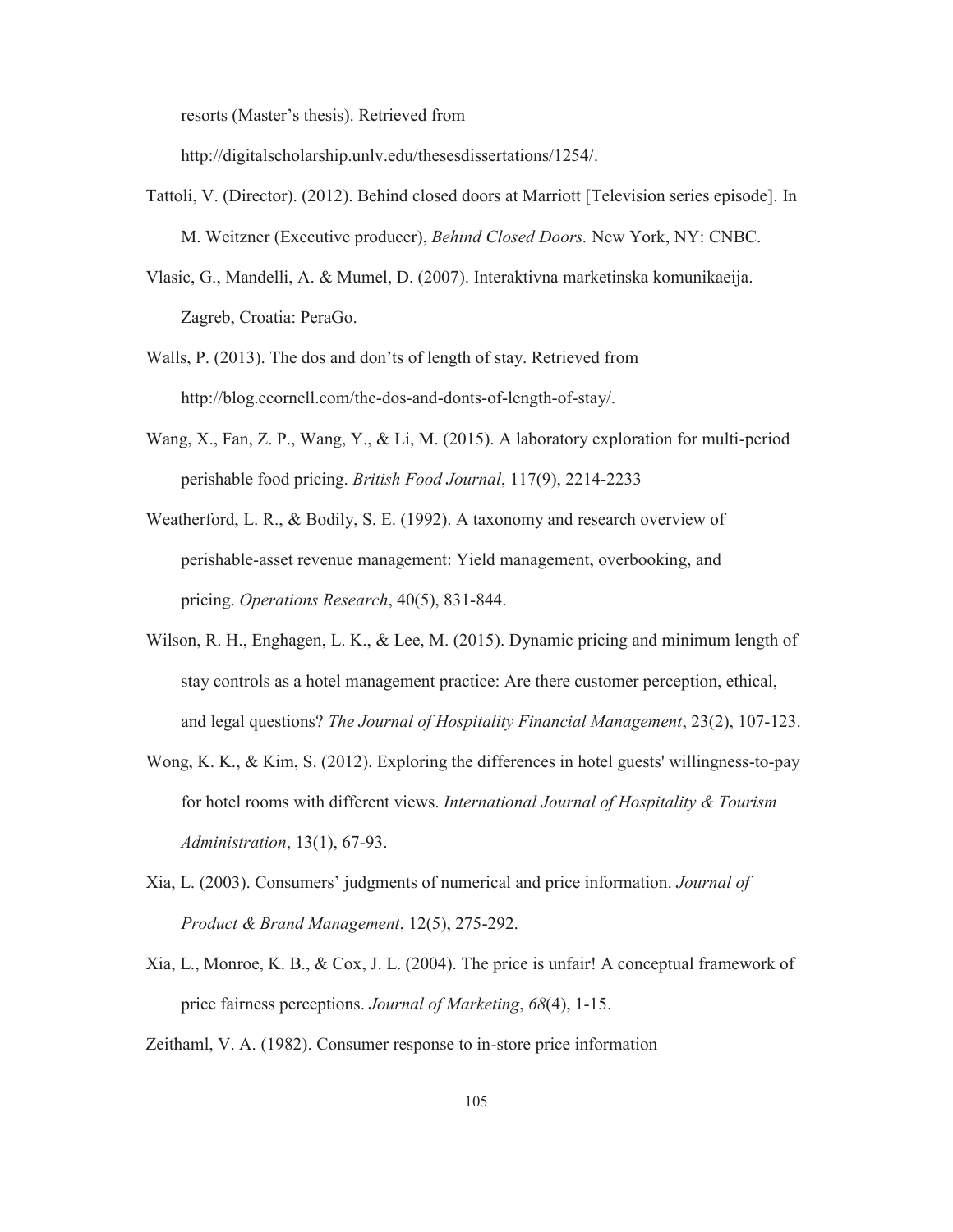resorts (Master's thesis). Retrieved from http://digitalscholarship.unlv.edu/thesesdissertations/1254/.

Tattoli, V. (Director). (2012). Behind closed doors at Marriott [Television series episode]. In M. Weitzner (Executive producer), *Behind Closed Doors.* New York, NY: CNBC.

Vlasic, G., Mandelli, A. & Mumel, D. (2007). Interaktivna marketinska komunikaeija. Zagreb, Croatia: PeraGo.

Walls, P. (2013). The dos and don'ts of length of stay. Retrieved from http://blog.ecornell.com/the-dos-and-donts-of-length-of-stay/.

Wang, X., Fan, Z. P., Wang, Y., & Li, M. (2015). A laboratory exploration for multi-period perishable food pricing. *British Food Journal*, 117(9), 2214-2233

Weatherford, L. R., & Bodily, S. E. (1992). A taxonomy and research overview of perishable-asset revenue management: Yield management, overbooking, and pricing. *Operations Research*, 40(5), 831-844.

Wilson, R. H., Enghagen, L. K., & Lee, M. (2015). Dynamic pricing and minimum length of stay controls as a hotel management practice: Are there customer perception, ethical, and legal questions? *The Journal of Hospitality Financial Management*, 23(2), 107-123.

Wong, K. K., & Kim, S. (2012). Exploring the differences in hotel guests' willingness-to-pay for hotel rooms with different views. *International Journal of Hospitality & Tourism Administration*, 13(1), 67-93.

Xia, L. (2003). Consumers' judgments of numerical and price information. *Journal of Product & Brand Management*, 12(5), 275-292.

Xia, L., Monroe, K. B., & Cox, J. L. (2004). The price is unfair! A conceptual framework of price fairness perceptions. *Journal of Marketing*, *68*(4), 1-15.

Zeithaml, V. A. (1982). Consumer response to in-store price information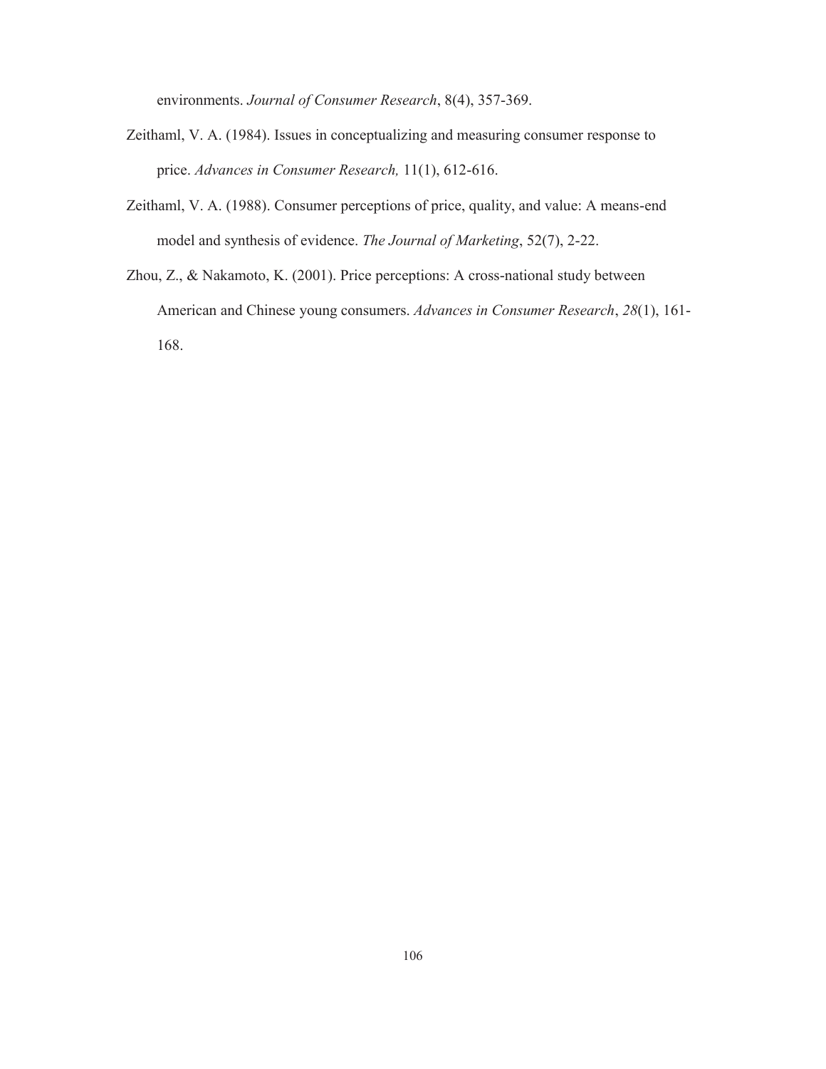environments. *Journal of Consumer Research*, 8(4), 357-369.

Zeithaml, V. A. (1984). Issues in conceptualizing and measuring consumer response to price. *Advances in Consumer Research,* 11(1), 612-616.

Zeithaml, V. A. (1988). Consumer perceptions of price, quality, and value: A means-end model and synthesis of evidence. *The Journal of Marketing*, 52(7), 2-22.

Zhou, Z., & Nakamoto, K. (2001). Price perceptions: A cross-national study between American and Chinese young consumers. *Advances in Consumer Research*, *28*(1), 161-168.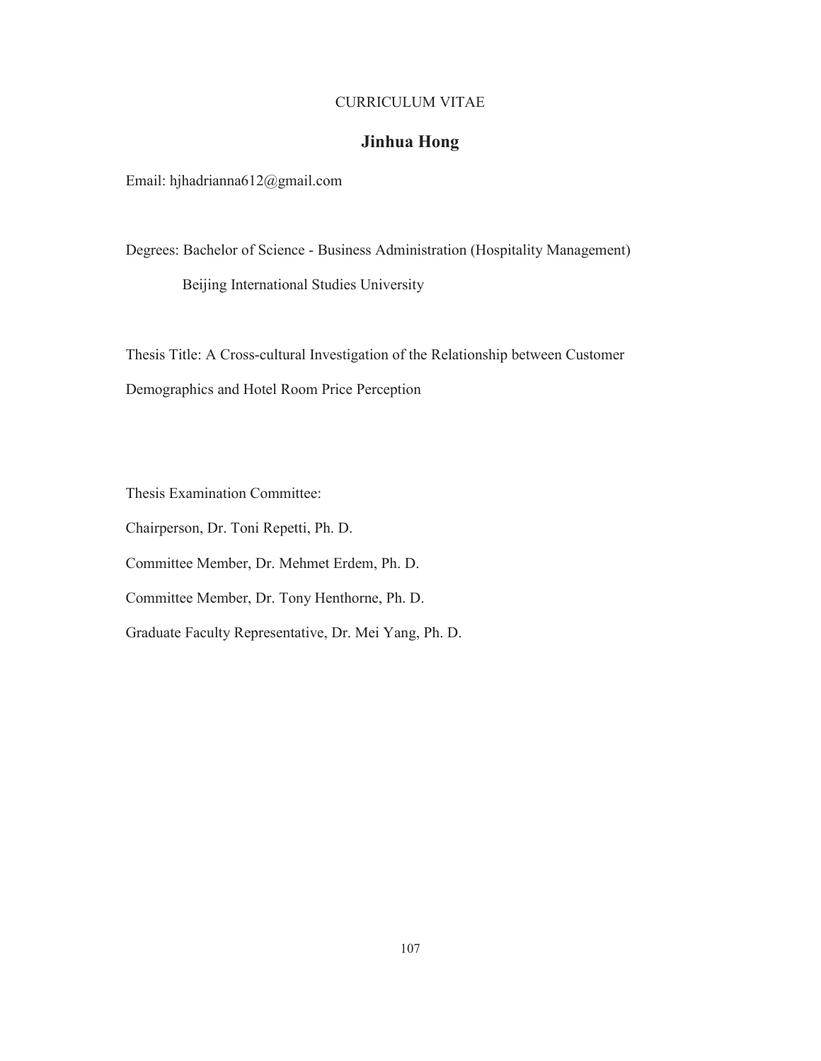CURRICULUM VITAE

# Jinhua Hong

Email: hjhadrianna612@gmail.com

Degrees: Bachelor of Science - Business Administration (Hospitality Management)

Beijing International Studies University

Thesis Title: A Cross-cultural Investigation of the Relationship between Customer Demographics and Hotel Room Price Perception

Thesis Examination Committee:

Chairperson, Dr. Toni Repetti, Ph. D.

Committee Member, Dr. Mehmet Erdem, Ph. D.

Committee Member, Dr. Tony Henthorne, Ph. D.

Graduate Faculty Representative, Dr. Mei Yang, Ph. D.